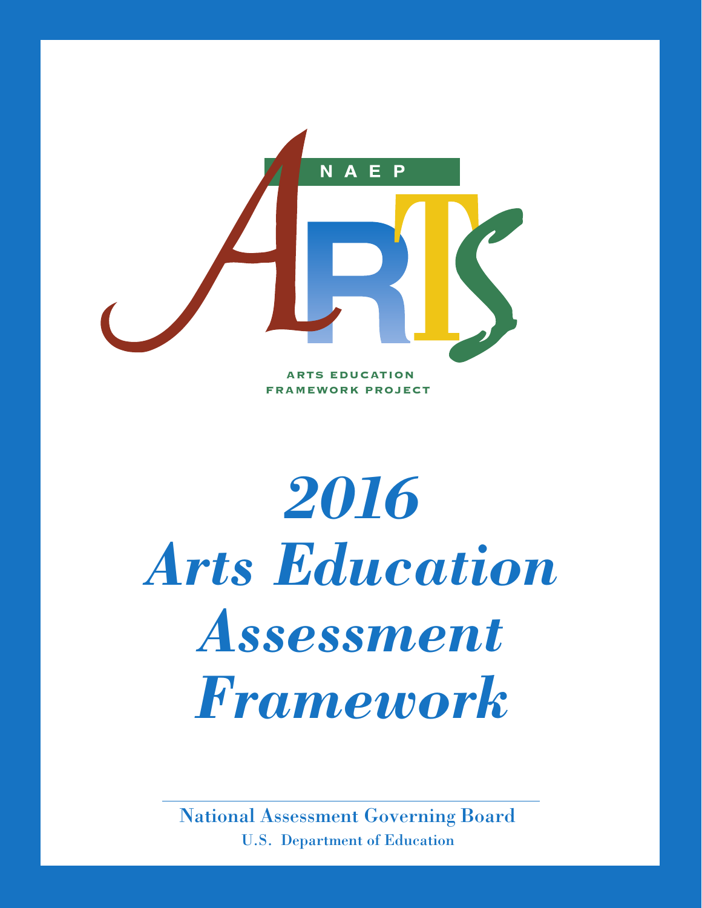NAEP

ARTS

ARTS EDUCATION
FRAMEWORK PROJECT

# *2016 Arts Education Assessment Framework*

National Assessment Governing Board

U.S. Department of Education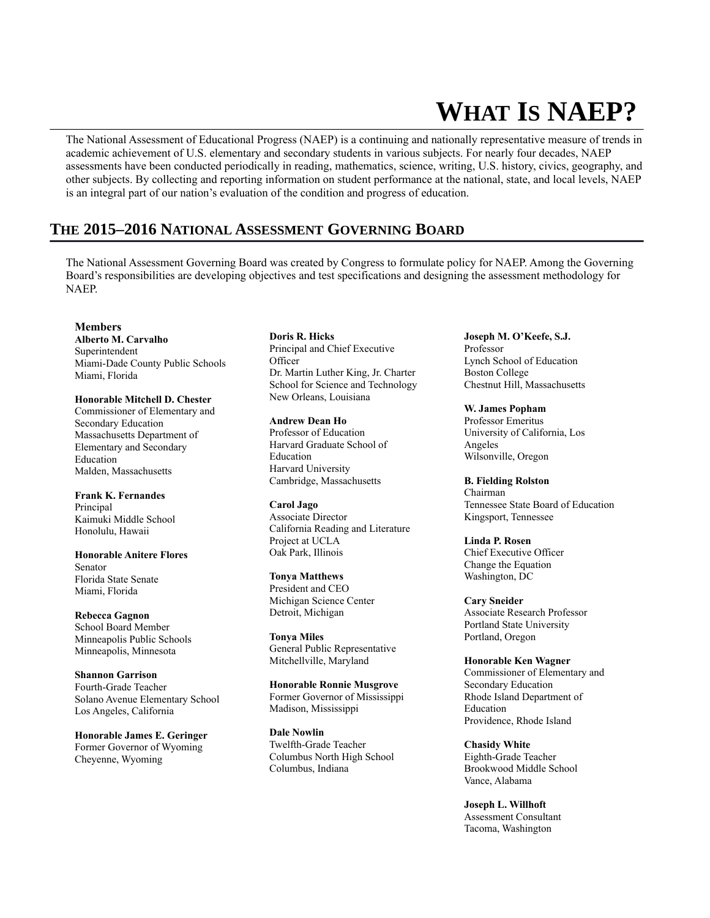# What Is NAEP?

The National Assessment of Educational Progress (NAEP) is a continuing and nationally representative measure of trends in academic achievement of U.S. elementary and secondary students in various subjects. For nearly four decades, NAEP assessments have been conducted periodically in reading, mathematics, science, writing, U.S. history, civics, geography, and other subjects. By collecting and reporting information on student performance at the national, state, and local levels, NAEP is an integral part of our nation's evaluation of the condition and progress of education.

## The 2015–2016 National Assessment Governing Board

The National Assessment Governing Board was created by Congress to formulate policy for NAEP. Among the Governing Board's responsibilities are developing objectives and test specifications and designing the assessment methodology for NAEP.

### Members

**Alberto M. Carvalho**
Superintendent
Miami-Dade County Public Schools
Miami, Florida

**Honorable Mitchell D. Chester**
Commissioner of Elementary and Secondary Education
Massachusetts Department of Elementary and Secondary Education
Malden, Massachusetts

**Frank K. Fernandes**
Principal
Kaimuki Middle School
Honolulu, Hawaii

**Honorable Anitere Flores**
Senator
Florida State Senate
Miami, Florida

**Rebecca Gagnon**
School Board Member
Minneapolis Public Schools
Minneapolis, Minnesota

**Shannon Garrison**
Fourth-Grade Teacher
Solano Avenue Elementary School
Los Angeles, California

**Honorable James E. Geringer**
Former Governor of Wyoming
Cheyenne, Wyoming

**Doris R. Hicks**
Principal and Chief Executive Officer
Dr. Martin Luther King, Jr. Charter School for Science and Technology
New Orleans, Louisiana

**Andrew Dean Ho**
Professor of Education
Harvard Graduate School of Education
Harvard University
Cambridge, Massachusetts

**Carol Jago**
Associate Director
California Reading and Literature Project at UCLA
Oak Park, Illinois

**Tonya Matthews**
President and CEO
Michigan Science Center
Detroit, Michigan

**Tonya Miles**
General Public Representative
Mitchellville, Maryland

**Honorable Ronnie Musgrove**
Former Governor of Mississippi
Madison, Mississippi

**Dale Nowlin**
Twelfth-Grade Teacher
Columbus North High School
Columbus, Indiana

**Joseph M. O'Keefe, S.J.**
Professor
Lynch School of Education
Boston College
Chestnut Hill, Massachusetts

**W. James Popham**
Professor Emeritus
University of California, Los Angeles
Wilsonville, Oregon

**B. Fielding Rolston**
Chairman
Tennessee State Board of Education
Kingsport, Tennessee

**Linda P. Rosen**
Chief Executive Officer
Change the Equation
Washington, DC

**Cary Sneider**
Associate Research Professor
Portland State University
Portland, Oregon

**Honorable Ken Wagner**
Commissioner of Elementary and Secondary Education
Rhode Island Department of Education
Providence, Rhode Island

**Chasidy White**
Eighth-Grade Teacher
Brookwood Middle School
Vance, Alabama

**Joseph L. Willhoft**
Assessment Consultant
Tacoma, Washington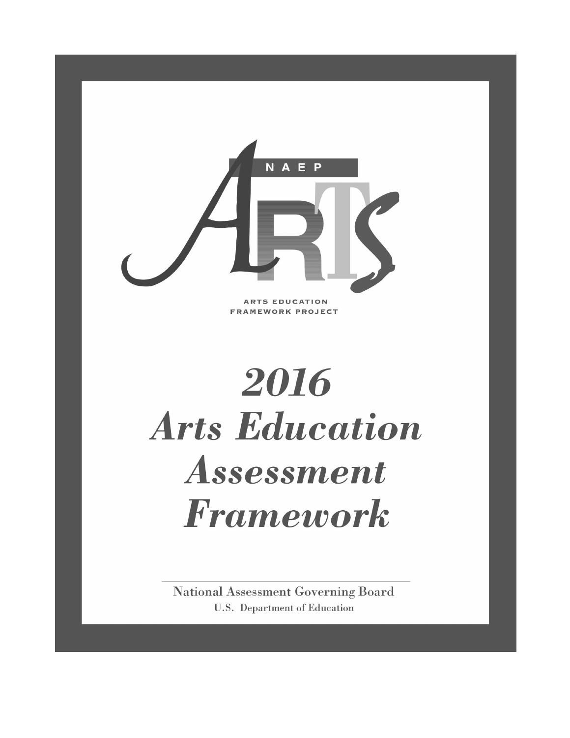NAEP

ARTS

ARTS EDUCATION
FRAMEWORK PROJECT

# *2016 Arts Education Assessment Framework*

National Assessment Governing Board
U.S. Department of Education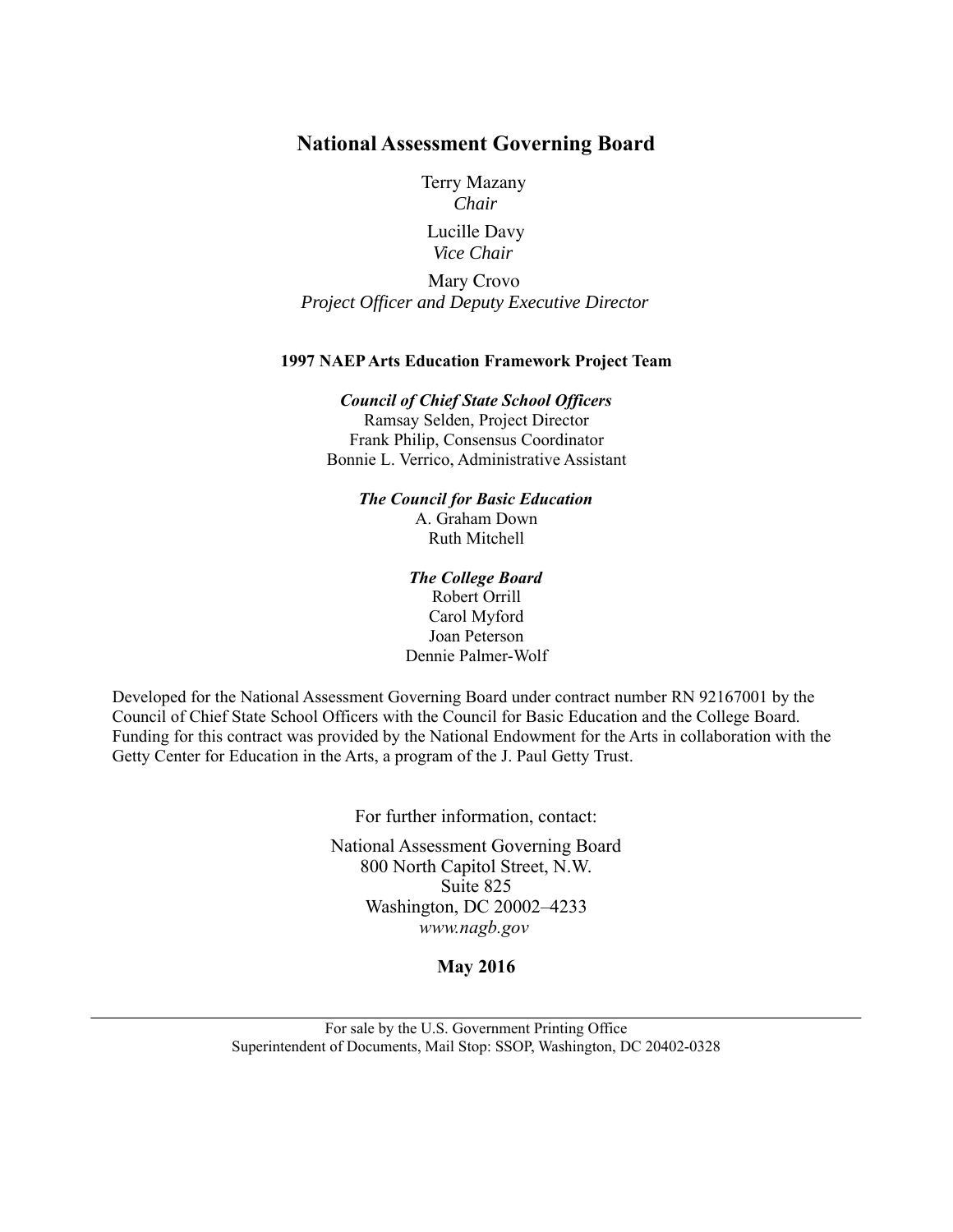## National Assessment Governing Board

Terry Mazany
*Chair*

Lucille Davy
*Vice Chair*

Mary Crovo
*Project Officer and Deputy Executive Director*

**1997 NAEP Arts Education Framework Project Team**

***Council of Chief State School Officers***
Ramsay Selden, Project Director
Frank Philip, Consensus Coordinator
Bonnie L. Verrico, Administrative Assistant

***The Council for Basic Education***
A. Graham Down
Ruth Mitchell

***The College Board***
Robert Orrill
Carol Myford
Joan Peterson
Dennie Palmer-Wolf

Developed for the National Assessment Governing Board under contract number RN 92167001 by the Council of Chief State School Officers with the Council for Basic Education and the College Board. Funding for this contract was provided by the National Endowment for the Arts in collaboration with the Getty Center for Education in the Arts, a program of the J. Paul Getty Trust.

For further information, contact:

National Assessment Governing Board
800 North Capitol Street, N.W.
Suite 825
Washington, DC 20002–4233
*www.nagb.gov*

**May 2016**

For sale by the U.S. Government Printing Office
Superintendent of Documents, Mail Stop: SSOP, Washington, DC 20402-0328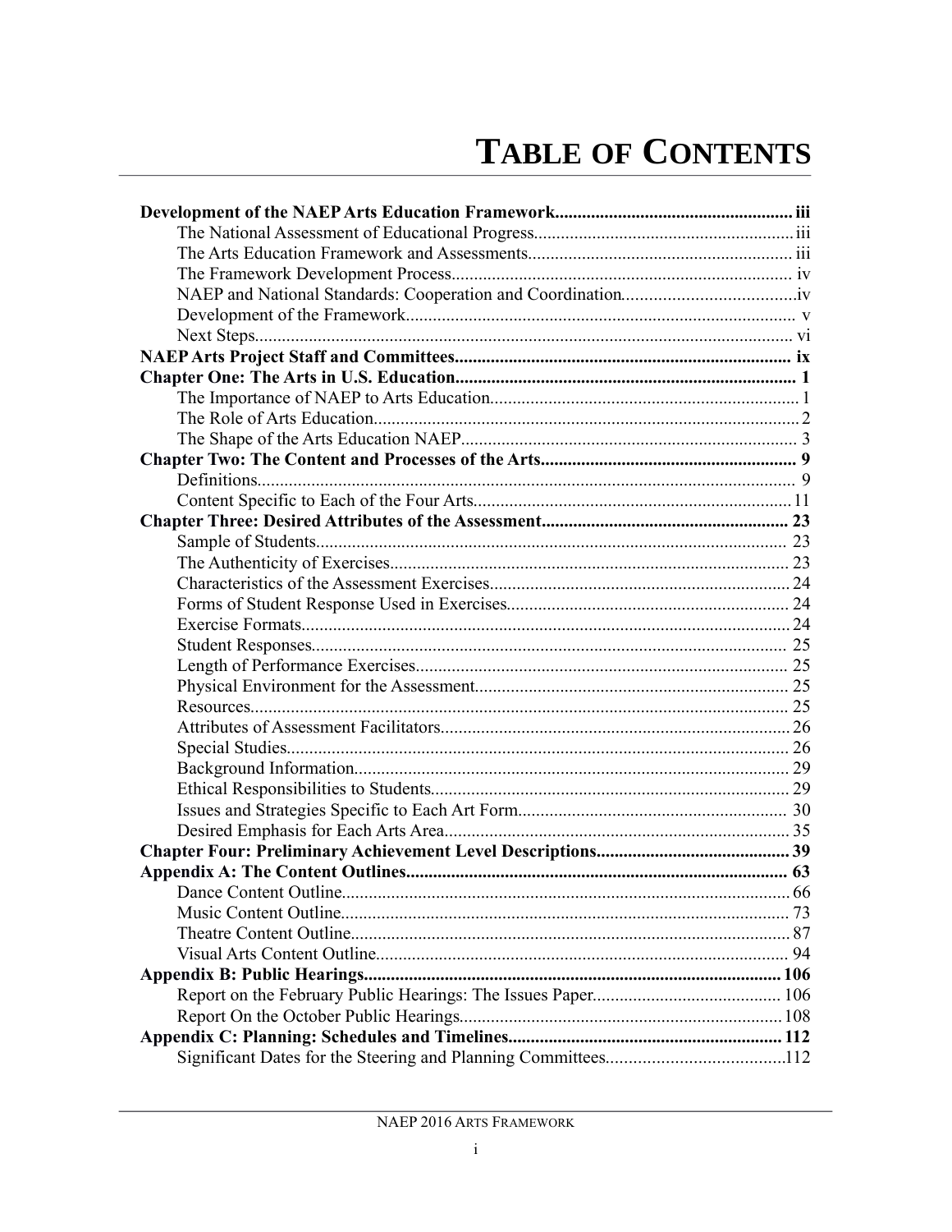# TABLE OF CONTENTS

**Development of the NAEP Arts Education Framework** ..................... iii

- The National Assessment of Educational Progress ..................... iii
- The Arts Education Framework and Assessments ..................... iii
- The Framework Development Process ..................... iv
- NAEP and National Standards: Cooperation and Coordination ..................... iv
- Development of the Framework ..................... v
- Next Steps ..................... vi

**NAEP Arts Project Staff and Committees** ..................... ix

**Chapter One: The Arts in U.S. Education** ..................... 1

- The Importance of NAEP to Arts Education ..................... 1
- The Role of Arts Education ..................... 2
- The Shape of the Arts Education NAEP ..................... 3

**Chapter Two: The Content and Processes of the Arts** ..................... 9

- Definitions ..................... 9
- Content Specific to Each of the Four Arts ..................... 11

**Chapter Three: Desired Attributes of the Assessment** ..................... 23

- Sample of Students ..................... 23
- The Authenticity of Exercises ..................... 23
- Characteristics of the Assessment Exercises ..................... 24
- Forms of Student Response Used in Exercises ..................... 24
- Exercise Formats ..................... 24
- Student Responses ..................... 25
- Length of Performance Exercises ..................... 25
- Physical Environment for the Assessment ..................... 25
- Resources ..................... 25
- Attributes of Assessment Facilitators ..................... 26
- Special Studies ..................... 26
- Background Information ..................... 29
- Ethical Responsibilities to Students ..................... 29
- Issues and Strategies Specific to Each Art Form ..................... 30
- Desired Emphasis for Each Arts Area ..................... 35

**Chapter Four: Preliminary Achievement Level Descriptions** ..................... 39

**Appendix A: The Content Outlines** ..................... 63

- Dance Content Outline ..................... 66
- Music Content Outline ..................... 73
- Theatre Content Outline ..................... 87
- Visual Arts Content Outline ..................... 94

**Appendix B: Public Hearings** ..................... 106

- Report on the February Public Hearings: The Issues Paper ..................... 106
- Report On the October Public Hearings ..................... 108

**Appendix C: Planning: Schedules and Timelines** ..................... 112

- Significant Dates for the Steering and Planning Committees ..................... 112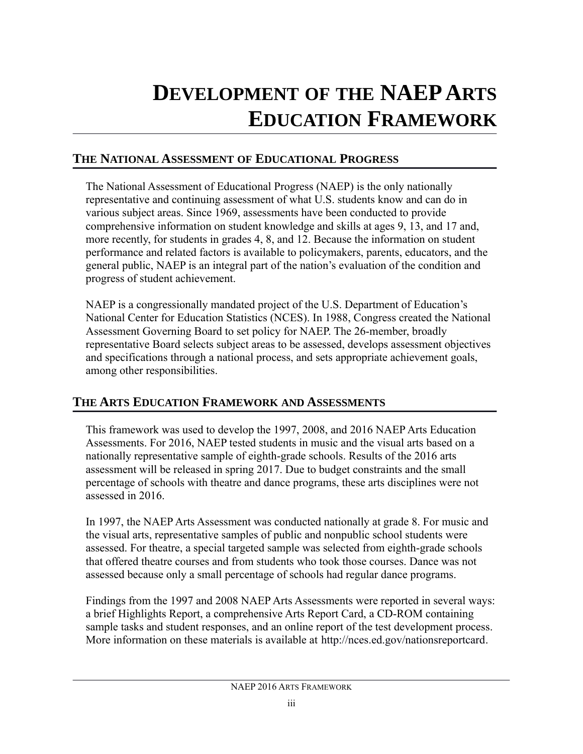# Development of the NAEP Arts Education Framework

## The National Assessment of Educational Progress

The National Assessment of Educational Progress (NAEP) is the only nationally representative and continuing assessment of what U.S. students know and can do in various subject areas. Since 1969, assessments have been conducted to provide comprehensive information on student knowledge and skills at ages 9, 13, and 17 and, more recently, for students in grades 4, 8, and 12. Because the information on student performance and related factors is available to policymakers, parents, educators, and the general public, NAEP is an integral part of the nation's evaluation of the condition and progress of student achievement.

NAEP is a congressionally mandated project of the U.S. Department of Education's National Center for Education Statistics (NCES). In 1988, Congress created the National Assessment Governing Board to set policy for NAEP. The 26-member, broadly representative Board selects subject areas to be assessed, develops assessment objectives and specifications through a national process, and sets appropriate achievement goals, among other responsibilities.

## The Arts Education Framework and Assessments

This framework was used to develop the 1997, 2008, and 2016 NAEP Arts Education Assessments. For 2016, NAEP tested students in music and the visual arts based on a nationally representative sample of eighth-grade schools. Results of the 2016 arts assessment will be released in spring 2017. Due to budget constraints and the small percentage of schools with theatre and dance programs, these arts disciplines were not assessed in 2016.

In 1997, the NAEP Arts Assessment was conducted nationally at grade 8. For music and the visual arts, representative samples of public and nonpublic school students were assessed. For theatre, a special targeted sample was selected from eighth-grade schools that offered theatre courses and from students who took those courses. Dance was not assessed because only a small percentage of schools had regular dance programs.

Findings from the 1997 and 2008 NAEP Arts Assessments were reported in several ways: a brief Highlights Report, a comprehensive Arts Report Card, a CD-ROM containing sample tasks and student responses, and an online report of the test development process. More information on these materials is available at http://nces.ed.gov/nationsreportcard.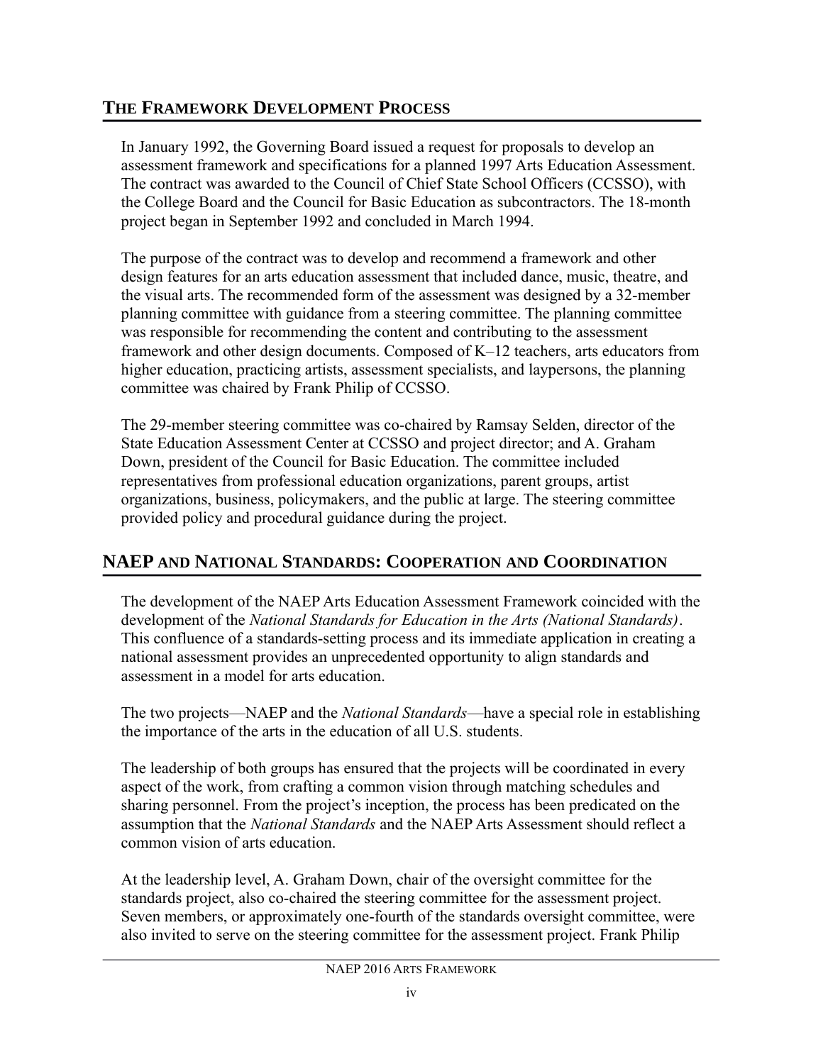## The Framework Development Process

In January 1992, the Governing Board issued a request for proposals to develop an assessment framework and specifications for a planned 1997 Arts Education Assessment. The contract was awarded to the Council of Chief State School Officers (CCSSO), with the College Board and the Council for Basic Education as subcontractors. The 18-month project began in September 1992 and concluded in March 1994.

The purpose of the contract was to develop and recommend a framework and other design features for an arts education assessment that included dance, music, theatre, and the visual arts. The recommended form of the assessment was designed by a 32-member planning committee with guidance from a steering committee. The planning committee was responsible for recommending the content and contributing to the assessment framework and other design documents. Composed of K–12 teachers, arts educators from higher education, practicing artists, assessment specialists, and laypersons, the planning committee was chaired by Frank Philip of CCSSO.

The 29-member steering committee was co-chaired by Ramsay Selden, director of the State Education Assessment Center at CCSSO and project director; and A. Graham Down, president of the Council for Basic Education. The committee included representatives from professional education organizations, parent groups, artist organizations, business, policymakers, and the public at large. The steering committee provided policy and procedural guidance during the project.

## NAEP and National Standards: Cooperation and Coordination

The development of the NAEP Arts Education Assessment Framework coincided with the development of the *National Standards for Education in the Arts (National Standards)*. This confluence of a standards-setting process and its immediate application in creating a national assessment provides an unprecedented opportunity to align standards and assessment in a model for arts education.

The two projects—NAEP and the *National Standards*—have a special role in establishing the importance of the arts in the education of all U.S. students.

The leadership of both groups has ensured that the projects will be coordinated in every aspect of the work, from crafting a common vision through matching schedules and sharing personnel. From the project's inception, the process has been predicated on the assumption that the *National Standards* and the NAEP Arts Assessment should reflect a common vision of arts education.

At the leadership level, A. Graham Down, chair of the oversight committee for the standards project, also co-chaired the steering committee for the assessment project. Seven members, or approximately one-fourth of the standards oversight committee, were also invited to serve on the steering committee for the assessment project. Frank Philip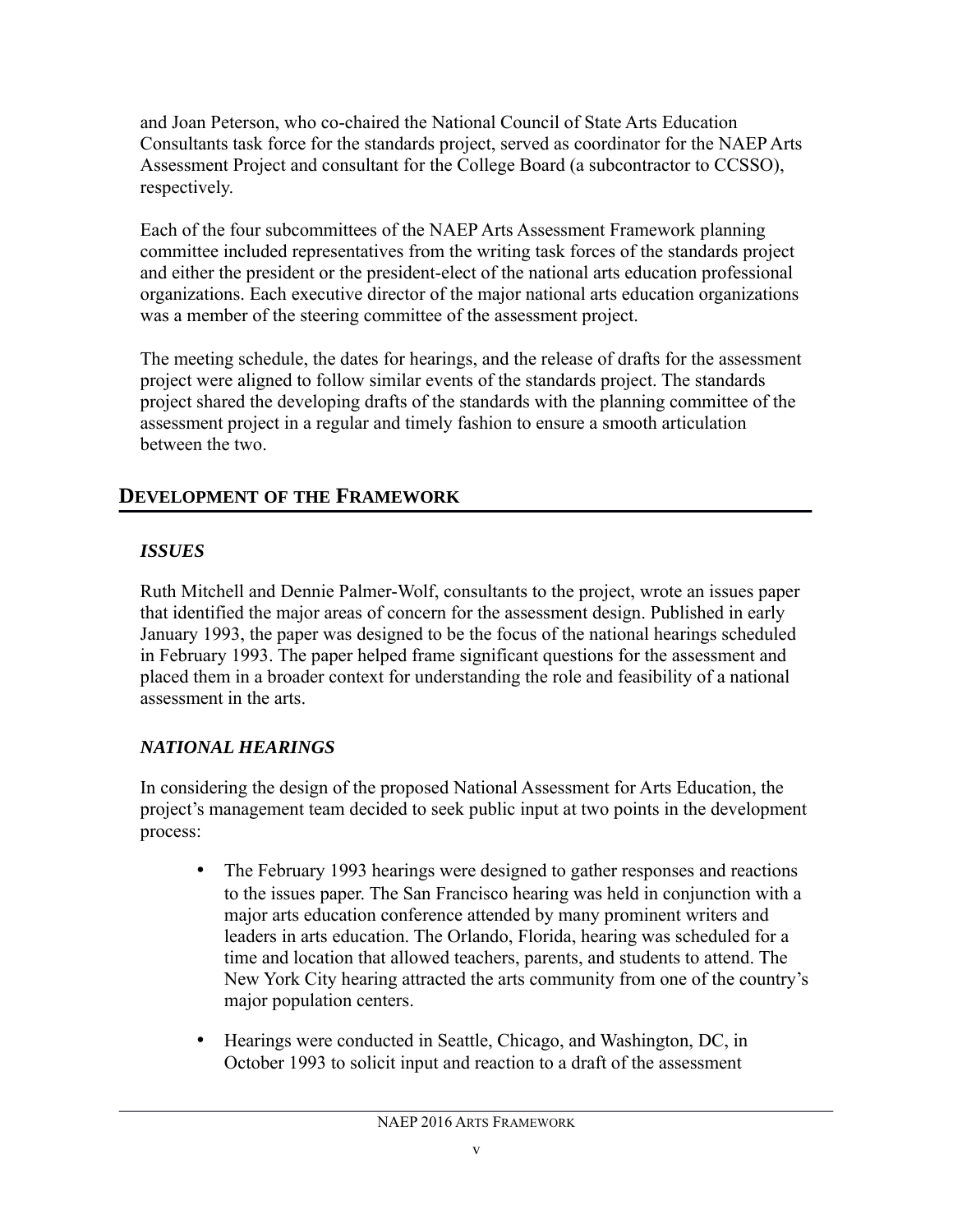and Joan Peterson, who co-chaired the National Council of State Arts Education Consultants task force for the standards project, served as coordinator for the NAEP Arts Assessment Project and consultant for the College Board (a subcontractor to CCSSO), respectively.

Each of the four subcommittees of the NAEP Arts Assessment Framework planning committee included representatives from the writing task forces of the standards project and either the president or the president-elect of the national arts education professional organizations. Each executive director of the major national arts education organizations was a member of the steering committee of the assessment project.

The meeting schedule, the dates for hearings, and the release of drafts for the assessment project were aligned to follow similar events of the standards project. The standards project shared the developing drafts of the standards with the planning committee of the assessment project in a regular and timely fashion to ensure a smooth articulation between the two.

## DEVELOPMENT OF THE FRAMEWORK

### *ISSUES*

Ruth Mitchell and Dennie Palmer-Wolf, consultants to the project, wrote an issues paper that identified the major areas of concern for the assessment design. Published in early January 1993, the paper was designed to be the focus of the national hearings scheduled in February 1993. The paper helped frame significant questions for the assessment and placed them in a broader context for understanding the role and feasibility of a national assessment in the arts.

### *NATIONAL HEARINGS*

In considering the design of the proposed National Assessment for Arts Education, the project's management team decided to seek public input at two points in the development process:

- The February 1993 hearings were designed to gather responses and reactions to the issues paper. The San Francisco hearing was held in conjunction with a major arts education conference attended by many prominent writers and leaders in arts education. The Orlando, Florida, hearing was scheduled for a time and location that allowed teachers, parents, and students to attend. The New York City hearing attracted the arts community from one of the country's major population centers.

- Hearings were conducted in Seattle, Chicago, and Washington, DC, in October 1993 to solicit input and reaction to a draft of the assessment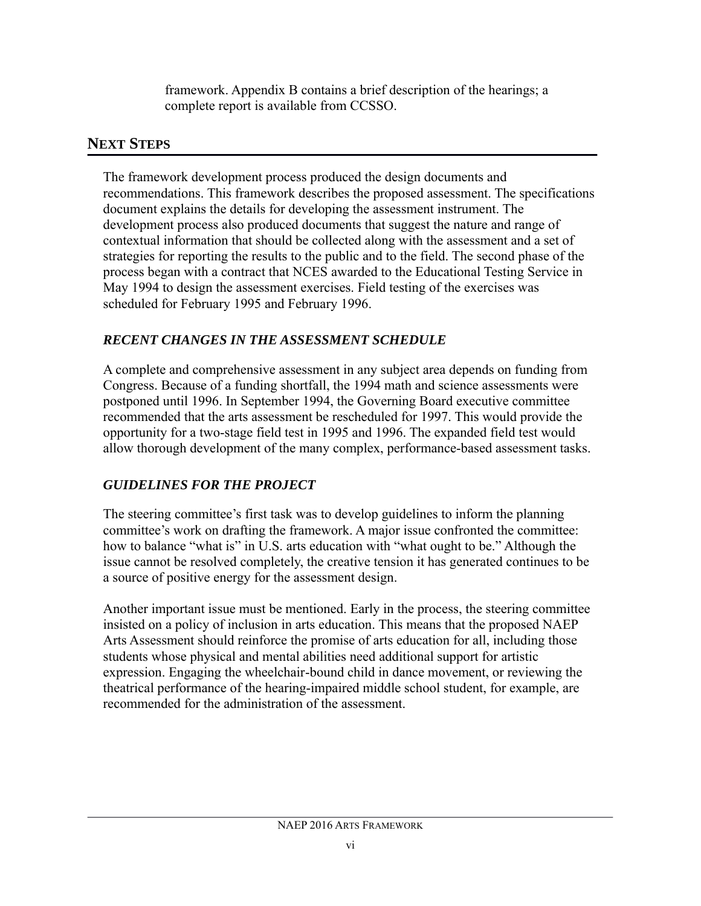framework. Appendix B contains a brief description of the hearings; a complete report is available from CCSSO.

## NEXT STEPS

The framework development process produced the design documents and recommendations. This framework describes the proposed assessment. The specifications document explains the details for developing the assessment instrument. The development process also produced documents that suggest the nature and range of contextual information that should be collected along with the assessment and a set of strategies for reporting the results to the public and to the field. The second phase of the process began with a contract that NCES awarded to the Educational Testing Service in May 1994 to design the assessment exercises. Field testing of the exercises was scheduled for February 1995 and February 1996.

### *RECENT CHANGES IN THE ASSESSMENT SCHEDULE*

A complete and comprehensive assessment in any subject area depends on funding from Congress. Because of a funding shortfall, the 1994 math and science assessments were postponed until 1996. In September 1994, the Governing Board executive committee recommended that the arts assessment be rescheduled for 1997. This would provide the opportunity for a two-stage field test in 1995 and 1996. The expanded field test would allow thorough development of the many complex, performance-based assessment tasks.

### *GUIDELINES FOR THE PROJECT*

The steering committee's first task was to develop guidelines to inform the planning committee's work on drafting the framework. A major issue confronted the committee: how to balance "what is" in U.S. arts education with "what ought to be." Although the issue cannot be resolved completely, the creative tension it has generated continues to be a source of positive energy for the assessment design.

Another important issue must be mentioned. Early in the process, the steering committee insisted on a policy of inclusion in arts education. This means that the proposed NAEP Arts Assessment should reinforce the promise of arts education for all, including those students whose physical and mental abilities need additional support for artistic expression. Engaging the wheelchair-bound child in dance movement, or reviewing the theatrical performance of the hearing-impaired middle school student, for example, are recommended for the administration of the assessment.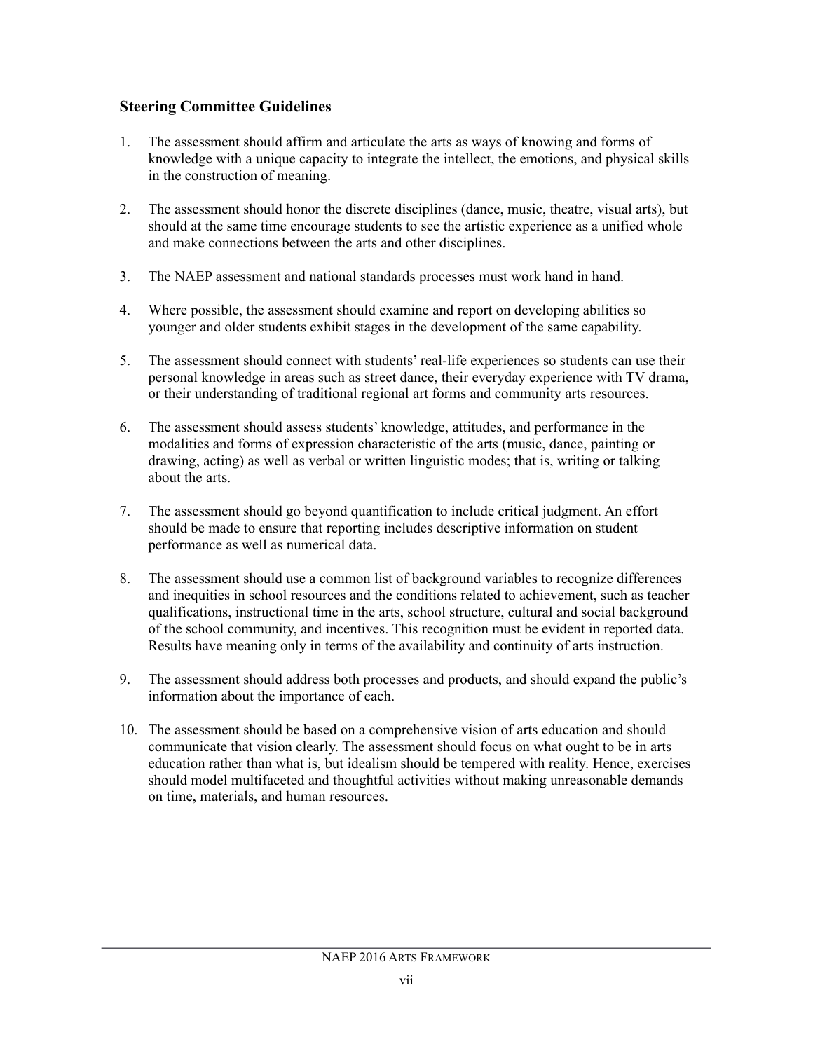### Steering Committee Guidelines

1. The assessment should affirm and articulate the arts as ways of knowing and forms of knowledge with a unique capacity to integrate the intellect, the emotions, and physical skills in the construction of meaning.

2. The assessment should honor the discrete disciplines (dance, music, theatre, visual arts), but should at the same time encourage students to see the artistic experience as a unified whole and make connections between the arts and other disciplines.

3. The NAEP assessment and national standards processes must work hand in hand.

4. Where possible, the assessment should examine and report on developing abilities so younger and older students exhibit stages in the development of the same capability.

5. The assessment should connect with students' real-life experiences so students can use their personal knowledge in areas such as street dance, their everyday experience with TV drama, or their understanding of traditional regional art forms and community arts resources.

6. The assessment should assess students' knowledge, attitudes, and performance in the modalities and forms of expression characteristic of the arts (music, dance, painting or drawing, acting) as well as verbal or written linguistic modes; that is, writing or talking about the arts.

7. The assessment should go beyond quantification to include critical judgment. An effort should be made to ensure that reporting includes descriptive information on student performance as well as numerical data.

8. The assessment should use a common list of background variables to recognize differences and inequities in school resources and the conditions related to achievement, such as teacher qualifications, instructional time in the arts, school structure, cultural and social background of the school community, and incentives. This recognition must be evident in reported data. Results have meaning only in terms of the availability and continuity of arts instruction.

9. The assessment should address both processes and products, and should expand the public's information about the importance of each.

10. The assessment should be based on a comprehensive vision of arts education and should communicate that vision clearly. The assessment should focus on what ought to be in arts education rather than what is, but idealism should be tempered with reality. Hence, exercises should model multifaceted and thoughtful activities without making unreasonable demands on time, materials, and human resources.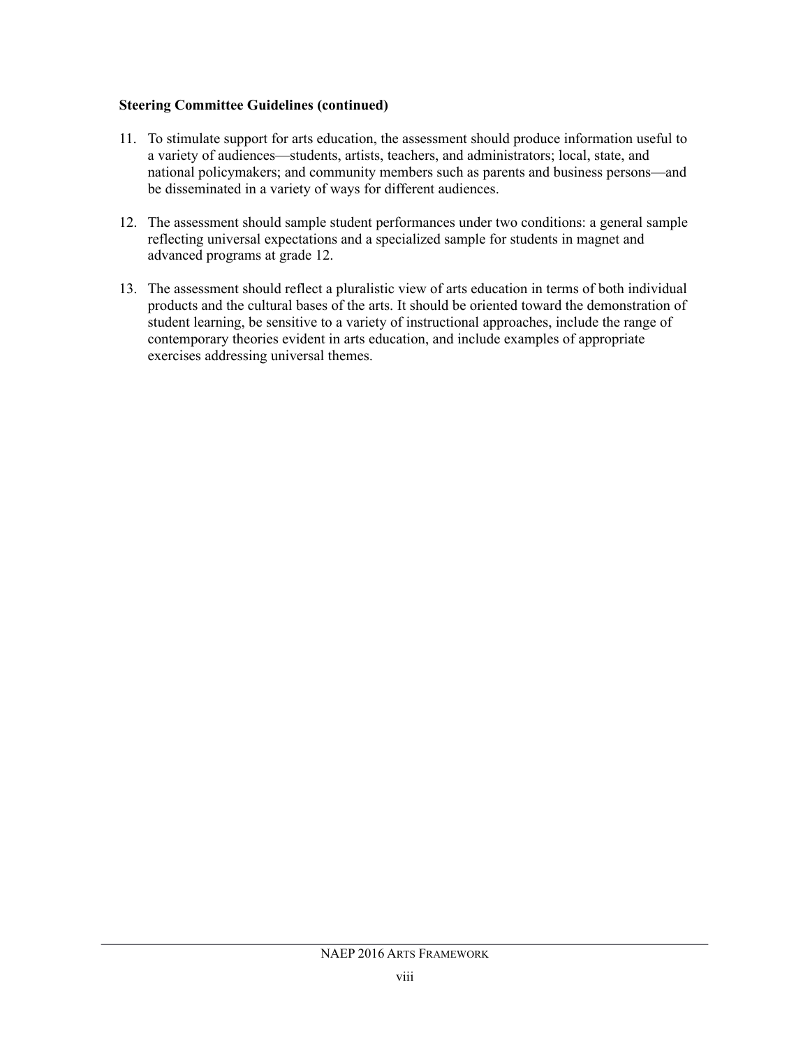**Steering Committee Guidelines (continued)**

11. To stimulate support for arts education, the assessment should produce information useful to a variety of audiences—students, artists, teachers, and administrators; local, state, and national policymakers; and community members such as parents and business persons—and be disseminated in a variety of ways for different audiences.

12. The assessment should sample student performances under two conditions: a general sample reflecting universal expectations and a specialized sample for students in magnet and advanced programs at grade 12.

13. The assessment should reflect a pluralistic view of arts education in terms of both individual products and the cultural bases of the arts. It should be oriented toward the demonstration of student learning, be sensitive to a variety of instructional approaches, include the range of contemporary theories evident in arts education, and include examples of appropriate exercises addressing universal themes.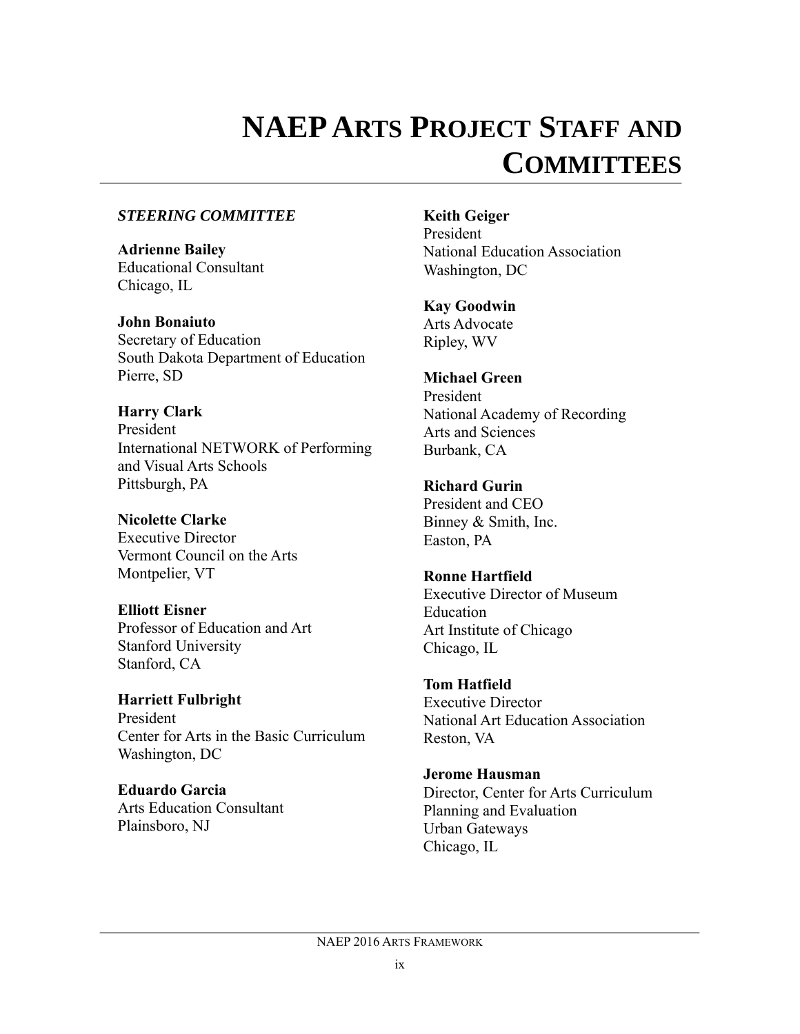# NAEP ARTS PROJECT STAFF AND COMMITTEES

***STEERING COMMITTEE***

**Adrienne Bailey**
Educational Consultant
Chicago, IL

**John Bonaiuto**
Secretary of Education
South Dakota Department of Education
Pierre, SD

**Harry Clark**
President
International NETWORK of Performing and Visual Arts Schools
Pittsburgh, PA

**Nicolette Clarke**
Executive Director
Vermont Council on the Arts
Montpelier, VT

**Elliott Eisner**
Professor of Education and Art
Stanford University
Stanford, CA

**Harriett Fulbright**
President
Center for Arts in the Basic Curriculum
Washington, DC

**Eduardo Garcia**
Arts Education Consultant
Plainsboro, NJ

**Keith Geiger**
President
National Education Association
Washington, DC

**Kay Goodwin**
Arts Advocate
Ripley, WV

**Michael Green**
President
National Academy of Recording Arts and Sciences
Burbank, CA

**Richard Gurin**
President and CEO
Binney & Smith, Inc.
Easton, PA

**Ronne Hartfield**
Executive Director of Museum Education
Art Institute of Chicago
Chicago, IL

**Tom Hatfield**
Executive Director
National Art Education Association
Reston, VA

**Jerome Hausman**
Director, Center for Arts Curriculum Planning and Evaluation
Urban Gateways
Chicago, IL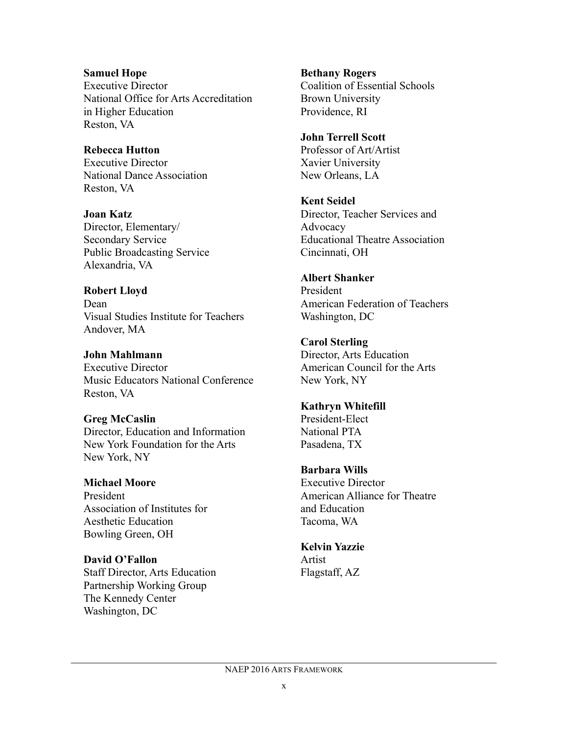**Samuel Hope**
Executive Director
National Office for Arts Accreditation in Higher Education
Reston, VA

**Rebecca Hutton**
Executive Director
National Dance Association
Reston, VA

**Joan Katz**
Director, Elementary/Secondary Service
Public Broadcasting Service
Alexandria, VA

**Robert Lloyd**
Dean
Visual Studies Institute for Teachers
Andover, MA

**John Mahlmann**
Executive Director
Music Educators National Conference
Reston, VA

**Greg McCaslin**
Director, Education and Information
New York Foundation for the Arts
New York, NY

**Michael Moore**
President
Association of Institutes for Aesthetic Education
Bowling Green, OH

**David O'Fallon**
Staff Director, Arts Education Partnership Working Group
The Kennedy Center
Washington, DC

**Bethany Rogers**
Coalition of Essential Schools
Brown University
Providence, RI

**John Terrell Scott**
Professor of Art/Artist
Xavier University
New Orleans, LA

**Kent Seidel**
Director, Teacher Services and Advocacy
Educational Theatre Association
Cincinnati, OH

**Albert Shanker**
President
American Federation of Teachers
Washington, DC

**Carol Sterling**
Director, Arts Education
American Council for the Arts
New York, NY

**Kathryn Whitefill**
President-Elect
National PTA
Pasadena, TX

**Barbara Wills**
Executive Director
American Alliance for Theatre and Education
Tacoma, WA

**Kelvin Yazzie**
Artist
Flagstaff, AZ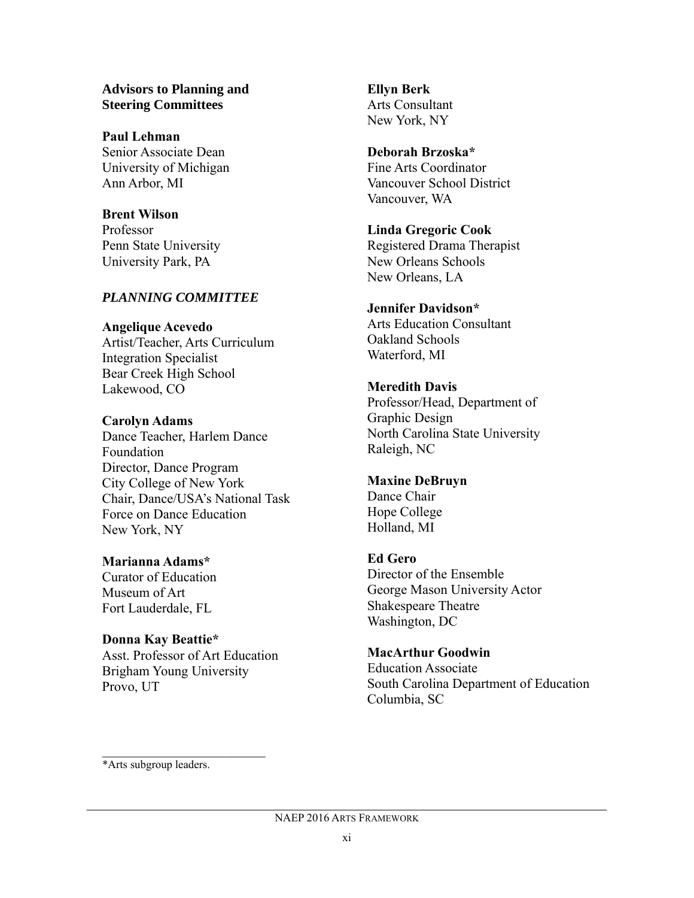**Advisors to Planning and Steering Committees**

**Paul Lehman**
Senior Associate Dean
University of Michigan
Ann Arbor, MI

**Brent Wilson**
Professor
Penn State University
University Park, PA

***PLANNING COMMITTEE***

**Angelique Acevedo**
Artist/Teacher, Arts Curriculum Integration Specialist
Bear Creek High School
Lakewood, CO

**Carolyn Adams**
Dance Teacher, Harlem Dance Foundation
Director, Dance Program
City College of New York
Chair, Dance/USA's National Task Force on Dance Education
New York, NY

**Marianna Adams***
Curator of Education
Museum of Art
Fort Lauderdale, FL

**Donna Kay Beattie***
Asst. Professor of Art Education
Brigham Young University
Provo, UT

**Ellyn Berk**
Arts Consultant
New York, NY

**Deborah Brzoska***
Fine Arts Coordinator
Vancouver School District
Vancouver, WA

**Linda Gregoric Cook**
Registered Drama Therapist
New Orleans Schools
New Orleans, LA

**Jennifer Davidson***
Arts Education Consultant
Oakland Schools
Waterford, MI

**Meredith Davis**
Professor/Head, Department of Graphic Design
North Carolina State University
Raleigh, NC

**Maxine DeBruyn**
Dance Chair
Hope College
Holland, MI

**Ed Gero**
Director of the Ensemble
George Mason University Actor
Shakespeare Theatre
Washington, DC

**MacArthur Goodwin**
Education Associate
South Carolina Department of Education
Columbia, SC

*Arts subgroup leaders.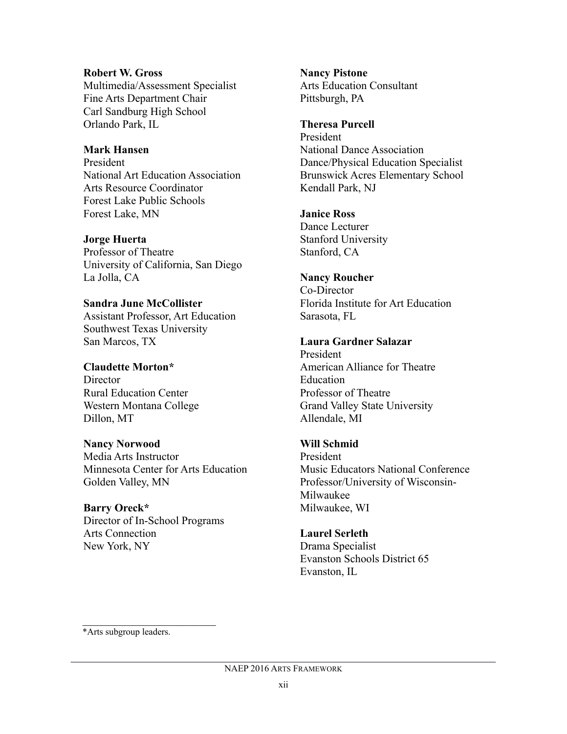**Robert W. Gross**
Multimedia/Assessment Specialist
Fine Arts Department Chair
Carl Sandburg High School
Orlando Park, IL

**Mark Hansen**
President
National Art Education Association
Arts Resource Coordinator
Forest Lake Public Schools
Forest Lake, MN

**Jorge Huerta**
Professor of Theatre
University of California, San Diego
La Jolla, CA

**Sandra June McCollister**
Assistant Professor, Art Education
Southwest Texas University
San Marcos, TX

**Claudette Morton***
Director
Rural Education Center
Western Montana College
Dillon, MT

**Nancy Norwood**
Media Arts Instructor
Minnesota Center for Arts Education
Golden Valley, MN

**Barry Oreck***
Director of In-School Programs
Arts Connection
New York, NY

**Nancy Pistone**
Arts Education Consultant
Pittsburgh, PA

**Theresa Purcell**
President
National Dance Association
Dance/Physical Education Specialist
Brunswick Acres Elementary School
Kendall Park, NJ

**Janice Ross**
Dance Lecturer
Stanford University
Stanford, CA

**Nancy Roucher**
Co-Director
Florida Institute for Art Education
Sarasota, FL

**Laura Gardner Salazar**
President
American Alliance for Theatre Education
Professor of Theatre
Grand Valley State University
Allendale, MI

**Will Schmid**
President
Music Educators National Conference
Professor/University of Wisconsin-Milwaukee
Milwaukee, WI

**Laurel Serleth**
Drama Specialist
Evanston Schools District 65
Evanston, IL

---

*Arts subgroup leaders.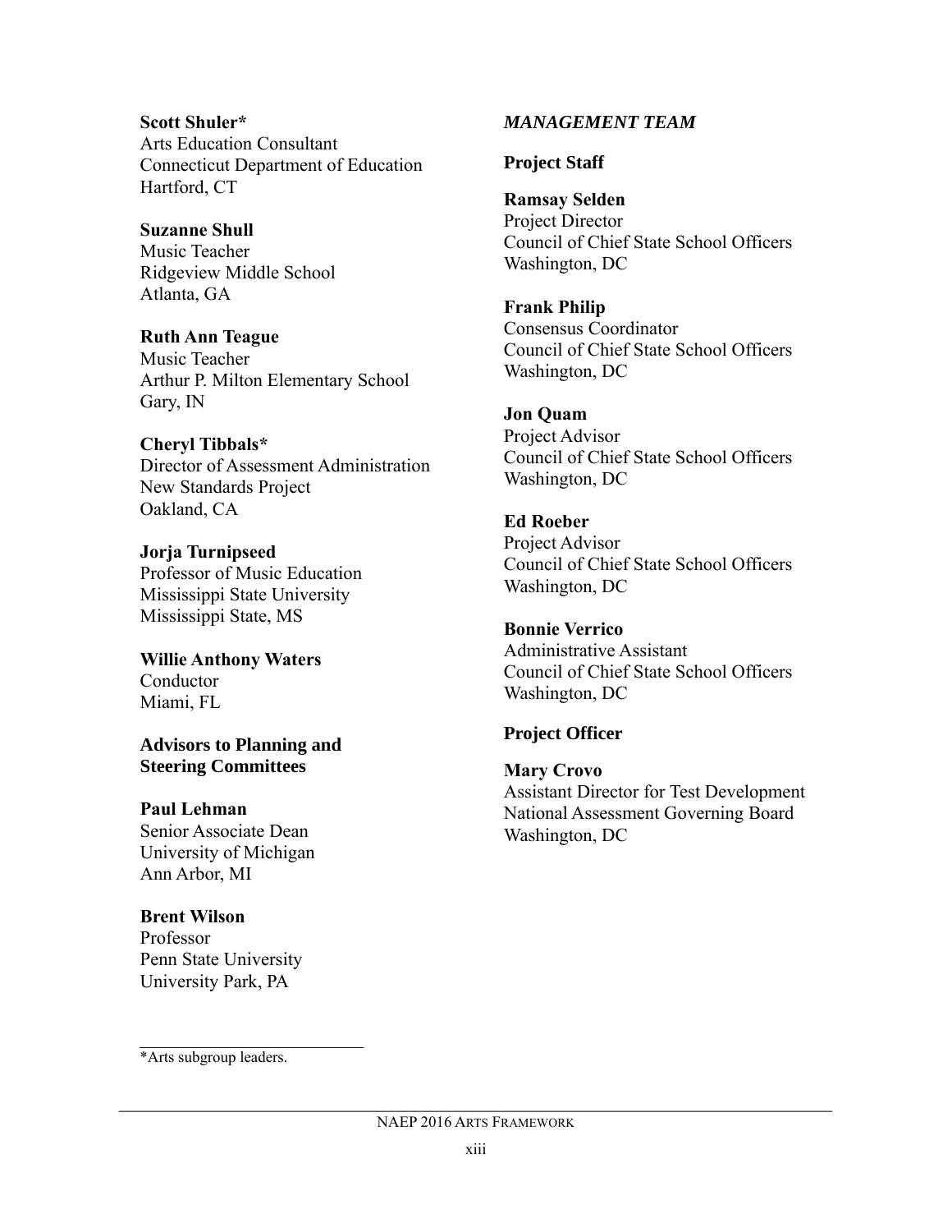**Scott Shuler***
Arts Education Consultant
Connecticut Department of Education
Hartford, CT

**Suzanne Shull**
Music Teacher
Ridgeview Middle School
Atlanta, GA

**Ruth Ann Teague**
Music Teacher
Arthur P. Milton Elementary School
Gary, IN

**Cheryl Tibbals***
Director of Assessment Administration
New Standards Project
Oakland, CA

**Jorja Turnipseed**
Professor of Music Education
Mississippi State University
Mississippi State, MS

**Willie Anthony Waters**
Conductor
Miami, FL

**Advisors to Planning and Steering Committees**

**Paul Lehman**
Senior Associate Dean
University of Michigan
Ann Arbor, MI

**Brent Wilson**
Professor
Penn State University
University Park, PA

***MANAGEMENT TEAM***

**Project Staff**

**Ramsay Selden**
Project Director
Council of Chief State School Officers
Washington, DC

**Frank Philip**
Consensus Coordinator
Council of Chief State School Officers
Washington, DC

**Jon Quam**
Project Advisor
Council of Chief State School Officers
Washington, DC

**Ed Roeber**
Project Advisor
Council of Chief State School Officers
Washington, DC

**Bonnie Verrico**
Administrative Assistant
Council of Chief State School Officers
Washington, DC

**Project Officer**

**Mary Crovo**
Assistant Director for Test Development
National Assessment Governing Board
Washington, DC

---

*Arts subgroup leaders.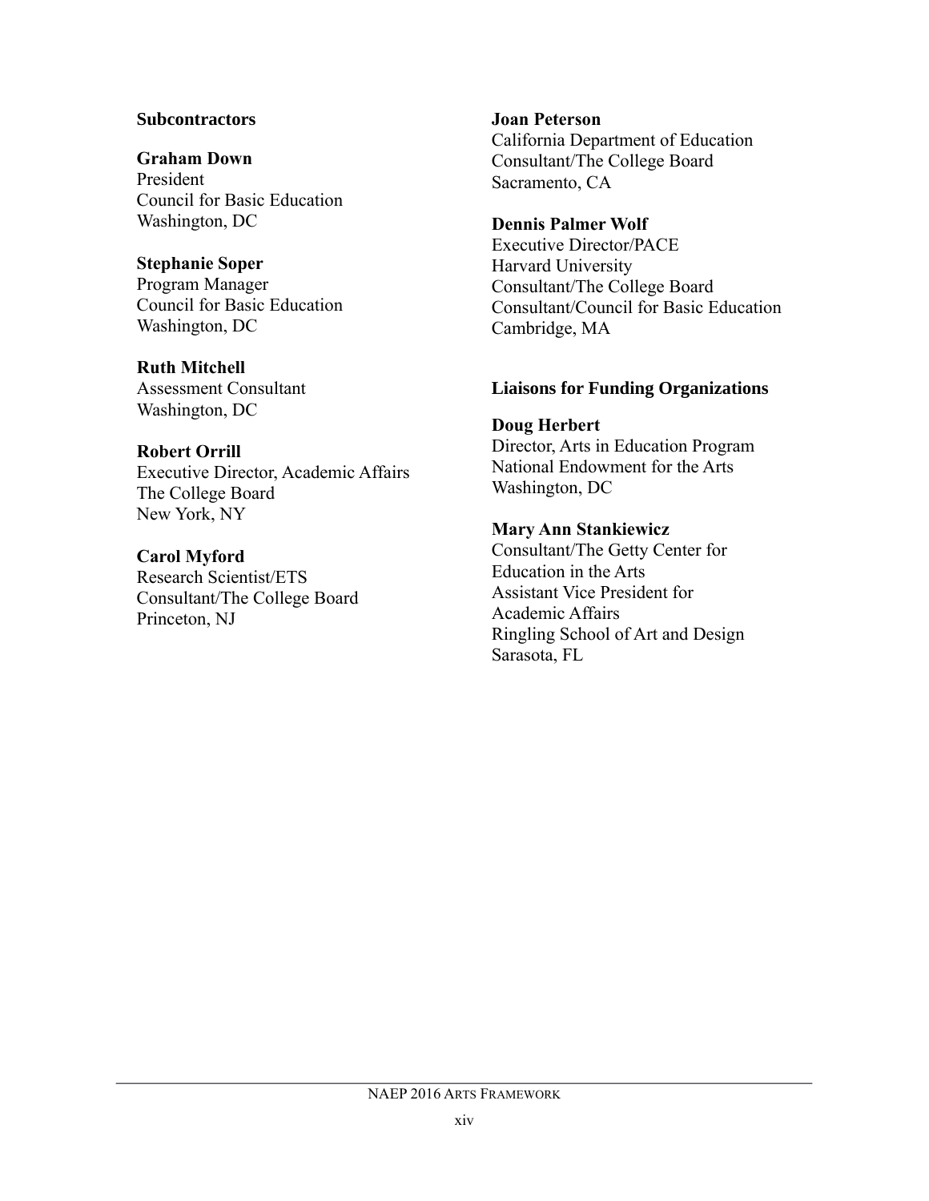**Subcontractors**

**Graham Down**
President
Council for Basic Education
Washington, DC

**Stephanie Soper**
Program Manager
Council for Basic Education
Washington, DC

**Ruth Mitchell**
Assessment Consultant
Washington, DC

**Robert Orrill**
Executive Director, Academic Affairs
The College Board
New York, NY

**Carol Myford**
Research Scientist/ETS
Consultant/The College Board
Princeton, NJ

**Joan Peterson**
California Department of Education
Consultant/The College Board
Sacramento, CA

**Dennis Palmer Wolf**
Executive Director/PACE
Harvard University
Consultant/The College Board
Consultant/Council for Basic Education
Cambridge, MA

**Liaisons for Funding Organizations**

**Doug Herbert**
Director, Arts in Education Program
National Endowment for the Arts
Washington, DC

**Mary Ann Stankiewicz**
Consultant/The Getty Center for Education in the Arts
Assistant Vice President for Academic Affairs
Ringling School of Art and Design
Sarasota, FL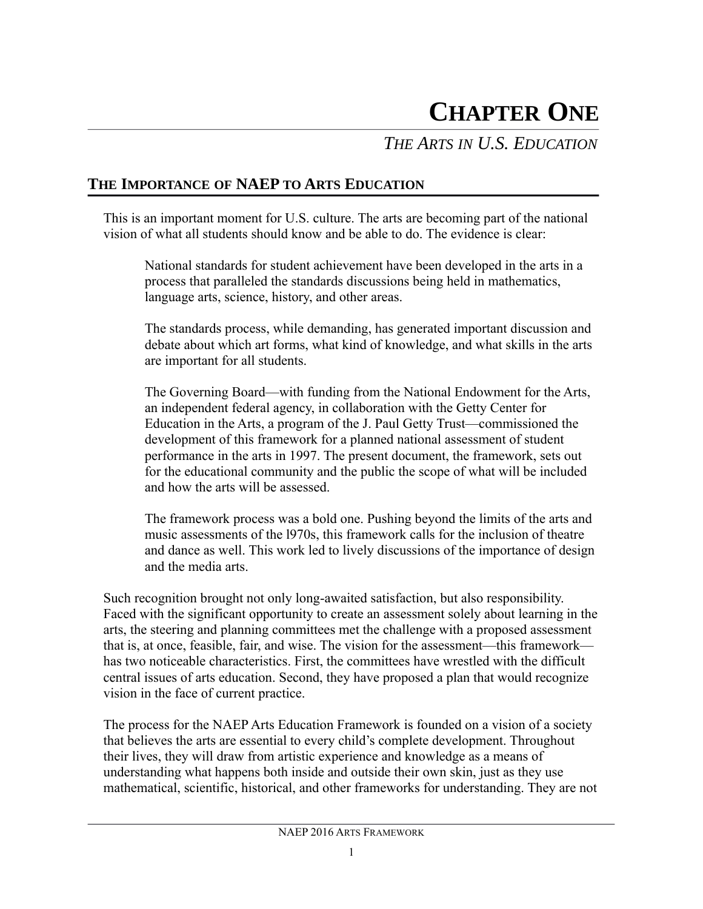# CHAPTER ONE

## *THE ARTS IN U.S. EDUCATION*

### THE IMPORTANCE OF NAEP TO ARTS EDUCATION

This is an important moment for U.S. culture. The arts are becoming part of the national vision of what all students should know and be able to do. The evidence is clear:

> National standards for student achievement have been developed in the arts in a process that paralleled the standards discussions being held in mathematics, language arts, science, history, and other areas.
>
> The standards process, while demanding, has generated important discussion and debate about which art forms, what kind of knowledge, and what skills in the arts are important for all students.
>
> The Governing Board—with funding from the National Endowment for the Arts, an independent federal agency, in collaboration with the Getty Center for Education in the Arts, a program of the J. Paul Getty Trust—commissioned the development of this framework for a planned national assessment of student performance in the arts in 1997. The present document, the framework, sets out for the educational community and the public the scope of what will be included and how the arts will be assessed.
>
> The framework process was a bold one. Pushing beyond the limits of the arts and music assessments of the l970s, this framework calls for the inclusion of theatre and dance as well. This work led to lively discussions of the importance of design and the media arts.

Such recognition brought not only long-awaited satisfaction, but also responsibility. Faced with the significant opportunity to create an assessment solely about learning in the arts, the steering and planning committees met the challenge with a proposed assessment that is, at once, feasible, fair, and wise. The vision for the assessment—this framework—has two noticeable characteristics. First, the committees have wrestled with the difficult central issues of arts education. Second, they have proposed a plan that would recognize vision in the face of current practice.

The process for the NAEP Arts Education Framework is founded on a vision of a society that believes the arts are essential to every child's complete development. Throughout their lives, they will draw from artistic experience and knowledge as a means of understanding what happens both inside and outside their own skin, just as they use mathematical, scientific, historical, and other frameworks for understanding. They are not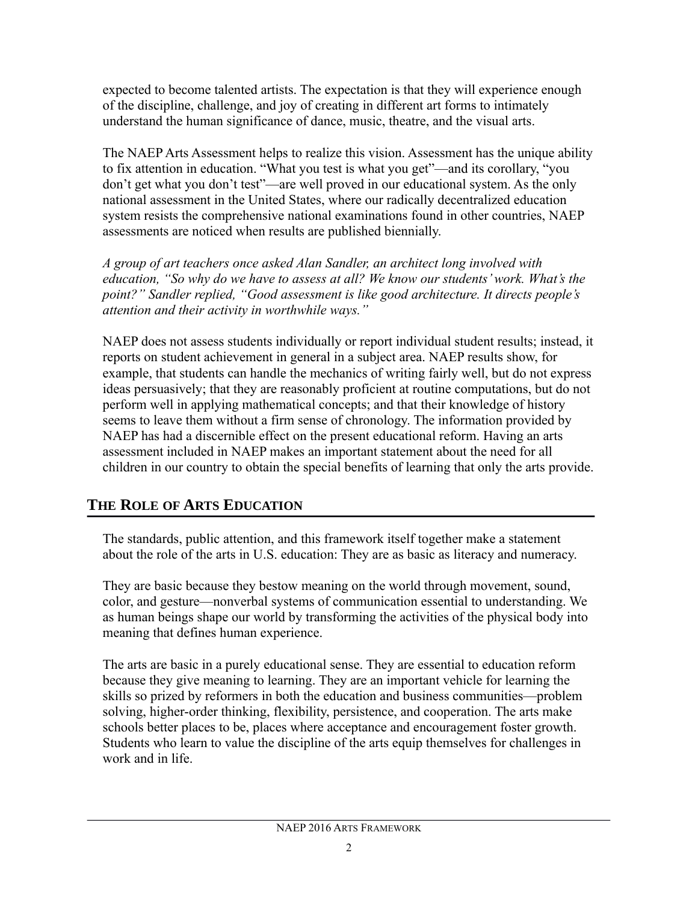expected to become talented artists. The expectation is that they will experience enough of the discipline, challenge, and joy of creating in different art forms to intimately understand the human significance of dance, music, theatre, and the visual arts.

The NAEP Arts Assessment helps to realize this vision. Assessment has the unique ability to fix attention in education. "What you test is what you get"—and its corollary, "you don't get what you don't test"—are well proved in our educational system. As the only national assessment in the United States, where our radically decentralized education system resists the comprehensive national examinations found in other countries, NAEP assessments are noticed when results are published biennially.

*A group of art teachers once asked Alan Sandler, an architect long involved with education, "So why do we have to assess at all? We know our students' work. What's the point?" Sandler replied, "Good assessment is like good architecture. It directs people's attention and their activity in worthwhile ways."*

NAEP does not assess students individually or report individual student results; instead, it reports on student achievement in general in a subject area. NAEP results show, for example, that students can handle the mechanics of writing fairly well, but do not express ideas persuasively; that they are reasonably proficient at routine computations, but do not perform well in applying mathematical concepts; and that their knowledge of history seems to leave them without a firm sense of chronology. The information provided by NAEP has had a discernible effect on the present educational reform. Having an arts assessment included in NAEP makes an important statement about the need for all children in our country to obtain the special benefits of learning that only the arts provide.

## THE ROLE OF ARTS EDUCATION

The standards, public attention, and this framework itself together make a statement about the role of the arts in U.S. education: They are as basic as literacy and numeracy.

They are basic because they bestow meaning on the world through movement, sound, color, and gesture—nonverbal systems of communication essential to understanding. We as human beings shape our world by transforming the activities of the physical body into meaning that defines human experience.

The arts are basic in a purely educational sense. They are essential to education reform because they give meaning to learning. They are an important vehicle for learning the skills so prized by reformers in both the education and business communities—problem solving, higher-order thinking, flexibility, persistence, and cooperation. The arts make schools better places to be, places where acceptance and encouragement foster growth. Students who learn to value the discipline of the arts equip themselves for challenges in work and in life.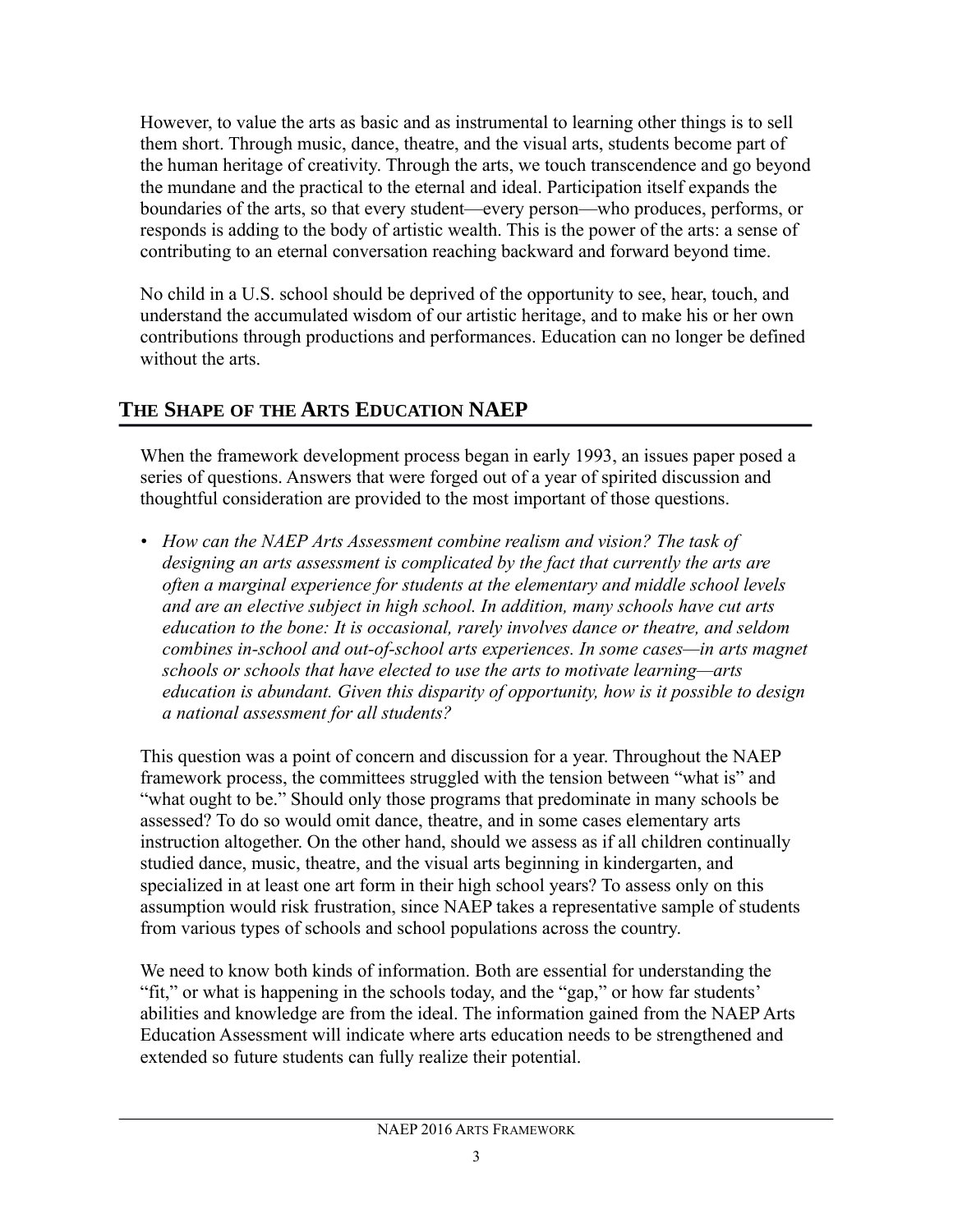However, to value the arts as basic and as instrumental to learning other things is to sell them short. Through music, dance, theatre, and the visual arts, students become part of the human heritage of creativity. Through the arts, we touch transcendence and go beyond the mundane and the practical to the eternal and ideal. Participation itself expands the boundaries of the arts, so that every student—every person—who produces, performs, or responds is adding to the body of artistic wealth. This is the power of the arts: a sense of contributing to an eternal conversation reaching backward and forward beyond time.

No child in a U.S. school should be deprived of the opportunity to see, hear, touch, and understand the accumulated wisdom of our artistic heritage, and to make his or her own contributions through productions and performances. Education can no longer be defined without the arts.

## THE SHAPE OF THE ARTS EDUCATION NAEP

When the framework development process began in early 1993, an issues paper posed a series of questions. Answers that were forged out of a year of spirited discussion and thoughtful consideration are provided to the most important of those questions.

- *How can the NAEP Arts Assessment combine realism and vision? The task of designing an arts assessment is complicated by the fact that currently the arts are often a marginal experience for students at the elementary and middle school levels and are an elective subject in high school. In addition, many schools have cut arts education to the bone: It is occasional, rarely involves dance or theatre, and seldom combines in-school and out-of-school arts experiences. In some cases—in arts magnet schools or schools that have elected to use the arts to motivate learning—arts education is abundant. Given this disparity of opportunity, how is it possible to design a national assessment for all students?*

This question was a point of concern and discussion for a year. Throughout the NAEP framework process, the committees struggled with the tension between "what is" and "what ought to be." Should only those programs that predominate in many schools be assessed? To do so would omit dance, theatre, and in some cases elementary arts instruction altogether. On the other hand, should we assess as if all children continually studied dance, music, theatre, and the visual arts beginning in kindergarten, and specialized in at least one art form in their high school years? To assess only on this assumption would risk frustration, since NAEP takes a representative sample of students from various types of schools and school populations across the country.

We need to know both kinds of information. Both are essential for understanding the "fit," or what is happening in the schools today, and the "gap," or how far students' abilities and knowledge are from the ideal. The information gained from the NAEP Arts Education Assessment will indicate where arts education needs to be strengthened and extended so future students can fully realize their potential.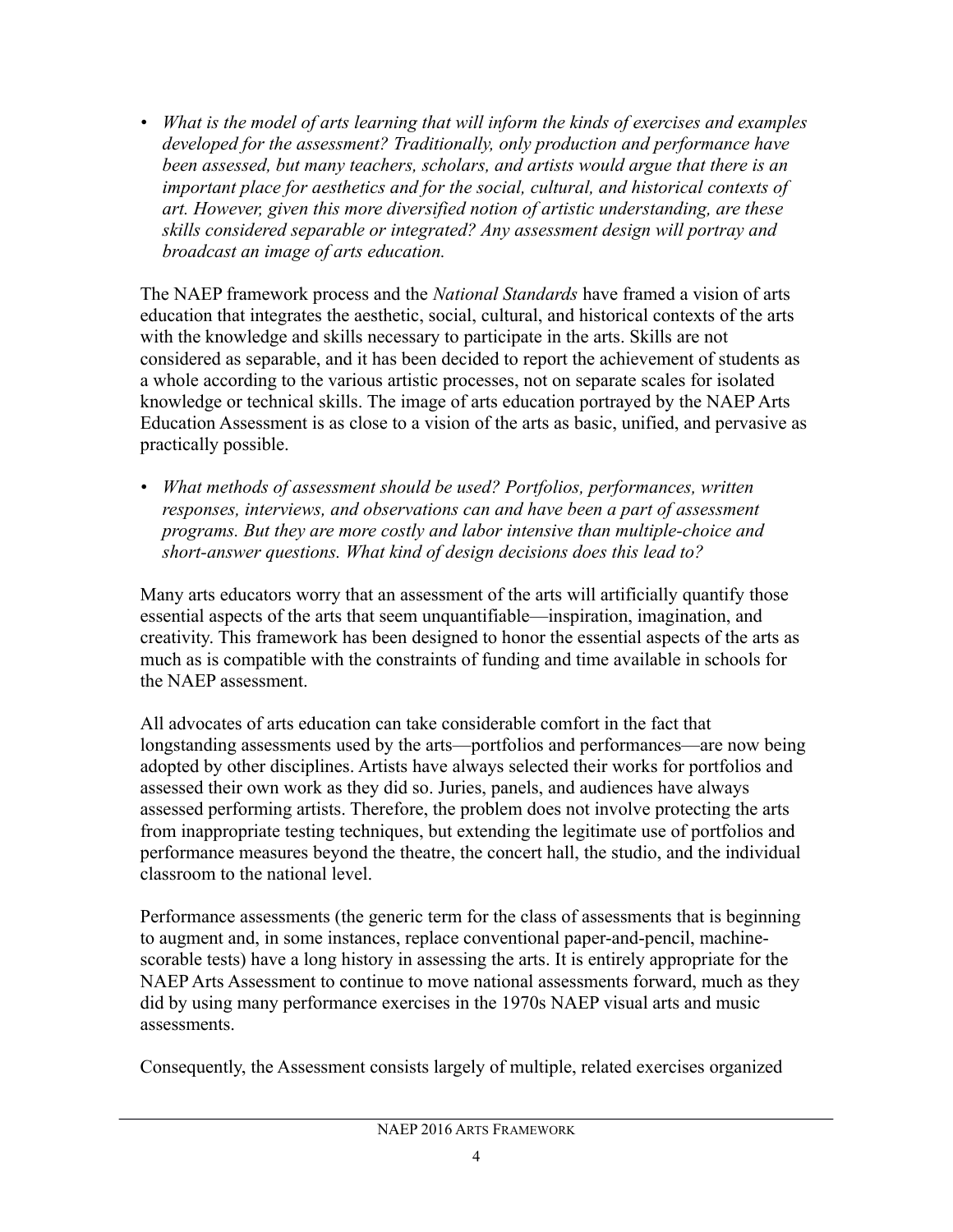- *What is the model of arts learning that will inform the kinds of exercises and examples developed for the assessment? Traditionally, only production and performance have been assessed, but many teachers, scholars, and artists would argue that there is an important place for aesthetics and for the social, cultural, and historical contexts of art. However, given this more diversified notion of artistic understanding, are these skills considered separable or integrated? Any assessment design will portray and broadcast an image of arts education.*

The NAEP framework process and the *National Standards* have framed a vision of arts education that integrates the aesthetic, social, cultural, and historical contexts of the arts with the knowledge and skills necessary to participate in the arts. Skills are not considered as separable, and it has been decided to report the achievement of students as a whole according to the various artistic processes, not on separate scales for isolated knowledge or technical skills. The image of arts education portrayed by the NAEP Arts Education Assessment is as close to a vision of the arts as basic, unified, and pervasive as practically possible.

- *What methods of assessment should be used? Portfolios, performances, written responses, interviews, and observations can and have been a part of assessment programs. But they are more costly and labor intensive than multiple-choice and short-answer questions. What kind of design decisions does this lead to?*

Many arts educators worry that an assessment of the arts will artificially quantify those essential aspects of the arts that seem unquantifiable—inspiration, imagination, and creativity. This framework has been designed to honor the essential aspects of the arts as much as is compatible with the constraints of funding and time available in schools for the NAEP assessment.

All advocates of arts education can take considerable comfort in the fact that longstanding assessments used by the arts—portfolios and performances—are now being adopted by other disciplines. Artists have always selected their works for portfolios and assessed their own work as they did so. Juries, panels, and audiences have always assessed performing artists. Therefore, the problem does not involve protecting the arts from inappropriate testing techniques, but extending the legitimate use of portfolios and performance measures beyond the theatre, the concert hall, the studio, and the individual classroom to the national level.

Performance assessments (the generic term for the class of assessments that is beginning to augment and, in some instances, replace conventional paper-and-pencil, machine-scorable tests) have a long history in assessing the arts. It is entirely appropriate for the NAEP Arts Assessment to continue to move national assessments forward, much as they did by using many performance exercises in the 1970s NAEP visual arts and music assessments.

Consequently, the Assessment consists largely of multiple, related exercises organized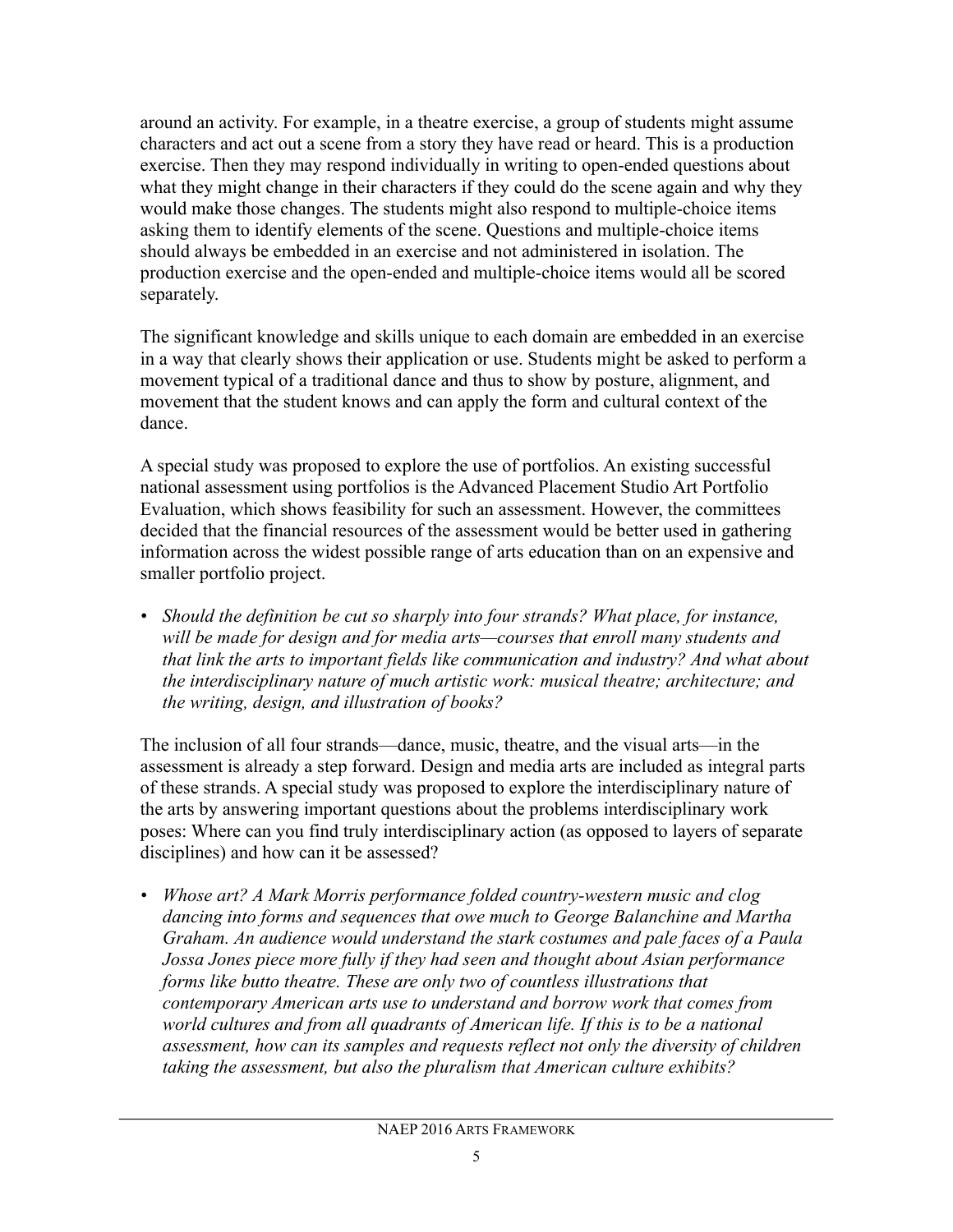around an activity. For example, in a theatre exercise, a group of students might assume characters and act out a scene from a story they have read or heard. This is a production exercise. Then they may respond individually in writing to open-ended questions about what they might change in their characters if they could do the scene again and why they would make those changes. The students might also respond to multiple-choice items asking them to identify elements of the scene. Questions and multiple-choice items should always be embedded in an exercise and not administered in isolation. The production exercise and the open-ended and multiple-choice items would all be scored separately.

The significant knowledge and skills unique to each domain are embedded in an exercise in a way that clearly shows their application or use. Students might be asked to perform a movement typical of a traditional dance and thus to show by posture, alignment, and movement that the student knows and can apply the form and cultural context of the dance.

A special study was proposed to explore the use of portfolios. An existing successful national assessment using portfolios is the Advanced Placement Studio Art Portfolio Evaluation, which shows feasibility for such an assessment. However, the committees decided that the financial resources of the assessment would be better used in gathering information across the widest possible range of arts education than on an expensive and smaller portfolio project.

- *Should the definition be cut so sharply into four strands? What place, for instance, will be made for design and for media arts—courses that enroll many students and that link the arts to important fields like communication and industry? And what about the interdisciplinary nature of much artistic work: musical theatre; architecture; and the writing, design, and illustration of books?*

The inclusion of all four strands—dance, music, theatre, and the visual arts—in the assessment is already a step forward. Design and media arts are included as integral parts of these strands. A special study was proposed to explore the interdisciplinary nature of the arts by answering important questions about the problems interdisciplinary work poses: Where can you find truly interdisciplinary action (as opposed to layers of separate disciplines) and how can it be assessed?

- *Whose art? A Mark Morris performance folded country-western music and clog dancing into forms and sequences that owe much to George Balanchine and Martha Graham. An audience would understand the stark costumes and pale faces of a Paula Jossa Jones piece more fully if they had seen and thought about Asian performance forms like butto theatre. These are only two of countless illustrations that contemporary American arts use to understand and borrow work that comes from world cultures and from all quadrants of American life. If this is to be a national assessment, how can its samples and requests reflect not only the diversity of children taking the assessment, but also the pluralism that American culture exhibits?*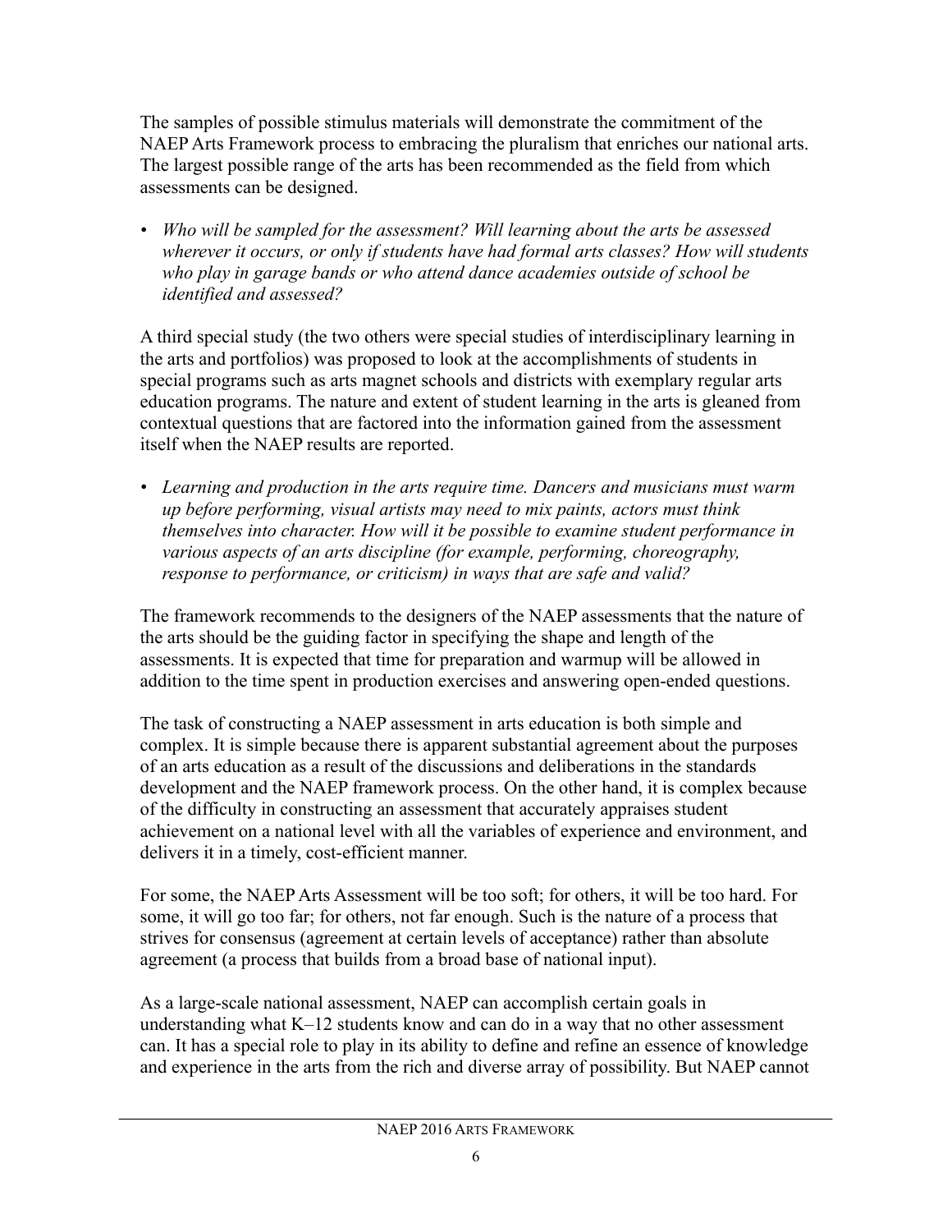The samples of possible stimulus materials will demonstrate the commitment of the NAEP Arts Framework process to embracing the pluralism that enriches our national arts. The largest possible range of the arts has been recommended as the field from which assessments can be designed.

- *Who will be sampled for the assessment? Will learning about the arts be assessed wherever it occurs, or only if students have had formal arts classes? How will students who play in garage bands or who attend dance academies outside of school be identified and assessed?*

A third special study (the two others were special studies of interdisciplinary learning in the arts and portfolios) was proposed to look at the accomplishments of students in special programs such as arts magnet schools and districts with exemplary regular arts education programs. The nature and extent of student learning in the arts is gleaned from contextual questions that are factored into the information gained from the assessment itself when the NAEP results are reported.

- *Learning and production in the arts require time. Dancers and musicians must warm up before performing, visual artists may need to mix paints, actors must think themselves into character. How will it be possible to examine student performance in various aspects of an arts discipline (for example, performing, choreography, response to performance, or criticism) in ways that are safe and valid?*

The framework recommends to the designers of the NAEP assessments that the nature of the arts should be the guiding factor in specifying the shape and length of the assessments. It is expected that time for preparation and warmup will be allowed in addition to the time spent in production exercises and answering open-ended questions.

The task of constructing a NAEP assessment in arts education is both simple and complex. It is simple because there is apparent substantial agreement about the purposes of an arts education as a result of the discussions and deliberations in the standards development and the NAEP framework process. On the other hand, it is complex because of the difficulty in constructing an assessment that accurately appraises student achievement on a national level with all the variables of experience and environment, and delivers it in a timely, cost-efficient manner.

For some, the NAEP Arts Assessment will be too soft; for others, it will be too hard. For some, it will go too far; for others, not far enough. Such is the nature of a process that strives for consensus (agreement at certain levels of acceptance) rather than absolute agreement (a process that builds from a broad base of national input).

As a large-scale national assessment, NAEP can accomplish certain goals in understanding what K–12 students know and can do in a way that no other assessment can. It has a special role to play in its ability to define and refine an essence of knowledge and experience in the arts from the rich and diverse array of possibility. But NAEP cannot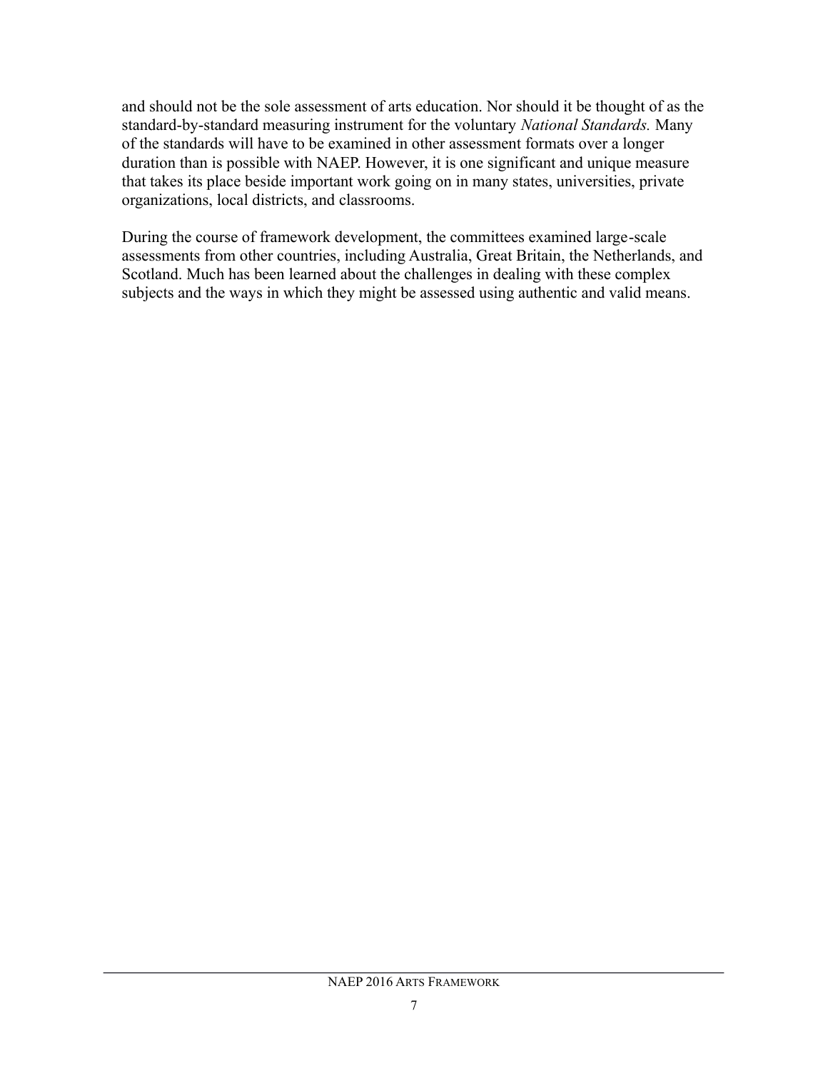and should not be the sole assessment of arts education. Nor should it be thought of as the standard-by-standard measuring instrument for the voluntary *National Standards.* Many of the standards will have to be examined in other assessment formats over a longer duration than is possible with NAEP. However, it is one significant and unique measure that takes its place beside important work going on in many states, universities, private organizations, local districts, and classrooms.

During the course of framework development, the committees examined large-scale assessments from other countries, including Australia, Great Britain, the Netherlands, and Scotland. Much has been learned about the challenges in dealing with these complex subjects and the ways in which they might be assessed using authentic and valid means.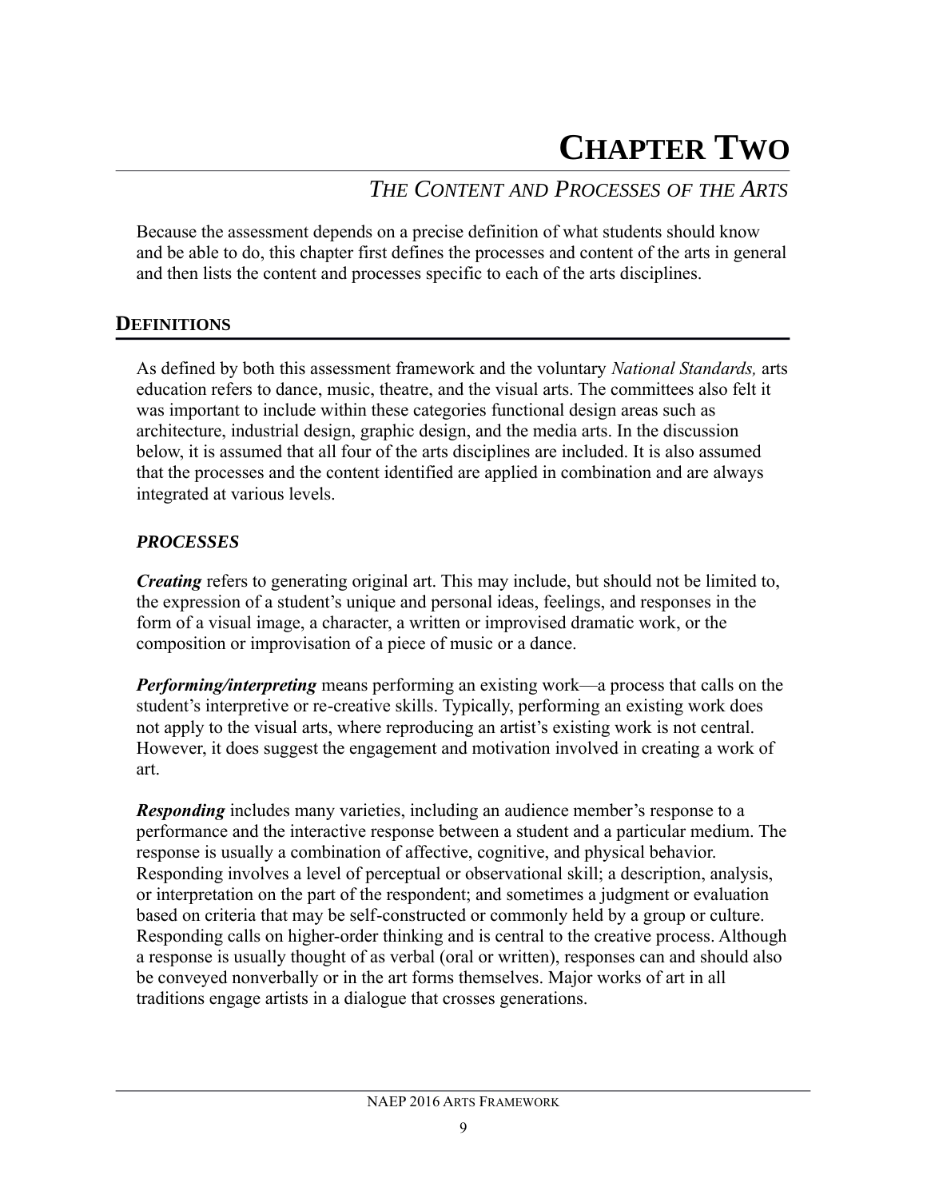# CHAPTER TWO

## THE CONTENT AND PROCESSES OF THE ARTS

Because the assessment depends on a precise definition of what students should know and be able to do, this chapter first defines the processes and content of the arts in general and then lists the content and processes specific to each of the arts disciplines.

## DEFINITIONS

As defined by both this assessment framework and the voluntary *National Standards,* arts education refers to dance, music, theatre, and the visual arts. The committees also felt it was important to include within these categories functional design areas such as architecture, industrial design, graphic design, and the media arts. In the discussion below, it is assumed that all four of the arts disciplines are included. It is also assumed that the processes and the content identified are applied in combination and are always integrated at various levels.

### *PROCESSES*

***Creating*** refers to generating original art. This may include, but should not be limited to, the expression of a student's unique and personal ideas, feelings, and responses in the form of a visual image, a character, a written or improvised dramatic work, or the composition or improvisation of a piece of music or a dance.

***Performing/interpreting*** means performing an existing work—a process that calls on the student's interpretive or re-creative skills. Typically, performing an existing work does not apply to the visual arts, where reproducing an artist's existing work is not central. However, it does suggest the engagement and motivation involved in creating a work of art.

***Responding*** includes many varieties, including an audience member's response to a performance and the interactive response between a student and a particular medium. The response is usually a combination of affective, cognitive, and physical behavior. Responding involves a level of perceptual or observational skill; a description, analysis, or interpretation on the part of the respondent; and sometimes a judgment or evaluation based on criteria that may be self-constructed or commonly held by a group or culture. Responding calls on higher-order thinking and is central to the creative process. Although a response is usually thought of as verbal (oral or written), responses can and should also be conveyed nonverbally or in the art forms themselves. Major works of art in all traditions engage artists in a dialogue that crosses generations.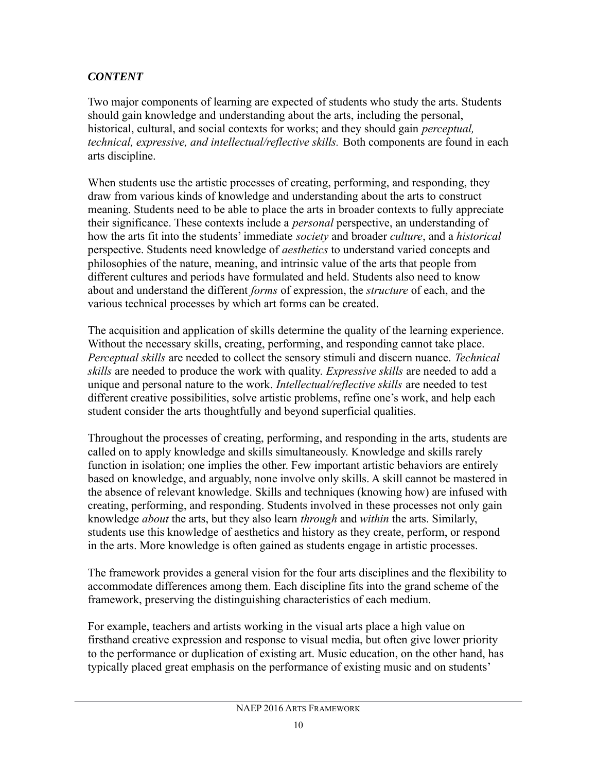### *CONTENT*

Two major components of learning are expected of students who study the arts. Students should gain knowledge and understanding about the arts, including the personal, historical, cultural, and social contexts for works; and they should gain *perceptual, technical, expressive, and intellectual/reflective skills.* Both components are found in each arts discipline.

When students use the artistic processes of creating, performing, and responding, they draw from various kinds of knowledge and understanding about the arts to construct meaning. Students need to be able to place the arts in broader contexts to fully appreciate their significance. These contexts include a *personal* perspective, an understanding of how the arts fit into the students' immediate *society* and broader *culture*, and a *historical* perspective. Students need knowledge of *aesthetics* to understand varied concepts and philosophies of the nature, meaning, and intrinsic value of the arts that people from different cultures and periods have formulated and held. Students also need to know about and understand the different *forms* of expression, the *structure* of each, and the various technical processes by which art forms can be created.

The acquisition and application of skills determine the quality of the learning experience. Without the necessary skills, creating, performing, and responding cannot take place. *Perceptual skills* are needed to collect the sensory stimuli and discern nuance. *Technical skills* are needed to produce the work with quality. *Expressive skills* are needed to add a unique and personal nature to the work. *Intellectual/reflective skills* are needed to test different creative possibilities, solve artistic problems, refine one's work, and help each student consider the arts thoughtfully and beyond superficial qualities.

Throughout the processes of creating, performing, and responding in the arts, students are called on to apply knowledge and skills simultaneously. Knowledge and skills rarely function in isolation; one implies the other. Few important artistic behaviors are entirely based on knowledge, and arguably, none involve only skills. A skill cannot be mastered in the absence of relevant knowledge. Skills and techniques (knowing how) are infused with creating, performing, and responding. Students involved in these processes not only gain knowledge *about* the arts, but they also learn *through* and *within* the arts. Similarly, students use this knowledge of aesthetics and history as they create, perform, or respond in the arts. More knowledge is often gained as students engage in artistic processes.

The framework provides a general vision for the four arts disciplines and the flexibility to accommodate differences among them. Each discipline fits into the grand scheme of the framework, preserving the distinguishing characteristics of each medium.

For example, teachers and artists working in the visual arts place a high value on firsthand creative expression and response to visual media, but often give lower priority to the performance or duplication of existing art. Music education, on the other hand, has typically placed great emphasis on the performance of existing music and on students'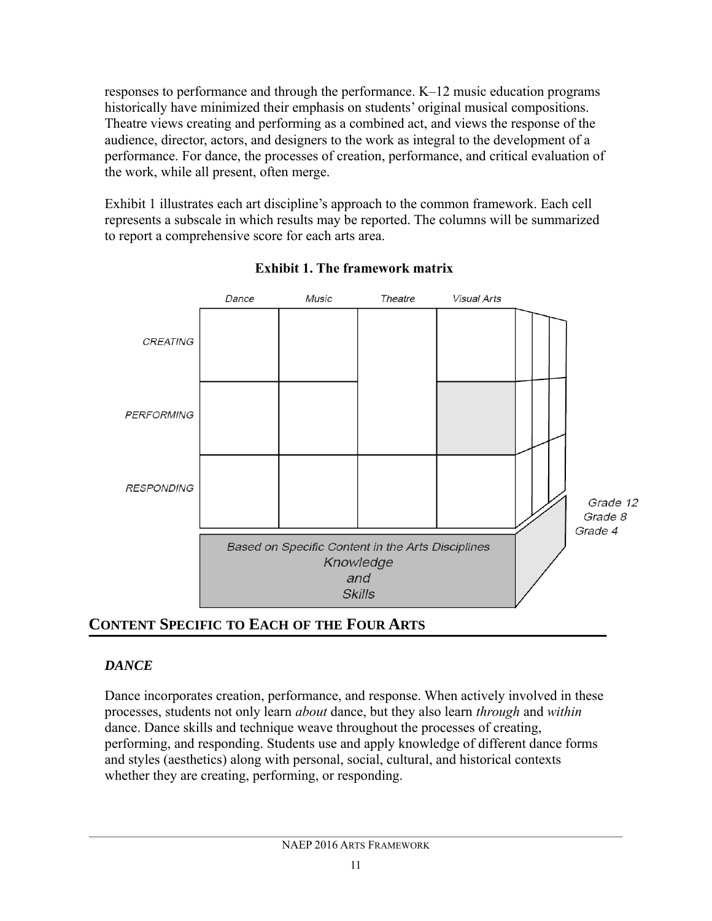responses to performance and through the performance. K–12 music education programs historically have minimized their emphasis on students' original musical compositions. Theatre views creating and performing as a combined act, and views the response of the audience, director, actors, and designers to the work as integral to the development of a performance. For dance, the processes of creation, performance, and critical evaluation of the work, while all present, often merge.

Exhibit 1 illustrates each art discipline's approach to the common framework. Each cell represents a subscale in which results may be reported. The columns will be summarized to report a comprehensive score for each arts area.

**Exhibit 1. The framework matrix**

| | Dance | Music | Theatre | Visual Arts |
|---|---|---|---|---|
| CREATING | | | | |
| PERFORMING | | | | |
| RESPONDING | | | | |

Grade 12
Grade 8
Grade 4

Based on Specific Content in the Arts Disciplines
Knowledge
and
Skills

## CONTENT SPECIFIC TO EACH OF THE FOUR ARTS

### *DANCE*

Dance incorporates creation, performance, and response. When actively involved in these processes, students not only learn *about* dance, but they also learn *through* and *within* dance. Dance skills and technique weave throughout the processes of creating, performing, and responding. Students use and apply knowledge of different dance forms and styles (aesthetics) along with personal, social, cultural, and historical contexts whether they are creating, performing, or responding.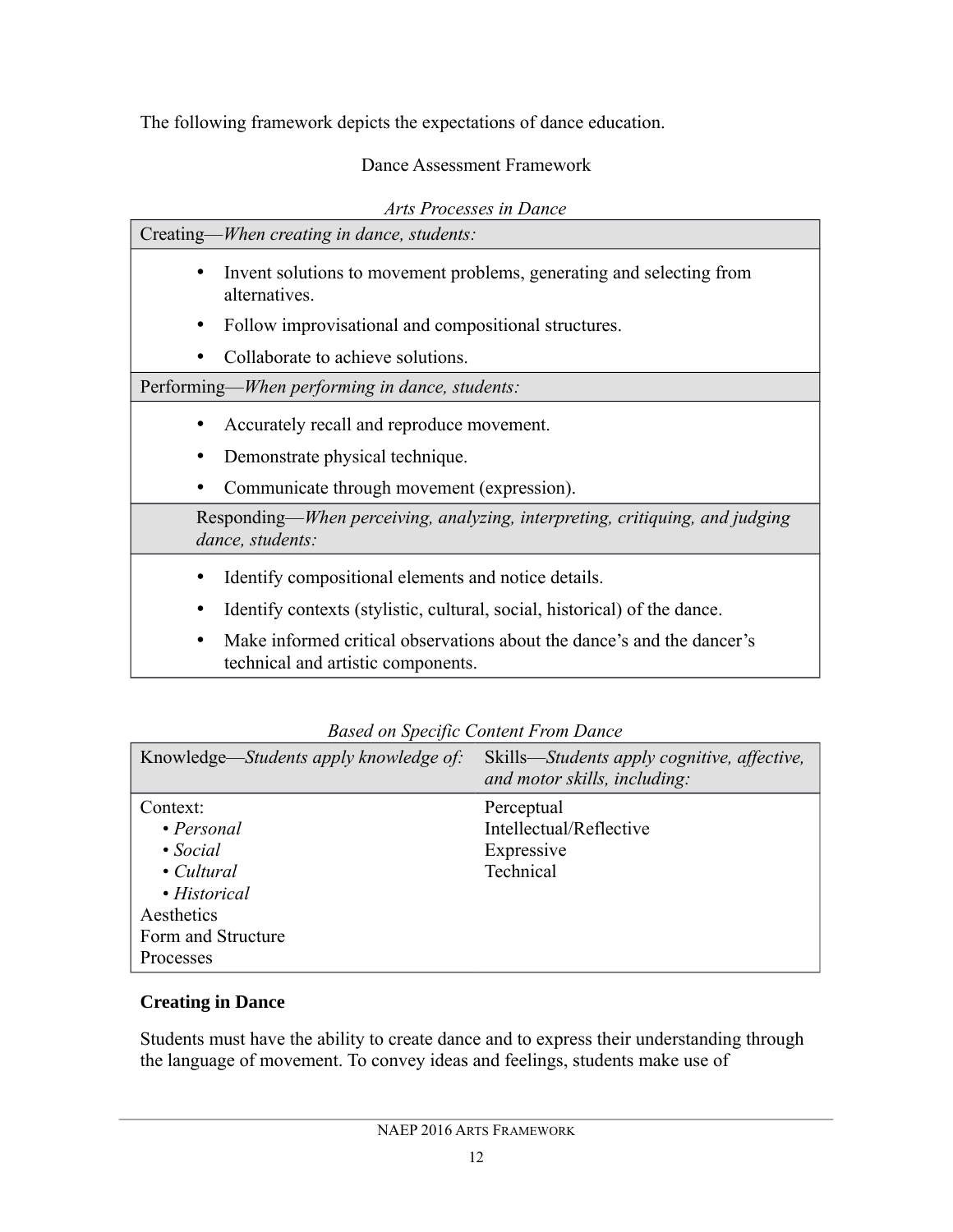The following framework depicts the expectations of dance education.

Dance Assessment Framework

*Arts Processes in Dance*

| Creating—*When creating in dance, students:* |
|---|
| • Invent solutions to movement problems, generating and selecting from alternatives.<br>• Follow improvisational and compositional structures.<br>• Collaborate to achieve solutions. |
| Performing—*When performing in dance, students:* |
| • Accurately recall and reproduce movement.<br>• Demonstrate physical technique.<br>• Communicate through movement (expression). |
| Responding—*When perceiving, analyzing, interpreting, critiquing, and judging dance, students:* |
| • Identify compositional elements and notice details.<br>• Identify contexts (stylistic, cultural, social, historical) of the dance.<br>• Make informed critical observations about the dance's and the dancer's technical and artistic components. |

*Based on Specific Content From Dance*

| Knowledge—*Students apply knowledge of:* | Skills—*Students apply cognitive, affective, and motor skills, including:* |
|---|---|
| Context:<br>• *Personal*<br>• *Social*<br>• *Cultural*<br>• *Historical*<br>Aesthetics<br>Form and Structure<br>Processes | Perceptual<br>Intellectual/Reflective<br>Expressive<br>Technical |

**Creating in Dance**

Students must have the ability to create dance and to express their understanding through the language of movement. To convey ideas and feelings, students make use of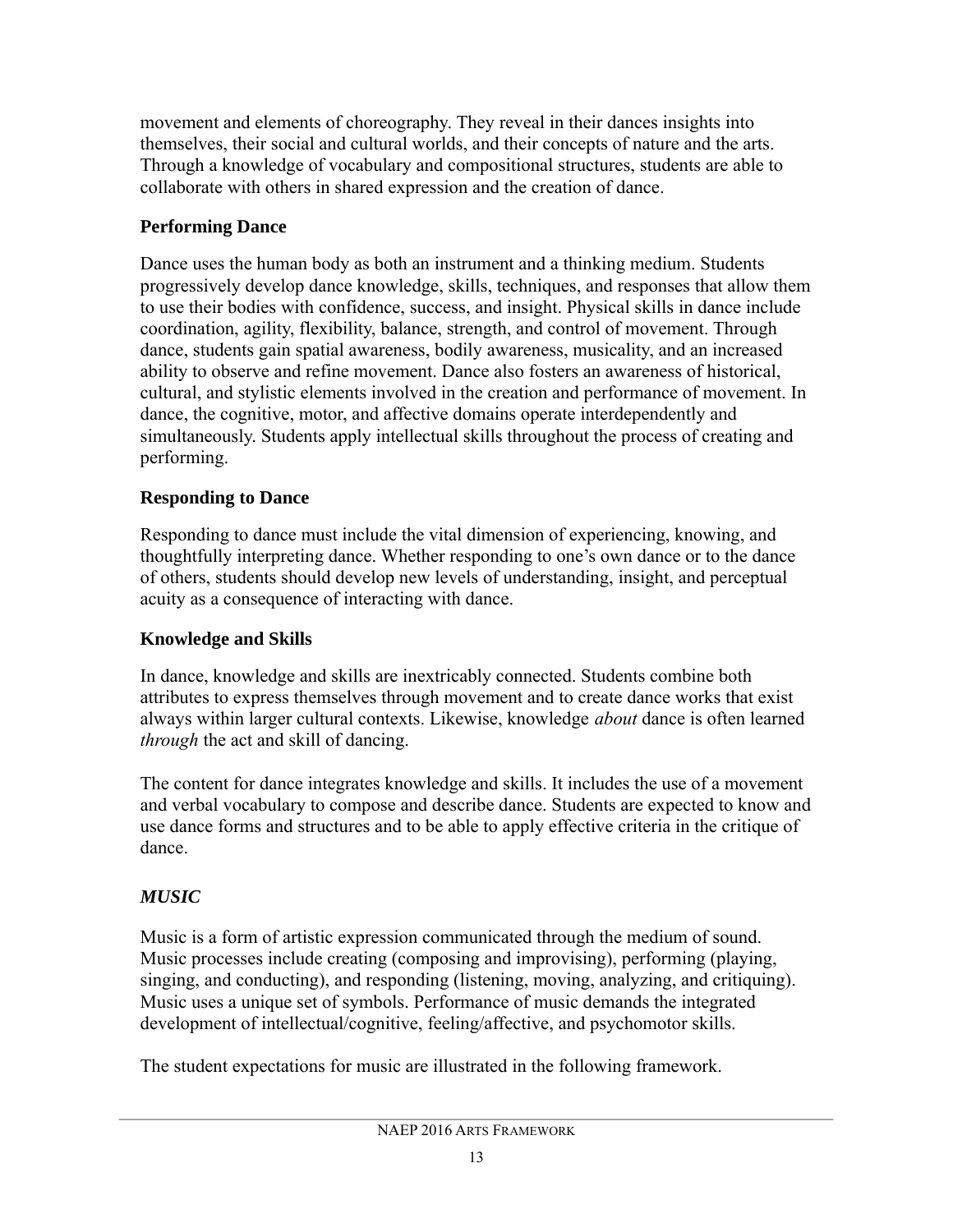movement and elements of choreography. They reveal in their dances insights into themselves, their social and cultural worlds, and their concepts of nature and the arts. Through a knowledge of vocabulary and compositional structures, students are able to collaborate with others in shared expression and the creation of dance.

### Performing Dance

Dance uses the human body as both an instrument and a thinking medium. Students progressively develop dance knowledge, skills, techniques, and responses that allow them to use their bodies with confidence, success, and insight. Physical skills in dance include coordination, agility, flexibility, balance, strength, and control of movement. Through dance, students gain spatial awareness, bodily awareness, musicality, and an increased ability to observe and refine movement. Dance also fosters an awareness of historical, cultural, and stylistic elements involved in the creation and performance of movement. In dance, the cognitive, motor, and affective domains operate interdependently and simultaneously. Students apply intellectual skills throughout the process of creating and performing.

### Responding to Dance

Responding to dance must include the vital dimension of experiencing, knowing, and thoughtfully interpreting dance. Whether responding to one's own dance or to the dance of others, students should develop new levels of understanding, insight, and perceptual acuity as a consequence of interacting with dance.

### Knowledge and Skills

In dance, knowledge and skills are inextricably connected. Students combine both attributes to express themselves through movement and to create dance works that exist always within larger cultural contexts. Likewise, knowledge *about* dance is often learned *through* the act and skill of dancing.

The content for dance integrates knowledge and skills. It includes the use of a movement and verbal vocabulary to compose and describe dance. Students are expected to know and use dance forms and structures and to be able to apply effective criteria in the critique of dance.

## *MUSIC*

Music is a form of artistic expression communicated through the medium of sound. Music processes include creating (composing and improvising), performing (playing, singing, and conducting), and responding (listening, moving, analyzing, and critiquing). Music uses a unique set of symbols. Performance of music demands the integrated development of intellectual/cognitive, feeling/affective, and psychomotor skills.

The student expectations for music are illustrated in the following framework.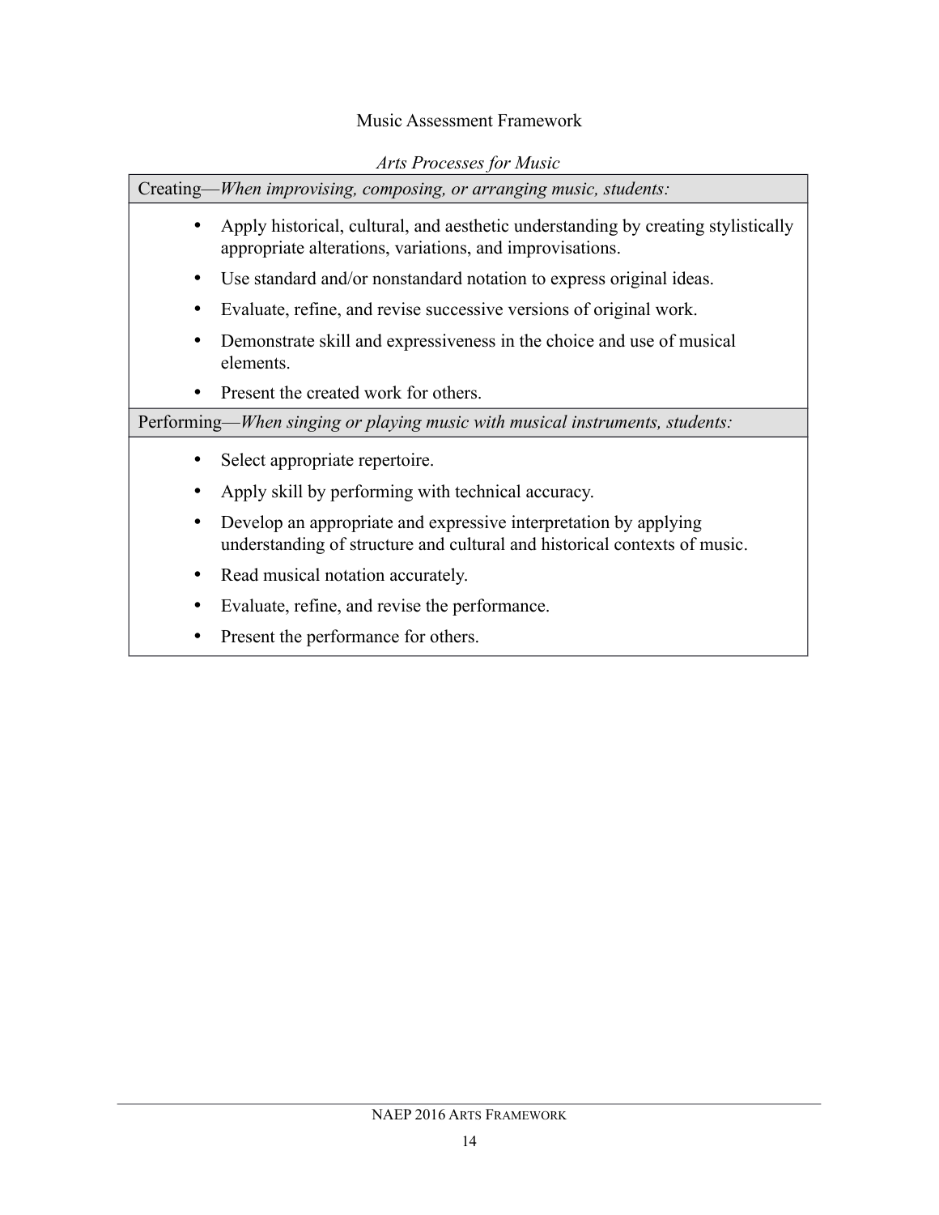Music Assessment Framework

*Arts Processes for Music*

| Creating—*When improvising, composing, or arranging music, students:* |
|---|
| • Apply historical, cultural, and aesthetic understanding by creating stylistically appropriate alterations, variations, and improvisations.<br>• Use standard and/or nonstandard notation to express original ideas.<br>• Evaluate, refine, and revise successive versions of original work.<br>• Demonstrate skill and expressiveness in the choice and use of musical elements.<br>• Present the created work for others. |
| Performing—*When singing or playing music with musical instruments, students:* |
| • Select appropriate repertoire.<br>• Apply skill by performing with technical accuracy.<br>• Develop an appropriate and expressive interpretation by applying understanding of structure and cultural and historical contexts of music.<br>• Read musical notation accurately.<br>• Evaluate, refine, and revise the performance.<br>• Present the performance for others. |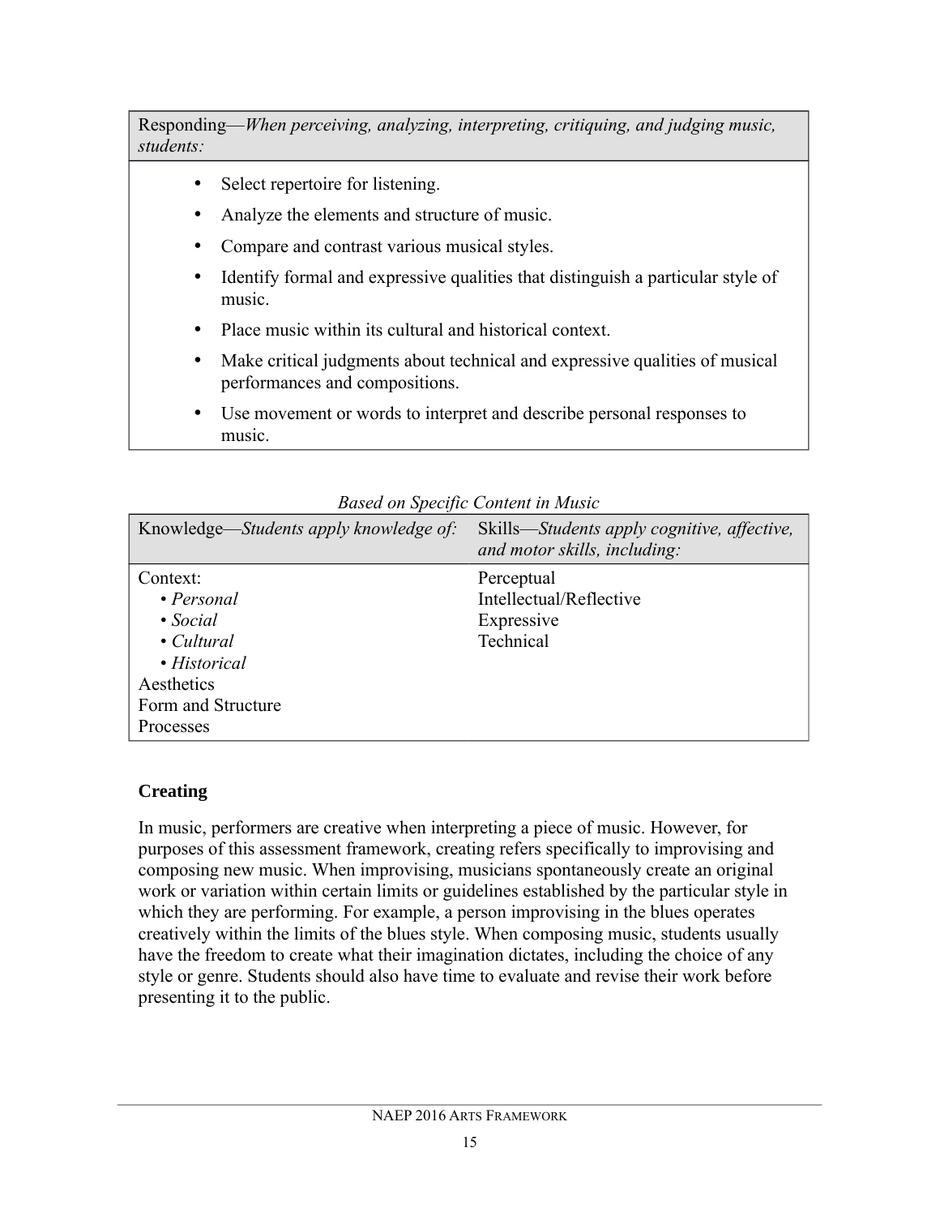| Responding—*When perceiving, analyzing, interpreting, critiquing, and judging music, students:* |
| --- |
| • Select repertoire for listening.<br>• Analyze the elements and structure of music.<br>• Compare and contrast various musical styles.<br>• Identify formal and expressive qualities that distinguish a particular style of music.<br>• Place music within its cultural and historical context.<br>• Make critical judgments about technical and expressive qualities of musical performances and compositions.<br>• Use movement or words to interpret and describe personal responses to music. |

*Based on Specific Content in Music*

| Knowledge—*Students apply knowledge of:* | Skills—*Students apply cognitive, affective, and motor skills, including:* |
| --- | --- |
| Context:<br>• *Personal*<br>• *Social*<br>• *Cultural*<br>• *Historical*<br>Aesthetics<br>Form and Structure<br>Processes | Perceptual<br>Intellectual/Reflective<br>Expressive<br>Technical |

**Creating**

In music, performers are creative when interpreting a piece of music. However, for purposes of this assessment framework, creating refers specifically to improvising and composing new music. When improvising, musicians spontaneously create an original work or variation within certain limits or guidelines established by the particular style in which they are performing. For example, a person improvising in the blues operates creatively within the limits of the blues style. When composing music, students usually have the freedom to create what their imagination dictates, including the choice of any style or genre. Students should also have time to evaluate and revise their work before presenting it to the public.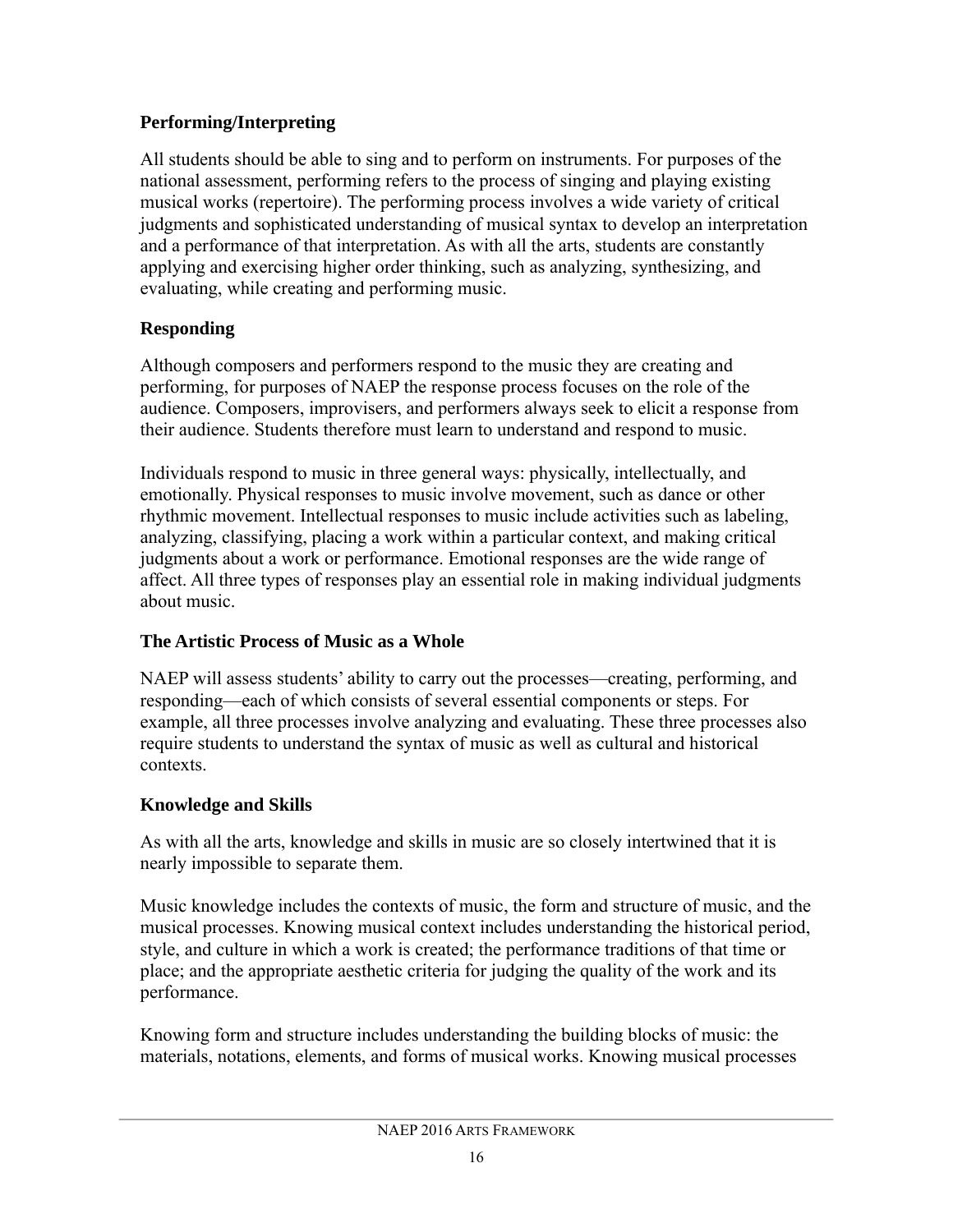### Performing/Interpreting

All students should be able to sing and to perform on instruments. For purposes of the national assessment, performing refers to the process of singing and playing existing musical works (repertoire). The performing process involves a wide variety of critical judgments and sophisticated understanding of musical syntax to develop an interpretation and a performance of that interpretation. As with all the arts, students are constantly applying and exercising higher order thinking, such as analyzing, synthesizing, and evaluating, while creating and performing music.

### Responding

Although composers and performers respond to the music they are creating and performing, for purposes of NAEP the response process focuses on the role of the audience. Composers, improvisers, and performers always seek to elicit a response from their audience. Students therefore must learn to understand and respond to music.

Individuals respond to music in three general ways: physically, intellectually, and emotionally. Physical responses to music involve movement, such as dance or other rhythmic movement. Intellectual responses to music include activities such as labeling, analyzing, classifying, placing a work within a particular context, and making critical judgments about a work or performance. Emotional responses are the wide range of affect. All three types of responses play an essential role in making individual judgments about music.

### The Artistic Process of Music as a Whole

NAEP will assess students' ability to carry out the processes—creating, performing, and responding—each of which consists of several essential components or steps. For example, all three processes involve analyzing and evaluating. These three processes also require students to understand the syntax of music as well as cultural and historical contexts.

### Knowledge and Skills

As with all the arts, knowledge and skills in music are so closely intertwined that it is nearly impossible to separate them.

Music knowledge includes the contexts of music, the form and structure of music, and the musical processes. Knowing musical context includes understanding the historical period, style, and culture in which a work is created; the performance traditions of that time or place; and the appropriate aesthetic criteria for judging the quality of the work and its performance.

Knowing form and structure includes understanding the building blocks of music: the materials, notations, elements, and forms of musical works. Knowing musical processes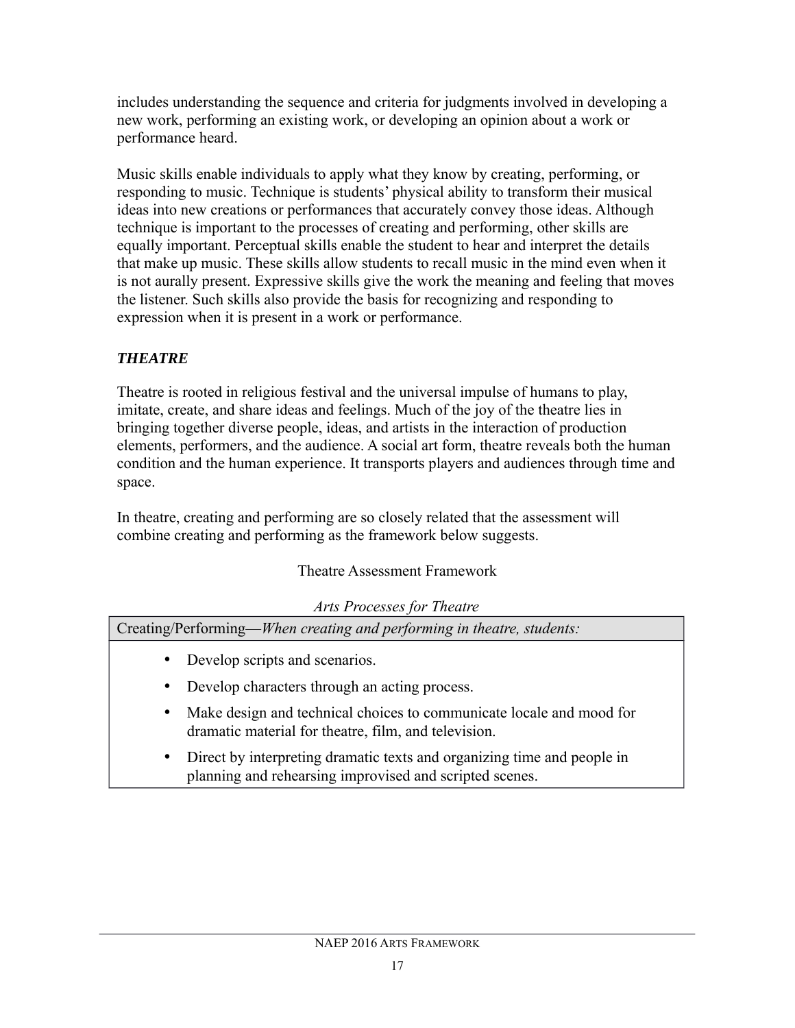includes understanding the sequence and criteria for judgments involved in developing a new work, performing an existing work, or developing an opinion about a work or performance heard.

Music skills enable individuals to apply what they know by creating, performing, or responding to music. Technique is students' physical ability to transform their musical ideas into new creations or performances that accurately convey those ideas. Although technique is important to the processes of creating and performing, other skills are equally important. Perceptual skills enable the student to hear and interpret the details that make up music. These skills allow students to recall music in the mind even when it is not aurally present. Expressive skills give the work the meaning and feeling that moves the listener. Such skills also provide the basis for recognizing and responding to expression when it is present in a work or performance.

### *THEATRE*

Theatre is rooted in religious festival and the universal impulse of humans to play, imitate, create, and share ideas and feelings. Much of the joy of the theatre lies in bringing together diverse people, ideas, and artists in the interaction of production elements, performers, and the audience. A social art form, theatre reveals both the human condition and the human experience. It transports players and audiences through time and space.

In theatre, creating and performing are so closely related that the assessment will combine creating and performing as the framework below suggests.

Theatre Assessment Framework

*Arts Processes for Theatre*

| Creating/Performing—*When creating and performing in theatre, students:* |
| --- |
| • Develop scripts and scenarios.<br>• Develop characters through an acting process.<br>• Make design and technical choices to communicate locale and mood for dramatic material for theatre, film, and television.<br>• Direct by interpreting dramatic texts and organizing time and people in planning and rehearsing improvised and scripted scenes. |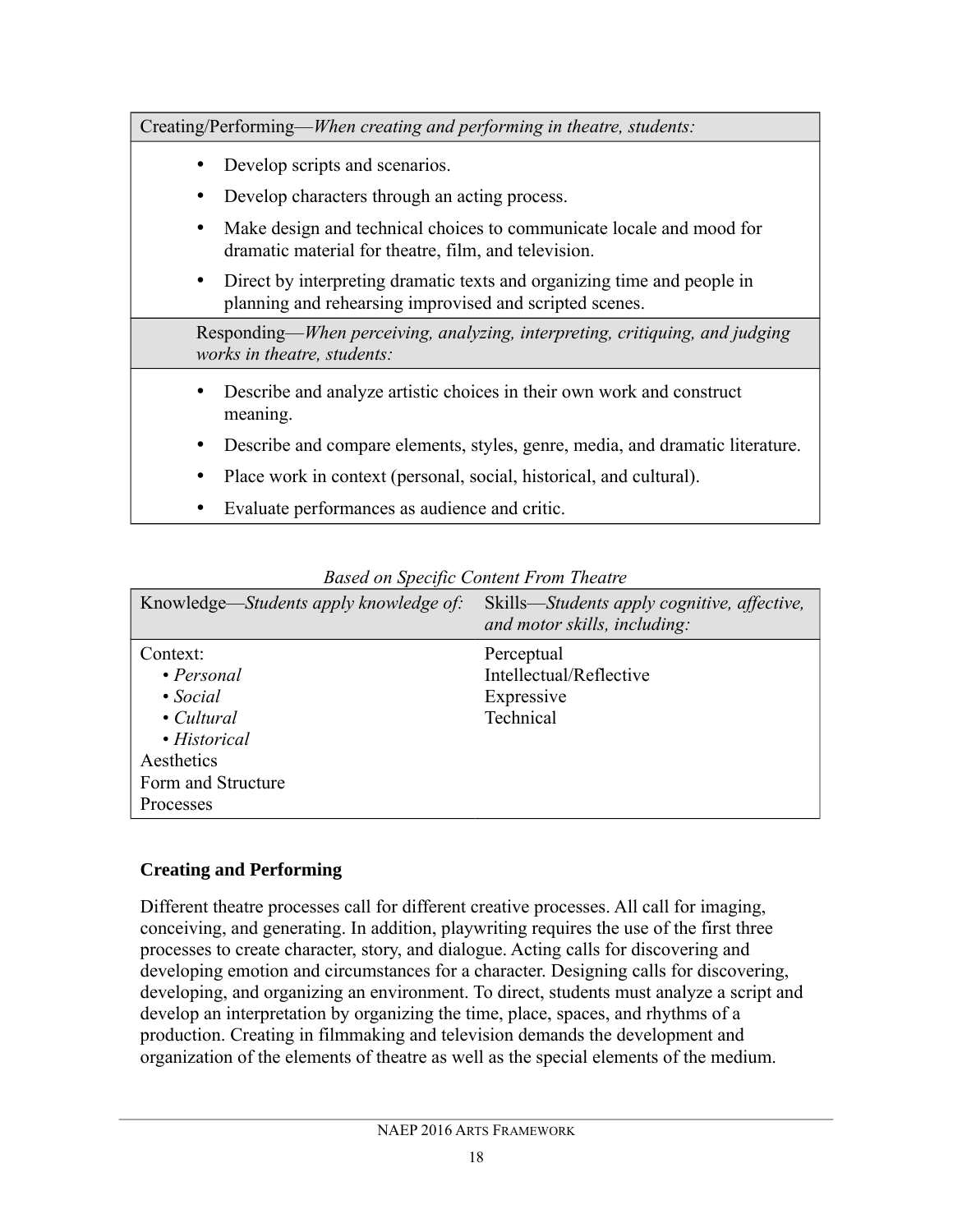| Creating/Performing—*When creating and performing in theatre, students:* |
|---|
| • Develop scripts and scenarios.<br>• Develop characters through an acting process.<br>• Make design and technical choices to communicate locale and mood for dramatic material for theatre, film, and television.<br>• Direct by interpreting dramatic texts and organizing time and people in planning and rehearsing improvised and scripted scenes. |
| Responding—*When perceiving, analyzing, interpreting, critiquing, and judging works in theatre, students:* |
| • Describe and analyze artistic choices in their own work and construct meaning.<br>• Describe and compare elements, styles, genre, media, and dramatic literature.<br>• Place work in context (personal, social, historical, and cultural).<br>• Evaluate performances as audience and critic. |

*Based on Specific Content From Theatre*

| Knowledge—*Students apply knowledge of:* | Skills—*Students apply cognitive, affective, and motor skills, including:* |
|---|---|
| Context:<br>• *Personal*<br>• *Social*<br>• *Cultural*<br>• *Historical*<br>Aesthetics<br>Form and Structure<br>Processes | Perceptual<br>Intellectual/Reflective<br>Expressive<br>Technical |

### Creating and Performing

Different theatre processes call for different creative processes. All call for imaging, conceiving, and generating. In addition, playwriting requires the use of the first three processes to create character, story, and dialogue. Acting calls for discovering and developing emotion and circumstances for a character. Designing calls for discovering, developing, and organizing an environment. To direct, students must analyze a script and develop an interpretation by organizing the time, place, spaces, and rhythms of a production. Creating in filmmaking and television demands the development and organization of the elements of theatre as well as the special elements of the medium.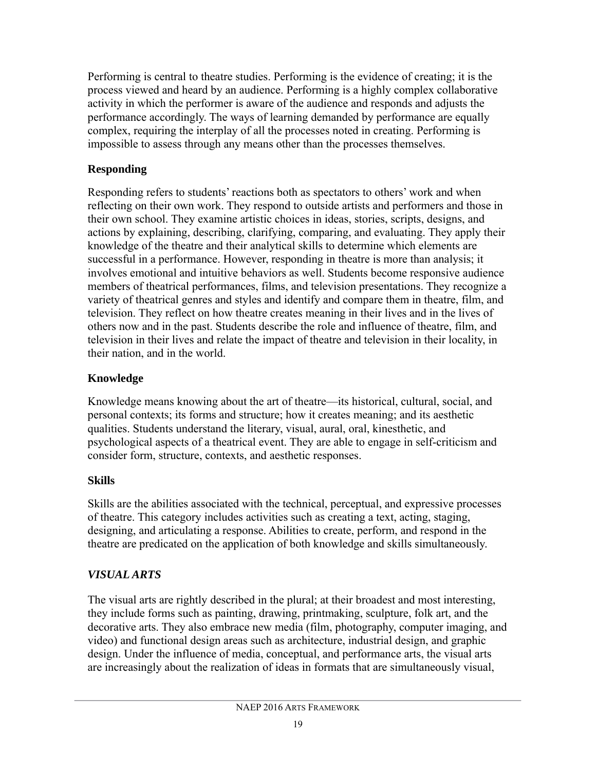Performing is central to theatre studies. Performing is the evidence of creating; it is the process viewed and heard by an audience. Performing is a highly complex collaborative activity in which the performer is aware of the audience and responds and adjusts the performance accordingly. The ways of learning demanded by performance are equally complex, requiring the interplay of all the processes noted in creating. Performing is impossible to assess through any means other than the processes themselves.

### Responding

Responding refers to students' reactions both as spectators to others' work and when reflecting on their own work. They respond to outside artists and performers and those in their own school. They examine artistic choices in ideas, stories, scripts, designs, and actions by explaining, describing, clarifying, comparing, and evaluating. They apply their knowledge of the theatre and their analytical skills to determine which elements are successful in a performance. However, responding in theatre is more than analysis; it involves emotional and intuitive behaviors as well. Students become responsive audience members of theatrical performances, films, and television presentations. They recognize a variety of theatrical genres and styles and identify and compare them in theatre, film, and television. They reflect on how theatre creates meaning in their lives and in the lives of others now and in the past. Students describe the role and influence of theatre, film, and television in their lives and relate the impact of theatre and television in their locality, in their nation, and in the world.

### Knowledge

Knowledge means knowing about the art of theatre—its historical, cultural, social, and personal contexts; its forms and structure; how it creates meaning; and its aesthetic qualities. Students understand the literary, visual, aural, oral, kinesthetic, and psychological aspects of a theatrical event. They are able to engage in self-criticism and consider form, structure, contexts, and aesthetic responses.

### Skills

Skills are the abilities associated with the technical, perceptual, and expressive processes of theatre. This category includes activities such as creating a text, acting, staging, designing, and articulating a response. Abilities to create, perform, and respond in the theatre are predicated on the application of both knowledge and skills simultaneously.

## *VISUAL ARTS*

The visual arts are rightly described in the plural; at their broadest and most interesting, they include forms such as painting, drawing, printmaking, sculpture, folk art, and the decorative arts. They also embrace new media (film, photography, computer imaging, and video) and functional design areas such as architecture, industrial design, and graphic design. Under the influence of media, conceptual, and performance arts, the visual arts are increasingly about the realization of ideas in formats that are simultaneously visual,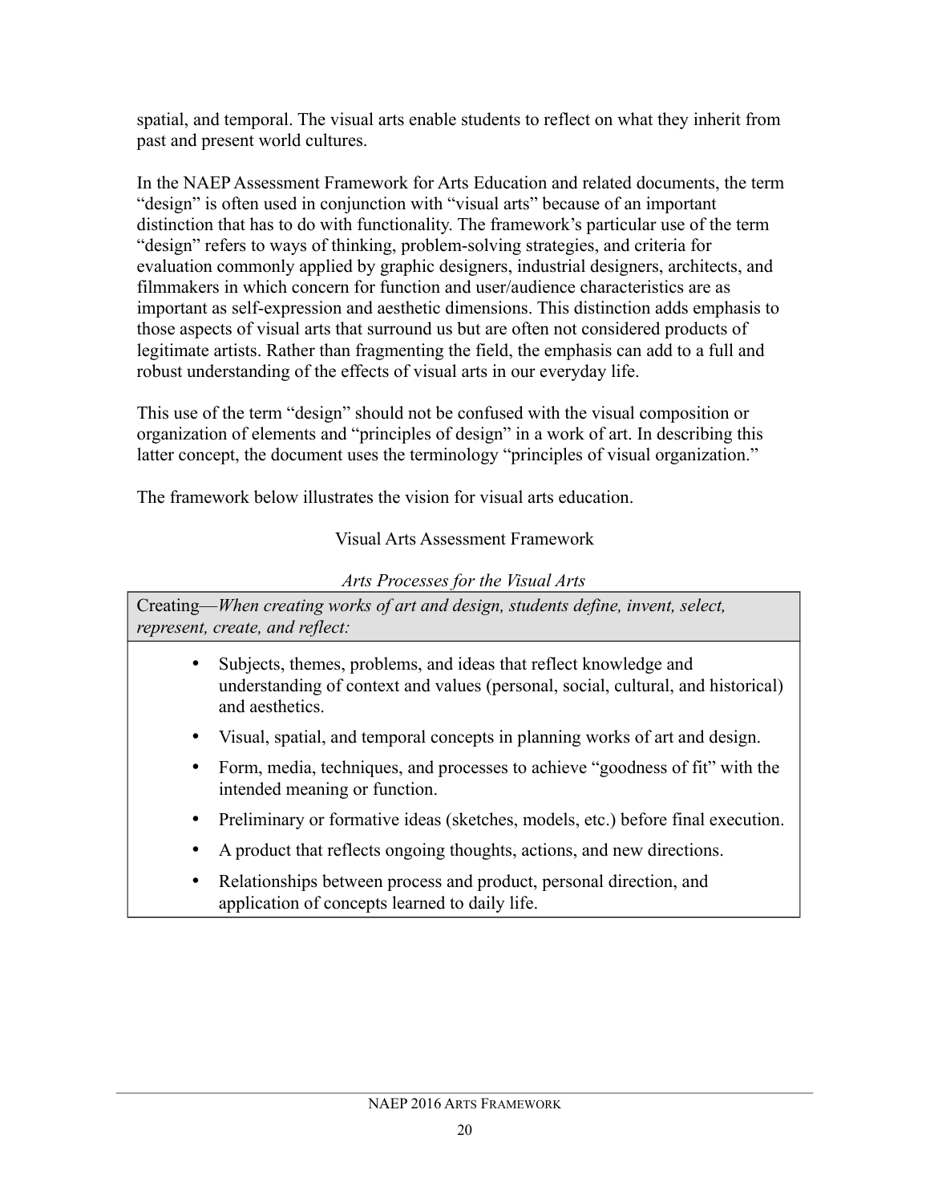spatial, and temporal. The visual arts enable students to reflect on what they inherit from past and present world cultures.

In the NAEP Assessment Framework for Arts Education and related documents, the term "design" is often used in conjunction with "visual arts" because of an important distinction that has to do with functionality. The framework's particular use of the term "design" refers to ways of thinking, problem-solving strategies, and criteria for evaluation commonly applied by graphic designers, industrial designers, architects, and filmmakers in which concern for function and user/audience characteristics are as important as self-expression and aesthetic dimensions. This distinction adds emphasis to those aspects of visual arts that surround us but are often not considered products of legitimate artists. Rather than fragmenting the field, the emphasis can add to a full and robust understanding of the effects of visual arts in our everyday life.

This use of the term "design" should not be confused with the visual composition or organization of elements and "principles of design" in a work of art. In describing this latter concept, the document uses the terminology "principles of visual organization."

The framework below illustrates the vision for visual arts education.

Visual Arts Assessment Framework

*Arts Processes for the Visual Arts*

| Creating—*When creating works of art and design, students define, invent, select, represent, create, and reflect:* |
|---|
| • Subjects, themes, problems, and ideas that reflect knowledge and understanding of context and values (personal, social, cultural, and historical) and aesthetics.<br>• Visual, spatial, and temporal concepts in planning works of art and design.<br>• Form, media, techniques, and processes to achieve "goodness of fit" with the intended meaning or function.<br>• Preliminary or formative ideas (sketches, models, etc.) before final execution.<br>• A product that reflects ongoing thoughts, actions, and new directions.<br>• Relationships between process and product, personal direction, and application of concepts learned to daily life. |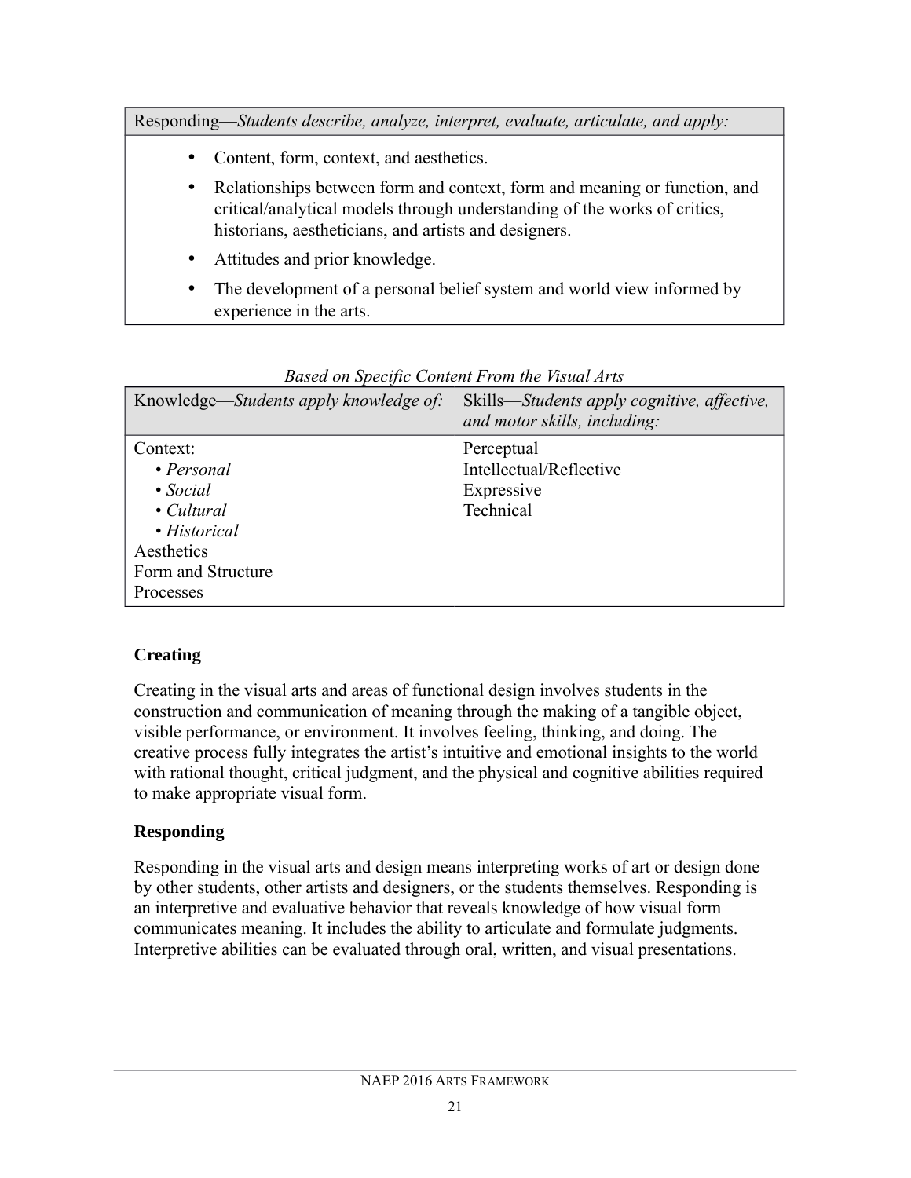| Responding—*Students describe, analyze, interpret, evaluate, articulate, and apply:* |
|---|
| • Content, form, context, and aesthetics.<br>• Relationships between form and context, form and meaning or function, and critical/analytical models through understanding of the works of critics, historians, aestheticians, and artists and designers.<br>• Attitudes and prior knowledge.<br>• The development of a personal belief system and world view informed by experience in the arts. |

*Based on Specific Content From the Visual Arts*

| Knowledge—*Students apply knowledge of:* | Skills—*Students apply cognitive, affective, and motor skills, including:* |
|---|---|
| Context:<br>• *Personal*<br>• *Social*<br>• *Cultural*<br>• *Historical*<br>Aesthetics<br>Form and Structure<br>Processes | Perceptual<br>Intellectual/Reflective<br>Expressive<br>Technical |

**Creating**

Creating in the visual arts and areas of functional design involves students in the construction and communication of meaning through the making of a tangible object, visible performance, or environment. It involves feeling, thinking, and doing. The creative process fully integrates the artist's intuitive and emotional insights to the world with rational thought, critical judgment, and the physical and cognitive abilities required to make appropriate visual form.

**Responding**

Responding in the visual arts and design means interpreting works of art or design done by other students, other artists and designers, or the students themselves. Responding is an interpretive and evaluative behavior that reveals knowledge of how visual form communicates meaning. It includes the ability to articulate and formulate judgments. Interpretive abilities can be evaluated through oral, written, and visual presentations.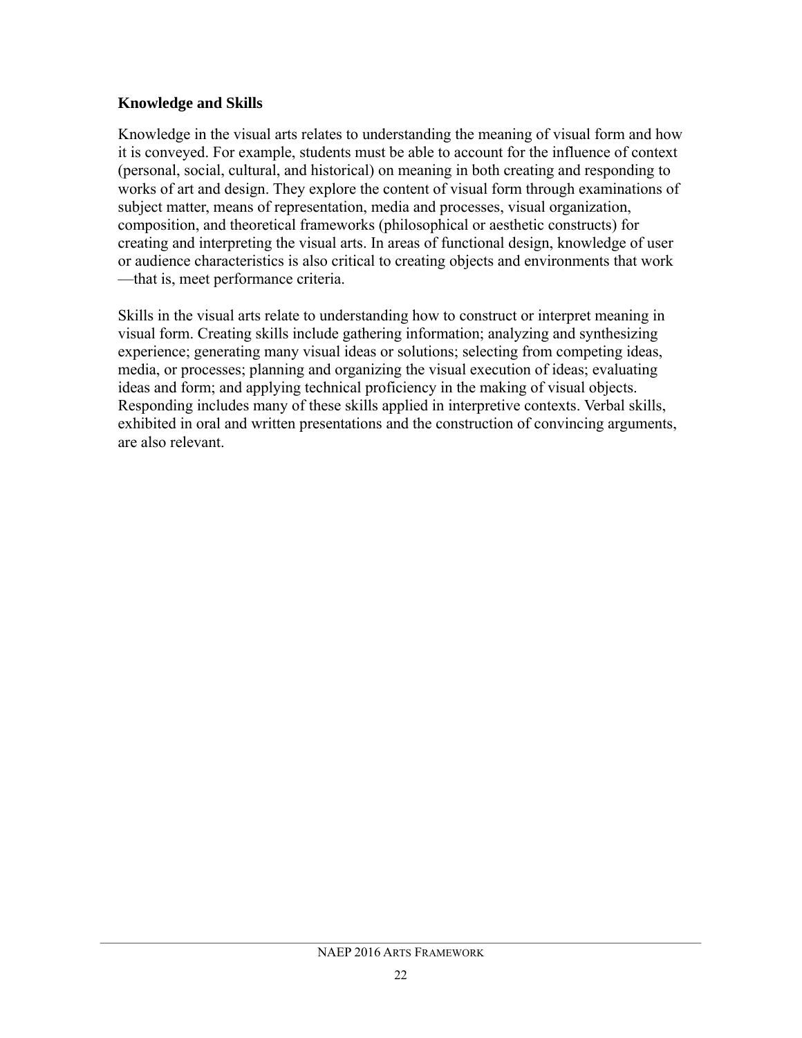**Knowledge and Skills**

Knowledge in the visual arts relates to understanding the meaning of visual form and how it is conveyed. For example, students must be able to account for the influence of context (personal, social, cultural, and historical) on meaning in both creating and responding to works of art and design. They explore the content of visual form through examinations of subject matter, means of representation, media and processes, visual organization, composition, and theoretical frameworks (philosophical or aesthetic constructs) for creating and interpreting the visual arts. In areas of functional design, knowledge of user or audience characteristics is also critical to creating objects and environments that work—that is, meet performance criteria.

Skills in the visual arts relate to understanding how to construct or interpret meaning in visual form. Creating skills include gathering information; analyzing and synthesizing experience; generating many visual ideas or solutions; selecting from competing ideas, media, or processes; planning and organizing the visual execution of ideas; evaluating ideas and form; and applying technical proficiency in the making of visual objects. Responding includes many of these skills applied in interpretive contexts. Verbal skills, exhibited in oral and written presentations and the construction of convincing arguments, are also relevant.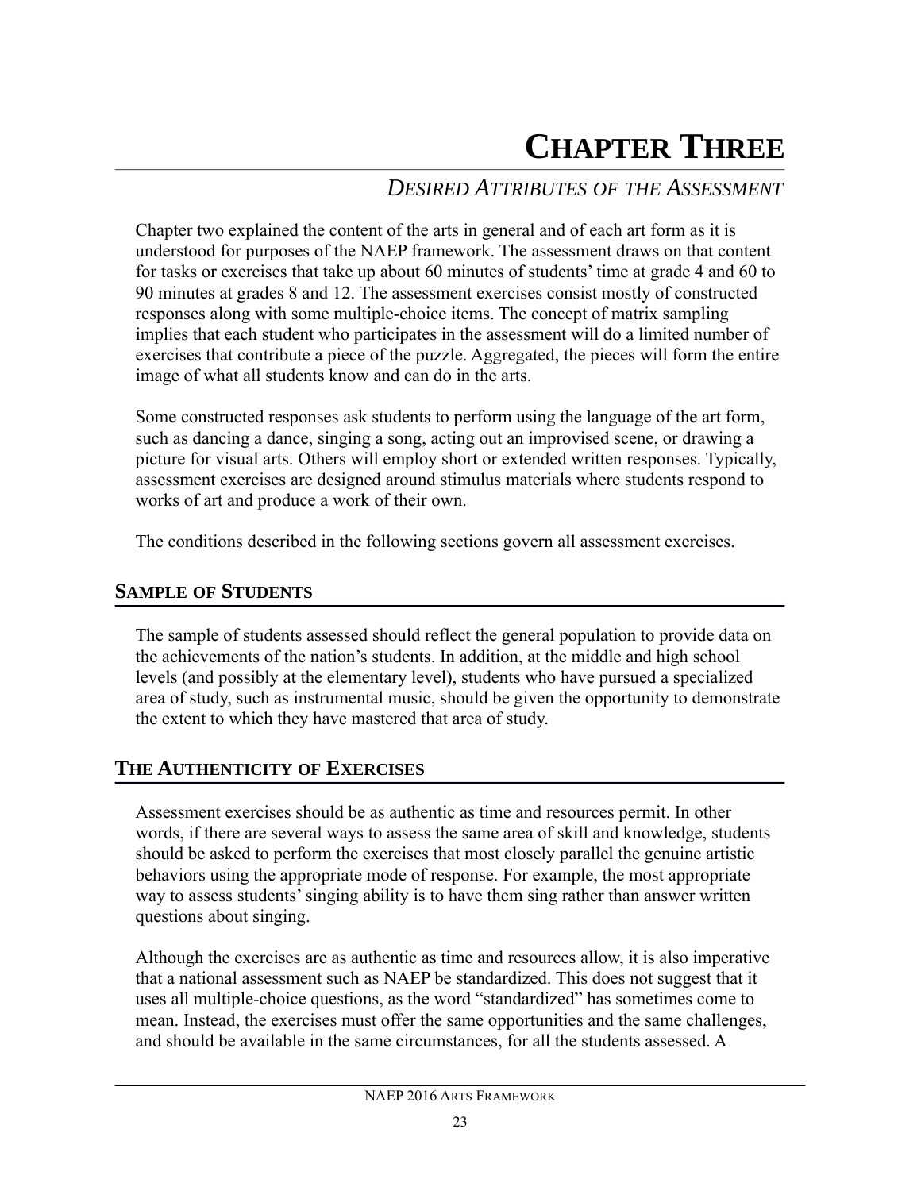# CHAPTER THREE

## *DESIRED ATTRIBUTES OF THE ASSESSMENT*

Chapter two explained the content of the arts in general and of each art form as it is understood for purposes of the NAEP framework. The assessment draws on that content for tasks or exercises that take up about 60 minutes of students' time at grade 4 and 60 to 90 minutes at grades 8 and 12. The assessment exercises consist mostly of constructed responses along with some multiple-choice items. The concept of matrix sampling implies that each student who participates in the assessment will do a limited number of exercises that contribute a piece of the puzzle. Aggregated, the pieces will form the entire image of what all students know and can do in the arts.

Some constructed responses ask students to perform using the language of the art form, such as dancing a dance, singing a song, acting out an improvised scene, or drawing a picture for visual arts. Others will employ short or extended written responses. Typically, assessment exercises are designed around stimulus materials where students respond to works of art and produce a work of their own.

The conditions described in the following sections govern all assessment exercises.

### SAMPLE OF STUDENTS

The sample of students assessed should reflect the general population to provide data on the achievements of the nation's students. In addition, at the middle and high school levels (and possibly at the elementary level), students who have pursued a specialized area of study, such as instrumental music, should be given the opportunity to demonstrate the extent to which they have mastered that area of study.

### THE AUTHENTICITY OF EXERCISES

Assessment exercises should be as authentic as time and resources permit. In other words, if there are several ways to assess the same area of skill and knowledge, students should be asked to perform the exercises that most closely parallel the genuine artistic behaviors using the appropriate mode of response. For example, the most appropriate way to assess students' singing ability is to have them sing rather than answer written questions about singing.

Although the exercises are as authentic as time and resources allow, it is also imperative that a national assessment such as NAEP be standardized. This does not suggest that it uses all multiple-choice questions, as the word "standardized" has sometimes come to mean. Instead, the exercises must offer the same opportunities and the same challenges, and should be available in the same circumstances, for all the students assessed. A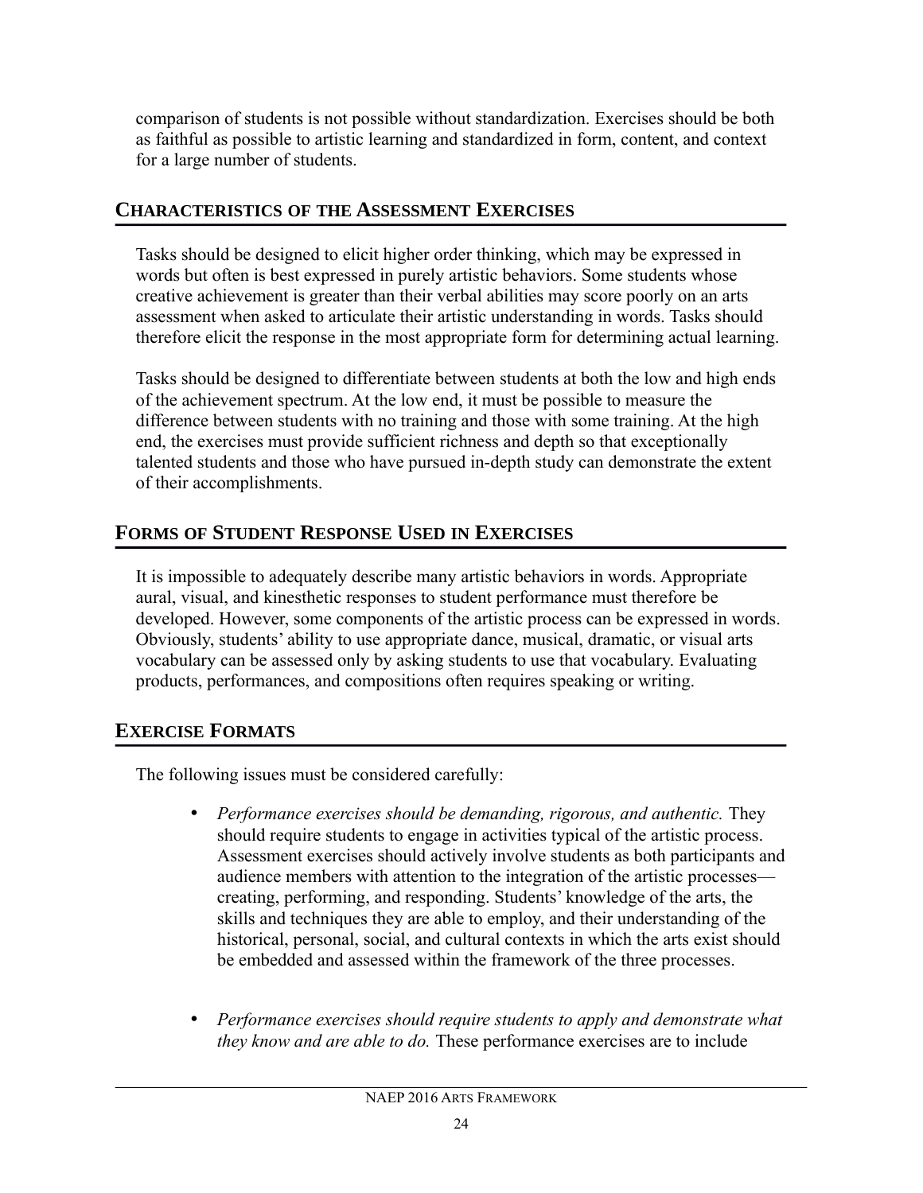comparison of students is not possible without standardization. Exercises should be both as faithful as possible to artistic learning and standardized in form, content, and context for a large number of students.

## Characteristics of the Assessment Exercises

Tasks should be designed to elicit higher order thinking, which may be expressed in words but often is best expressed in purely artistic behaviors. Some students whose creative achievement is greater than their verbal abilities may score poorly on an arts assessment when asked to articulate their artistic understanding in words. Tasks should therefore elicit the response in the most appropriate form for determining actual learning.

Tasks should be designed to differentiate between students at both the low and high ends of the achievement spectrum. At the low end, it must be possible to measure the difference between students with no training and those with some training. At the high end, the exercises must provide sufficient richness and depth so that exceptionally talented students and those who have pursued in-depth study can demonstrate the extent of their accomplishments.

## Forms of Student Response Used in Exercises

It is impossible to adequately describe many artistic behaviors in words. Appropriate aural, visual, and kinesthetic responses to student performance must therefore be developed. However, some components of the artistic process can be expressed in words. Obviously, students' ability to use appropriate dance, musical, dramatic, or visual arts vocabulary can be assessed only by asking students to use that vocabulary. Evaluating products, performances, and compositions often requires speaking or writing.

## Exercise Formats

The following issues must be considered carefully:

- *Performance exercises should be demanding, rigorous, and authentic.* They should require students to engage in activities typical of the artistic process. Assessment exercises should actively involve students as both participants and audience members with attention to the integration of the artistic processes—creating, performing, and responding. Students' knowledge of the arts, the skills and techniques they are able to employ, and their understanding of the historical, personal, social, and cultural contexts in which the arts exist should be embedded and assessed within the framework of the three processes.

- *Performance exercises should require students to apply and demonstrate what they know and are able to do.* These performance exercises are to include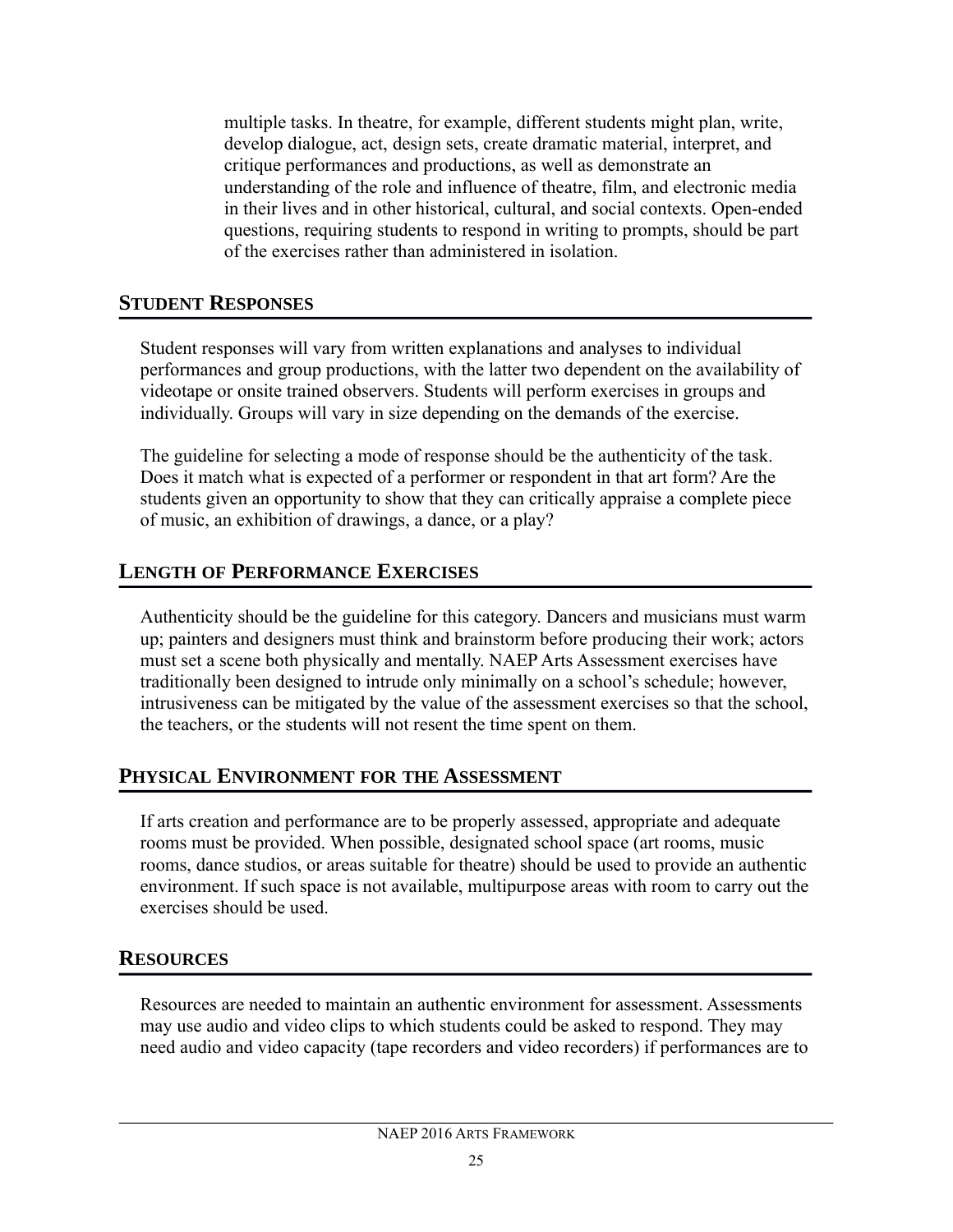multiple tasks. In theatre, for example, different students might plan, write, develop dialogue, act, design sets, create dramatic material, interpret, and critique performances and productions, as well as demonstrate an understanding of the role and influence of theatre, film, and electronic media in their lives and in other historical, cultural, and social contexts. Open-ended questions, requiring students to respond in writing to prompts, should be part of the exercises rather than administered in isolation.

## STUDENT RESPONSES

Student responses will vary from written explanations and analyses to individual performances and group productions, with the latter two dependent on the availability of videotape or onsite trained observers. Students will perform exercises in groups and individually. Groups will vary in size depending on the demands of the exercise.

The guideline for selecting a mode of response should be the authenticity of the task. Does it match what is expected of a performer or respondent in that art form? Are the students given an opportunity to show that they can critically appraise a complete piece of music, an exhibition of drawings, a dance, or a play?

## LENGTH OF PERFORMANCE EXERCISES

Authenticity should be the guideline for this category. Dancers and musicians must warm up; painters and designers must think and brainstorm before producing their work; actors must set a scene both physically and mentally. NAEP Arts Assessment exercises have traditionally been designed to intrude only minimally on a school's schedule; however, intrusiveness can be mitigated by the value of the assessment exercises so that the school, the teachers, or the students will not resent the time spent on them.

## PHYSICAL ENVIRONMENT FOR THE ASSESSMENT

If arts creation and performance are to be properly assessed, appropriate and adequate rooms must be provided. When possible, designated school space (art rooms, music rooms, dance studios, or areas suitable for theatre) should be used to provide an authentic environment. If such space is not available, multipurpose areas with room to carry out the exercises should be used.

## RESOURCES

Resources are needed to maintain an authentic environment for assessment. Assessments may use audio and video clips to which students could be asked to respond. They may need audio and video capacity (tape recorders and video recorders) if performances are to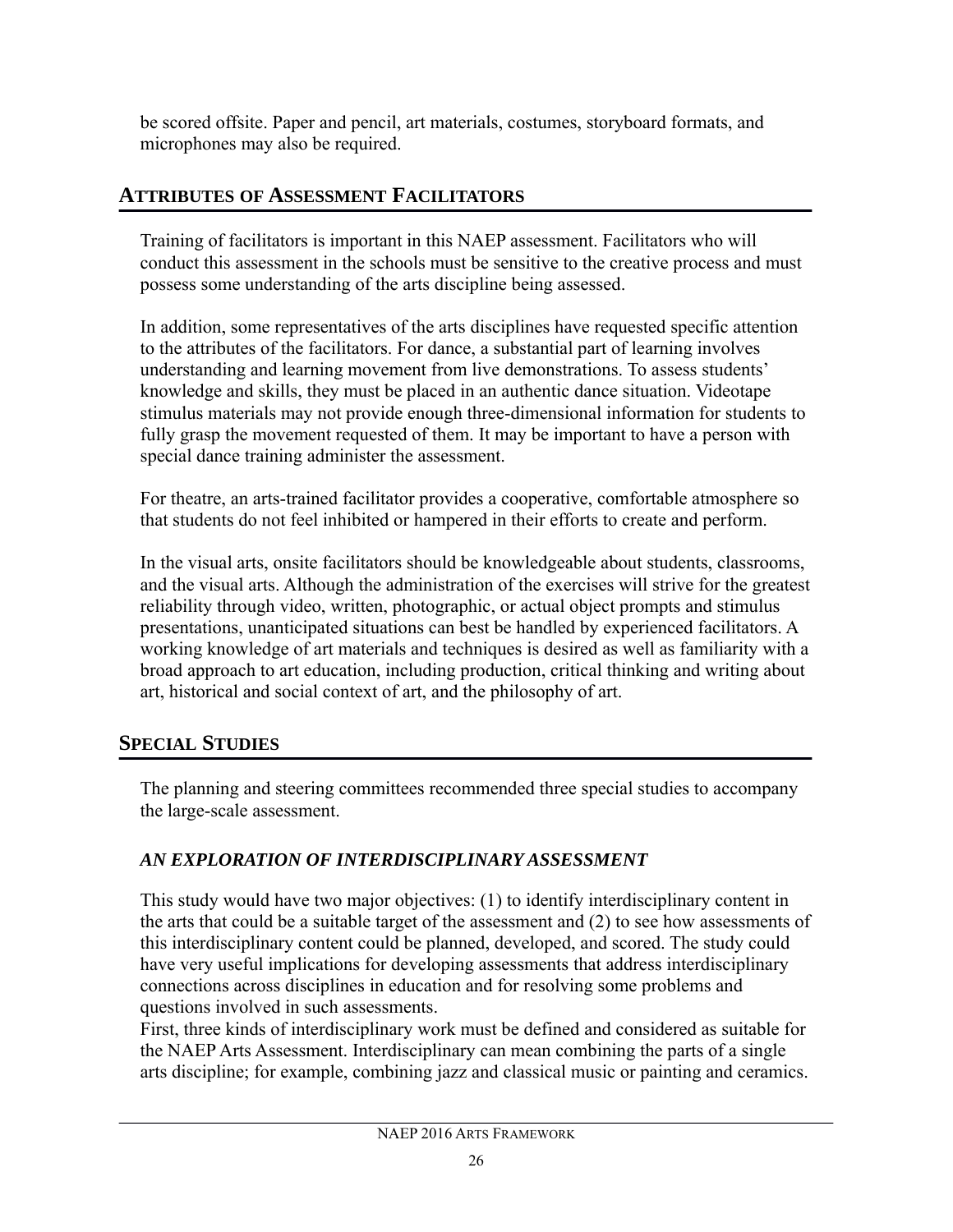be scored offsite. Paper and pencil, art materials, costumes, storyboard formats, and microphones may also be required.

## ATTRIBUTES OF ASSESSMENT FACILITATORS

Training of facilitators is important in this NAEP assessment. Facilitators who will conduct this assessment in the schools must be sensitive to the creative process and must possess some understanding of the arts discipline being assessed.

In addition, some representatives of the arts disciplines have requested specific attention to the attributes of the facilitators. For dance, a substantial part of learning involves understanding and learning movement from live demonstrations. To assess students' knowledge and skills, they must be placed in an authentic dance situation. Videotape stimulus materials may not provide enough three-dimensional information for students to fully grasp the movement requested of them. It may be important to have a person with special dance training administer the assessment.

For theatre, an arts-trained facilitator provides a cooperative, comfortable atmosphere so that students do not feel inhibited or hampered in their efforts to create and perform.

In the visual arts, onsite facilitators should be knowledgeable about students, classrooms, and the visual arts. Although the administration of the exercises will strive for the greatest reliability through video, written, photographic, or actual object prompts and stimulus presentations, unanticipated situations can best be handled by experienced facilitators. A working knowledge of art materials and techniques is desired as well as familiarity with a broad approach to art education, including production, critical thinking and writing about art, historical and social context of art, and the philosophy of art.

## SPECIAL STUDIES

The planning and steering committees recommended three special studies to accompany the large-scale assessment.

### *AN EXPLORATION OF INTERDISCIPLINARY ASSESSMENT*

This study would have two major objectives: (1) to identify interdisciplinary content in the arts that could be a suitable target of the assessment and (2) to see how assessments of this interdisciplinary content could be planned, developed, and scored. The study could have very useful implications for developing assessments that address interdisciplinary connections across disciplines in education and for resolving some problems and questions involved in such assessments.

First, three kinds of interdisciplinary work must be defined and considered as suitable for the NAEP Arts Assessment. Interdisciplinary can mean combining the parts of a single arts discipline; for example, combining jazz and classical music or painting and ceramics.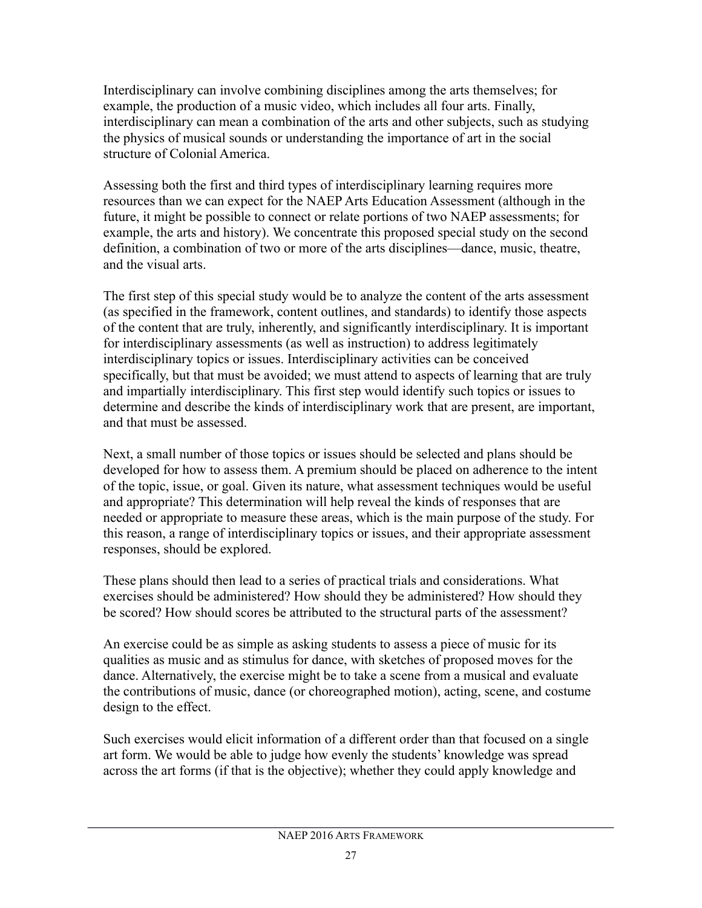Interdisciplinary can involve combining disciplines among the arts themselves; for example, the production of a music video, which includes all four arts. Finally, interdisciplinary can mean a combination of the arts and other subjects, such as studying the physics of musical sounds or understanding the importance of art in the social structure of Colonial America.

Assessing both the first and third types of interdisciplinary learning requires more resources than we can expect for the NAEP Arts Education Assessment (although in the future, it might be possible to connect or relate portions of two NAEP assessments; for example, the arts and history). We concentrate this proposed special study on the second definition, a combination of two or more of the arts disciplines—dance, music, theatre, and the visual arts.

The first step of this special study would be to analyze the content of the arts assessment (as specified in the framework, content outlines, and standards) to identify those aspects of the content that are truly, inherently, and significantly interdisciplinary. It is important for interdisciplinary assessments (as well as instruction) to address legitimately interdisciplinary topics or issues. Interdisciplinary activities can be conceived specifically, but that must be avoided; we must attend to aspects of learning that are truly and impartially interdisciplinary. This first step would identify such topics or issues to determine and describe the kinds of interdisciplinary work that are present, are important, and that must be assessed.

Next, a small number of those topics or issues should be selected and plans should be developed for how to assess them. A premium should be placed on adherence to the intent of the topic, issue, or goal. Given its nature, what assessment techniques would be useful and appropriate? This determination will help reveal the kinds of responses that are needed or appropriate to measure these areas, which is the main purpose of the study. For this reason, a range of interdisciplinary topics or issues, and their appropriate assessment responses, should be explored.

These plans should then lead to a series of practical trials and considerations. What exercises should be administered? How should they be administered? How should they be scored? How should scores be attributed to the structural parts of the assessment?

An exercise could be as simple as asking students to assess a piece of music for its qualities as music and as stimulus for dance, with sketches of proposed moves for the dance. Alternatively, the exercise might be to take a scene from a musical and evaluate the contributions of music, dance (or choreographed motion), acting, scene, and costume design to the effect.

Such exercises would elicit information of a different order than that focused on a single art form. We would be able to judge how evenly the students' knowledge was spread across the art forms (if that is the objective); whether they could apply knowledge and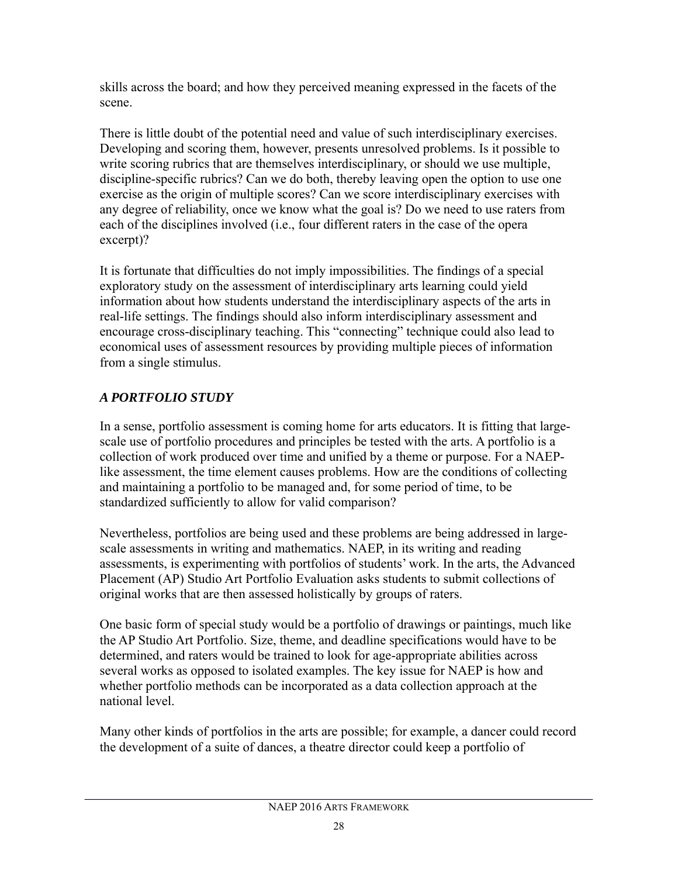skills across the board; and how they perceived meaning expressed in the facets of the scene.

There is little doubt of the potential need and value of such interdisciplinary exercises. Developing and scoring them, however, presents unresolved problems. Is it possible to write scoring rubrics that are themselves interdisciplinary, or should we use multiple, discipline-specific rubrics? Can we do both, thereby leaving open the option to use one exercise as the origin of multiple scores? Can we score interdisciplinary exercises with any degree of reliability, once we know what the goal is? Do we need to use raters from each of the disciplines involved (i.e., four different raters in the case of the opera excerpt)?

It is fortunate that difficulties do not imply impossibilities. The findings of a special exploratory study on the assessment of interdisciplinary arts learning could yield information about how students understand the interdisciplinary aspects of the arts in real-life settings. The findings should also inform interdisciplinary assessment and encourage cross-disciplinary teaching. This "connecting" technique could also lead to economical uses of assessment resources by providing multiple pieces of information from a single stimulus.

### *A PORTFOLIO STUDY*

In a sense, portfolio assessment is coming home for arts educators. It is fitting that large-scale use of portfolio procedures and principles be tested with the arts. A portfolio is a collection of work produced over time and unified by a theme or purpose. For a NAEP-like assessment, the time element causes problems. How are the conditions of collecting and maintaining a portfolio to be managed and, for some period of time, to be standardized sufficiently to allow for valid comparison?

Nevertheless, portfolios are being used and these problems are being addressed in large-scale assessments in writing and mathematics. NAEP, in its writing and reading assessments, is experimenting with portfolios of students' work. In the arts, the Advanced Placement (AP) Studio Art Portfolio Evaluation asks students to submit collections of original works that are then assessed holistically by groups of raters.

One basic form of special study would be a portfolio of drawings or paintings, much like the AP Studio Art Portfolio. Size, theme, and deadline specifications would have to be determined, and raters would be trained to look for age-appropriate abilities across several works as opposed to isolated examples. The key issue for NAEP is how and whether portfolio methods can be incorporated as a data collection approach at the national level.

Many other kinds of portfolios in the arts are possible; for example, a dancer could record the development of a suite of dances, a theatre director could keep a portfolio of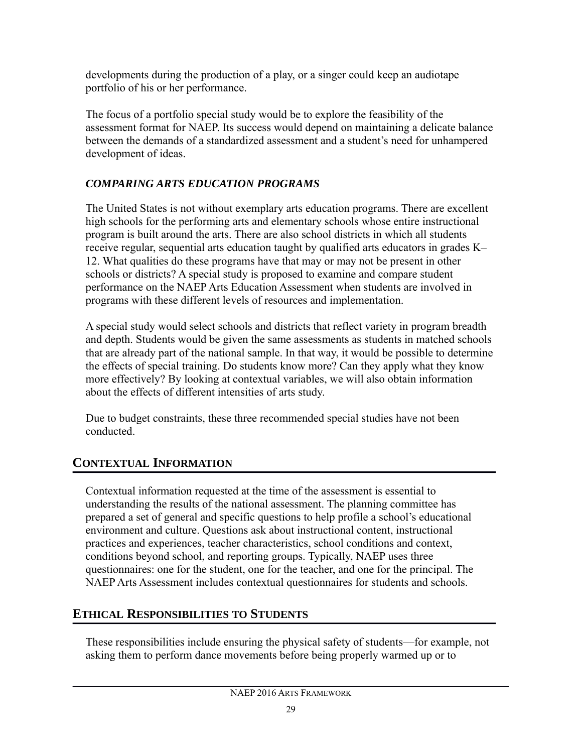developments during the production of a play, or a singer could keep an audiotape portfolio of his or her performance.

The focus of a portfolio special study would be to explore the feasibility of the assessment format for NAEP. Its success would depend on maintaining a delicate balance between the demands of a standardized assessment and a student's need for unhampered development of ideas.

### *COMPARING ARTS EDUCATION PROGRAMS*

The United States is not without exemplary arts education programs. There are excellent high schools for the performing arts and elementary schools whose entire instructional program is built around the arts. There are also school districts in which all students receive regular, sequential arts education taught by qualified arts educators in grades K–12. What qualities do these programs have that may or may not be present in other schools or districts? A special study is proposed to examine and compare student performance on the NAEP Arts Education Assessment when students are involved in programs with these different levels of resources and implementation.

A special study would select schools and districts that reflect variety in program breadth and depth. Students would be given the same assessments as students in matched schools that are already part of the national sample. In that way, it would be possible to determine the effects of special training. Do students know more? Can they apply what they know more effectively? By looking at contextual variables, we will also obtain information about the effects of different intensities of arts study.

Due to budget constraints, these three recommended special studies have not been conducted.

## CONTEXTUAL INFORMATION

Contextual information requested at the time of the assessment is essential to understanding the results of the national assessment. The planning committee has prepared a set of general and specific questions to help profile a school's educational environment and culture. Questions ask about instructional content, instructional practices and experiences, teacher characteristics, school conditions and context, conditions beyond school, and reporting groups. Typically, NAEP uses three questionnaires: one for the student, one for the teacher, and one for the principal. The NAEP Arts Assessment includes contextual questionnaires for students and schools.

## ETHICAL RESPONSIBILITIES TO STUDENTS

These responsibilities include ensuring the physical safety of students—for example, not asking them to perform dance movements before being properly warmed up or to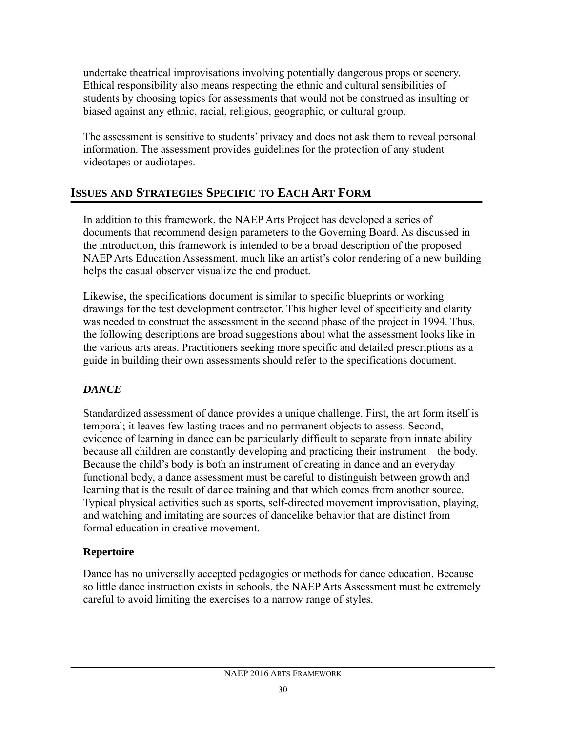undertake theatrical improvisations involving potentially dangerous props or scenery. Ethical responsibility also means respecting the ethnic and cultural sensibilities of students by choosing topics for assessments that would not be construed as insulting or biased against any ethnic, racial, religious, geographic, or cultural group.

The assessment is sensitive to students' privacy and does not ask them to reveal personal information. The assessment provides guidelines for the protection of any student videotapes or audiotapes.

## ISSUES AND STRATEGIES SPECIFIC TO EACH ART FORM

In addition to this framework, the NAEP Arts Project has developed a series of documents that recommend design parameters to the Governing Board. As discussed in the introduction, this framework is intended to be a broad description of the proposed NAEP Arts Education Assessment, much like an artist's color rendering of a new building helps the casual observer visualize the end product.

Likewise, the specifications document is similar to specific blueprints or working drawings for the test development contractor. This higher level of specificity and clarity was needed to construct the assessment in the second phase of the project in 1994. Thus, the following descriptions are broad suggestions about what the assessment looks like in the various arts areas. Practitioners seeking more specific and detailed prescriptions as a guide in building their own assessments should refer to the specifications document.

### *DANCE*

Standardized assessment of dance provides a unique challenge. First, the art form itself is temporal; it leaves few lasting traces and no permanent objects to assess. Second, evidence of learning in dance can be particularly difficult to separate from innate ability because all children are constantly developing and practicing their instrument—the body. Because the child's body is both an instrument of creating in dance and an everyday functional body, a dance assessment must be careful to distinguish between growth and learning that is the result of dance training and that which comes from another source. Typical physical activities such as sports, self-directed movement improvisation, playing, and watching and imitating are sources of dancelike behavior that are distinct from formal education in creative movement.

#### Repertoire

Dance has no universally accepted pedagogies or methods for dance education. Because so little dance instruction exists in schools, the NAEP Arts Assessment must be extremely careful to avoid limiting the exercises to a narrow range of styles.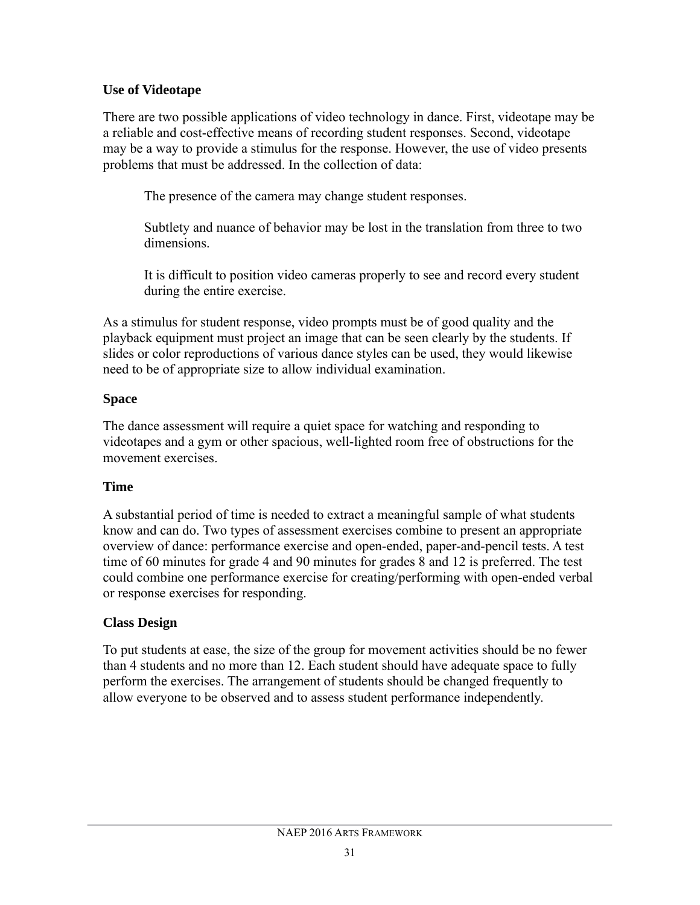### Use of Videotape

There are two possible applications of video technology in dance. First, videotape may be a reliable and cost-effective means of recording student responses. Second, videotape may be a way to provide a stimulus for the response. However, the use of video presents problems that must be addressed. In the collection of data:

> The presence of the camera may change student responses.
>
> Subtlety and nuance of behavior may be lost in the translation from three to two dimensions.
>
> It is difficult to position video cameras properly to see and record every student during the entire exercise.

As a stimulus for student response, video prompts must be of good quality and the playback equipment must project an image that can be seen clearly by the students. If slides or color reproductions of various dance styles can be used, they would likewise need to be of appropriate size to allow individual examination.

### Space

The dance assessment will require a quiet space for watching and responding to videotapes and a gym or other spacious, well-lighted room free of obstructions for the movement exercises.

### Time

A substantial period of time is needed to extract a meaningful sample of what students know and can do. Two types of assessment exercises combine to present an appropriate overview of dance: performance exercise and open-ended, paper-and-pencil tests. A test time of 60 minutes for grade 4 and 90 minutes for grades 8 and 12 is preferred. The test could combine one performance exercise for creating/performing with open-ended verbal or response exercises for responding.

### Class Design

To put students at ease, the size of the group for movement activities should be no fewer than 4 students and no more than 12. Each student should have adequate space to fully perform the exercises. The arrangement of students should be changed frequently to allow everyone to be observed and to assess student performance independently.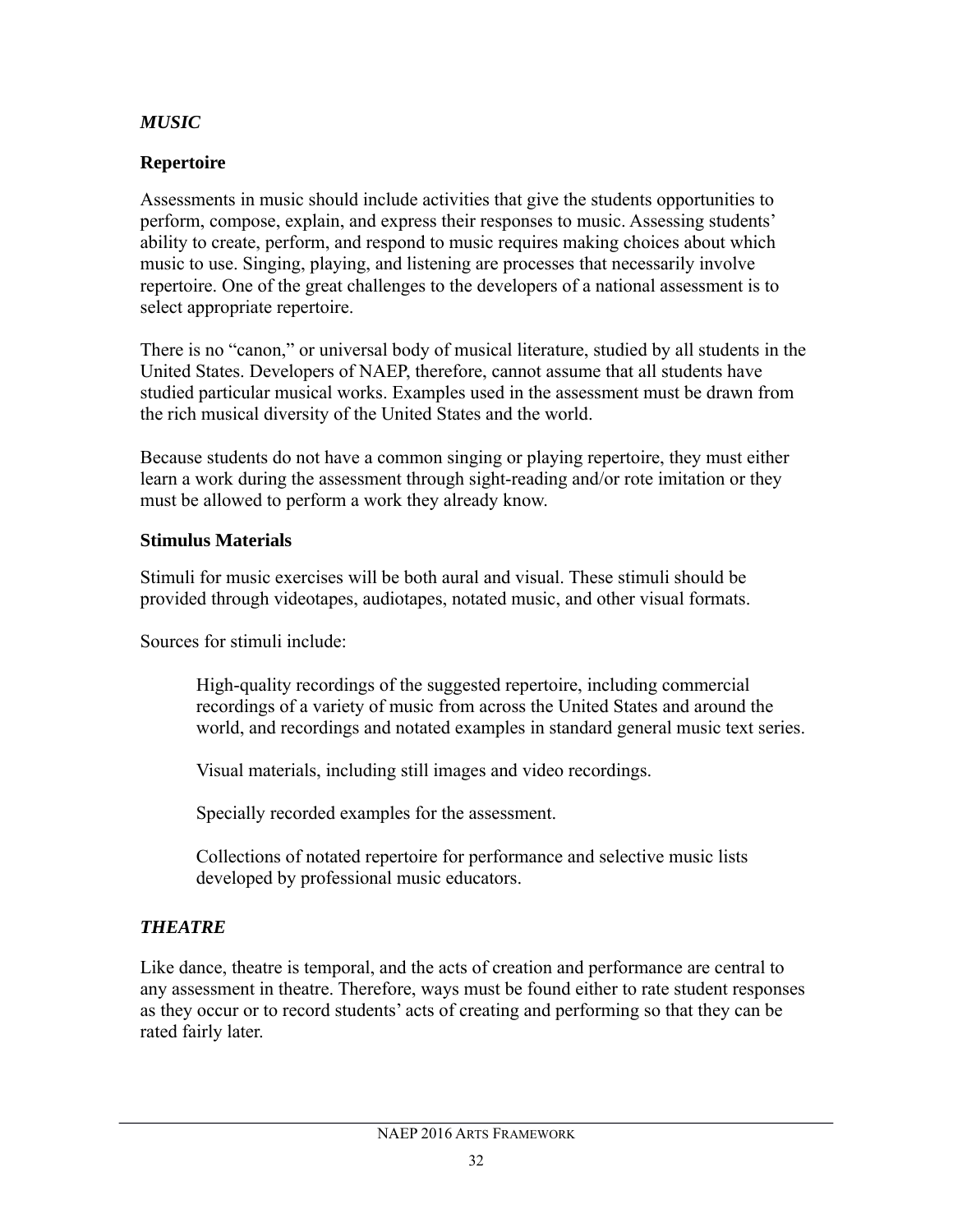### *MUSIC*

#### Repertoire

Assessments in music should include activities that give the students opportunities to perform, compose, explain, and express their responses to music. Assessing students' ability to create, perform, and respond to music requires making choices about which music to use. Singing, playing, and listening are processes that necessarily involve repertoire. One of the great challenges to the developers of a national assessment is to select appropriate repertoire.

There is no "canon," or universal body of musical literature, studied by all students in the United States. Developers of NAEP, therefore, cannot assume that all students have studied particular musical works. Examples used in the assessment must be drawn from the rich musical diversity of the United States and the world.

Because students do not have a common singing or playing repertoire, they must either learn a work during the assessment through sight-reading and/or rote imitation or they must be allowed to perform a work they already know.

#### Stimulus Materials

Stimuli for music exercises will be both aural and visual. These stimuli should be provided through videotapes, audiotapes, notated music, and other visual formats.

Sources for stimuli include:

> High-quality recordings of the suggested repertoire, including commercial recordings of a variety of music from across the United States and around the world, and recordings and notated examples in standard general music text series.
>
> Visual materials, including still images and video recordings.
>
> Specially recorded examples for the assessment.
>
> Collections of notated repertoire for performance and selective music lists developed by professional music educators.

### *THEATRE*

Like dance, theatre is temporal, and the acts of creation and performance are central to any assessment in theatre. Therefore, ways must be found either to rate student responses as they occur or to record students' acts of creating and performing so that they can be rated fairly later.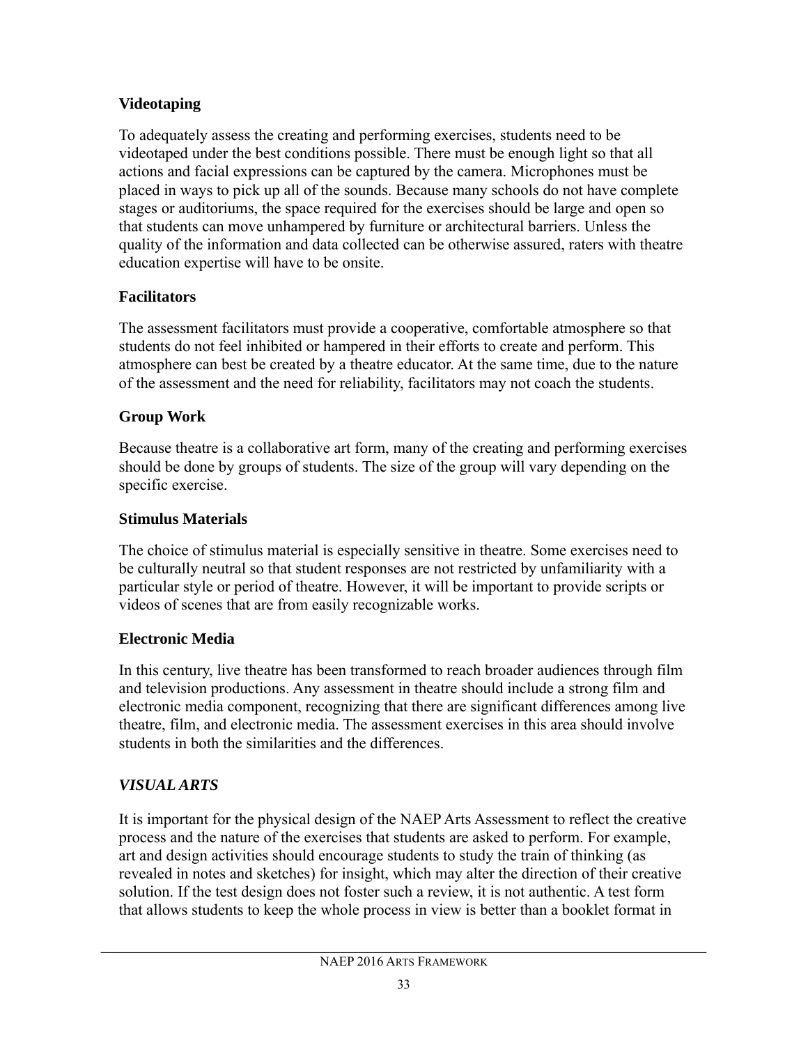**Videotaping**

To adequately assess the creating and performing exercises, students need to be videotaped under the best conditions possible. There must be enough light so that all actions and facial expressions can be captured by the camera. Microphones must be placed in ways to pick up all of the sounds. Because many schools do not have complete stages or auditoriums, the space required for the exercises should be large and open so that students can move unhampered by furniture or architectural barriers. Unless the quality of the information and data collected can be otherwise assured, raters with theatre education expertise will have to be onsite.

**Facilitators**

The assessment facilitators must provide a cooperative, comfortable atmosphere so that students do not feel inhibited or hampered in their efforts to create and perform. This atmosphere can best be created by a theatre educator. At the same time, due to the nature of the assessment and the need for reliability, facilitators may not coach the students.

**Group Work**

Because theatre is a collaborative art form, many of the creating and performing exercises should be done by groups of students. The size of the group will vary depending on the specific exercise.

**Stimulus Materials**

The choice of stimulus material is especially sensitive in theatre. Some exercises need to be culturally neutral so that student responses are not restricted by unfamiliarity with a particular style or period of theatre. However, it will be important to provide scripts or videos of scenes that are from easily recognizable works.

**Electronic Media**

In this century, live theatre has been transformed to reach broader audiences through film and television productions. Any assessment in theatre should include a strong film and electronic media component, recognizing that there are significant differences among live theatre, film, and electronic media. The assessment exercises in this area should involve students in both the similarities and the differences.

***VISUAL ARTS***

It is important for the physical design of the NAEP Arts Assessment to reflect the creative process and the nature of the exercises that students are asked to perform. For example, art and design activities should encourage students to study the train of thinking (as revealed in notes and sketches) for insight, which may alter the direction of their creative solution. If the test design does not foster such a review, it is not authentic. A test form that allows students to keep the whole process in view is better than a booklet format in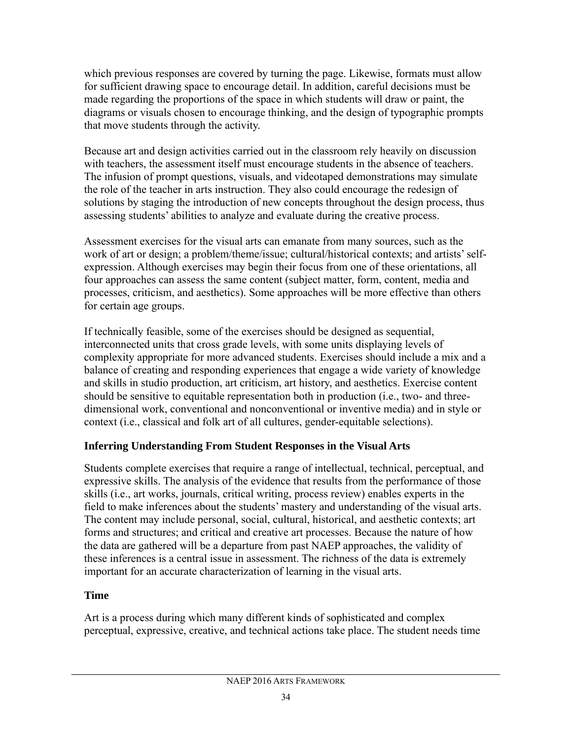which previous responses are covered by turning the page. Likewise, formats must allow for sufficient drawing space to encourage detail. In addition, careful decisions must be made regarding the proportions of the space in which students will draw or paint, the diagrams or visuals chosen to encourage thinking, and the design of typographic prompts that move students through the activity.

Because art and design activities carried out in the classroom rely heavily on discussion with teachers, the assessment itself must encourage students in the absence of teachers. The infusion of prompt questions, visuals, and videotaped demonstrations may simulate the role of the teacher in arts instruction. They also could encourage the redesign of solutions by staging the introduction of new concepts throughout the design process, thus assessing students' abilities to analyze and evaluate during the creative process.

Assessment exercises for the visual arts can emanate from many sources, such as the work of art or design; a problem/theme/issue; cultural/historical contexts; and artists' self-expression. Although exercises may begin their focus from one of these orientations, all four approaches can assess the same content (subject matter, form, content, media and processes, criticism, and aesthetics). Some approaches will be more effective than others for certain age groups.

If technically feasible, some of the exercises should be designed as sequential, interconnected units that cross grade levels, with some units displaying levels of complexity appropriate for more advanced students. Exercises should include a mix and a balance of creating and responding experiences that engage a wide variety of knowledge and skills in studio production, art criticism, art history, and aesthetics. Exercise content should be sensitive to equitable representation both in production (i.e., two- and three-dimensional work, conventional and nonconventional or inventive media) and in style or context (i.e., classical and folk art of all cultures, gender-equitable selections).

### Inferring Understanding From Student Responses in the Visual Arts

Students complete exercises that require a range of intellectual, technical, perceptual, and expressive skills. The analysis of the evidence that results from the performance of those skills (i.e., art works, journals, critical writing, process review) enables experts in the field to make inferences about the students' mastery and understanding of the visual arts. The content may include personal, social, cultural, historical, and aesthetic contexts; art forms and structures; and critical and creative art processes. Because the nature of how the data are gathered will be a departure from past NAEP approaches, the validity of these inferences is a central issue in assessment. The richness of the data is extremely important for an accurate characterization of learning in the visual arts.

### Time

Art is a process during which many different kinds of sophisticated and complex perceptual, expressive, creative, and technical actions take place. The student needs time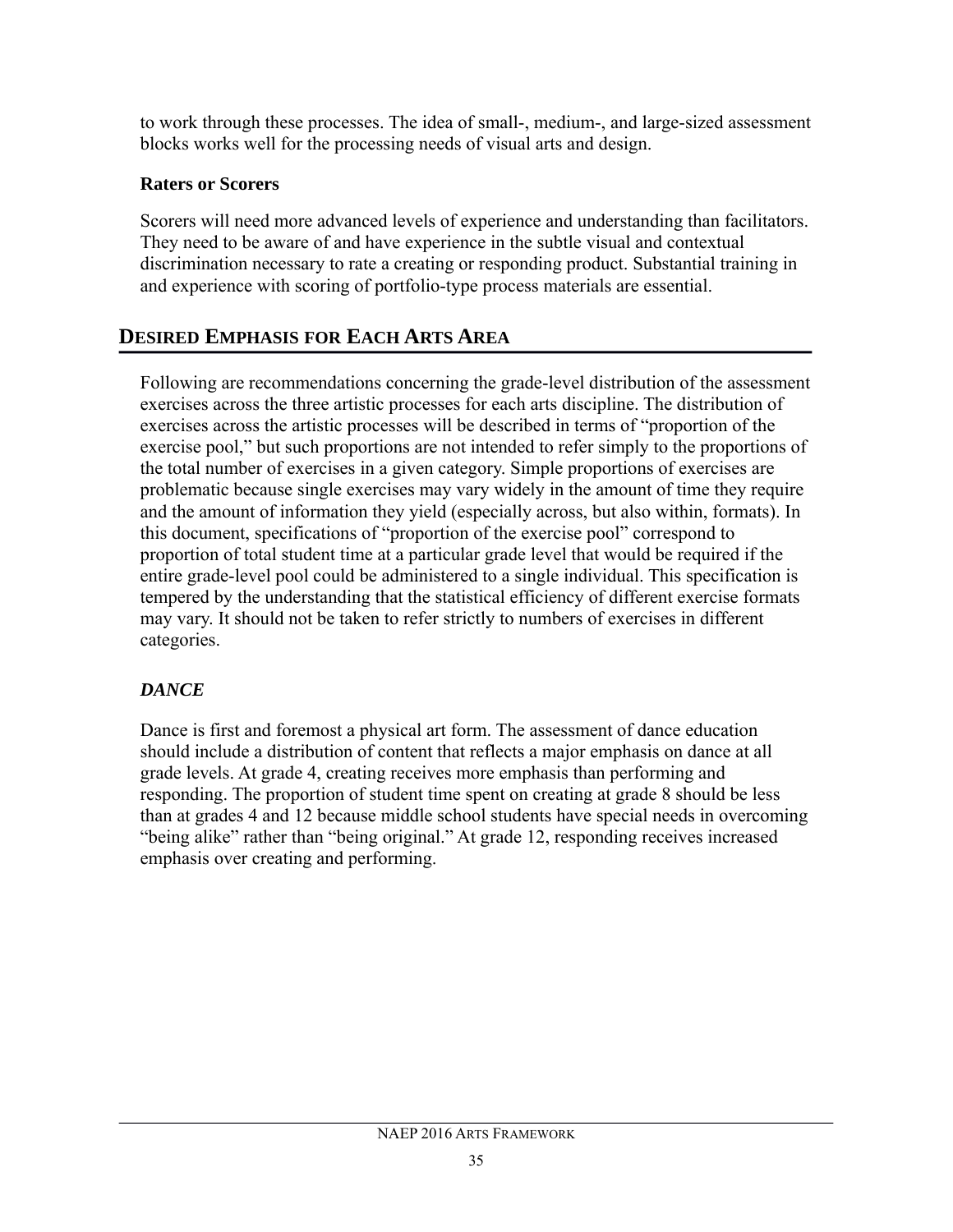to work through these processes. The idea of small-, medium-, and large-sized assessment blocks works well for the processing needs of visual arts and design.

### Raters or Scorers

Scorers will need more advanced levels of experience and understanding than facilitators. They need to be aware of and have experience in the subtle visual and contextual discrimination necessary to rate a creating or responding product. Substantial training in and experience with scoring of portfolio-type process materials are essential.

## Desired Emphasis for Each Arts Area

Following are recommendations concerning the grade-level distribution of the assessment exercises across the three artistic processes for each arts discipline. The distribution of exercises across the artistic processes will be described in terms of "proportion of the exercise pool," but such proportions are not intended to refer simply to the proportions of the total number of exercises in a given category. Simple proportions of exercises are problematic because single exercises may vary widely in the amount of time they require and the amount of information they yield (especially across, but also within, formats). In this document, specifications of "proportion of the exercise pool" correspond to proportion of total student time at a particular grade level that would be required if the entire grade-level pool could be administered to a single individual. This specification is tempered by the understanding that the statistical efficiency of different exercise formats may vary. It should not be taken to refer strictly to numbers of exercises in different categories.

### *DANCE*

Dance is first and foremost a physical art form. The assessment of dance education should include a distribution of content that reflects a major emphasis on dance at all grade levels. At grade 4, creating receives more emphasis than performing and responding. The proportion of student time spent on creating at grade 8 should be less than at grades 4 and 12 because middle school students have special needs in overcoming "being alike" rather than "being original." At grade 12, responding receives increased emphasis over creating and performing.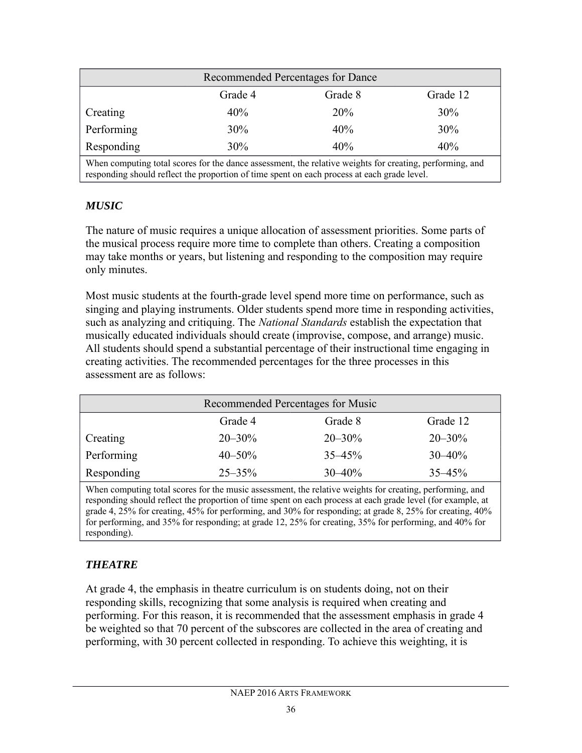| Recommended Percentages for Dance | | | |
|---|---|---|---|
| | Grade 4 | Grade 8 | Grade 12 |
| Creating | 40% | 20% | 30% |
| Performing | 30% | 40% | 30% |
| Responding | 30% | 40% | 40% |
| When computing total scores for the dance assessment, the relative weights for creating, performing, and responding should reflect the proportion of time spent on each process at each grade level. | | | |

### *MUSIC*

The nature of music requires a unique allocation of assessment priorities. Some parts of the musical process require more time to complete than others. Creating a composition may take months or years, but listening and responding to the composition may require only minutes.

Most music students at the fourth-grade level spend more time on performance, such as singing and playing instruments. Older students spend more time in responding activities, such as analyzing and critiquing. The *National Standards* establish the expectation that musically educated individuals should create (improvise, compose, and arrange) music. All students should spend a substantial percentage of their instructional time engaging in creating activities. The recommended percentages for the three processes in this assessment are as follows:

| Recommended Percentages for Music | | | |
|---|---|---|---|
| | Grade 4 | Grade 8 | Grade 12 |
| Creating | 20–30% | 20–30% | 20–30% |
| Performing | 40–50% | 35–45% | 30–40% |
| Responding | 25–35% | 30–40% | 35–45% |
| When computing total scores for the music assessment, the relative weights for creating, performing, and responding should reflect the proportion of time spent on each process at each grade level (for example, at grade 4, 25% for creating, 45% for performing, and 30% for responding; at grade 8, 25% for creating, 40% for performing, and 35% for responding; at grade 12, 25% for creating, 35% for performing, and 40% for responding). | | | |

### *THEATRE*

At grade 4, the emphasis in theatre curriculum is on students doing, not on their responding skills, recognizing that some analysis is required when creating and performing. For this reason, it is recommended that the assessment emphasis in grade 4 be weighted so that 70 percent of the subscores are collected in the area of creating and performing, with 30 percent collected in responding. To achieve this weighting, it is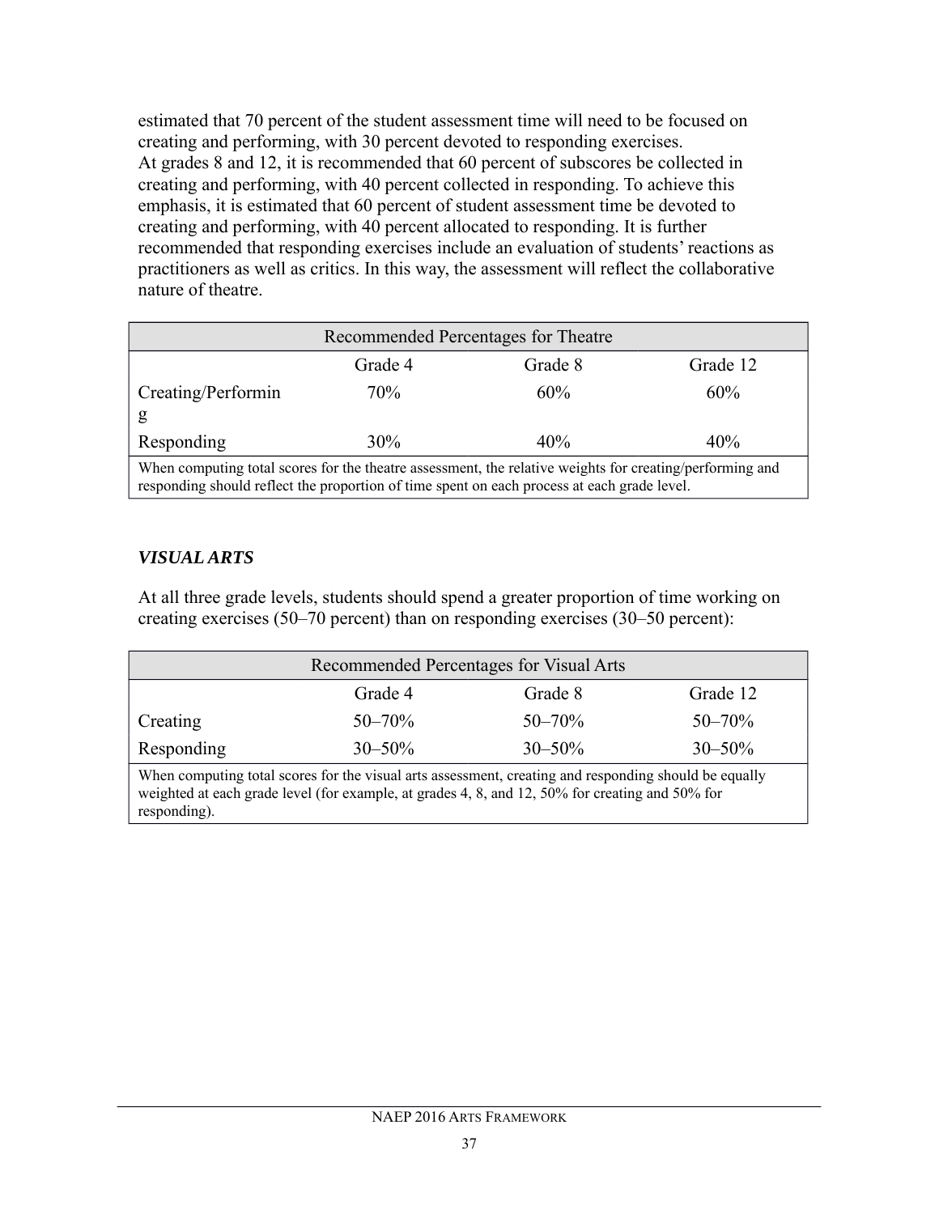estimated that 70 percent of the student assessment time will need to be focused on creating and performing, with 30 percent devoted to responding exercises.
At grades 8 and 12, it is recommended that 60 percent of subscores be collected in creating and performing, with 40 percent collected in responding. To achieve this emphasis, it is estimated that 60 percent of student assessment time be devoted to creating and performing, with 40 percent allocated to responding. It is further recommended that responding exercises include an evaluation of students' reactions as practitioners as well as critics. In this way, the assessment will reflect the collaborative nature of theatre.

| Recommended Percentages for Theatre | | | |
|---|---|---|---|
| | Grade 4 | Grade 8 | Grade 12 |
| Creating/Performing | 70% | 60% | 60% |
| Responding | 30% | 40% | 40% |
| When computing total scores for the theatre assessment, the relative weights for creating/performing and responding should reflect the proportion of time spent on each process at each grade level. | | | |

### *VISUAL ARTS*

At all three grade levels, students should spend a greater proportion of time working on creating exercises (50–70 percent) than on responding exercises (30–50 percent):

| Recommended Percentages for Visual Arts | | | |
|---|---|---|---|
| | Grade 4 | Grade 8 | Grade 12 |
| Creating | 50–70% | 50–70% | 50–70% |
| Responding | 30–50% | 30–50% | 30–50% |
| When computing total scores for the visual arts assessment, creating and responding should be equally weighted at each grade level (for example, at grades 4, 8, and 12, 50% for creating and 50% for responding). | | | |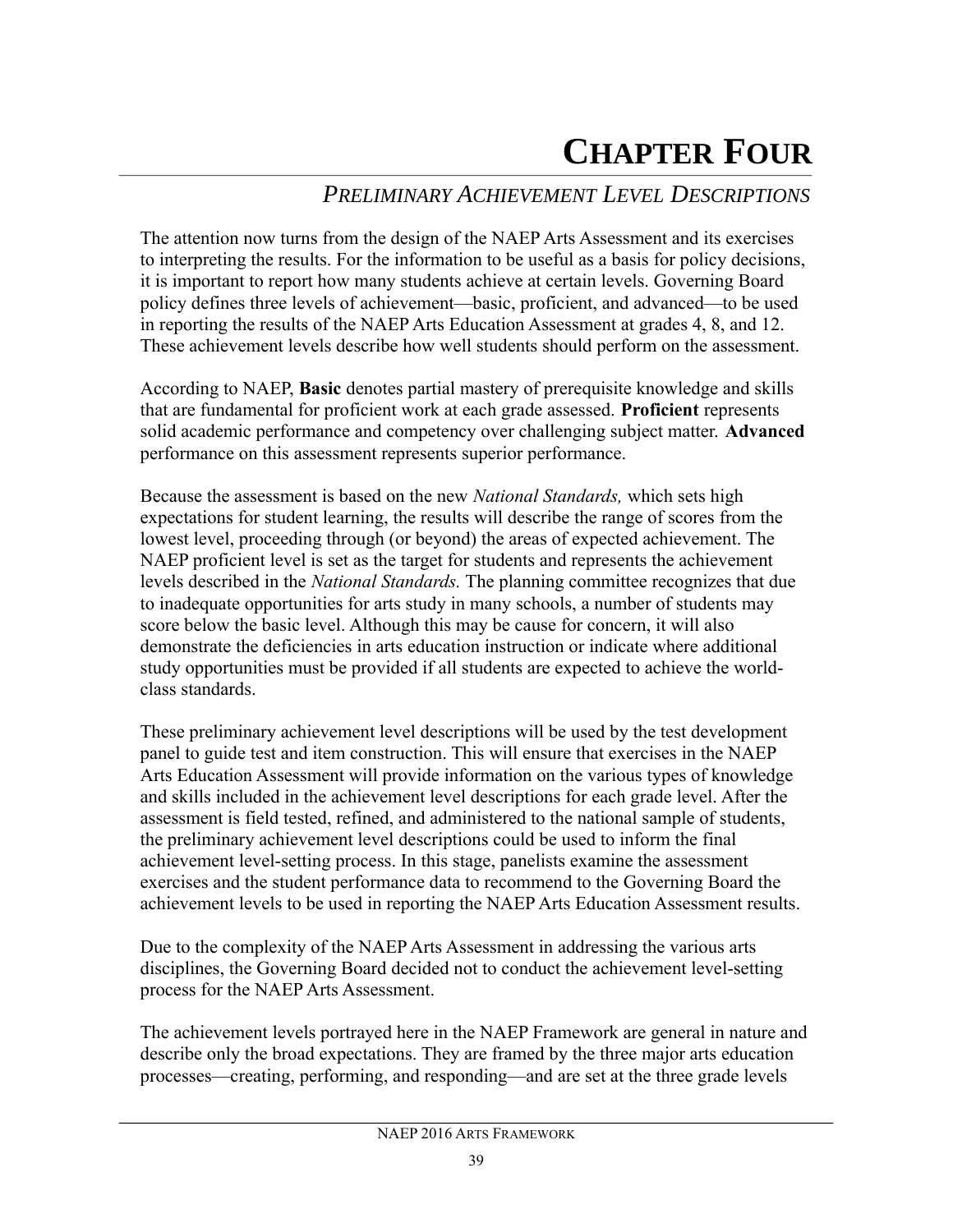# CHAPTER FOUR

## *PRELIMINARY ACHIEVEMENT LEVEL DESCRIPTIONS*

The attention now turns from the design of the NAEP Arts Assessment and its exercises to interpreting the results. For the information to be useful as a basis for policy decisions, it is important to report how many students achieve at certain levels. Governing Board policy defines three levels of achievement—basic, proficient, and advanced—to be used in reporting the results of the NAEP Arts Education Assessment at grades 4, 8, and 12. These achievement levels describe how well students should perform on the assessment.

According to NAEP, **Basic** denotes partial mastery of prerequisite knowledge and skills that are fundamental for proficient work at each grade assessed. **Proficient** represents solid academic performance and competency over challenging subject matter. **Advanced** performance on this assessment represents superior performance.

Because the assessment is based on the new *National Standards,* which sets high expectations for student learning, the results will describe the range of scores from the lowest level, proceeding through (or beyond) the areas of expected achievement. The NAEP proficient level is set as the target for students and represents the achievement levels described in the *National Standards.* The planning committee recognizes that due to inadequate opportunities for arts study in many schools, a number of students may score below the basic level. Although this may be cause for concern, it will also demonstrate the deficiencies in arts education instruction or indicate where additional study opportunities must be provided if all students are expected to achieve the world-class standards.

These preliminary achievement level descriptions will be used by the test development panel to guide test and item construction. This will ensure that exercises in the NAEP Arts Education Assessment will provide information on the various types of knowledge and skills included in the achievement level descriptions for each grade level. After the assessment is field tested, refined, and administered to the national sample of students, the preliminary achievement level descriptions could be used to inform the final achievement level-setting process. In this stage, panelists examine the assessment exercises and the student performance data to recommend to the Governing Board the achievement levels to be used in reporting the NAEP Arts Education Assessment results.

Due to the complexity of the NAEP Arts Assessment in addressing the various arts disciplines, the Governing Board decided not to conduct the achievement level-setting process for the NAEP Arts Assessment.

The achievement levels portrayed here in the NAEP Framework are general in nature and describe only the broad expectations. They are framed by the three major arts education processes—creating, performing, and responding—and are set at the three grade levels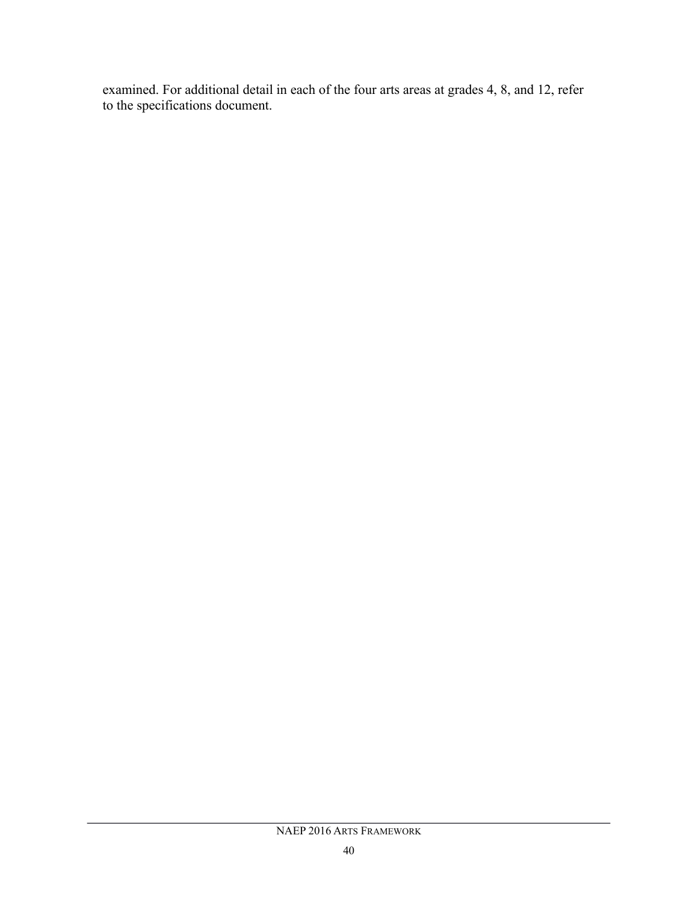examined. For additional detail in each of the four arts areas at grades 4, 8, and 12, refer to the specifications document.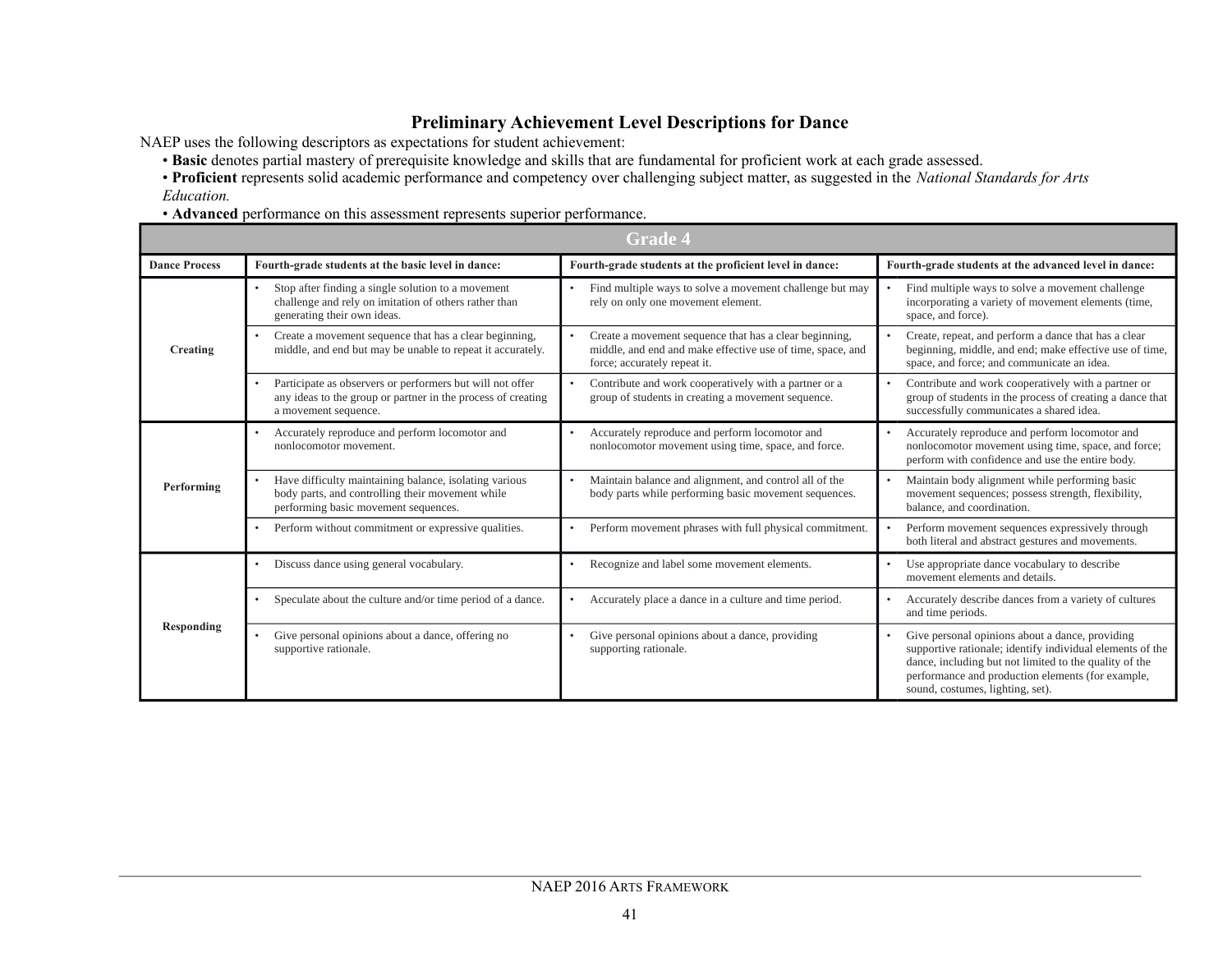## Preliminary Achievement Level Descriptions for Dance

NAEP uses the following descriptors as expectations for student achievement:

- **Basic** denotes partial mastery of prerequisite knowledge and skills that are fundamental for proficient work at each grade assessed.
- **Proficient** represents solid academic performance and competency over challenging subject matter, as suggested in the *National Standards for Arts Education.*
- **Advanced** performance on this assessment represents superior performance.

| Grade 4 | | | |
|---|---|---|---|
| **Dance Process** | **Fourth-grade students at the basic level in dance:** | **Fourth-grade students at the proficient level in dance:** | **Fourth-grade students at the advanced level in dance:** |
| **Creating** | • Stop after finding a single solution to a movement challenge and rely on imitation of others rather than generating their own ideas. | • Find multiple ways to solve a movement challenge but may rely on only one movement element. | • Find multiple ways to solve a movement challenge incorporating a variety of movement elements (time, space, and force). |
| | • Create a movement sequence that has a clear beginning, middle, and end but may be unable to repeat it accurately. | • Create a movement sequence that has a clear beginning, middle, and end and make effective use of time, space, and force; accurately repeat it. | • Create, repeat, and perform a dance that has a clear beginning, middle, and end; and make effective use of time, space, and force; and communicate an idea. |
| | • Participate as observers or performers but will not offer any ideas to the group or partner in the process of creating a movement sequence. | • Contribute and work cooperatively with a partner or a group of students in creating a movement sequence. | • Contribute and work cooperatively with a partner or group of students in the process of creating a dance that successfully communicates a shared idea. |
| **Performing** | • Accurately reproduce and perform locomotor and nonlocomotor movement. | • Accurately reproduce and perform locomotor and nonlocomotor movement using time, space, and force. | • Accurately reproduce and perform locomotor and nonlocomotor movement using time, space, and force; perform with confidence and use the entire body. |
| | • Have difficulty maintaining balance, isolating various body parts, and controlling their movement while performing basic movement sequences. | • Maintain balance and alignment, and control all of the body parts while performing basic movement sequences. | • Maintain body alignment while performing basic movement sequences; possess strength, flexibility, balance, and coordination. |
| | • Perform without commitment or expressive qualities. | • Perform movement phrases with full physical commitment. | • Perform movement sequences expressively through both literal and abstract gestures and movements. |
| **Responding** | • Discuss dance using general vocabulary. | • Recognize and label some movement elements. | • Use appropriate dance vocabulary to describe movement elements and details. |
| | • Speculate about the culture and/or time period of a dance. | • Accurately place a dance in a culture and time period. | • Accurately describe dances from a variety of cultures and time periods. |
| | • Give personal opinions about a dance, offering no supportive rationale. | • Give personal opinions about a dance, providing supporting rationale. | • Give personal opinions about a dance, providing supportive rationale; identify individual elements of the dance, including but not limited to the quality of the performance and production elements (for example, sound, costumes, lighting, set). |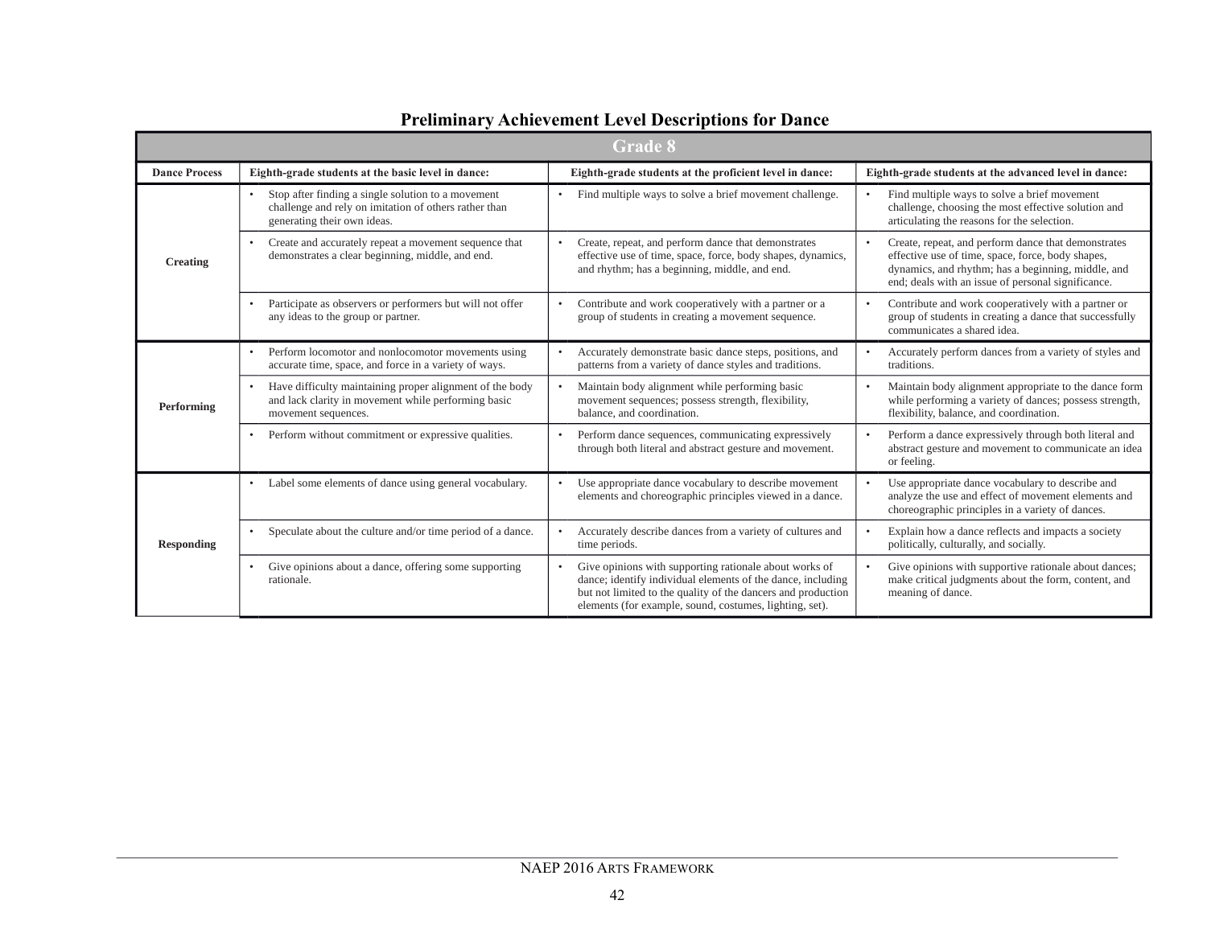## Preliminary Achievement Level Descriptions for Dance

| Grade 8 | | | |
|---|---|---|---|
| **Dance Process** | **Eighth-grade students at the basic level in dance:** | **Eighth-grade students at the proficient level in dance:** | **Eighth-grade students at the advanced level in dance:** |
| **Creating** | • Stop after finding a single solution to a movement challenge and rely on imitation of others rather than generating their own ideas. | • Find multiple ways to solve a brief movement challenge. | • Find multiple ways to solve a brief movement challenge, choosing the most effective solution and articulating the reasons for the selection. |
| | • Create and accurately repeat a movement sequence that demonstrates a clear beginning, middle, and end. | • Create, repeat, and perform dance that demonstrates effective use of time, space, force, body shapes, dynamics, and rhythm; has a beginning, middle, and end. | • Create, repeat, and perform dance that demonstrates effective use of time, space, force, body shapes, dynamics, and rhythm; has a beginning, middle, and end; deals with an issue of personal significance. |
| | • Participate as observers or performers but will not offer any ideas to the group or partner. | • Contribute and work cooperatively with a partner or a group of students in creating a movement sequence. | • Contribute and work cooperatively with a partner or group of students in creating a dance that successfully communicates a shared idea. |
| **Performing** | • Perform locomotor and nonlocomotor movements using accurate time, space, and force in a variety of ways. | • Accurately demonstrate basic dance steps, positions, and patterns from a variety of dance styles and traditions. | • Accurately perform dances from a variety of styles and traditions. |
| | • Have difficulty maintaining proper alignment of the body and lack clarity in movement while performing basic movement sequences. | • Maintain body alignment while performing basic movement sequences; possess strength, flexibility, balance, and coordination. | • Maintain body alignment appropriate to the dance form while performing a variety of dances; possess strength, flexibility, balance, and coordination. |
| | • Perform without commitment or expressive qualities. | • Perform dance sequences, communicating expressively through both literal and abstract gesture and movement. | • Perform a dance expressively through both literal and abstract gesture and movement to communicate an idea or feeling. |
| **Responding** | • Label some elements of dance using general vocabulary. | • Use appropriate dance vocabulary to describe movement elements and choreographic principles viewed in a dance. | • Use appropriate dance vocabulary to describe and analyze the use and effect of movement elements and choreographic principles in a variety of dances. |
| | • Speculate about the culture and/or time period of a dance. | • Accurately describe dances from a variety of cultures and time periods. | • Explain how a dance reflects and impacts a society politically, culturally, and socially. |
| | • Give opinions about a dance, offering some supporting rationale. | • Give opinions with supporting rationale about works of dance; identify individual elements of the dance, including but not limited to the quality of the dancers and production elements (for example, sound, costumes, lighting, set). | • Give opinions with supportive rationale about dances; make critical judgments about the form, content, and meaning of dance. |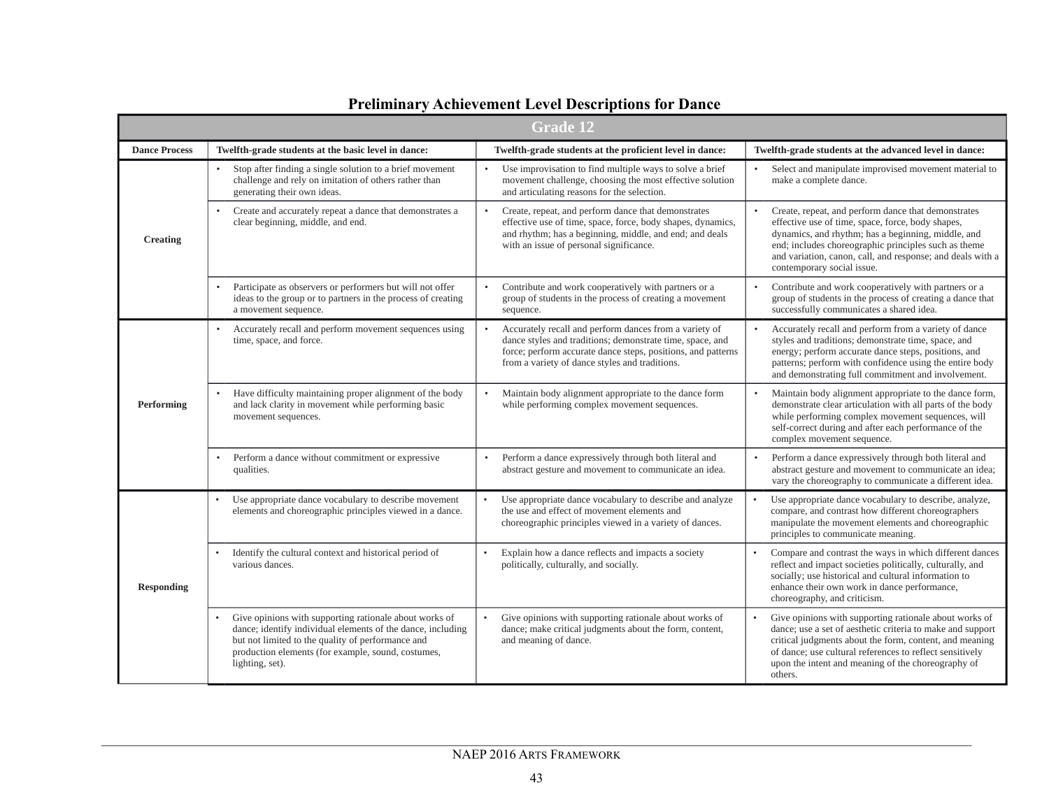## Preliminary Achievement Level Descriptions for Dance

| Grade 12 | | | |
|---|---|---|---|
| **Dance Process** | **Twelfth-grade students at the basic level in dance:** | **Twelfth-grade students at the proficient level in dance:** | **Twelfth-grade students at the advanced level in dance:** |
| **Creating** | • Stop after finding a single solution to a brief movement challenge and rely on imitation of others rather than generating their own ideas. | • Use improvisation to find multiple ways to solve a brief movement challenge, choosing the most effective solution and articulating reasons for the selection. | • Select and manipulate improvised movement material to make a complete dance. |
| | • Create and accurately repeat a dance that demonstrates a clear beginning, middle, and end. | • Create, repeat, and perform dance that demonstrates effective use of time, space, force, body shapes, dynamics, and rhythm; has a beginning, middle, and end; and deals with an issue of personal significance. | • Create, repeat, and perform dance that demonstrates effective use of time, space, force, body shapes, dynamics, and rhythm; has a beginning, middle, and end; includes choreographic principles such as theme and variation, canon, call, and response; and deals with a contemporary social issue. |
| | • Participate as observers or performers but will not offer ideas to the group or to partners in the process of creating a movement sequence. | • Contribute and work cooperatively with partners or a group of students in the process of creating a movement sequence. | • Contribute and work cooperatively with partners or a group of students in the process of creating a dance that successfully communicates a shared idea. |
| **Performing** | • Accurately recall and perform movement sequences using time, space, and force. | • Accurately recall and perform dances from a variety of dance styles and traditions; demonstrate time, space, and force; perform accurate dance steps, positions, and patterns from a variety of dance styles and traditions. | • Accurately recall and perform from a variety of dance styles and traditions; demonstrate time, space, and energy; perform accurate dance steps, positions, and patterns; perform with confidence using the entire body and demonstrating full commitment and involvement. |
| | • Have difficulty maintaining proper alignment of the body and lack clarity in movement while performing basic movement sequences. | • Maintain body alignment appropriate to the dance form while performing complex movement sequences. | • Maintain body alignment appropriate to the dance form, demonstrate clear articulation with all parts of the body while performing complex movement sequences, will self-correct during and after each performance of the complex movement sequence. |
| | • Perform a dance without commitment or expressive qualities. | • Perform a dance expressively through both literal and abstract gesture and movement to communicate an idea. | • Perform a dance expressively through both literal and abstract gesture and movement to communicate an idea; vary the choreography to communicate a different idea. |
| **Responding** | • Use appropriate dance vocabulary to describe movement elements and choreographic principles viewed in a dance. | • Use appropriate dance vocabulary to describe and analyze the use and effect of movement elements and choreographic principles viewed in a variety of dances. | • Use appropriate dance vocabulary to describe, analyze, compare, and contrast how different choreographers manipulate the movement elements and choreographic principles to communicate meaning. |
| | • Identify the cultural context and historical period of various dances. | • Explain how a dance reflects and impacts a society politically, culturally, and socially. | • Compare and contrast the ways in which different dances reflect and impact societies politically, culturally, and socially; use historical and cultural information to enhance their own work in dance performance, choreography, and criticism. |
| | • Give opinions with supporting rationale about works of dance; identify individual elements of the dance, including but not limited to the quality of performance and production elements (for example, sound, costumes, lighting, set). | • Give opinions with supporting rationale about works of dance; make critical judgments about the form, content, and meaning of dance. | • Give opinions with supporting rationale about works of dance; use a set of aesthetic criteria to make and support critical judgments about the form, content, and meaning of dance; use cultural references to reflect sensitively upon the intent and meaning of the choreography of others. |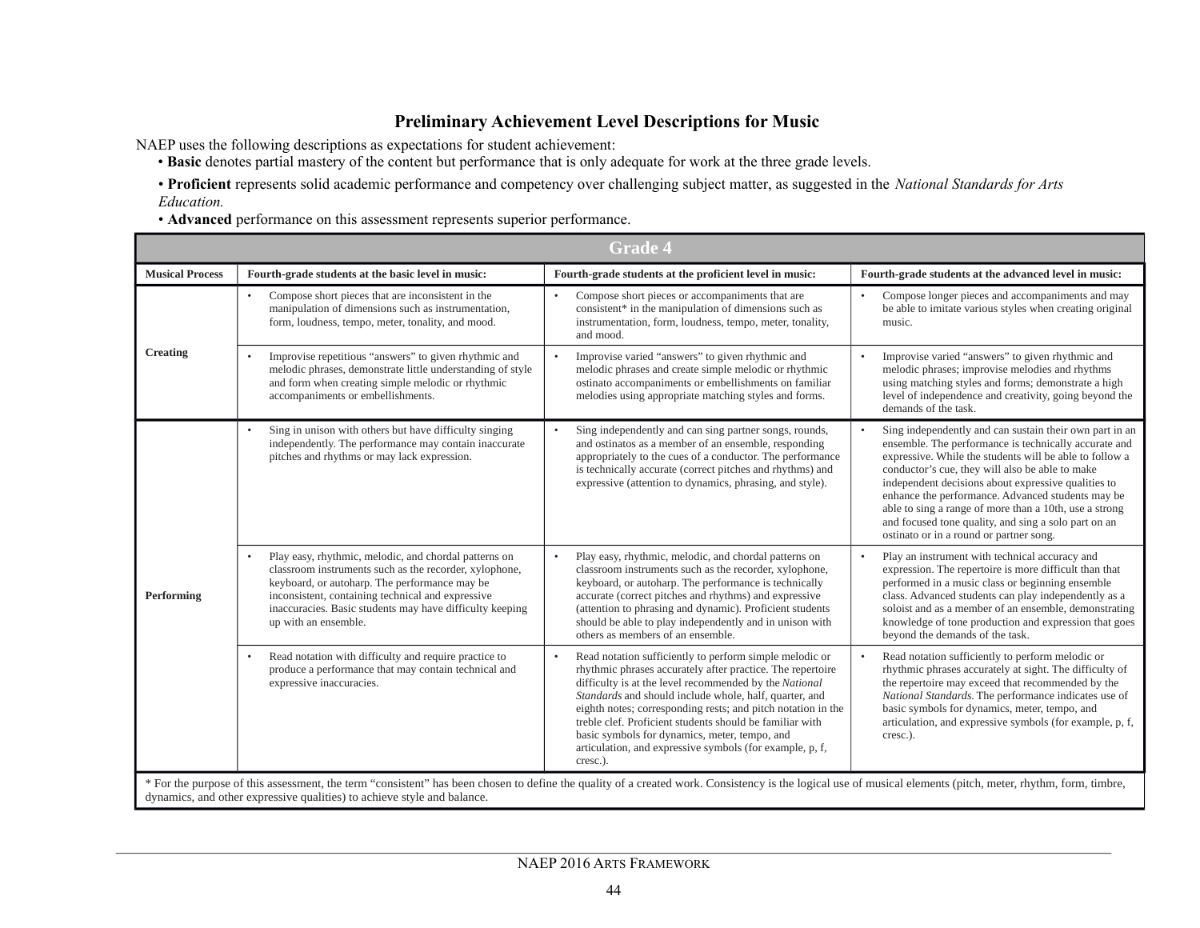## Preliminary Achievement Level Descriptions for Music

NAEP uses the following descriptions as expectations for student achievement:

- **Basic** denotes partial mastery of the content but performance that is only adequate for work at the three grade levels.
- **Proficient** represents solid academic performance and competency over challenging subject matter, as suggested in the *National Standards for Arts Education.*
- **Advanced** performance on this assessment represents superior performance.

| Grade 4 | | | |
|---|---|---|---|
| **Musical Process** | **Fourth-grade students at the basic level in music:** | **Fourth-grade students at the proficient level in music:** | **Fourth-grade students at the advanced level in music:** |
| **Creating** | • Compose short pieces that are inconsistent in the manipulation of dimensions such as instrumentation, form, loudness, tempo, meter, tonality, and mood. | • Compose short pieces or accompaniments that are consistent* in the manipulation of dimensions such as instrumentation, form, loudness, tempo, meter, tonality, and mood. | • Compose longer pieces and accompaniments and may be able to imitate various styles when creating original music. |
| | • Improvise repetitious "answers" to given rhythmic and melodic phrases, demonstrate little understanding of style and form when creating simple melodic or rhythmic accompaniments or embellishments. | • Improvise varied "answers" to given rhythmic and melodic phrases and create simple melodic or rhythmic ostinato accompaniments or embellishments on familiar melodies using appropriate matching styles and forms. | • Improvise varied "answers" to given rhythmic and melodic phrases; improvise melodies and rhythms using matching styles and forms; demonstrate a high level of independence and creativity, going beyond the demands of the task. |
| **Performing** | • Sing in unison with others but have difficulty singing independently. The performance may contain inaccurate pitches and rhythms or may lack expression. | • Sing independently and can sing partner songs, rounds, and ostinatos as a member of an ensemble, responding appropriately to the cues of a conductor. The performance is technically accurate (correct pitches and rhythms) and expressive (attention to dynamics, phrasing, and style). | • Sing independently and can sustain their own part in an ensemble. The performance is technically accurate and expressive. While the students will be able to follow a conductor's cue, they will also be able to make independent decisions about expressive qualities to enhance the performance. Advanced students may be able to sing a range of more than a 10th, use a strong and focused tone quality, and sing a solo part on an ostinato or in a round or partner song. |
| | • Play easy, rhythmic, melodic, and chordal patterns on classroom instruments such as the recorder, xylophone, keyboard, or autoharp. The performance may be inconsistent, containing technical and expressive inaccuracies. Basic students may have difficulty keeping up with an ensemble. | • Play easy, rhythmic, melodic, and chordal patterns on classroom instruments such as the recorder, xylophone, keyboard, or autoharp. The performance is technically accurate (correct pitches and rhythms) and expressive (attention to phrasing and dynamic). Proficient students should be able to play independently and in unison with others as members of an ensemble. | • Play an instrument with technical accuracy and expression. The repertoire is more difficult than that performed in a music class or beginning ensemble class. Advanced students can play independently as a soloist and as a member of an ensemble, demonstrating knowledge of tone production and expression that goes beyond the demands of the task. |
| | • Read notation with difficulty and require practice to produce a performance that may contain technical and expressive inaccuracies. | • Read notation sufficiently to perform simple melodic or rhythmic phrases accurately after practice. The repertoire difficulty is at the level recommended by the *National Standards* and should include whole, half, quarter, and eighth notes; corresponding rests; and pitch notation in the treble clef. Proficient students should be familiar with basic symbols for dynamics, meter, tempo, and articulation, and expressive symbols (for example, p, f, cresc.). | • Read notation sufficiently to perform melodic or rhythmic phrases accurately at sight. The difficulty of the repertoire may exceed that recommended by the *National Standards.* The performance indicates use of basic symbols for dynamics, meter, tempo, and articulation, and expressive symbols (for example, p, f, cresc.). |

* For the purpose of this assessment, the term "consistent" has been chosen to define the quality of a created work. Consistency is the logical use of musical elements (pitch, meter, rhythm, form, timbre, dynamics, and other expressive qualities) to achieve style and balance.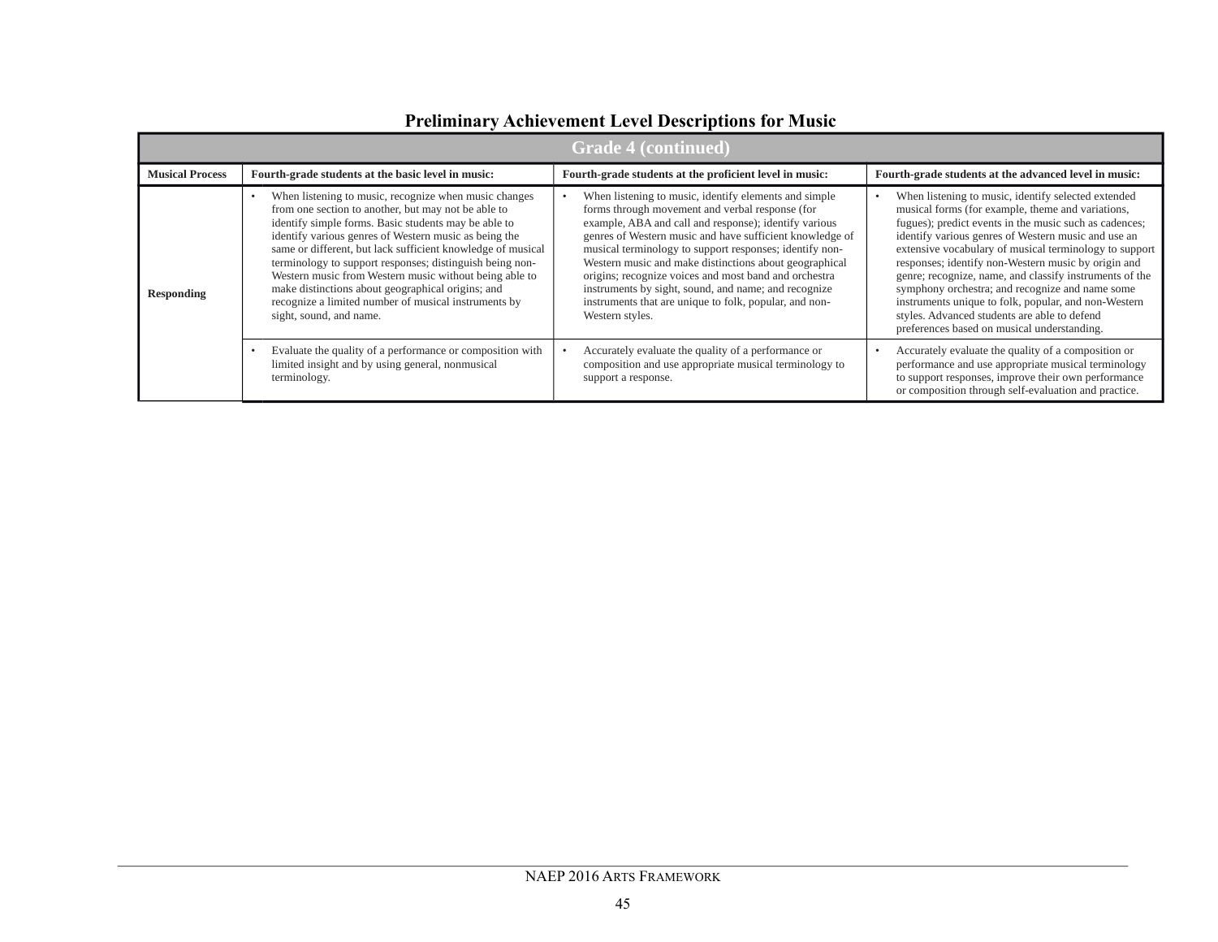## Preliminary Achievement Level Descriptions for Music

| Grade 4 (continued) | | | |
|---|---|---|---|
| **Musical Process** | **Fourth-grade students at the basic level in music:** | **Fourth-grade students at the proficient level in music:** | **Fourth-grade students at the advanced level in music:** |
| **Responding** | • When listening to music, recognize when music changes from one section to another, but may not be able to identify simple forms. Basic students may be able to identify various genres of Western music as being the same or different, but lack sufficient knowledge of musical terminology to support responses; distinguish being non-Western music from Western music without being able to make distinctions about geographical origins; and recognize a limited number of musical instruments by sight, sound, and name. | • When listening to music, identify elements and simple forms through movement and verbal response (for example, ABA and call and response); identify various genres of Western music and have sufficient knowledge of musical terminology to support responses; identify non-Western music and make distinctions about geographical origins; recognize voices and most band and orchestra instruments by sight, sound, and name; and recognize instruments that are unique to folk, popular, and non-Western styles. | • When listening to music, identify selected extended musical forms (for example, theme and variations, fugues); predict events in the music such as cadences; identify various genres of Western music and use an extensive vocabulary of musical terminology to support responses; identify non-Western music by origin and genre; recognize, name, and classify instruments of the symphony orchestra; and recognize and name some instruments unique to folk, popular, and non-Western styles. Advanced students are able to defend preferences based on musical understanding. |
| | • Evaluate the quality of a performance or composition with limited insight and by using general, nonmusical terminology. | • Accurately evaluate the quality of a performance or composition and use appropriate musical terminology to support a response. | • Accurately evaluate the quality of a composition or performance and use appropriate musical terminology to support responses, improve their own performance or composition through self-evaluation and practice. |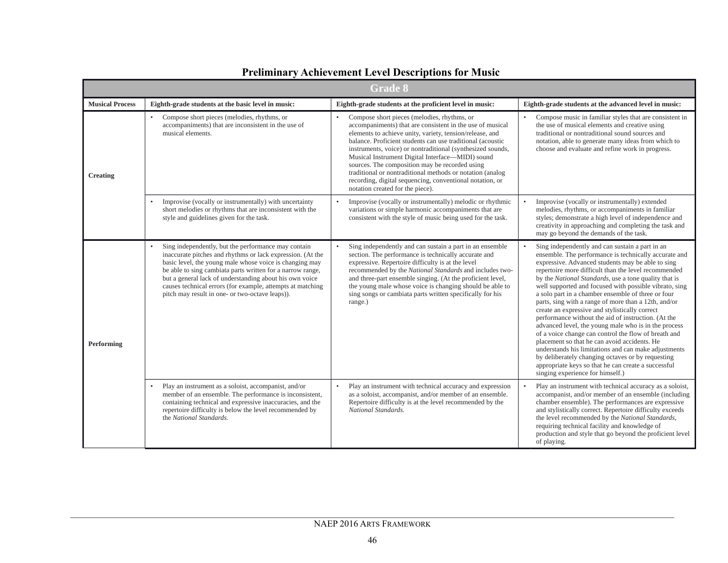# Preliminary Achievement Level Descriptions for Music

| Grade 8 | | | |
|---|---|---|---|
| **Musical Process** | **Eighth-grade students at the basic level in music:** | **Eighth-grade students at the proficient level in music:** | **Eighth-grade students at the advanced level in music:** |
| **Creating** | • Compose short pieces (melodies, rhythms, or accompaniments) that are inconsistent in the use of musical elements. | • Compose short pieces (melodies, rhythms, or accompaniments) that are consistent in the use of musical elements to achieve unity, variety, tension/release, and balance. Proficient students can use traditional (acoustic instruments, voice) or nontraditional (synthesized sounds, Musical Instrument Digital Interface—MIDI) sound sources. The composition may be recorded using traditional or nontraditional methods or notation (analog recording, digital sequencing, conventional notation, or notation created for the piece). | • Compose music in familiar styles that are consistent in the use of musical elements and creative using traditional or nontraditional sound sources and notation, able to generate many ideas from which to choose and evaluate and refine work in progress. |
| | • Improvise (vocally or instrumentally) with uncertainty short melodies or rhythms that are inconsistent with the style and guidelines given for the task. | • Improvise (vocally or instrumentally) melodic or rhythmic variations or simple harmonic accompaniments that are consistent with the style of music being used for the task. | • Improvise (vocally or instrumentally) extended melodies, rhythms, or accompaniments in familiar styles; demonstrate a high level of independence and creativity in approaching and completing the task and may go beyond the demands of the task. |
| **Performing** | • Sing independently, but the performance may contain inaccurate pitches and rhythms or lack expression. (At the basic level, the young male whose voice is changing may be able to sing cambiata parts written for a narrow range, but a general lack of understanding about his own voice causes technical errors (for example, attempts at matching pitch may result in one- or two-octave leaps)). | • Sing independently and can sustain a part in an ensemble section. The performance is technically accurate and expressive. Repertoire difficulty is at the level recommended by the *National Standards* and includes two- and three-part ensemble singing. (At the proficient level, the young male whose voice is changing should be able to sing songs or cambiata parts written specifically for his range.) | • Sing independently and can sustain a part in an ensemble. The performance is technically accurate and expressive. Advanced students may be able to sing repertoire more difficult than the level recommended by the *National Standards*, use a tone quality that is well supported and focused with possible vibrato, sing a solo part in a chamber ensemble of three or four parts, sing with a range of more than a 12th, and/or create an expressive and stylistically correct performance without the aid of instruction. (At the advanced level, the young male who is in the process of a voice change can control the flow of breath and placement so that he can avoid accidents. He understands his limitations and can make adjustments by deliberately changing octaves or by requesting appropriate keys so that he can create a successful singing experience for himself.) |
| | • Play an instrument as a soloist, accompanist, and/or member of an ensemble. The performance is inconsistent, containing technical and expressive inaccuracies, and the repertoire difficulty is below the level recommended by the *National Standards.* | • Play an instrument with technical accuracy and expression as a soloist, accompanist, and/or member of an ensemble. Repertoire difficulty is at the level recommended by the *National Standards.* | • Play an instrument with technical accuracy as a soloist, accompanist, and/or member of an ensemble (including chamber ensemble). The performances are expressive and stylistically correct. Repertoire difficulty exceeds the level recommended by the *National Standards*, requiring technical facility and knowledge of production and style that go beyond the proficient level of playing. |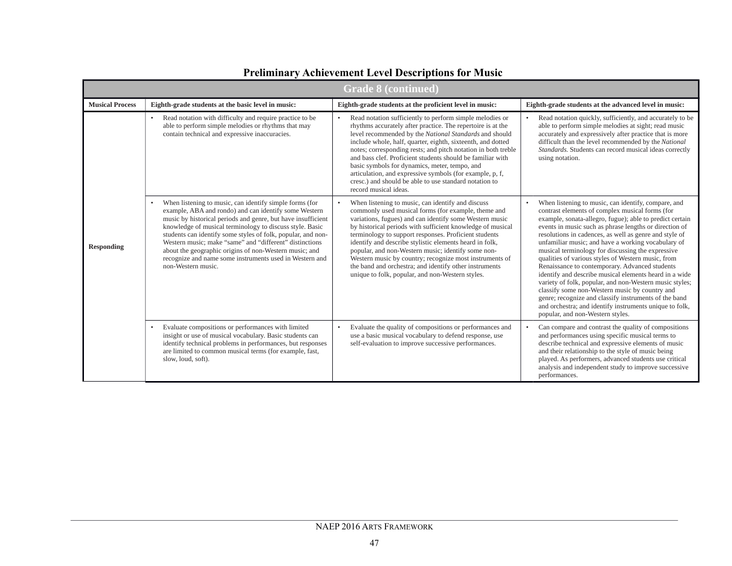## Preliminary Achievement Level Descriptions for Music

| Grade 8 (continued) | | | |
|---|---|---|---|
| **Musical Process** | **Eighth-grade students at the basic level in music:** | **Eighth-grade students at the proficient level in music:** | **Eighth-grade students at the advanced level in music:** |
| **Responding** | • Read notation with difficulty and require practice to be able to perform simple melodies or rhythms that may contain technical and expressive inaccuracies. | • Read notation sufficiently to perform simple melodies or rhythms accurately after practice. The repertoire is at the level recommended by the *National Standards* and should include whole, half, quarter, eighth, sixteenth, and dotted notes; corresponding rests; and pitch notation in both treble and bass clef. Proficient students should be familiar with basic symbols for dynamics, meter, tempo, and articulation, and expressive symbols (for example, p, f, cresc.) and should be able to use standard notation to record musical ideas. | • Read notation quickly, sufficiently, and accurately to be able to perform simple melodies at sight; read music accurately and expressively after practice that is more difficult than the level recommended by the *National Standards*. Students can record musical ideas correctly using notation. |
| | • When listening to music, can identify simple forms (for example, ABA and rondo) and can identify some Western music by historical periods and genre, but have insufficient knowledge of musical terminology to discuss style. Basic students can identify some styles of folk, popular, and non-Western music; make "same" and "different" distinctions about the geographic origins of non-Western music; and recognize and name some instruments used in Western and non-Western music. | • When listening to music, can identify and discuss commonly used musical forms (for example, theme and variations, fugues) and can identify some Western music by historical periods with sufficient knowledge of musical terminology to support responses. Proficient students identify and describe stylistic elements heard in folk, popular, and non-Western music; identify some non-Western music by country; recognize most instruments of the band and orchestra; and identify other instruments unique to folk, popular, and non-Western styles. | • When listening to music, can identify, compare, and contrast elements of complex musical forms (for example, sonata-allegro, fugue); able to predict certain events in music such as phrase lengths or direction of resolutions in cadences, as well as genre and style of unfamiliar music; and have a working vocabulary of musical terminology for discussing the expressive qualities of various styles of Western music, from Renaissance to contemporary. Advanced students identify and describe musical elements heard in a wide variety of folk, popular, and non-Western music styles; classify some non-Western music by country and genre; recognize and classify instruments of the band and orchestra; and identify instruments unique to folk, popular, and non-Western styles. |
| | • Evaluate compositions or performances with limited insight or use of musical vocabulary. Basic students can identify technical problems in performances, but responses are limited to common musical terms (for example, fast, slow, loud, soft). | • Evaluate the quality of compositions or performances and use a basic musical vocabulary to defend response, use self-evaluation to improve successive performances. | • Can compare and contrast the quality of compositions and performances using specific musical terms to describe technical and expressive elements of music and their relationship to the style of music being played. As performers, advanced students use critical analysis and independent study to improve successive performances. |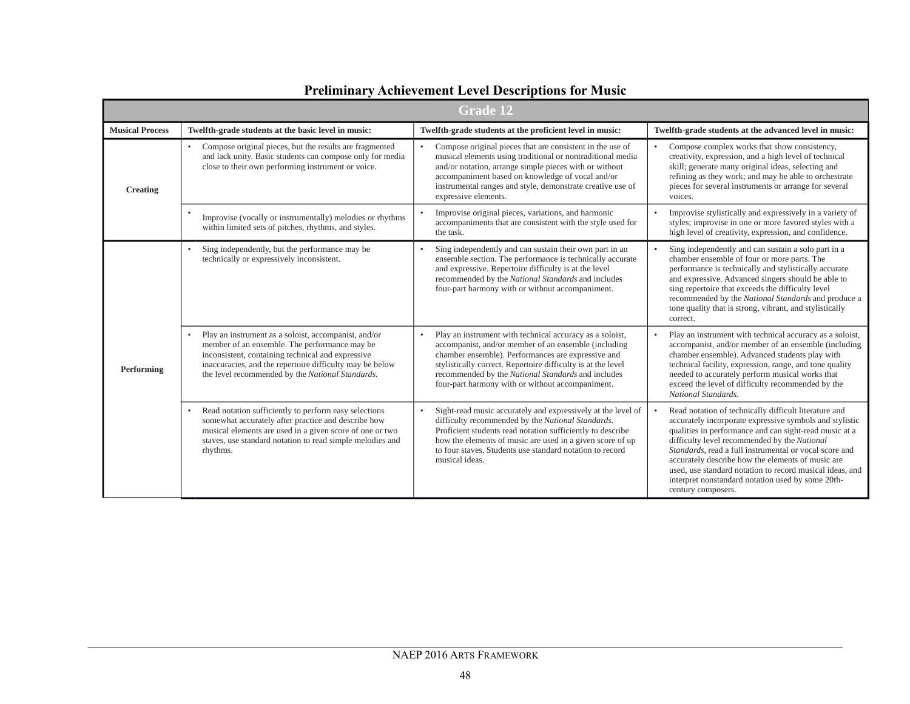## Preliminary Achievement Level Descriptions for Music

| Grade 12 | | | |
|---|---|---|---|
| **Musical Process** | **Twelfth-grade students at the basic level in music:** | **Twelfth-grade students at the proficient level in music:** | **Twelfth-grade students at the advanced level in music:** |
| **Creating** | • Compose original pieces, but the results are fragmented and lack unity. Basic students can compose only for media close to their own performing instrument or voice. | • Compose original pieces that are consistent in the use of musical elements using traditional or nontraditional media and/or notation, arrange simple pieces with or without accompaniment based on knowledge of vocal and/or instrumental ranges and style, demonstrate creative use of expressive elements. | • Compose complex works that show consistency, creativity, expression, and a high level of technical skill; generate many original ideas, selecting and refining as they work; and may be able to orchestrate pieces for several instruments or arrange for several voices. |
| | • Improvise (vocally or instrumentally) melodies or rhythms within limited sets of pitches, rhythms, and styles. | • Improvise original pieces, variations, and harmonic accompaniments that are consistent with the style used for the task. | • Improvise stylistically and expressively in a variety of styles; improvise in one or more favored styles with a high level of creativity, expression, and confidence. |
| **Performing** | • Sing independently, but the performance may be technically or expressively inconsistent. | • Sing independently and can sustain their own part in an ensemble section. The performance is technically accurate and expressive. Repertoire difficulty is at the level recommended by the *National Standards* and includes four-part harmony with or without accompaniment. | • Sing independently and can sustain a solo part in a chamber ensemble of four or more parts. The performance is technically and stylistically accurate and expressive. Advanced singers should be able to sing repertoire that exceeds the difficulty level recommended by the *National Standards* and produce a tone quality that is strong, vibrant, and stylistically correct. |
| | • Play an instrument as a soloist, accompanist, and/or member of an ensemble. The performance may be inconsistent, containing technical and expressive inaccuracies, and the repertoire difficulty may be below the level recommended by the *National Standards.* | • Play an instrument with technical accuracy as a soloist, accompanist, and/or member of an ensemble (including chamber ensemble). Performances are expressive and stylistically correct. Repertoire difficulty is at the level recommended by the *National Standards* and includes four-part harmony with or without accompaniment. | • Play an instrument with technical accuracy as a soloist, accompanist, and/or member of an ensemble (including chamber ensemble). Advanced students play with technical facility, expression, range, and tone quality needed to accurately perform musical works that exceed the level of difficulty recommended by the *National Standards.* |
| | • Read notation sufficiently to perform easy selections somewhat accurately after practice and describe how musical elements are used in a given score of one or two staves, use standard notation to read simple melodies and rhythms. | • Sight-read music accurately and expressively at the level of difficulty recommended by the *National Standards.* Proficient students read notation sufficiently to describe how the elements of music are used in a given score of up to four staves. Students use standard notation to record musical ideas. | • Read notation of technically difficult literature and accurately incorporate expressive symbols and stylistic qualities in performance and can sight-read music at a difficulty level recommended by the *National Standards*, read a full instrumental or vocal score and accurately describe how the elements of music are used, use standard notation to record musical ideas, and interpret nonstandard notation used by some 20th-century composers. |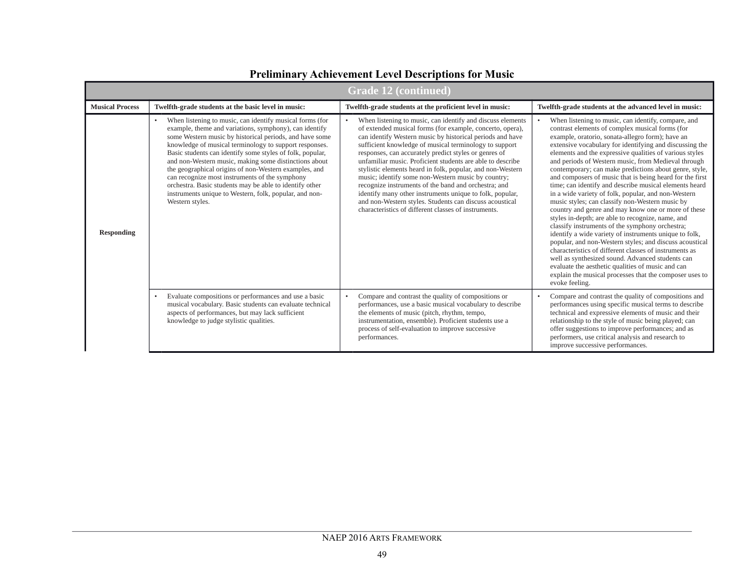## Preliminary Achievement Level Descriptions for Music

| Grade 12 (continued) | | | |
|---|---|---|---|
| **Musical Process** | **Twelfth-grade students at the basic level in music:** | **Twelfth-grade students at the proficient level in music:** | **Twelfth-grade students at the advanced level in music:** |
| **Responding** | • When listening to music, can identify musical forms (for example, theme and variations, symphony), can identify some Western music by historical periods, and have some knowledge of musical terminology to support responses. Basic students can identify some styles of folk, popular, and non-Western music, making some distinctions about the geographical origins of non-Western examples, and can recognize most instruments of the symphony orchestra. Basic students may be able to identify other instruments unique to Western, folk, popular, and non-Western styles. | • When listening to music, can identify and discuss elements of extended musical forms (for example, concerto, opera), can identify Western music by historical periods and have sufficient knowledge of musical terminology to support responses, can accurately predict styles or genres of unfamiliar music. Proficient students are able to describe stylistic elements heard in folk, popular, and non-Western music; identify some non-Western music by country; recognize instruments of the band and orchestra; and identify many other instruments unique to folk, popular, and non-Western styles. Students can discuss acoustical characteristics of different classes of instruments. | • When listening to music, can identify, compare, and contrast elements of complex musical forms (for example, oratorio, sonata-allegro form); have an extensive vocabulary for identifying and discussing the elements and the expressive qualities of various styles and periods of Western music, from Medieval through contemporary; can make predictions about genre, style, and composers of music that is being heard for the first time; can identify and describe musical elements heard in a wide variety of folk, popular, and non-Western music styles; can classify non-Western music by country and genre and may know one or more of these styles in-depth; are able to recognize, name, and classify instruments of the symphony orchestra; identify a wide variety of instruments unique to folk, popular, and non-Western styles; and discuss acoustical characteristics of different classes of instruments as well as synthesized sound. Advanced students can evaluate the aesthetic qualities of music and can explain the musical processes that the composer uses to evoke feeling. |
| | • Evaluate compositions or performances and use a basic musical vocabulary. Basic students can evaluate technical aspects of performances, but may lack sufficient knowledge to judge stylistic qualities. | • Compare and contrast the quality of compositions or performances, use a basic musical vocabulary to describe the elements of music (pitch, rhythm, tempo, instrumentation, ensemble). Proficient students use a process of self-evaluation to improve successive performances. | • Compare and contrast the quality of compositions and performances using specific musical terms to describe technical and expressive elements of music and their relationship to the style of music being played; can offer suggestions to improve performances; and as performers, use critical analysis and research to improve successive performances. |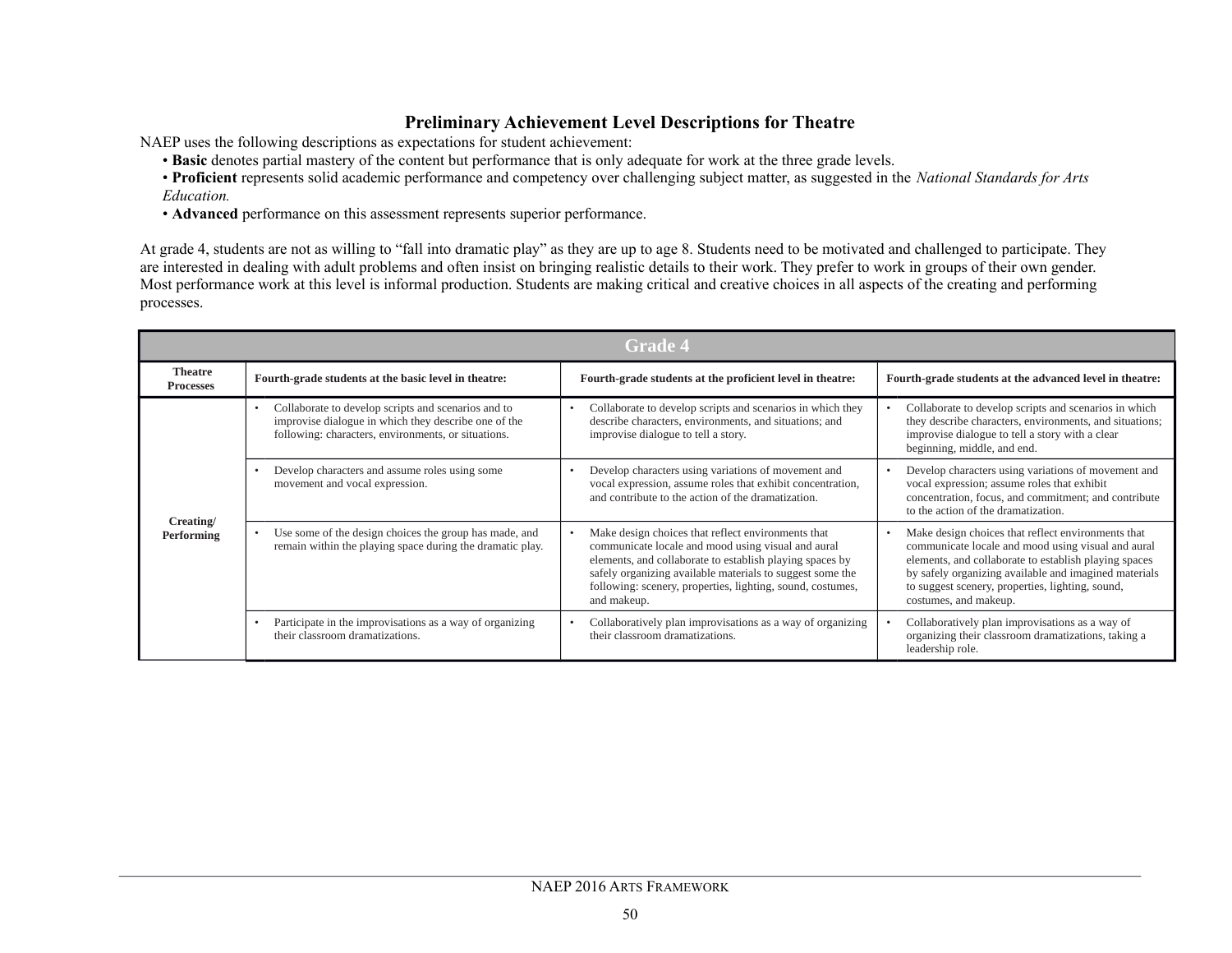## Preliminary Achievement Level Descriptions for Theatre

NAEP uses the following descriptions as expectations for student achievement:

- **Basic** denotes partial mastery of the content but performance that is only adequate for work at the three grade levels.
- **Proficient** represents solid academic performance and competency over challenging subject matter, as suggested in the *National Standards for Arts Education.*
- **Advanced** performance on this assessment represents superior performance.

At grade 4, students are not as willing to "fall into dramatic play" as they are up to age 8. Students need to be motivated and challenged to participate. They are interested in dealing with adult problems and often insist on bringing realistic details to their work. They prefer to work in groups of their own gender. Most performance work at this level is informal production. Students are making critical and creative choices in all aspects of the creating and performing processes.

| Grade 4 | | | |
|---|---|---|---|
| **Theatre Processes** | **Fourth-grade students at the basic level in theatre:** | **Fourth-grade students at the proficient level in theatre:** | **Fourth-grade students at the advanced level in theatre:** |
| **Creating/ Performing** | • Collaborate to develop scripts and scenarios and to improvise dialogue in which they describe one of the following: characters, environments, or situations. | • Collaborate to develop scripts and scenarios in which they describe characters, environments, and situations; and improvise dialogue to tell a story. | • Collaborate to develop scripts and scenarios in which they describe characters, environments, and situations; improvise dialogue to tell a story with a clear beginning, middle, and end. |
| | • Develop characters and assume roles using some movement and vocal expression. | • Develop characters using variations of movement and vocal expression, assume roles that exhibit concentration, and contribute to the action of the dramatization. | • Develop characters using variations of movement and vocal expression; assume roles that exhibit concentration, focus, and commitment; and contribute to the action of the dramatization. |
| | • Use some of the design choices the group has made, and remain within the playing space during the dramatic play. | • Make design choices that reflect environments that communicate locale and mood using visual and aural elements, and collaborate to establish playing spaces by safely organizing available materials to suggest some the following: scenery, properties, lighting, sound, costumes, and makeup. | • Make design choices that reflect environments that communicate locale and mood using visual and aural elements, and collaborate to establish playing spaces by safely organizing available and imagined materials to suggest scenery, properties, lighting, sound, costumes, and makeup. |
| | • Participate in the improvisations as a way of organizing their classroom dramatizations. | • Collaboratively plan improvisations as a way of organizing their classroom dramatizations. | • Collaboratively plan improvisations as a way of organizing their classroom dramatizations, taking a leadership role. |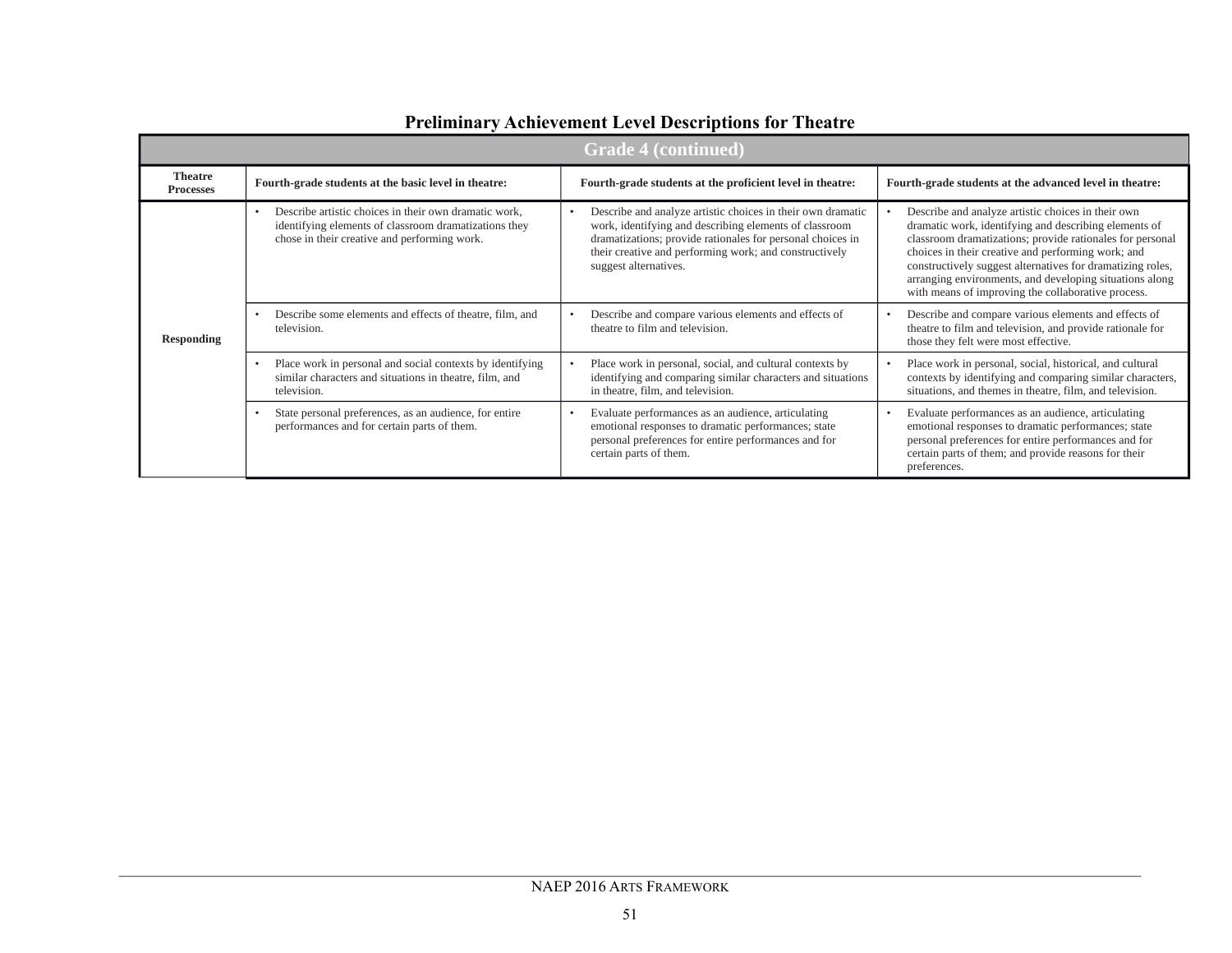## Preliminary Achievement Level Descriptions for Theatre

| Grade 4 (continued) | | | |
|---|---|---|---|
| **Theatre Processes** | **Fourth-grade students at the basic level in theatre:** | **Fourth-grade students at the proficient level in theatre:** | **Fourth-grade students at the advanced level in theatre:** |
| **Responding** | • Describe artistic choices in their own dramatic work, identifying elements of classroom dramatizations they chose in their creative and performing work. | • Describe and analyze artistic choices in their own dramatic work, identifying and describing elements of classroom dramatizations; provide rationales for personal choices in their creative and performing work; and constructively suggest alternatives. | • Describe and analyze artistic choices in their own dramatic work, identifying and describing elements of classroom dramatizations; provide rationales for personal choices in their creative and performing work; and constructively suggest alternatives for dramatizing roles, arranging environments, and developing situations along with means of improving the collaborative process. |
| | • Describe some elements and effects of theatre, film, and television. | • Describe and compare various elements and effects of theatre to film and television. | • Describe and compare various elements and effects of theatre to film and television, and provide rationale for those they felt were most effective. |
| | • Place work in personal and social contexts by identifying similar characters and situations in theatre, film, and television. | • Place work in personal, social, and cultural contexts by identifying and comparing similar characters and situations in theatre, film, and television. | • Place work in personal, social, historical, and cultural contexts by identifying and comparing similar characters, situations, and themes in theatre, film, and television. |
| | • State personal preferences, as an audience, for entire performances and for certain parts of them. | • Evaluate performances as an audience, articulating emotional responses to dramatic performances; state personal preferences for entire performances and for certain parts of them. | • Evaluate performances as an audience, articulating emotional responses to dramatic performances; state personal preferences for entire performances and for certain parts of them; and provide reasons for their preferences. |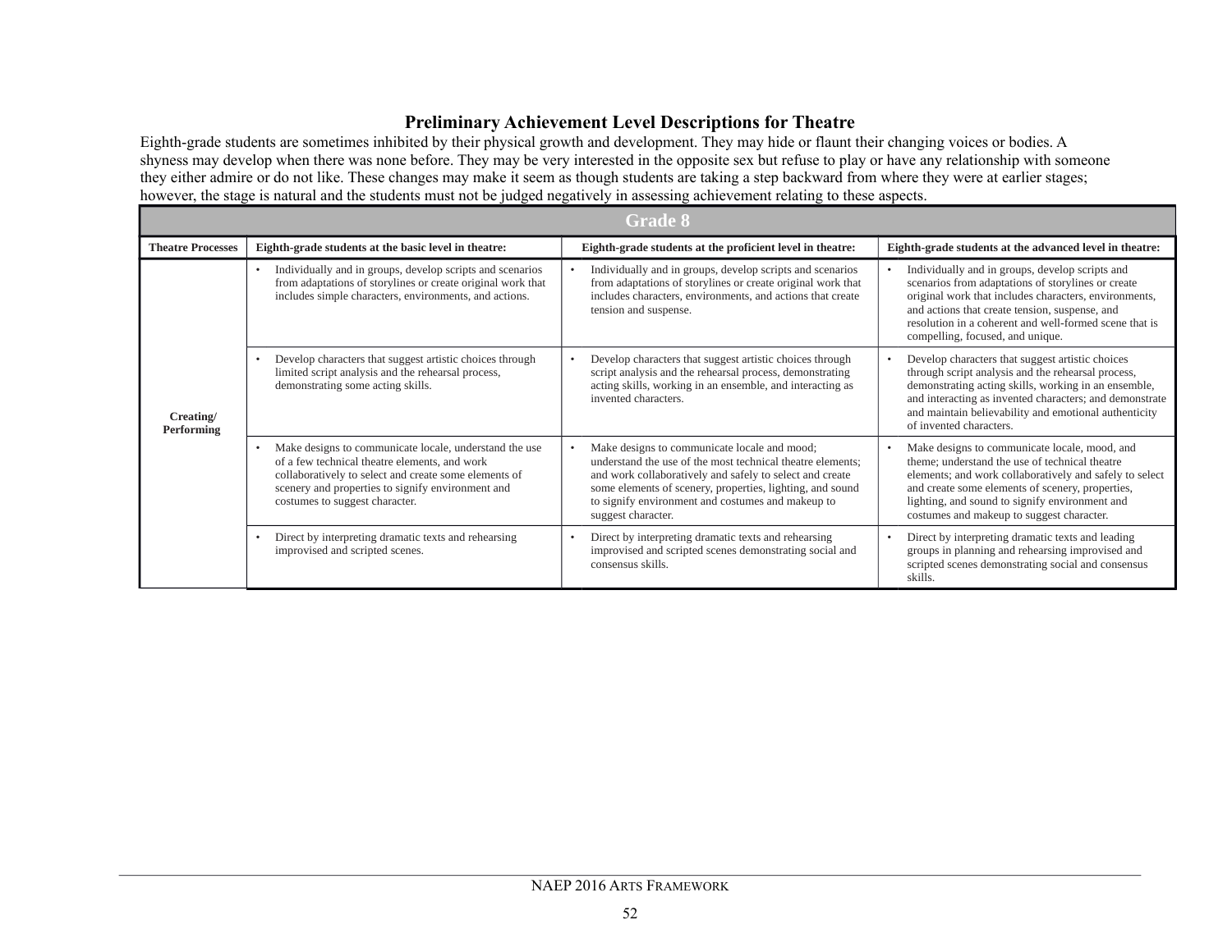## Preliminary Achievement Level Descriptions for Theatre

Eighth-grade students are sometimes inhibited by their physical growth and development. They may hide or flaunt their changing voices or bodies. A shyness may develop when there was none before. They may be very interested in the opposite sex but refuse to play or have any relationship with someone they either admire or do not like. These changes may make it seem as though students are taking a step backward from where they were at earlier stages; however, the stage is natural and the students must not be judged negatively in assessing achievement relating to these aspects.

| Grade 8 | | | |
|---|---|---|---|
| **Theatre Processes** | **Eighth-grade students at the basic level in theatre:** | **Eighth-grade students at the proficient level in theatre:** | **Eighth-grade students at the advanced level in theatre:** |
| **Creating/ Performing** | • Individually and in groups, develop scripts and scenarios from adaptations of storylines or create original work that includes simple characters, environments, and actions. | • Individually and in groups, develop scripts and scenarios from adaptations of storylines or create original work that includes characters, environments, and actions that create tension and suspense. | • Individually and in groups, develop scripts and scenarios from adaptations of storylines or create original work that includes characters, environments, and actions that create tension, suspense, and resolution in a coherent and well-formed scene that is compelling, focused, and unique. |
| | • Develop characters that suggest artistic choices through limited script analysis and the rehearsal process, demonstrating some acting skills. | • Develop characters that suggest artistic choices through script analysis and the rehearsal process, demonstrating acting skills, working in an ensemble, and interacting as invented characters. | • Develop characters that suggest artistic choices through script analysis and the rehearsal process, demonstrating acting skills, working in an ensemble, and interacting as invented characters; and demonstrate and maintain believability and emotional authenticity of invented characters. |
| | • Make designs to communicate locale, understand the use of a few technical theatre elements, and work collaboratively to select and create some elements of scenery and properties to signify environment and costumes to suggest character. | • Make designs to communicate locale and mood; understand the use of the most technical theatre elements; and work collaboratively and safely to select and create some elements of scenery, properties, lighting, and sound to signify environment and costumes and makeup to suggest character. | • Make designs to communicate locale, mood, and theme; understand the use of technical theatre elements; and work collaboratively and safely to select and create some elements of scenery, properties, lighting, and sound to signify environment and costumes and makeup to suggest character. |
| | • Direct by interpreting dramatic texts and rehearsing improvised and scripted scenes. | • Direct by interpreting dramatic texts and rehearsing improvised and scripted scenes demonstrating social and consensus skills. | • Direct by interpreting dramatic texts and leading groups in planning and rehearsing improvised and scripted scenes demonstrating social and consensus skills. |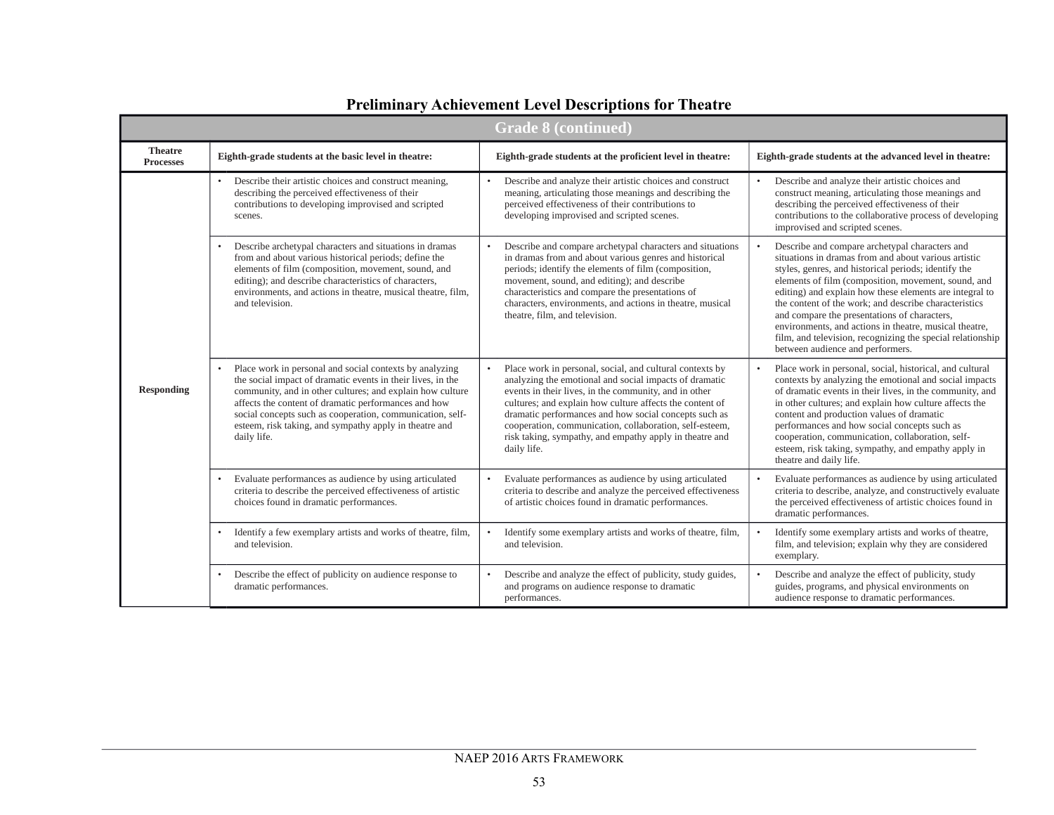## Preliminary Achievement Level Descriptions for Theatre

| Grade 8 (continued) | | | |
|---|---|---|---|
| **Theatre Processes** | **Eighth-grade students at the basic level in theatre:** | **Eighth-grade students at the proficient level in theatre:** | **Eighth-grade students at the advanced level in theatre:** |
| **Responding** | • Describe their artistic choices and construct meaning, describing the perceived effectiveness of their contributions to developing improvised and scripted scenes. | • Describe and analyze their artistic choices and construct meaning, articulating those meanings and describing the perceived effectiveness of their contributions to developing improvised and scripted scenes. | • Describe and analyze their artistic choices and construct meaning, articulating those meanings and describing the perceived effectiveness of their contributions to the collaborative process of developing improvised and scripted scenes. |
| | • Describe archetypal characters and situations in dramas from and about various historical periods; define the elements of film (composition, movement, sound, and editing); and describe characteristics of characters, environments, and actions in theatre, musical theatre, film, and television. | • Describe and compare archetypal characters and situations in dramas from and about various genres and historical periods; identify the elements of film (composition, movement, sound, and editing); and describe characteristics and compare the presentations of characters, environments, and actions in theatre, musical theatre, film, and television. | • Describe and compare archetypal characters and situations in dramas from and about various artistic styles, genres, and historical periods; identify the elements of film (composition, movement, sound, and editing) and explain how these elements are integral to the content of the work; and describe characteristics and compare the presentations of characters, environments, and actions in theatre, musical theatre, film, and television, recognizing the special relationship between audience and performers. |
| | • Place work in personal and social contexts by analyzing the social impact of dramatic events in their lives, in the community, and in other cultures; and explain how culture affects the content of dramatic performances and how social concepts such as cooperation, communication, self-esteem, risk taking, and sympathy apply in theatre and daily life. | • Place work in personal, social, and cultural contexts by analyzing the emotional and social impacts of dramatic events in their lives, in the community, and in other cultures; and explain how culture affects the content of dramatic performances and how social concepts such as cooperation, communication, collaboration, self-esteem, risk taking, sympathy, and empathy apply in theatre and daily life. | • Place work in personal, social, historical, and cultural contexts by analyzing the emotional and social impacts of dramatic events in their lives, in the community, and in other cultures; and explain how culture affects the content and production values of dramatic performances and how social concepts such as cooperation, communication, collaboration, self-esteem, risk taking, sympathy, and empathy apply in theatre and daily life. |
| | • Evaluate performances as audience by using articulated criteria to describe the perceived effectiveness of artistic choices found in dramatic performances. | • Evaluate performances as audience by using articulated criteria to describe and analyze the perceived effectiveness of artistic choices found in dramatic performances. | • Evaluate performances as audience by using articulated criteria to describe, analyze, and constructively evaluate the perceived effectiveness of artistic choices found in dramatic performances. |
| | • Identify a few exemplary artists and works of theatre, film, and television. | • Identify some exemplary artists and works of theatre, film, and television. | • Identify some exemplary artists and works of theatre, film, and television; explain why they are considered exemplary. |
| | • Describe the effect of publicity on audience response to dramatic performances. | • Describe and analyze the effect of publicity, study guides, and programs on audience response to dramatic performances. | • Describe and analyze the effect of publicity, study guides, programs, and physical environments on audience response to dramatic performances. |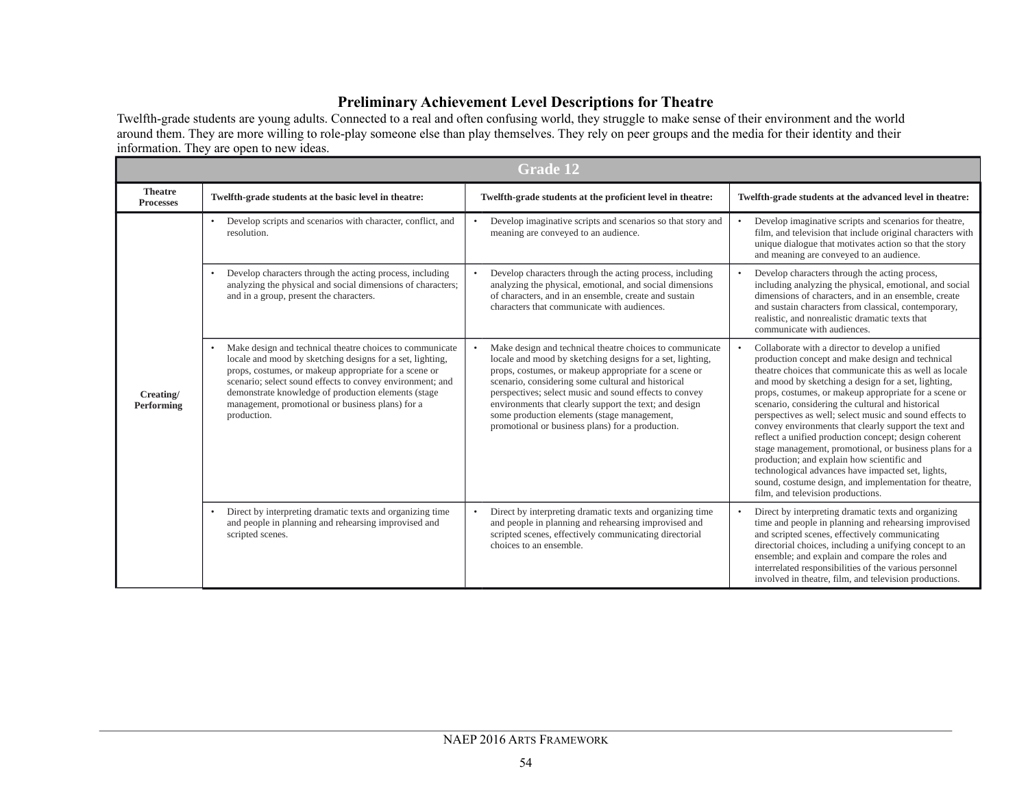## Preliminary Achievement Level Descriptions for Theatre

Twelfth-grade students are young adults. Connected to a real and often confusing world, they struggle to make sense of their environment and the world around them. They are more willing to role-play someone else than play themselves. They rely on peer groups and the media for their identity and their information. They are open to new ideas.

| Grade 12 | | | |
|---|---|---|---|
| **Theatre Processes** | **Twelfth-grade students at the basic level in theatre:** | **Twelfth-grade students at the proficient level in theatre:** | **Twelfth-grade students at the advanced level in theatre:** |
| **Creating/ Performing** | • Develop scripts and scenarios with character, conflict, and resolution. | • Develop imaginative scripts and scenarios so that story and meaning are conveyed to an audience. | • Develop imaginative scripts and scenarios for theatre, film, and television that include original characters with unique dialogue that motivates action so that the story and meaning are conveyed to an audience. |
| | • Develop characters through the acting process, including analyzing the physical and social dimensions of characters; and in a group, present the characters. | • Develop characters through the acting process, including analyzing the physical, emotional, and social dimensions of characters, and in an ensemble, create and sustain characters that communicate with audiences. | • Develop characters through the acting process, including analyzing the physical, emotional, and social dimensions of characters, and in an ensemble, create and sustain characters from classical, contemporary, realistic, and nonrealistic dramatic texts that communicate with audiences. |
| | • Make design and technical theatre choices to communicate locale and mood by sketching designs for a set, lighting, props, costumes, or makeup appropriate for a scene or scenario; select sound effects to convey environment; and demonstrate knowledge of production elements (stage management, promotional or business plans) for a production. | • Make design and technical theatre choices to communicate locale and mood by sketching designs for a set, lighting, props, costumes, or makeup appropriate for a scene or scenario, considering some cultural and historical perspectives; select music and sound effects to convey environments that clearly support the text; and design some production elements (stage management, promotional or business plans) for a production. | • Collaborate with a director to develop a unified production concept and make design and technical theatre choices that communicate this as well as locale and mood by sketching a design for a set, lighting, props, costumes, or makeup appropriate for a scene or scenario, considering the cultural and historical perspectives as well; select music and sound effects to convey environments that clearly support the text and reflect a unified production concept; design coherent stage management, promotional, or business plans for a production; and explain how scientific and technological advances have impacted set, lights, sound, costume design, and implementation for theatre, film, and television productions. |
| | • Direct by interpreting dramatic texts and organizing time and people in planning and rehearsing improvised and scripted scenes. | • Direct by interpreting dramatic texts and organizing time and people in planning and rehearsing improvised and scripted scenes, effectively communicating directorial choices to an ensemble. | • Direct by interpreting dramatic texts and organizing time and people in planning and rehearsing improvised and scripted scenes, effectively communicating directorial choices, including a unifying concept to an ensemble; and explain and compare the roles and interrelated responsibilities of the various personnel involved in theatre, film, and television productions. |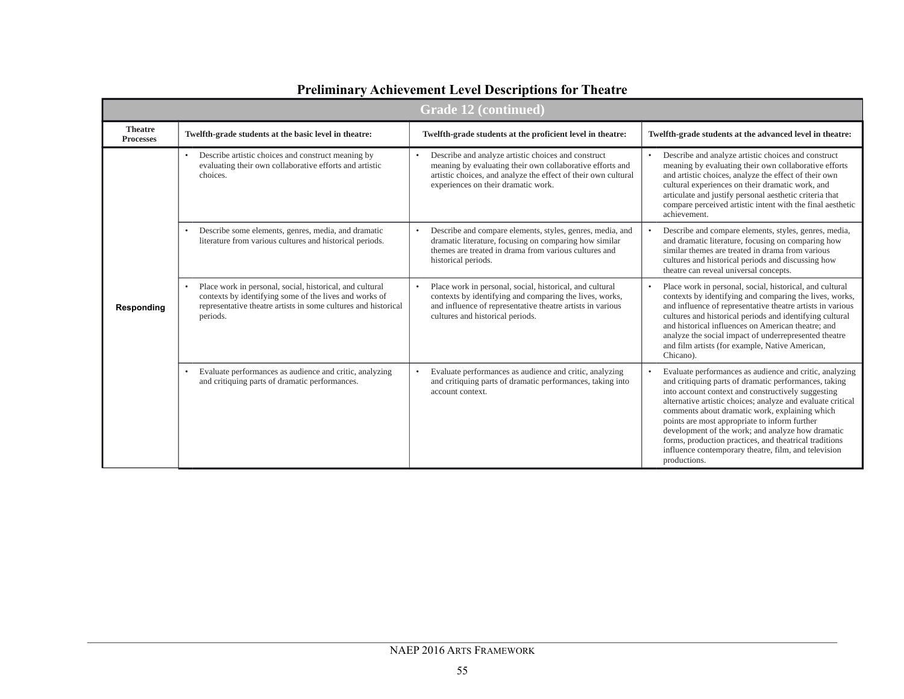## Preliminary Achievement Level Descriptions for Theatre

| Grade 12 (continued) | | | |
|---|---|---|---|
| **Theatre Processes** | **Twelfth-grade students at the basic level in theatre:** | **Twelfth-grade students at the proficient level in theatre:** | **Twelfth-grade students at the advanced level in theatre:** |
| **Responding** | • Describe artistic choices and construct meaning by evaluating their own collaborative efforts and artistic choices. | • Describe and analyze artistic choices and construct meaning by evaluating their own collaborative efforts and artistic choices, and analyze the effect of their own cultural experiences on their dramatic work. | • Describe and analyze artistic choices and construct meaning by evaluating their own collaborative efforts and artistic choices, analyze the effect of their own cultural experiences on their dramatic work, and articulate and justify personal aesthetic criteria that compare perceived artistic intent with the final aesthetic achievement. |
| | • Describe some elements, genres, media, and dramatic literature from various cultures and historical periods. | • Describe and compare elements, styles, genres, media, and dramatic literature, focusing on comparing how similar themes are treated in drama from various cultures and historical periods. | • Describe and compare elements, styles, genres, media, and dramatic literature, focusing on comparing how similar themes are treated in drama from various cultures and historical periods and discussing how theatre can reveal universal concepts. |
| | • Place work in personal, social, historical, and cultural contexts by identifying some of the lives and works of representative theatre artists in some cultures and historical periods. | • Place work in personal, social, historical, and cultural contexts by identifying and comparing the lives, works, and influence of representative theatre artists in various cultures and historical periods. | • Place work in personal, social, historical, and cultural contexts by identifying and comparing the lives, works, and influence of representative theatre artists in various cultures and historical periods and identifying cultural and historical influences on American theatre; and analyze the social impact of underrepresented theatre and film artists (for example, Native American, Chicano). |
| | • Evaluate performances as audience and critic, analyzing and critiquing parts of dramatic performances. | • Evaluate performances as audience and critic, analyzing and critiquing parts of dramatic performances, taking into account context. | • Evaluate performances as audience and critic, analyzing and critiquing parts of dramatic performances, taking into account context and constructively suggesting alternative artistic choices; analyze and evaluate critical comments about dramatic work, explaining which points are most appropriate to inform further development of the work; and analyze how dramatic forms, production practices, and theatrical traditions influence contemporary theatre, film, and television productions. |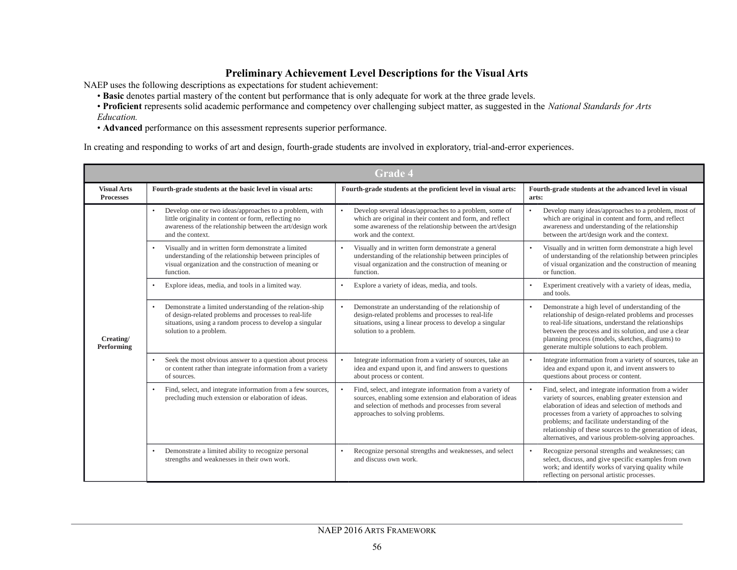## Preliminary Achievement Level Descriptions for the Visual Arts

NAEP uses the following descriptions as expectations for student achievement:

- **Basic** denotes partial mastery of the content but performance that is only adequate for work at the three grade levels.
- **Proficient** represents solid academic performance and competency over challenging subject matter, as suggested in the *National Standards for Arts Education.*
- **Advanced** performance on this assessment represents superior performance.

In creating and responding to works of art and design, fourth-grade students are involved in exploratory, trial-and-error experiences.

| Grade 4 | | | |
|---|---|---|---|
| **Visual Arts Processes** | **Fourth-grade students at the basic level in visual arts:** | **Fourth-grade students at the proficient level in visual arts:** | **Fourth-grade students at the advanced level in visual arts:** |
| **Creating/ Performing** | • Develop one or two ideas/approaches to a problem, with little originality in content or form, reflecting no awareness of the relationship between the art/design work and the context. | • Develop several ideas/approaches to a problem, some of which are original in their content and form, and reflect some awareness of the relationship between the art/design work and the context. | • Develop many ideas/approaches to a problem, most of which are original in content and form, and reflect awareness and understanding of the relationship between the art/design work and the context. |
| | • Visually and in written form demonstrate a limited understanding of the relationship between principles of visual organization and the construction of meaning or function. | • Visually and in written form demonstrate a general understanding of the relationship between principles of visual organization and the construction of meaning or function. | • Visually and in written form demonstrate a high level of understanding of the relationship between principles of visual organization and the construction of meaning or function. |
| | • Explore ideas, media, and tools in a limited way. | • Explore a variety of ideas, media, and tools. | • Experiment creatively with a variety of ideas, media, and tools. |
| | • Demonstrate a limited understanding of the relation-ship of design-related problems and processes to real-life situations, using a random process to develop a singular solution to a problem. | • Demonstrate an understanding of the relationship of design-related problems and processes to real-life situations, using a linear process to develop a singular solution to a problem. | • Demonstrate a high level of understanding of the relationship of design-related problems and processes to real-life situations, understand the relationships between the process and its solution, and use a clear planning process (models, sketches, diagrams) to generate multiple solutions to each problem. |
| | • Seek the most obvious answer to a question about process or content rather than integrate information from a variety of sources. | • Integrate information from a variety of sources, take an idea and expand upon it, and find answers to questions about process or content. | • Integrate information from a variety of sources, take an idea and expand upon it, and invent answers to questions about process or content. |
| | • Find, select, and integrate information from a few sources, precluding much extension or elaboration of ideas. | • Find, select, and integrate information from a variety of sources, enabling some extension and elaboration of ideas and selection of methods and processes from several approaches to solving problems. | • Find, select, and integrate information from a wider variety of sources, enabling greater extension and elaboration of ideas and selection of methods and processes from a variety of approaches to solving problems; and facilitate understanding of the relationship of these sources to the generation of ideas, alternatives, and various problem-solving approaches. |
| | • Demonstrate a limited ability to recognize personal strengths and weaknesses in their own work. | • Recognize personal strengths and weaknesses, and select and discuss own work. | • Recognize personal strengths and weaknesses; can select, discuss, and give specific examples from own work; and identify works of varying quality while reflecting on personal artistic processes. |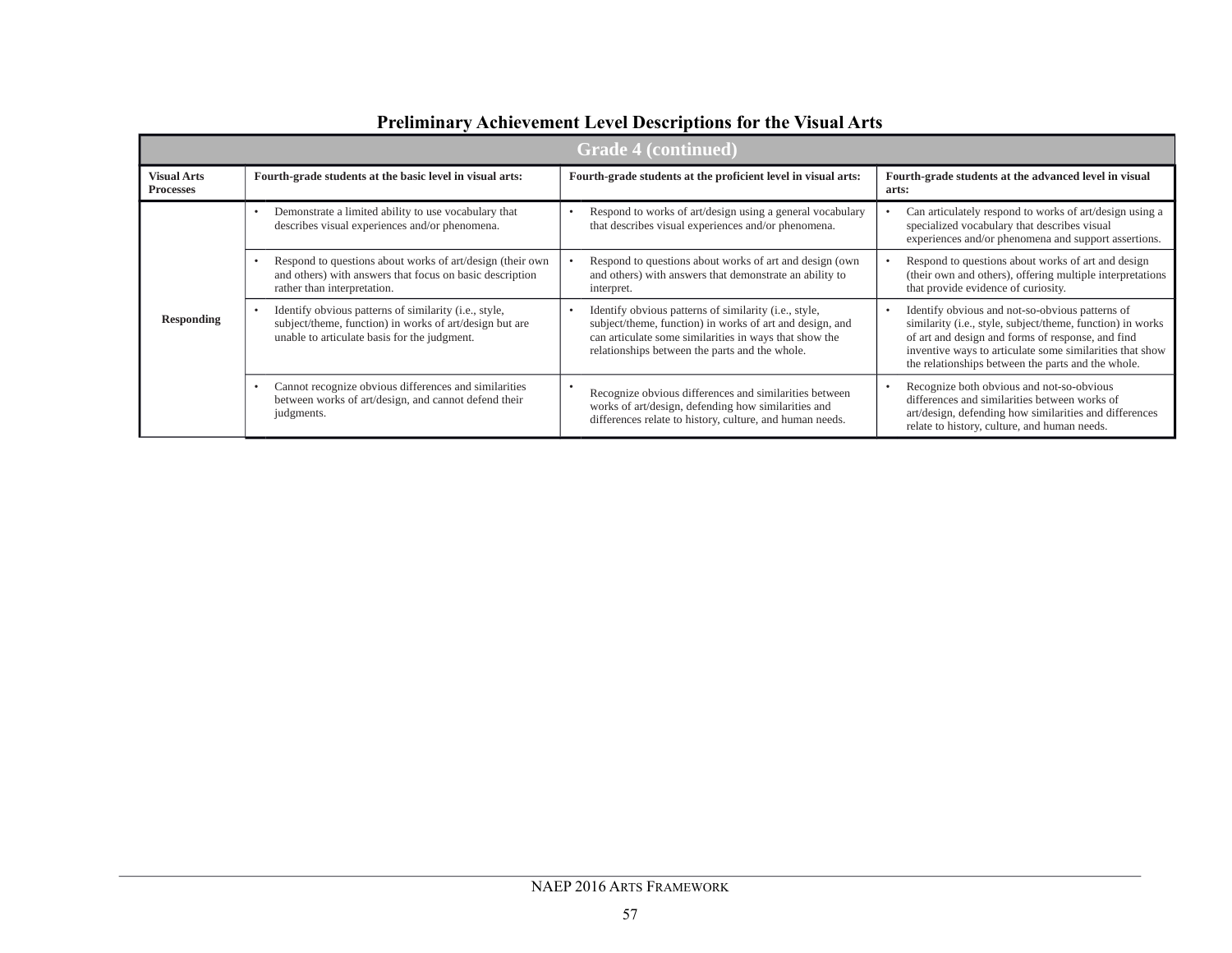## Preliminary Achievement Level Descriptions for the Visual Arts

| Grade 4 (continued) | | | |
|---|---|---|---|
| **Visual Arts Processes** | **Fourth-grade students at the basic level in visual arts:** | **Fourth-grade students at the proficient level in visual arts:** | **Fourth-grade students at the advanced level in visual arts:** |
| **Responding** | • Demonstrate a limited ability to use vocabulary that describes visual experiences and/or phenomena. | • Respond to works of art/design using a general vocabulary that describes visual experiences and/or phenomena. | • Can articulately respond to works of art/design using a specialized vocabulary that describes visual experiences and/or phenomena and support assertions. |
| | • Respond to questions about works of art/design (their own and others) with answers that focus on basic description rather than interpretation. | • Respond to questions about works of art and design (own and others) with answers that demonstrate an ability to interpret. | • Respond to questions about works of art and design (their own and others), offering multiple interpretations that provide evidence of curiosity. |
| | • Identify obvious patterns of similarity (i.e., style, subject/theme, function) in works of art/design but are unable to articulate basis for the judgment. | • Identify obvious patterns of similarity (i.e., style, subject/theme, function) in works of art and design, and can articulate some similarities in ways that show the relationships between the parts and the whole. | • Identify obvious and not-so-obvious patterns of similarity (i.e., style, subject/theme, function) in works of art and design and forms of response, and find inventive ways to articulate some similarities that show the relationships between the parts and the whole. |
| | • Cannot recognize obvious differences and similarities between works of art/design, and cannot defend their judgments. | • Recognize obvious differences and similarities between works of art/design, defending how similarities and differences relate to history, culture, and human needs. | • Recognize both obvious and not-so-obvious differences and similarities between works of art/design, defending how similarities and differences relate to history, culture, and human needs. |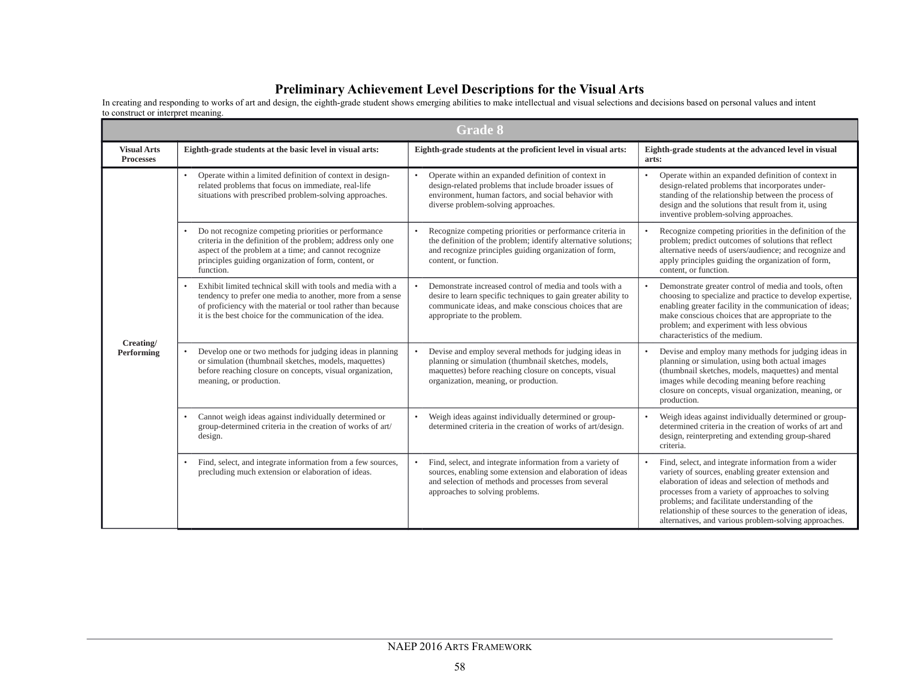## Preliminary Achievement Level Descriptions for the Visual Arts

In creating and responding to works of art and design, the eighth-grade student shows emerging abilities to make intellectual and visual selections and decisions based on personal values and intent to construct or interpret meaning.

| Grade 8 | | | |
|---|---|---|---|
| **Visual Arts Processes** | **Eighth-grade students at the basic level in visual arts:** | **Eighth-grade students at the proficient level in visual arts:** | **Eighth-grade students at the advanced level in visual arts:** |
| **Creating/ Performing** | • Operate within a limited definition of context in design-related problems that focus on immediate, real-life situations with prescribed problem-solving approaches. | • Operate within an expanded definition of context in design-related problems that include broader issues of environment, human factors, and social behavior with diverse problem-solving approaches. | • Operate within an expanded definition of context in design-related problems that incorporates under-standing of the relationship between the process of design and the solutions that result from it, using inventive problem-solving approaches. |
| | • Do not recognize competing priorities or performance criteria in the definition of the problem; address only one aspect of the problem at a time; and cannot recognize principles guiding organization of form, content, or function. | • Recognize competing priorities or performance criteria in the definition of the problem; identify alternative solutions; and recognize principles guiding organization of form, content, or function. | • Recognize competing priorities in the definition of the problem; predict outcomes of solutions that reflect alternative needs of users/audience; and recognize and apply principles guiding the organization of form, content, or function. |
| | • Exhibit limited technical skill with tools and media with a tendency to prefer one media to another, more from a sense of proficiency with the material or tool rather than because it is the best choice for the communication of the idea. | • Demonstrate increased control of media and tools with a desire to learn specific techniques to gain greater ability to communicate ideas, and make conscious choices that are appropriate to the problem. | • Demonstrate greater control of media and tools, often choosing to specialize and practice to develop expertise, enabling greater facility in the communication of ideas; make conscious choices that are appropriate to the problem; and experiment with less obvious characteristics of the medium. |
| | • Develop one or two methods for judging ideas in planning or simulation (thumbnail sketches, models, maquettes) before reaching closure on concepts, visual organization, meaning, or production. | • Devise and employ several methods for judging ideas in planning or simulation (thumbnail sketches, models, maquettes) before reaching closure on concepts, visual organization, meaning, or production. | • Devise and employ many methods for judging ideas in planning or simulation, using both actual images (thumbnail sketches, models, maquettes) and mental images while decoding meaning before reaching closure on concepts, visual organization, meaning, or production. |
| | • Cannot weigh ideas against individually determined or group-determined criteria in the creation of works of art/ design. | • Weigh ideas against individually determined or group-determined criteria in the creation of works of art/design. | • Weigh ideas against individually determined or group-determined criteria in the creation of works of art and design, reinterpreting and extending group-shared criteria. |
| | • Find, select, and integrate information from a few sources, precluding much extension or elaboration of ideas. | • Find, select, and integrate information from a variety of sources, enabling some extension and elaboration of ideas and selection of methods and processes from several approaches to solving problems. | • Find, select, and integrate information from a wider variety of sources, enabling greater extension and elaboration of ideas and selection of methods and processes from a variety of approaches to solving problems; and facilitate understanding of the relationship of these sources to the generation of ideas, alternatives, and various problem-solving approaches. |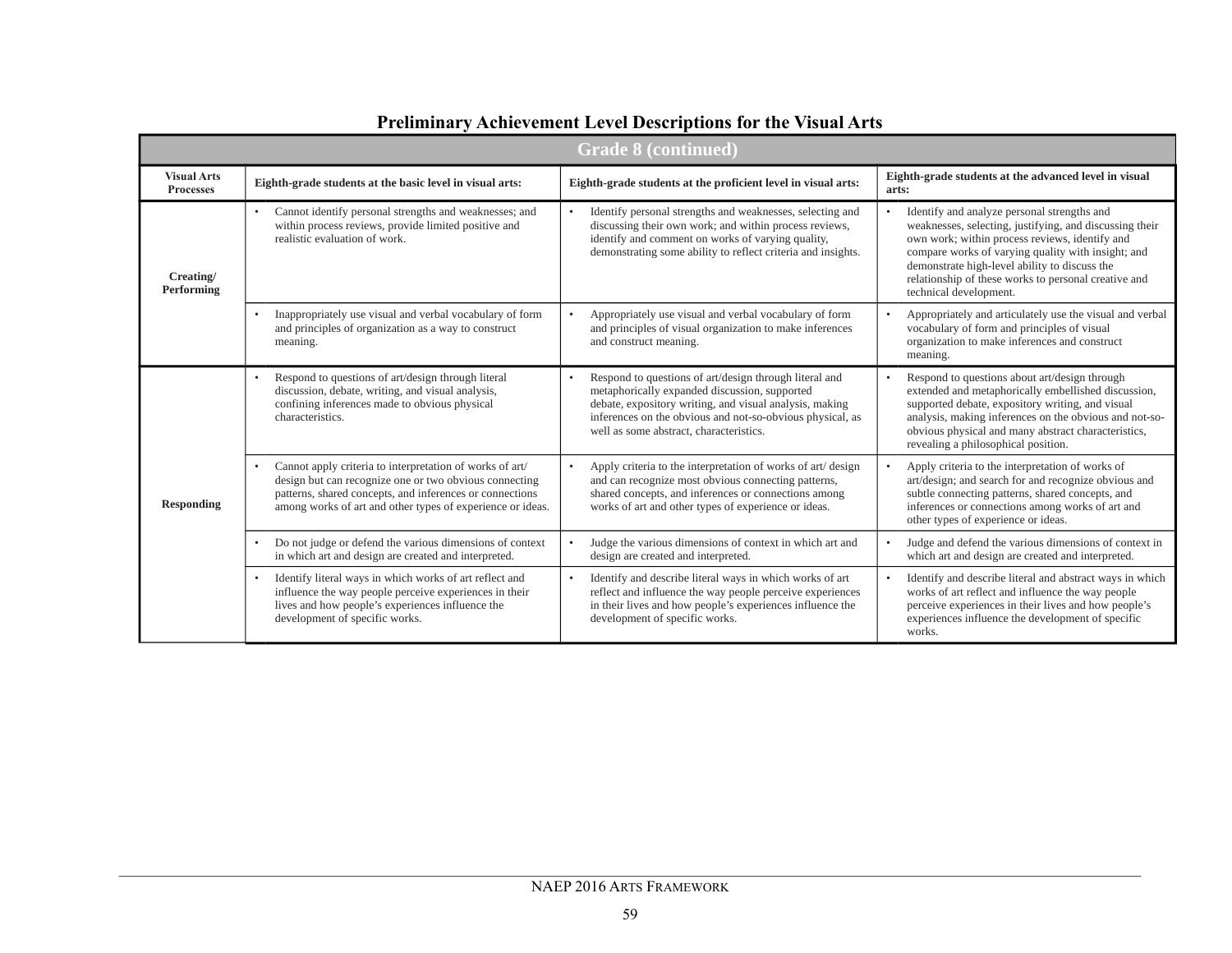## Preliminary Achievement Level Descriptions for the Visual Arts

| Grade 8 (continued) | | | |
|---|---|---|---|
| **Visual Arts Processes** | **Eighth-grade students at the basic level in visual arts:** | **Eighth-grade students at the proficient level in visual arts:** | **Eighth-grade students at the advanced level in visual arts:** |
| **Creating/ Performing** | • Cannot identify personal strengths and weaknesses; and within process reviews, provide limited positive and realistic evaluation of work. | • Identify personal strengths and weaknesses, selecting and discussing their own work; and within process reviews, identify and comment on works of varying quality, demonstrating some ability to reflect criteria and insights. | • Identify and analyze personal strengths and weaknesses, selecting, justifying, and discussing their own work; within process reviews, identify and compare works of varying quality with insight; and demonstrate high-level ability to discuss the relationship of these works to personal creative and technical development. |
| | • Inappropriately use visual and verbal vocabulary of form and principles of organization as a way to construct meaning. | • Appropriately use visual and verbal vocabulary of form and principles of visual organization to make inferences and construct meaning. | • Appropriately and articulately use the visual and verbal vocabulary of form and principles of visual organization to make inferences and construct meaning. |
| **Responding** | • Respond to questions of art/design through literal discussion, debate, writing, and visual analysis, confining inferences made to obvious physical characteristics. | • Respond to questions of art/design through literal and metaphorically expanded discussion, supported debate, expository writing, and visual analysis, making inferences on the obvious and not-so-obvious physical, as well as some abstract, characteristics. | • Respond to questions about art/design through extended and metaphorically embellished discussion, supported debate, expository writing, and visual analysis, making inferences on the obvious and not-so-obvious physical and many abstract characteristics, revealing a philosophical position. |
| | • Cannot apply criteria to interpretation of works of art/ design but can recognize one or two obvious connecting patterns, shared concepts, and inferences or connections among works of art and other types of experience or ideas. | • Apply criteria to the interpretation of works of art/ design and can recognize most obvious connecting patterns, shared concepts, and inferences or connections among works of art and other types of experience or ideas. | • Apply criteria to the interpretation of works of art/design; and search for and recognize obvious and subtle connecting patterns, shared concepts, and inferences or connections among works of art and other types of experience or ideas. |
| | • Do not judge or defend the various dimensions of context in which art and design are created and interpreted. | • Judge the various dimensions of context in which art and design are created and interpreted. | • Judge and defend the various dimensions of context in which art and design are created and interpreted. |
| | • Identify literal ways in which works of art reflect and influence the way people perceive experiences in their lives and how people's experiences influence the development of specific works. | • Identify and describe literal ways in which works of art reflect and influence the way people perceive experiences in their lives and how people's experiences influence the development of specific works. | • Identify and describe literal and abstract ways in which works of art reflect and influence the way people perceive experiences in their lives and how people's experiences influence the development of specific works. |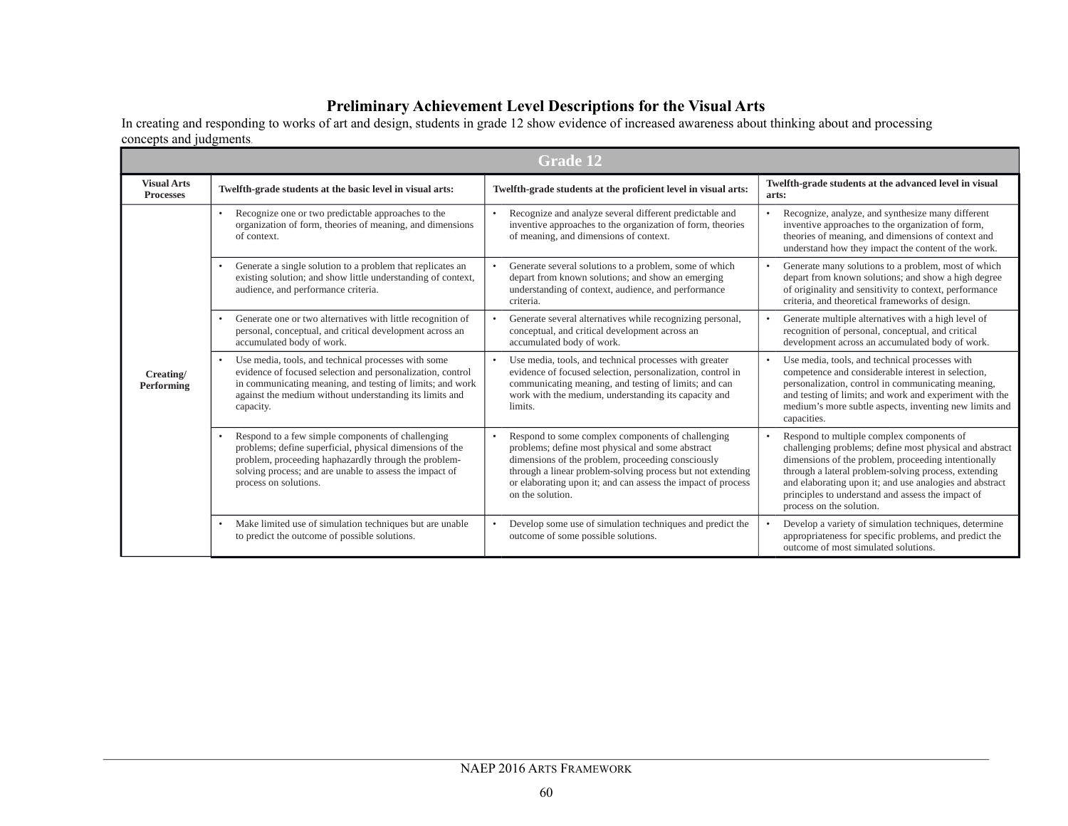## Preliminary Achievement Level Descriptions for the Visual Arts

In creating and responding to works of art and design, students in grade 12 show evidence of increased awareness about thinking about and processing concepts and judgments.

| Grade 12 | | | |
|---|---|---|---|
| **Visual Arts Processes** | **Twelfth-grade students at the basic level in visual arts:** | **Twelfth-grade students at the proficient level in visual arts:** | **Twelfth-grade students at the advanced level in visual arts:** |
| **Creating/ Performing** | • Recognize one or two predictable approaches to the organization of form, theories of meaning, and dimensions of context. | • Recognize and analyze several different predictable and inventive approaches to the organization of form, theories of meaning, and dimensions of context. | • Recognize, analyze, and synthesize many different inventive approaches to the organization of form, theories of meaning, and dimensions of context and understand how they impact the content of the work. |
| | • Generate a single solution to a problem that replicates an existing solution; and show little understanding of context, audience, and performance criteria. | • Generate several solutions to a problem, some of which depart from known solutions; and show an emerging understanding of context, audience, and performance criteria. | • Generate many solutions to a problem, most of which depart from known solutions; and show a high degree of originality and sensitivity to context, performance criteria, and theoretical frameworks of design. |
| | • Generate one or two alternatives with little recognition of personal, conceptual, and critical development across an accumulated body of work. | • Generate several alternatives while recognizing personal, conceptual, and critical development across an accumulated body of work. | • Generate multiple alternatives with a high level of recognition of personal, conceptual, and critical development across an accumulated body of work. |
| | • Use media, tools, and technical processes with some evidence of focused selection and personalization, control in communicating meaning, and testing of limits; and work against the medium without understanding its limits and capacity. | • Use media, tools, and technical processes with greater evidence of focused selection, personalization, control in communicating meaning, and testing of limits; and can work with the medium, understanding its capacity and limits. | • Use media, tools, and technical processes with competence and considerable interest in selection, personalization, control in communicating meaning, and testing of limits; and work and experiment with the medium's more subtle aspects, inventing new limits and capacities. |
| | • Respond to a few simple components of challenging problems; define superficial, physical dimensions of the problem, proceeding haphazardly through the problem-solving process; and are unable to assess the impact of process on solutions. | • Respond to some complex components of challenging problems; define most physical and some abstract dimensions of the problem, proceeding consciously through a linear problem-solving process but not extending or elaborating upon it; and can assess the impact of process on the solution. | • Respond to multiple complex components of challenging problems; define most physical and abstract dimensions of the problem, proceeding intentionally through a lateral problem-solving process, extending and elaborating upon it; and use analogies and abstract principles to understand and assess the impact of process on the solution. |
| | • Make limited use of simulation techniques but are unable to predict the outcome of possible solutions. | • Develop some use of simulation techniques and predict the outcome of some possible solutions. | • Develop a variety of simulation techniques, determine appropriateness for specific problems, and predict the outcome of most simulated solutions. |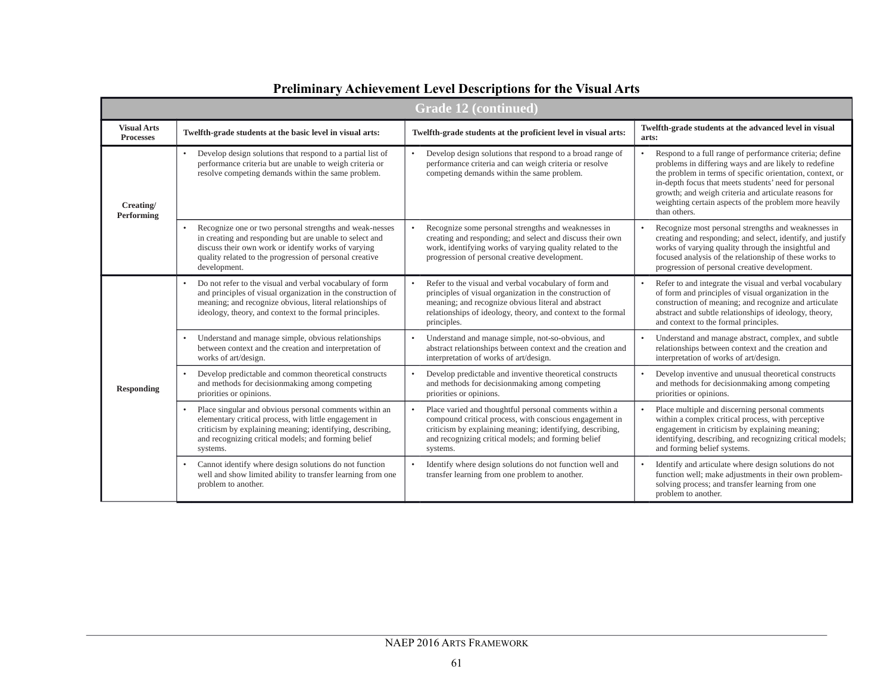# Preliminary Achievement Level Descriptions for the Visual Arts

| Grade 12 (continued) | | | |
|---|---|---|---|
| **Visual Arts Processes** | **Twelfth-grade students at the basic level in visual arts:** | **Twelfth-grade students at the proficient level in visual arts:** | **Twelfth-grade students at the advanced level in visual arts:** |
| **Creating/ Performing** | • Develop design solutions that respond to a partial list of performance criteria but are unable to weigh criteria or resolve competing demands within the same problem. | • Develop design solutions that respond to a broad range of performance criteria and can weigh criteria or resolve competing demands within the same problem. | • Respond to a full range of performance criteria; define problems in differing ways and are likely to redefine the problem in terms of specific orientation, context, or in-depth focus that meets students' need for personal growth; and weigh criteria and articulate reasons for weighting certain aspects of the problem more heavily than others. |
| | • Recognize one or two personal strengths and weak-nesses in creating and responding but are unable to select and discuss their own work or identify works of varying quality related to the progression of personal creative development. | • Recognize some personal strengths and weaknesses in creating and responding; and select and discuss their own work, identifying works of varying quality related to the progression of personal creative development. | • Recognize most personal strengths and weaknesses in creating and responding; and select, identify, and justify works of varying quality through the insightful and focused analysis of the relationship of these works to progression of personal creative development. |
| **Responding** | • Do not refer to the visual and verbal vocabulary of form and principles of visual organization in the construction of meaning; and recognize obvious, literal relationships of ideology, theory, and context to the formal principles. | • Refer to the visual and verbal vocabulary of form and principles of visual organization in the construction of meaning; and recognize obvious literal and abstract relationships of ideology, theory, and context to the formal principles. | • Refer to and integrate the visual and verbal vocabulary of form and principles of visual organization in the construction of meaning; and recognize and articulate abstract and subtle relationships of ideology, theory, and context to the formal principles. |
| | • Understand and manage simple, obvious relationships between context and the creation and interpretation of works of art/design. | • Understand and manage simple, not-so-obvious, and abstract relationships between context and the creation and interpretation of works of art/design. | • Understand and manage abstract, complex, and subtle relationships between context and the creation and interpretation of works of art/design. |
| | • Develop predictable and common theoretical constructs and methods for decisionmaking among competing priorities or opinions. | • Develop predictable and inventive theoretical constructs and methods for decisionmaking among competing priorities or opinions. | • Develop inventive and unusual theoretical constructs and methods for decisionmaking among competing priorities or opinions. |
| | • Place singular and obvious personal comments within an elementary critical process, with little engagement in criticism by explaining meaning; identifying, describing, and recognizing critical models; and forming belief systems. | • Place varied and thoughtful personal comments within a compound critical process, with conscious engagement in criticism by explaining meaning; identifying, describing, and recognizing critical models; and forming belief systems. | • Place multiple and discerning personal comments within a complex critical process, with perceptive engagement in criticism by explaining meaning; identifying, describing, and recognizing critical models; and forming belief systems. |
| | • Cannot identify where design solutions do not function well and show limited ability to transfer learning from one problem to another. | • Identify where design solutions do not function well and transfer learning from one problem to another. | • Identify and articulate where design solutions do not function well; make adjustments in their own problem-solving process; and transfer learning from one problem to another. |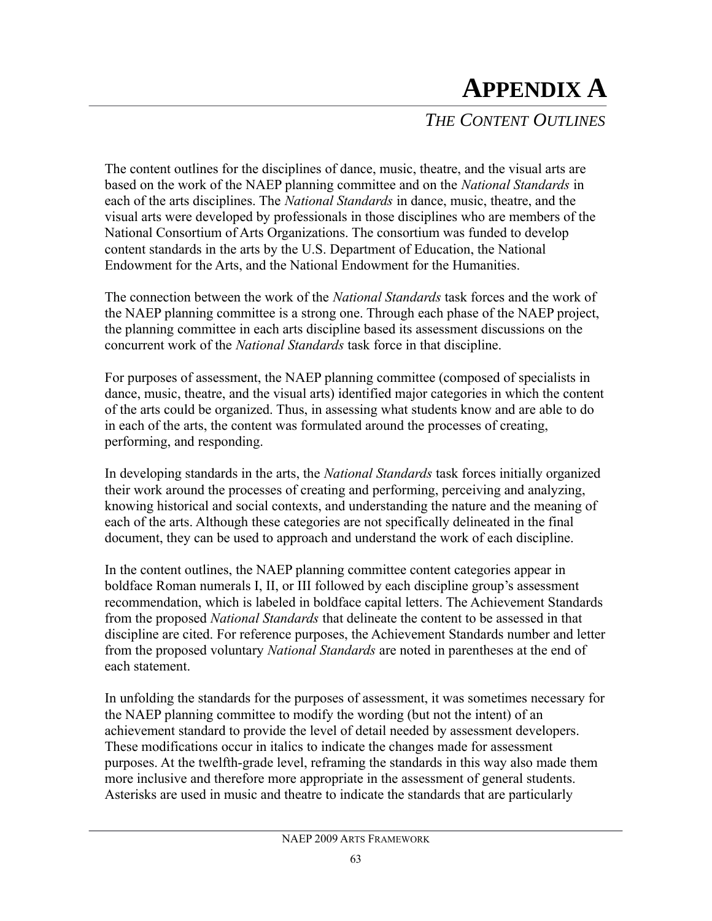# APPENDIX A

## *THE CONTENT OUTLINES*

The content outlines for the disciplines of dance, music, theatre, and the visual arts are based on the work of the NAEP planning committee and on the *National Standards* in each of the arts disciplines. The *National Standards* in dance, music, theatre, and the visual arts were developed by professionals in those disciplines who are members of the National Consortium of Arts Organizations. The consortium was funded to develop content standards in the arts by the U.S. Department of Education, the National Endowment for the Arts, and the National Endowment for the Humanities.

The connection between the work of the *National Standards* task forces and the work of the NAEP planning committee is a strong one. Through each phase of the NAEP project, the planning committee in each arts discipline based its assessment discussions on the concurrent work of the *National Standards* task force in that discipline.

For purposes of assessment, the NAEP planning committee (composed of specialists in dance, music, theatre, and the visual arts) identified major categories in which the content of the arts could be organized. Thus, in assessing what students know and are able to do in each of the arts, the content was formulated around the processes of creating, performing, and responding.

In developing standards in the arts, the *National Standards* task forces initially organized their work around the processes of creating and performing, perceiving and analyzing, knowing historical and social contexts, and understanding the nature and the meaning of each of the arts. Although these categories are not specifically delineated in the final document, they can be used to approach and understand the work of each discipline.

In the content outlines, the NAEP planning committee content categories appear in boldface Roman numerals I, II, or III followed by each discipline group's assessment recommendation, which is labeled in boldface capital letters. The Achievement Standards from the proposed *National Standards* that delineate the content to be assessed in that discipline are cited. For reference purposes, the Achievement Standards number and letter from the proposed voluntary *National Standards* are noted in parentheses at the end of each statement.

In unfolding the standards for the purposes of assessment, it was sometimes necessary for the NAEP planning committee to modify the wording (but not the intent) of an achievement standard to provide the level of detail needed by assessment developers. These modifications occur in italics to indicate the changes made for assessment purposes. At the twelfth-grade level, reframing the standards in this way also made them more inclusive and therefore more appropriate in the assessment of general students. Asterisks are used in music and theatre to indicate the standards that are particularly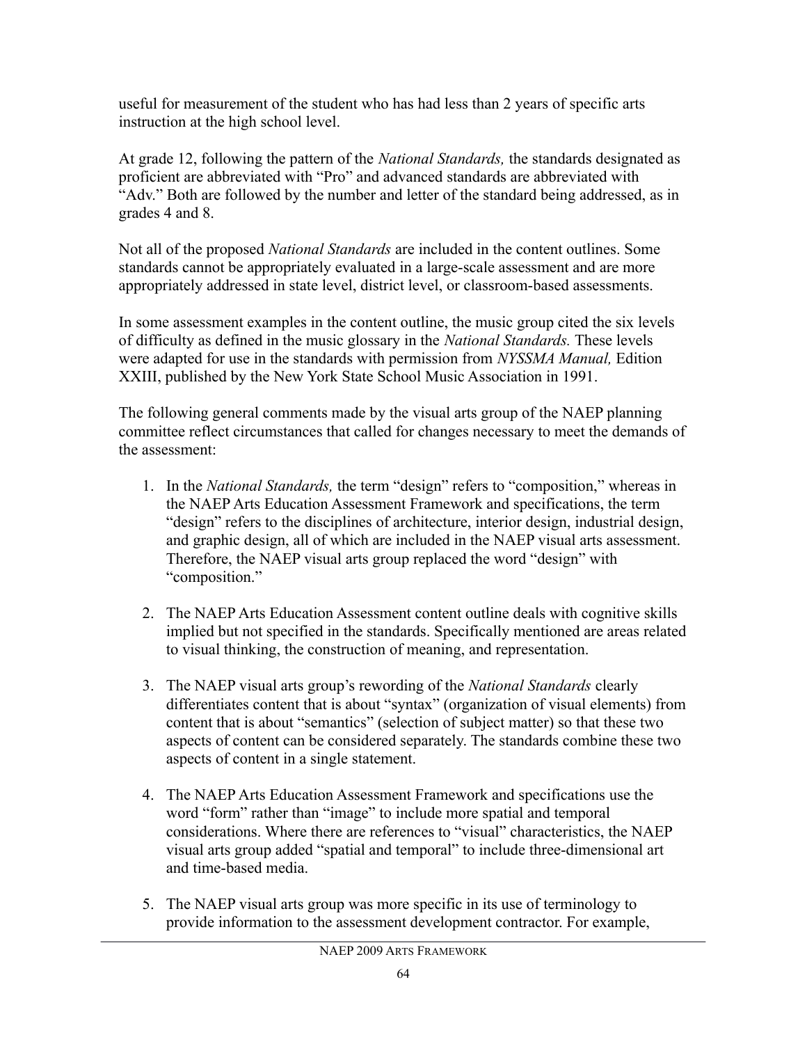useful for measurement of the student who has had less than 2 years of specific arts instruction at the high school level.

At grade 12, following the pattern of the *National Standards,* the standards designated as proficient are abbreviated with "Pro" and advanced standards are abbreviated with "Adv." Both are followed by the number and letter of the standard being addressed, as in grades 4 and 8.

Not all of the proposed *National Standards* are included in the content outlines. Some standards cannot be appropriately evaluated in a large-scale assessment and are more appropriately addressed in state level, district level, or classroom-based assessments.

In some assessment examples in the content outline, the music group cited the six levels of difficulty as defined in the music glossary in the *National Standards.* These levels were adapted for use in the standards with permission from *NYSSMA Manual,* Edition XXIII, published by the New York State School Music Association in 1991.

The following general comments made by the visual arts group of the NAEP planning committee reflect circumstances that called for changes necessary to meet the demands of the assessment:

1. In the *National Standards,* the term "design" refers to "composition," whereas in the NAEP Arts Education Assessment Framework and specifications, the term "design" refers to the disciplines of architecture, interior design, industrial design, and graphic design, all of which are included in the NAEP visual arts assessment. Therefore, the NAEP visual arts group replaced the word "design" with "composition."

2. The NAEP Arts Education Assessment content outline deals with cognitive skills implied but not specified in the standards. Specifically mentioned are areas related to visual thinking, the construction of meaning, and representation.

3. The NAEP visual arts group's rewording of the *National Standards* clearly differentiates content that is about "syntax" (organization of visual elements) from content that is about "semantics" (selection of subject matter) so that these two aspects of content can be considered separately. The standards combine these two aspects of content in a single statement.

4. The NAEP Arts Education Assessment Framework and specifications use the word "form" rather than "image" to include more spatial and temporal considerations. Where there are references to "visual" characteristics, the NAEP visual arts group added "spatial and temporal" to include three-dimensional art and time-based media.

5. The NAEP visual arts group was more specific in its use of terminology to provide information to the assessment development contractor. For example,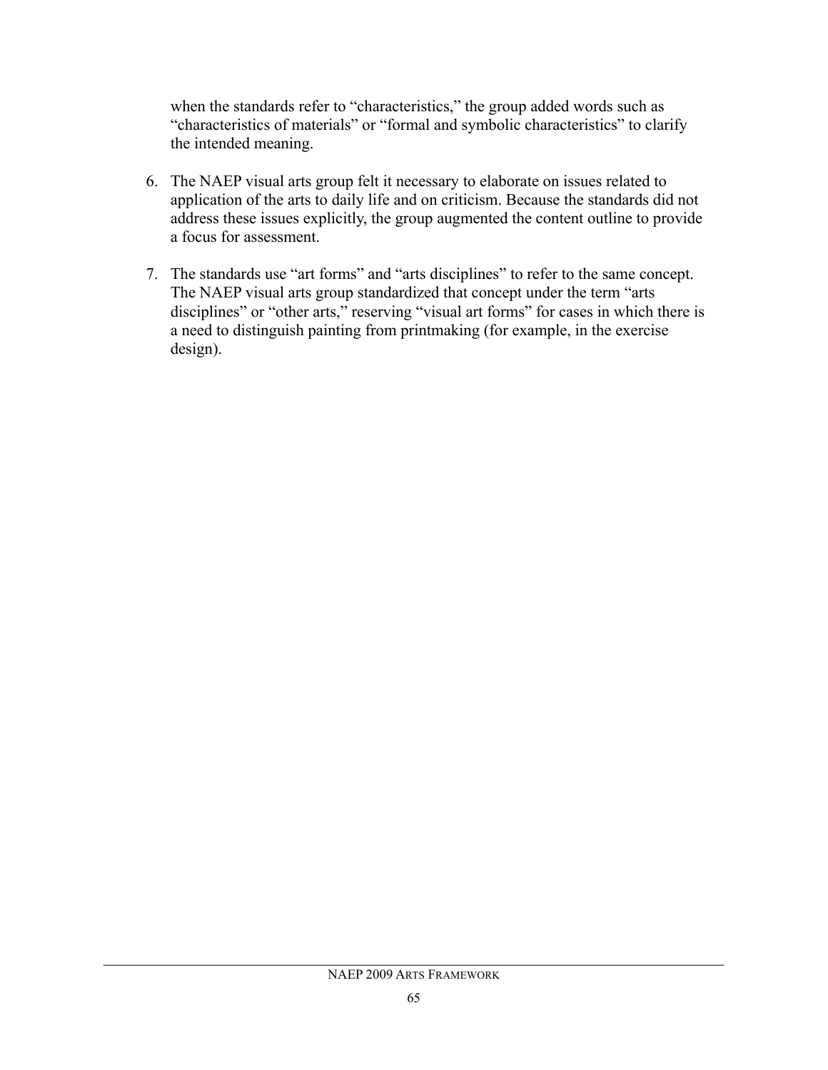when the standards refer to "characteristics," the group added words such as "characteristics of materials" or "formal and symbolic characteristics" to clarify the intended meaning.

6. The NAEP visual arts group felt it necessary to elaborate on issues related to application of the arts to daily life and on criticism. Because the standards did not address these issues explicitly, the group augmented the content outline to provide a focus for assessment.

7. The standards use "art forms" and "arts disciplines" to refer to the same concept. The NAEP visual arts group standardized that concept under the term "arts disciplines" or "other arts," reserving "visual art forms" for cases in which there is a need to distinguish painting from printmaking (for example, in the exercise design).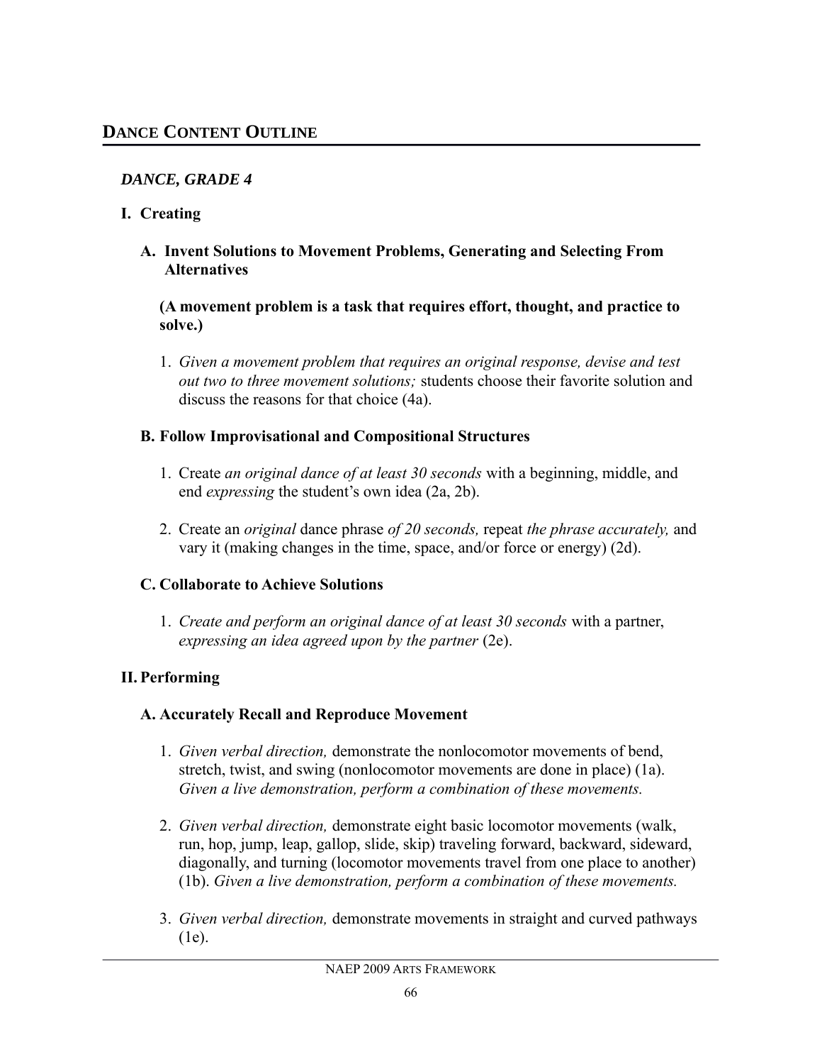## DANCE CONTENT OUTLINE

### *DANCE, GRADE 4*

**I. Creating**

**A. Invent Solutions to Movement Problems, Generating and Selecting From Alternatives**

**(A movement problem is a task that requires effort, thought, and practice to solve.)**

1. *Given a movement problem that requires an original response, devise and test out two to three movement solutions;* students choose their favorite solution and discuss the reasons for that choice (4a).

**B. Follow Improvisational and Compositional Structures**

1. Create *an original dance of at least 30 seconds* with a beginning, middle, and end *expressing* the student's own idea (2a, 2b).

2. Create an *original* dance phrase *of 20 seconds,* repeat *the phrase accurately,* and vary it (making changes in the time, space, and/or force or energy) (2d).

**C. Collaborate to Achieve Solutions**

1. *Create and perform an original dance of at least 30 seconds* with a partner, *expressing an idea agreed upon by the partner* (2e).

**II. Performing**

**A. Accurately Recall and Reproduce Movement**

1. *Given verbal direction,* demonstrate the nonlocomotor movements of bend, stretch, twist, and swing (nonlocomotor movements are done in place) (1a). *Given a live demonstration, perform a combination of these movements.*

2. *Given verbal direction,* demonstrate eight basic locomotor movements (walk, run, hop, jump, leap, gallop, slide, skip) traveling forward, backward, sideward, diagonally, and turning (locomotor movements travel from one place to another) (1b). *Given a live demonstration, perform a combination of these movements.*

3. *Given verbal direction,* demonstrate movements in straight and curved pathways (1e).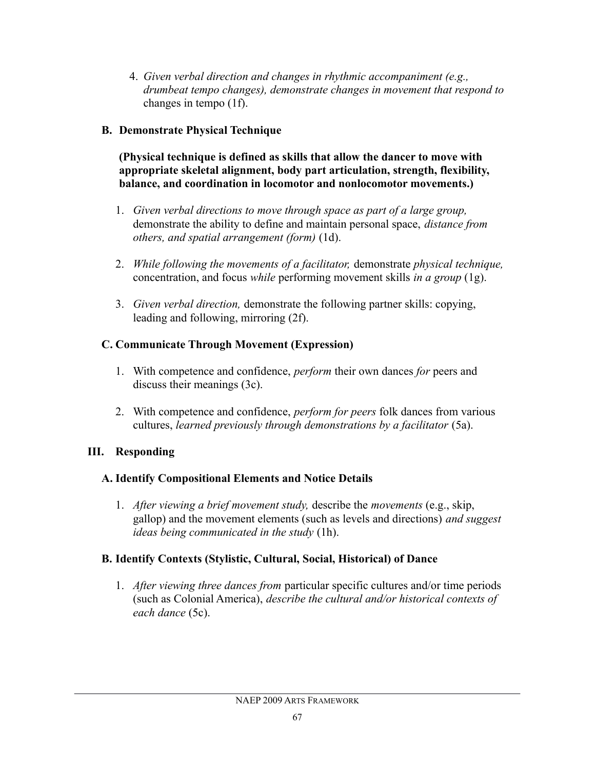4. *Given verbal direction and changes in rhythmic accompaniment (e.g., drumbeat tempo changes), demonstrate changes in movement that respond to* changes in tempo (1f).

### B. Demonstrate Physical Technique

**(Physical technique is defined as skills that allow the dancer to move with appropriate skeletal alignment, body part articulation, strength, flexibility, balance, and coordination in locomotor and nonlocomotor movements.)**

1. *Given verbal directions to move through space as part of a large group,* demonstrate the ability to define and maintain personal space, *distance from others, and spatial arrangement (form)* (1d).

2. *While following the movements of a facilitator,* demonstrate *physical technique,* concentration, and focus *while* performing movement skills *in a group* (1g).

3. *Given verbal direction,* demonstrate the following partner skills: copying, leading and following, mirroring (2f).

### C. Communicate Through Movement (Expression)

1. With competence and confidence, *perform* their own dances *for* peers and discuss their meanings (3c).

2. With competence and confidence, *perform for peers* folk dances from various cultures, *learned previously through demonstrations by a facilitator* (5a).

## III. Responding

### A. Identify Compositional Elements and Notice Details

1. *After viewing a brief movement study,* describe the *movements* (e.g., skip, gallop) and the movement elements (such as levels and directions) *and suggest ideas being communicated in the study* (1h).

### B. Identify Contexts (Stylistic, Cultural, Social, Historical) of Dance

1. *After viewing three dances from* particular specific cultures and/or time periods (such as Colonial America), *describe the cultural and/or historical contexts of each dance* (5c).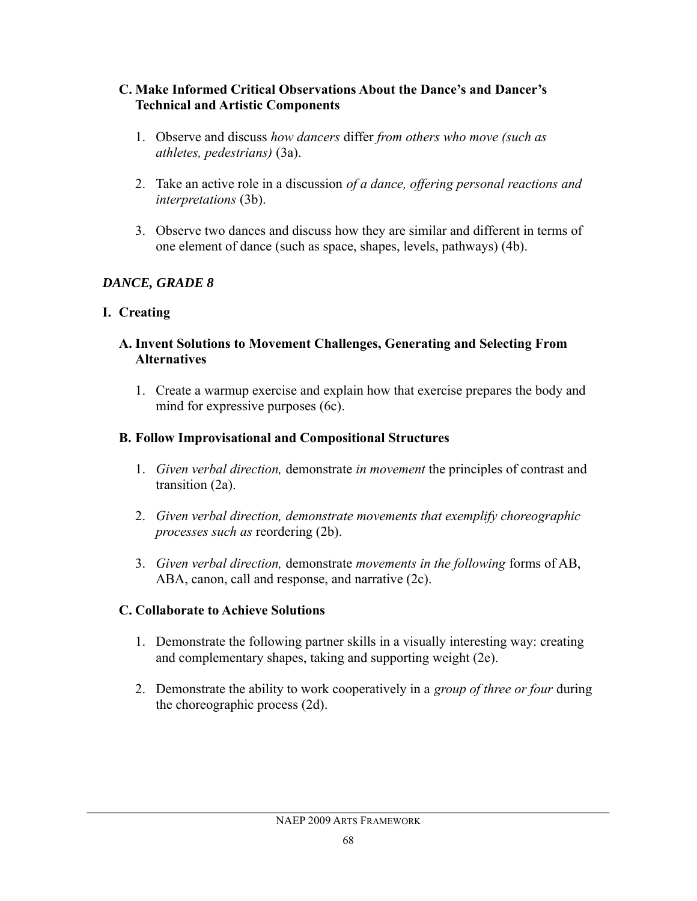### C. Make Informed Critical Observations About the Dance's and Dancer's Technical and Artistic Components

1. Observe and discuss *how dancers* differ *from others who move (such as athletes, pedestrians)* (3a).

2. Take an active role in a discussion *of a dance, offering personal reactions and interpretations* (3b).

3. Observe two dances and discuss how they are similar and different in terms of one element of dance (such as space, shapes, levels, pathways) (4b).

## *DANCE, GRADE 8*

### I. Creating

#### A. Invent Solutions to Movement Challenges, Generating and Selecting From Alternatives

1. Create a warmup exercise and explain how that exercise prepares the body and mind for expressive purposes (6c).

#### B. Follow Improvisational and Compositional Structures

1. *Given verbal direction,* demonstrate *in movement* the principles of contrast and transition (2a).

2. *Given verbal direction, demonstrate movements that exemplify choreographic processes such as* reordering (2b).

3. *Given verbal direction,* demonstrate *movements in the following* forms of AB, ABA, canon, call and response, and narrative (2c).

#### C. Collaborate to Achieve Solutions

1. Demonstrate the following partner skills in a visually interesting way: creating and complementary shapes, taking and supporting weight (2e).

2. Demonstrate the ability to work cooperatively in a *group of three or four* during the choreographic process (2d).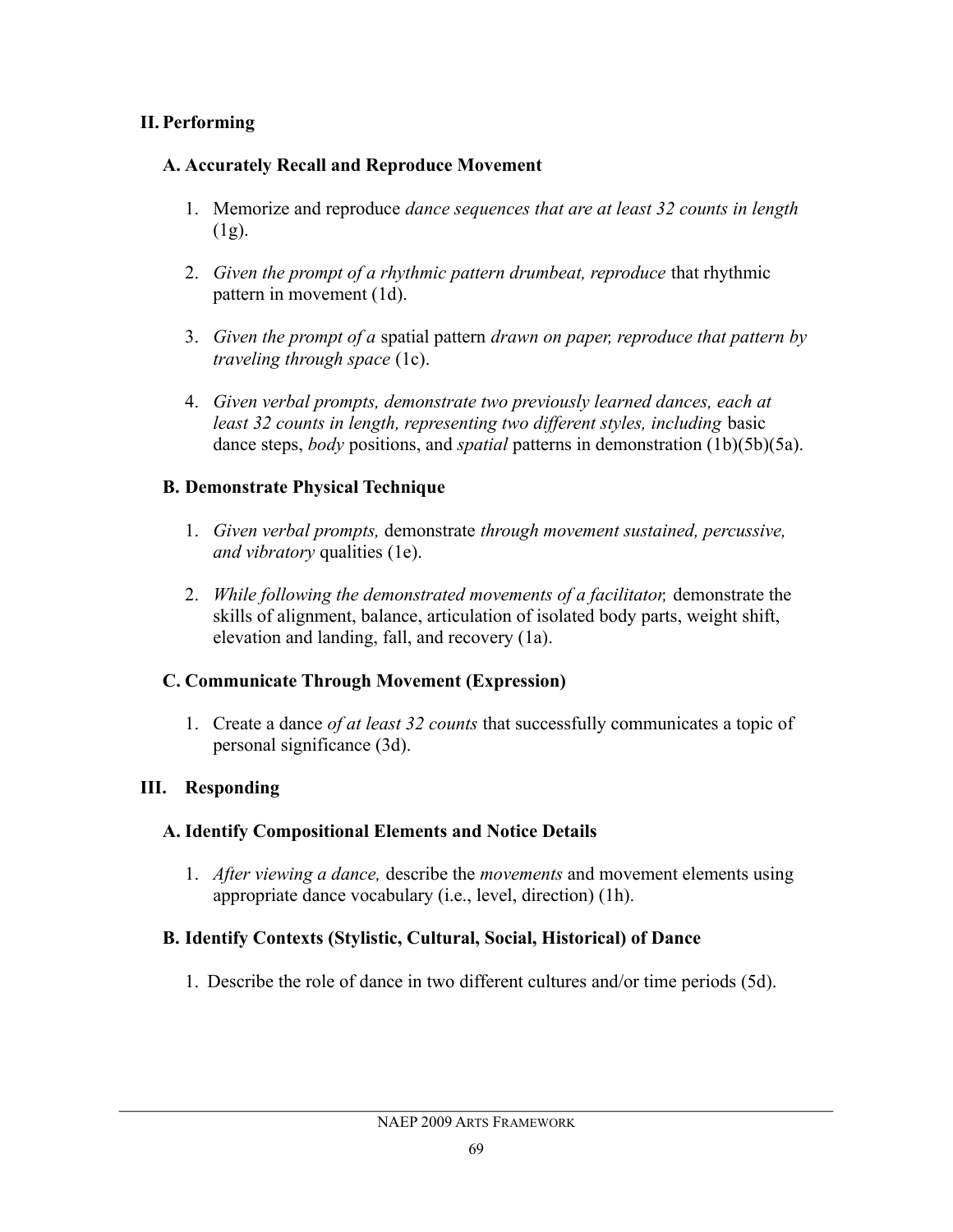## II. Performing

### A. Accurately Recall and Reproduce Movement

1. Memorize and reproduce *dance sequences that are at least 32 counts in length* (1g).

2. *Given the prompt of a rhythmic pattern drumbeat, reproduce* that rhythmic pattern in movement (1d).

3. *Given the prompt of a* spatial pattern *drawn on paper, reproduce that pattern by traveling through space* (1c).

4. *Given verbal prompts, demonstrate two previously learned dances, each at least 32 counts in length, representing two different styles, including* basic dance steps, *body* positions, and *spatial* patterns in demonstration (1b)(5b)(5a).

### B. Demonstrate Physical Technique

1. *Given verbal prompts,* demonstrate *through movement sustained, percussive, and vibratory* qualities (1e).

2. *While following the demonstrated movements of a facilitator,* demonstrate the skills of alignment, balance, articulation of isolated body parts, weight shift, elevation and landing, fall, and recovery (1a).

### C. Communicate Through Movement (Expression)

1. Create a dance *of at least 32 counts* that successfully communicates a topic of personal significance (3d).

## III. Responding

### A. Identify Compositional Elements and Notice Details

1. *After viewing a dance,* describe the *movements* and movement elements using appropriate dance vocabulary (i.e., level, direction) (1h).

### B. Identify Contexts (Stylistic, Cultural, Social, Historical) of Dance

1. Describe the role of dance in two different cultures and/or time periods (5d).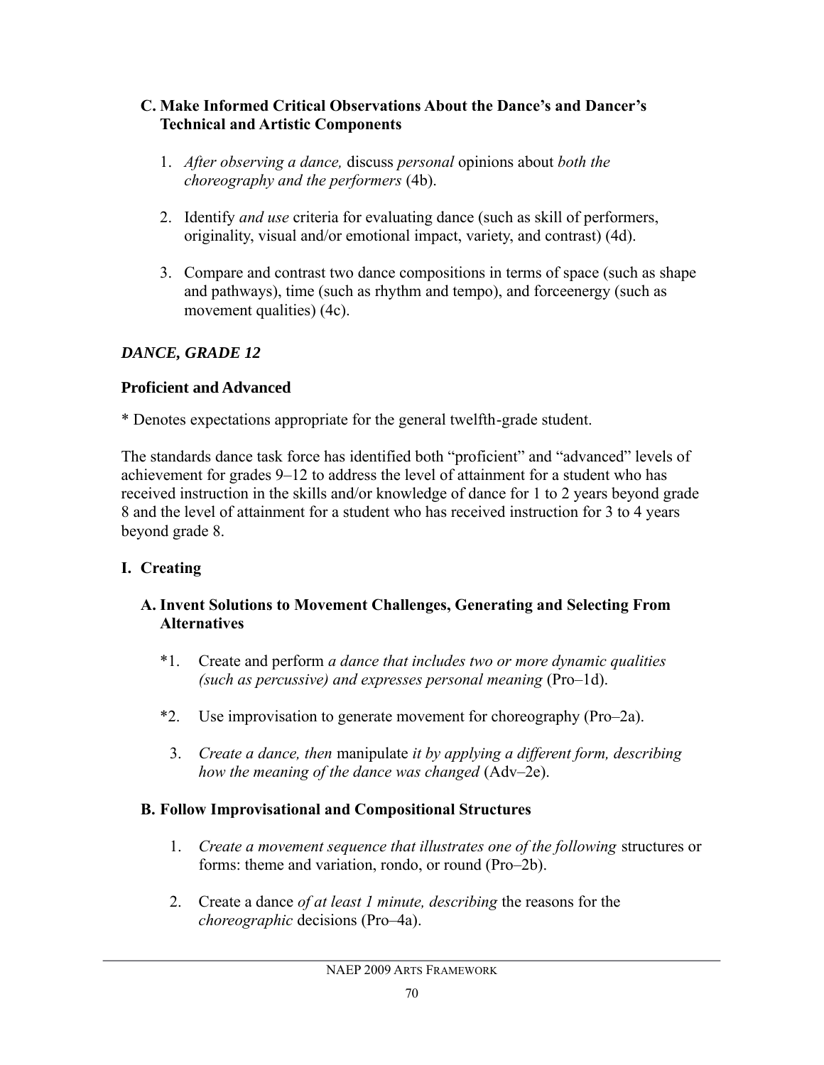### C. Make Informed Critical Observations About the Dance's and Dancer's Technical and Artistic Components

1. *After observing a dance,* discuss *personal* opinions about *both the choreography and the performers* (4b).

2. Identify *and use* criteria for evaluating dance (such as skill of performers, originality, visual and/or emotional impact, variety, and contrast) (4d).

3. Compare and contrast two dance compositions in terms of space (such as shape and pathways), time (such as rhythm and tempo), and forceenergy (such as movement qualities) (4c).

## *DANCE, GRADE 12*

### Proficient and Advanced

* Denotes expectations appropriate for the general twelfth-grade student.

The standards dance task force has identified both "proficient" and "advanced" levels of achievement for grades 9–12 to address the level of attainment for a student who has received instruction in the skills and/or knowledge of dance for 1 to 2 years beyond grade 8 and the level of attainment for a student who has received instruction for 3 to 4 years beyond grade 8.

### I. Creating

#### A. Invent Solutions to Movement Challenges, Generating and Selecting From Alternatives

*1. Create and perform *a dance that includes two or more dynamic qualities (such as percussive) and expresses personal meaning* (Pro–1d).

*2. Use improvisation to generate movement for choreography (Pro–2a).

3. *Create a dance, then* manipulate *it by applying a different form, describing how the meaning of the dance was changed* (Adv–2e).

#### B. Follow Improvisational and Compositional Structures

1. *Create a movement sequence that illustrates one of the following* structures or forms: theme and variation, rondo, or round (Pro–2b).

2. Create a dance *of at least 1 minute, describing* the reasons for the *choreographic* decisions (Pro–4a).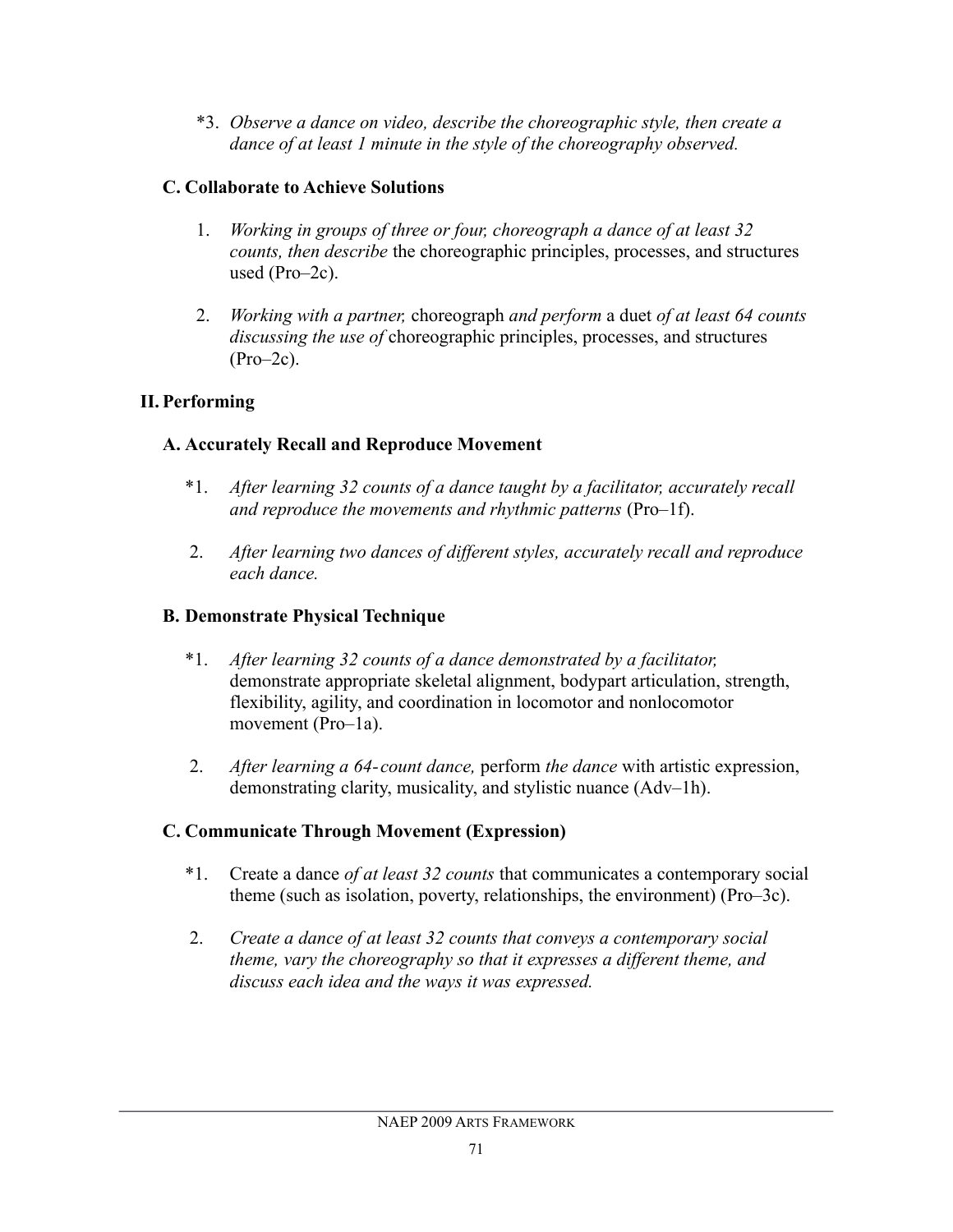*3. *Observe a dance on video, describe the choreographic style, then create a dance of at least 1 minute in the style of the choreography observed.*

### C. Collaborate to Achieve Solutions

1. *Working in groups of three or four, choreograph a dance of at least 32 counts, then describe* the choreographic principles, processes, and structures used (Pro–2c).

2. *Working with a partner,* choreograph *and perform* a duet *of at least 64 counts discussing the use of* choreographic principles, processes, and structures (Pro–2c).

## II. Performing

### A. Accurately Recall and Reproduce Movement

*1. *After learning 32 counts of a dance taught by a facilitator, accurately recall and reproduce the movements and rhythmic patterns* (Pro–1f).

2. *After learning two dances of different styles, accurately recall and reproduce each dance.*

### B. Demonstrate Physical Technique

*1. *After learning 32 counts of a dance demonstrated by a facilitator,* demonstrate appropriate skeletal alignment, bodypart articulation, strength, flexibility, agility, and coordination in locomotor and nonlocomotor movement (Pro–1a).

2. *After learning a 64-count dance,* perform *the dance* with artistic expression, demonstrating clarity, musicality, and stylistic nuance (Adv–1h).

### C. Communicate Through Movement (Expression)

*1. Create a dance *of at least 32 counts* that communicates a contemporary social theme (such as isolation, poverty, relationships, the environment) (Pro–3c).

2. *Create a dance of at least 32 counts that conveys a contemporary social theme, vary the choreography so that it expresses a different theme, and discuss each idea and the ways it was expressed.*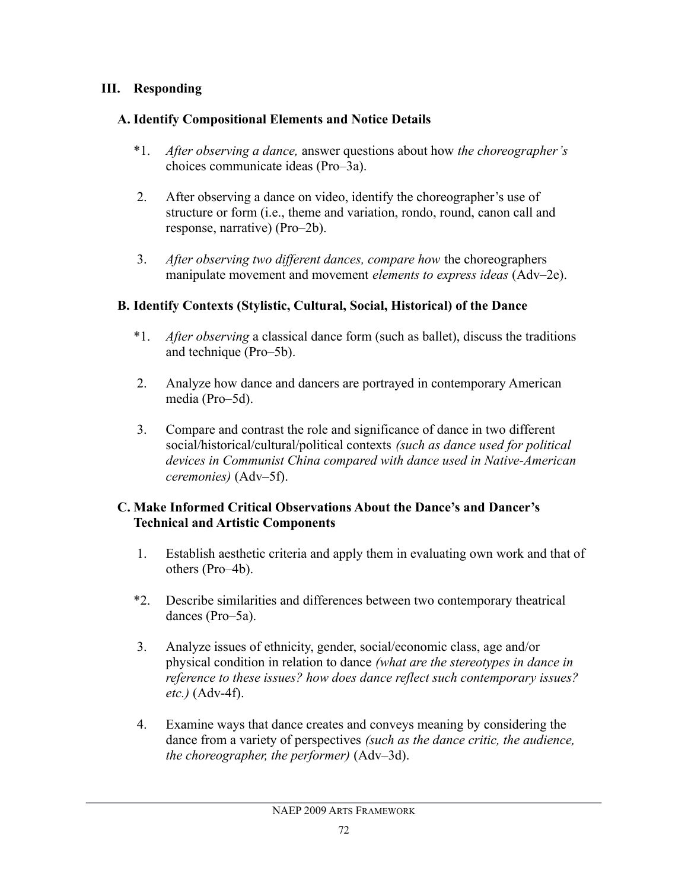## III. Responding

### A. Identify Compositional Elements and Notice Details

*1. *After observing a dance,* answer questions about how *the choreographer's* choices communicate ideas (Pro–3a).

2. After observing a dance on video, identify the choreographer's use of structure or form (i.e., theme and variation, rondo, round, canon call and response, narrative) (Pro–2b).

3. *After observing two different dances, compare how* the choreographers manipulate movement and movement *elements to express ideas* (Adv–2e).

### B. Identify Contexts (Stylistic, Cultural, Social, Historical) of the Dance

*1. *After observing* a classical dance form (such as ballet), discuss the traditions and technique (Pro–5b).

2. Analyze how dance and dancers are portrayed in contemporary American media (Pro–5d).

3. Compare and contrast the role and significance of dance in two different social/historical/cultural/political contexts *(such as dance used for political devices in Communist China compared with dance used in Native-American ceremonies)* (Adv–5f).

### C. Make Informed Critical Observations About the Dance's and Dancer's Technical and Artistic Components

1. Establish aesthetic criteria and apply them in evaluating own work and that of others (Pro–4b).

*2. Describe similarities and differences between two contemporary theatrical dances (Pro–5a).

3. Analyze issues of ethnicity, gender, social/economic class, age and/or physical condition in relation to dance *(what are the stereotypes in dance in reference to these issues? how does dance reflect such contemporary issues? etc.)* (Adv-4f).

4. Examine ways that dance creates and conveys meaning by considering the dance from a variety of perspectives *(such as the dance critic, the audience, the choreographer, the performer)* (Adv–3d).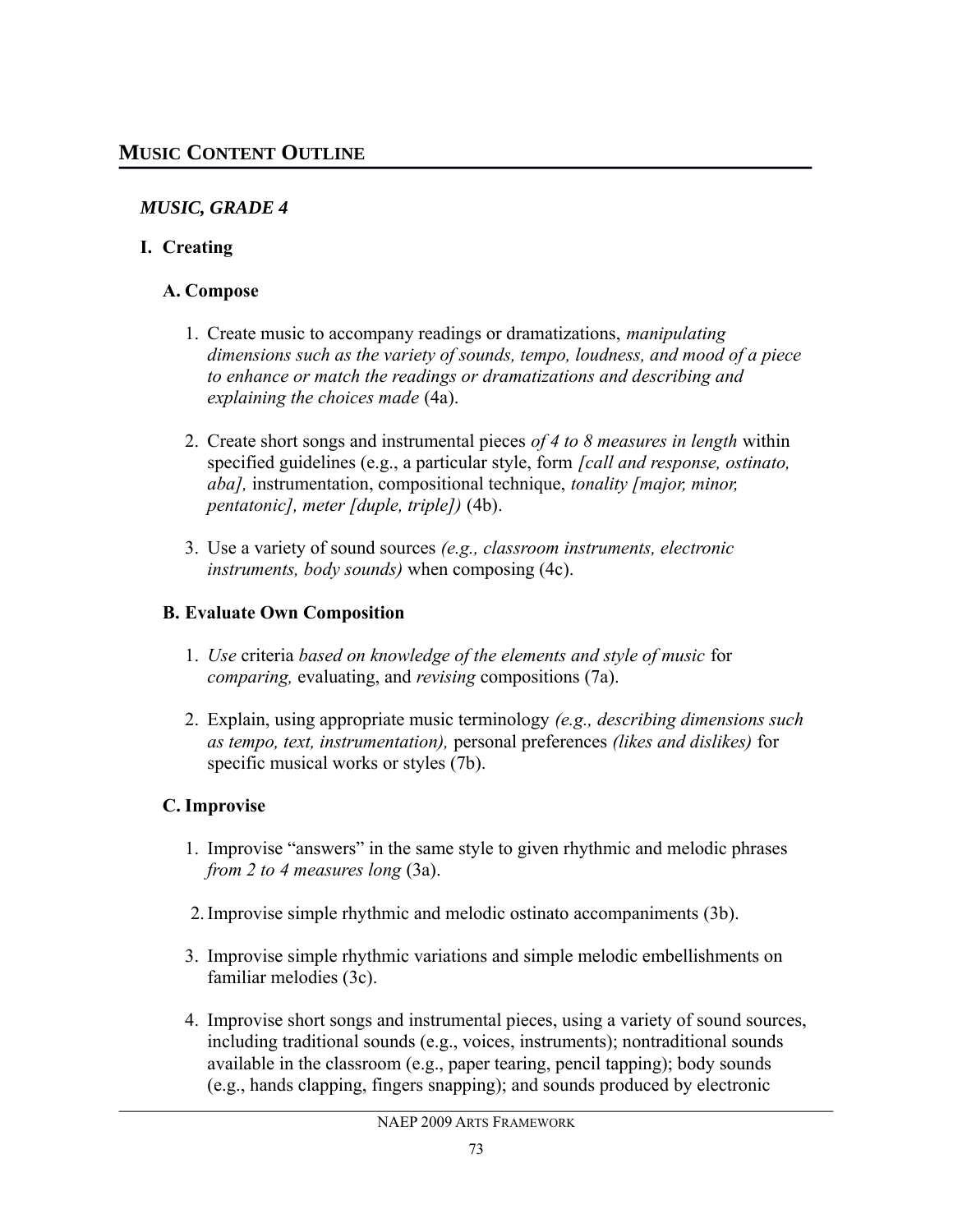## MUSIC CONTENT OUTLINE

### *MUSIC, GRADE 4*

#### I. Creating

**A. Compose**

1. Create music to accompany readings or dramatizations, *manipulating dimensions such as the variety of sounds, tempo, loudness, and mood of a piece to enhance or match the readings or dramatizations and describing and explaining the choices made* (4a).

2. Create short songs and instrumental pieces *of 4 to 8 measures in length* within specified guidelines (e.g., a particular style, form *[call and response, ostinato, aba],* instrumentation, compositional technique, *tonality [major, minor, pentatonic], meter [duple, triple])* (4b).

3. Use a variety of sound sources *(e.g., classroom instruments, electronic instruments, body sounds)* when composing (4c).

**B. Evaluate Own Composition**

1. *Use* criteria *based on knowledge of the elements and style of music* for *comparing,* evaluating, and *revising* compositions (7a).

2. Explain, using appropriate music terminology *(e.g., describing dimensions such as tempo, text, instrumentation),* personal preferences *(likes and dislikes)* for specific musical works or styles (7b).

**C. Improvise**

1. Improvise "answers" in the same style to given rhythmic and melodic phrases *from 2 to 4 measures long* (3a).

2. Improvise simple rhythmic and melodic ostinato accompaniments (3b).

3. Improvise simple rhythmic variations and simple melodic embellishments on familiar melodies (3c).

4. Improvise short songs and instrumental pieces, using a variety of sound sources, including traditional sounds (e.g., voices, instruments); nontraditional sounds available in the classroom (e.g., paper tearing, pencil tapping); body sounds (e.g., hands clapping, fingers snapping); and sounds produced by electronic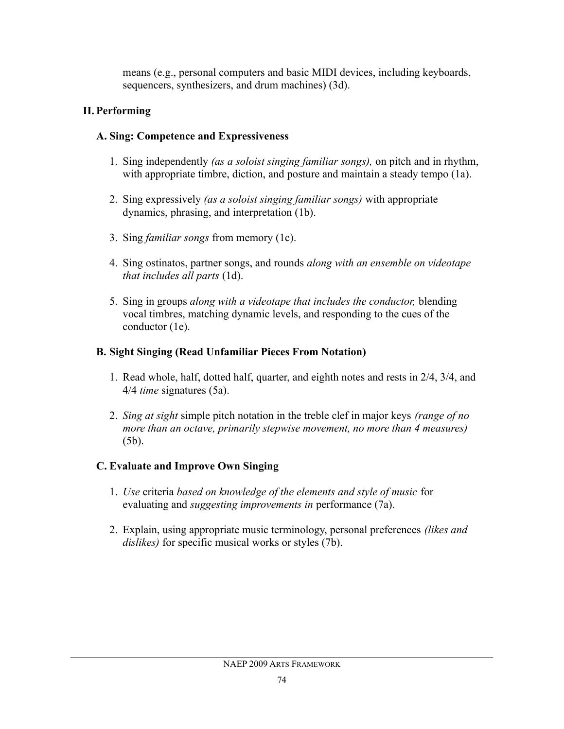means (e.g., personal computers and basic MIDI devices, including keyboards, sequencers, synthesizers, and drum machines) (3d).

## II. Performing

### A. Sing: Competence and Expressiveness

1. Sing independently *(as a soloist singing familiar songs),* on pitch and in rhythm, with appropriate timbre, diction, and posture and maintain a steady tempo (1a).

2. Sing expressively *(as a soloist singing familiar songs)* with appropriate dynamics, phrasing, and interpretation (1b).

3. Sing *familiar songs* from memory (1c).

4. Sing ostinatos, partner songs, and rounds *along with an ensemble on videotape that includes all parts* (1d).

5. Sing in groups *along with a videotape that includes the conductor,* blending vocal timbres, matching dynamic levels, and responding to the cues of the conductor (1e).

### B. Sight Singing (Read Unfamiliar Pieces From Notation)

1. Read whole, half, dotted half, quarter, and eighth notes and rests in 2/4, 3/4, and 4/4 *time* signatures (5a).

2. *Sing at sight* simple pitch notation in the treble clef in major keys *(range of no more than an octave, primarily stepwise movement, no more than 4 measures)* (5b).

### C. Evaluate and Improve Own Singing

1. *Use* criteria *based on knowledge of the elements and style of music* for evaluating and *suggesting improvements in* performance (7a).

2. Explain, using appropriate music terminology, personal preferences *(likes and dislikes)* for specific musical works or styles (7b).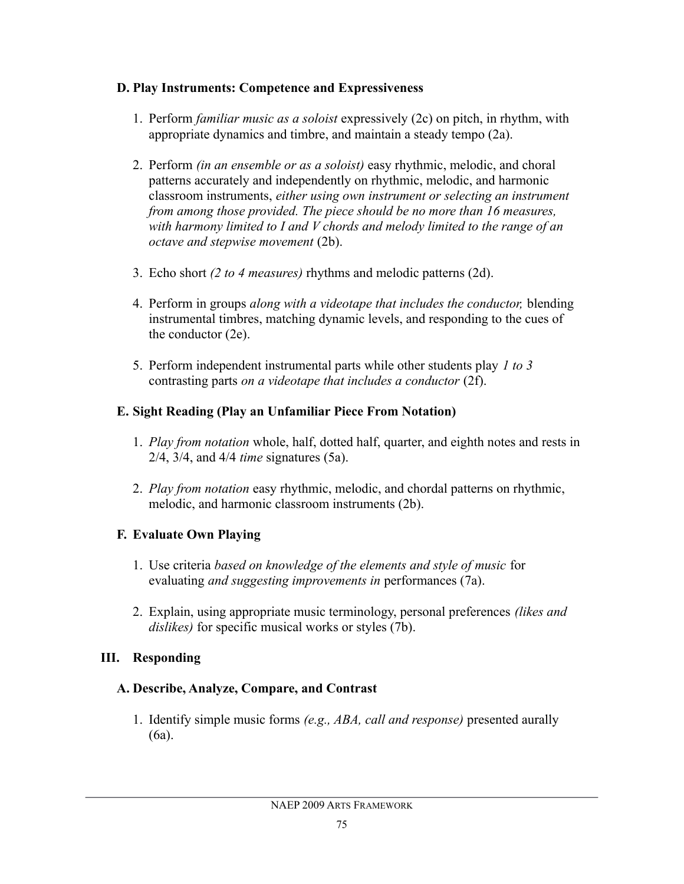### D. Play Instruments: Competence and Expressiveness

1. Perform *familiar music as a soloist* expressively (2c) on pitch, in rhythm, with appropriate dynamics and timbre, and maintain a steady tempo (2a).

2. Perform *(in an ensemble or as a soloist)* easy rhythmic, melodic, and choral patterns accurately and independently on rhythmic, melodic, and harmonic classroom instruments, *either using own instrument or selecting an instrument from among those provided. The piece should be no more than 16 measures, with harmony limited to I and V chords and melody limited to the range of an octave and stepwise movement* (2b).

3. Echo short *(2 to 4 measures)* rhythms and melodic patterns (2d).

4. Perform in groups *along with a videotape that includes the conductor,* blending instrumental timbres, matching dynamic levels, and responding to the cues of the conductor (2e).

5. Perform independent instrumental parts while other students play *1 to 3* contrasting parts *on a videotape that includes a conductor* (2f).

### E. Sight Reading (Play an Unfamiliar Piece From Notation)

1. *Play from notation* whole, half, dotted half, quarter, and eighth notes and rests in 2/4, 3/4, and 4/4 *time* signatures (5a).

2. *Play from notation* easy rhythmic, melodic, and chordal patterns on rhythmic, melodic, and harmonic classroom instruments (2b).

### F. Evaluate Own Playing

1. Use criteria *based on knowledge of the elements and style of music* for evaluating *and suggesting improvements in* performances (7a).

2. Explain, using appropriate music terminology, personal preferences *(likes and dislikes)* for specific musical works or styles (7b).

## III. Responding

### A. Describe, Analyze, Compare, and Contrast

1. Identify simple music forms *(e.g., ABA, call and response)* presented aurally (6a).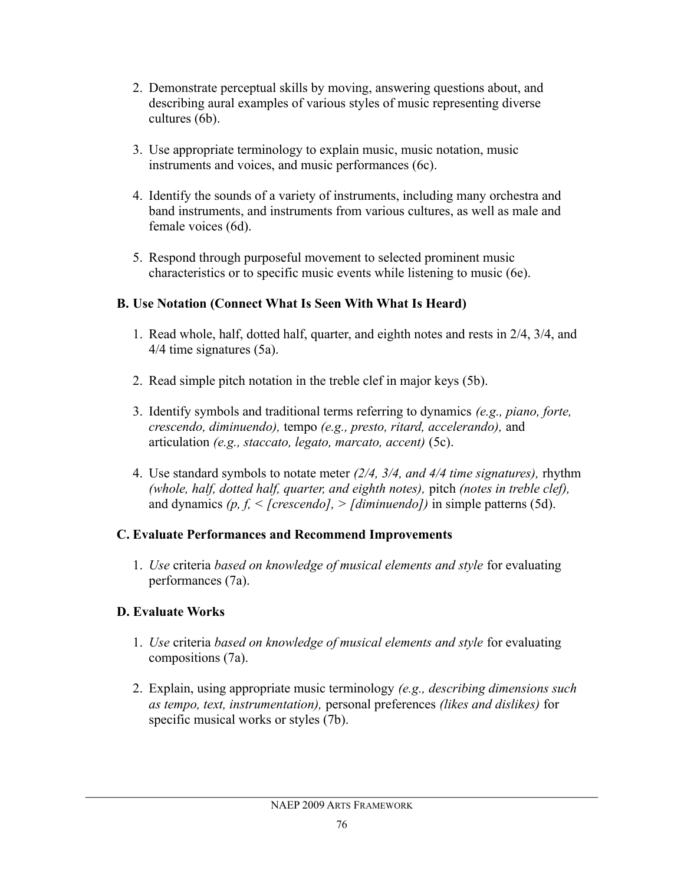2. Demonstrate perceptual skills by moving, answering questions about, and describing aural examples of various styles of music representing diverse cultures (6b).

3. Use appropriate terminology to explain music, music notation, music instruments and voices, and music performances (6c).

4. Identify the sounds of a variety of instruments, including many orchestra and band instruments, and instruments from various cultures, as well as male and female voices (6d).

5. Respond through purposeful movement to selected prominent music characteristics or to specific music events while listening to music (6e).

### B. Use Notation (Connect What Is Seen With What Is Heard)

1. Read whole, half, dotted half, quarter, and eighth notes and rests in 2/4, 3/4, and 4/4 time signatures (5a).

2. Read simple pitch notation in the treble clef in major keys (5b).

3. Identify symbols and traditional terms referring to dynamics *(e.g., piano, forte, crescendo, diminuendo),* tempo *(e.g., presto, ritard, accelerando),* and articulation *(e.g., staccato, legato, marcato, accent)* (5c).

4. Use standard symbols to notate meter *(2/4, 3/4, and 4/4 time signatures),* rhythm *(whole, half, dotted half, quarter, and eighth notes),* pitch *(notes in treble clef),* and dynamics *(p, f, < [crescendo], > [diminuendo])* in simple patterns (5d).

### C. Evaluate Performances and Recommend Improvements

1. *Use* criteria *based on knowledge of musical elements and style* for evaluating performances (7a).

### D. Evaluate Works

1. *Use* criteria *based on knowledge of musical elements and style* for evaluating compositions (7a).

2. Explain, using appropriate music terminology *(e.g., describing dimensions such as tempo, text, instrumentation),* personal preferences *(likes and dislikes)* for specific musical works or styles (7b).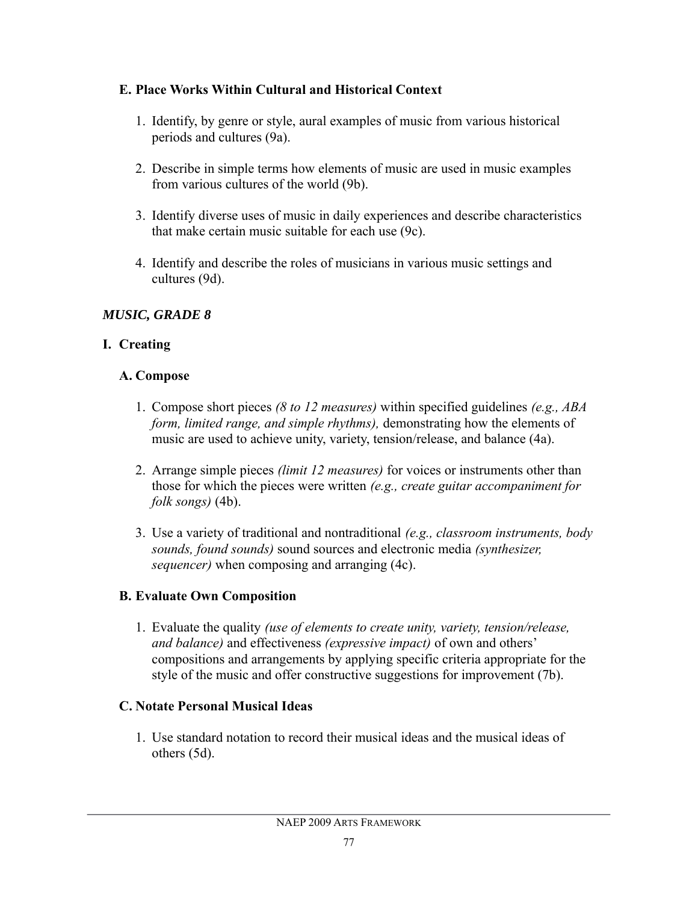### E. Place Works Within Cultural and Historical Context

1. Identify, by genre or style, aural examples of music from various historical periods and cultures (9a).

2. Describe in simple terms how elements of music are used in music examples from various cultures of the world (9b).

3. Identify diverse uses of music in daily experiences and describe characteristics that make certain music suitable for each use (9c).

4. Identify and describe the roles of musicians in various music settings and cultures (9d).

## *MUSIC, GRADE 8*

### I. Creating

#### A. Compose

1. Compose short pieces *(8 to 12 measures)* within specified guidelines *(e.g., ABA form, limited range, and simple rhythms),* demonstrating how the elements of music are used to achieve unity, variety, tension/release, and balance (4a).

2. Arrange simple pieces *(limit 12 measures)* for voices or instruments other than those for which the pieces were written *(e.g., create guitar accompaniment for folk songs)* (4b).

3. Use a variety of traditional and nontraditional *(e.g., classroom instruments, body sounds, found sounds)* sound sources and electronic media *(synthesizer, sequencer)* when composing and arranging (4c).

#### B. Evaluate Own Composition

1. Evaluate the quality *(use of elements to create unity, variety, tension/release, and balance)* and effectiveness *(expressive impact)* of own and others' compositions and arrangements by applying specific criteria appropriate for the style of the music and offer constructive suggestions for improvement (7b).

#### C. Notate Personal Musical Ideas

1. Use standard notation to record their musical ideas and the musical ideas of others (5d).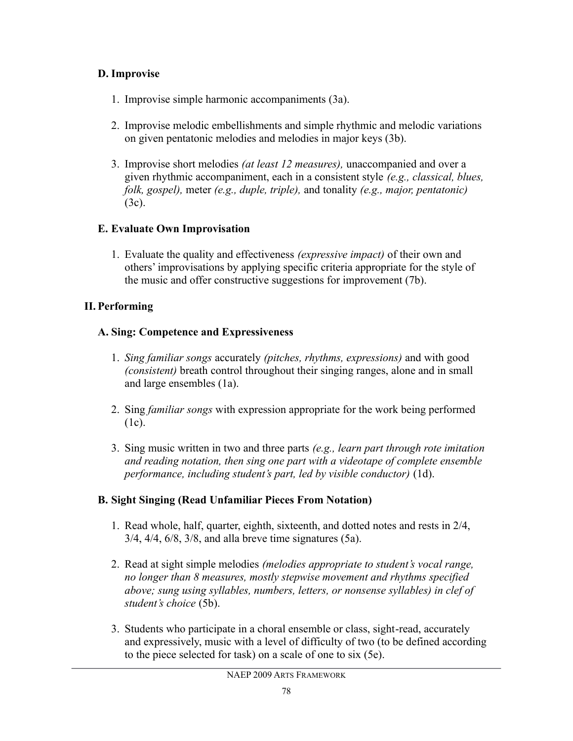### D. Improvise

1. Improvise simple harmonic accompaniments (3a).

2. Improvise melodic embellishments and simple rhythmic and melodic variations on given pentatonic melodies and melodies in major keys (3b).

3. Improvise short melodies *(at least 12 measures),* unaccompanied and over a given rhythmic accompaniment, each in a consistent style *(e.g., classical, blues, folk, gospel),* meter *(e.g., duple, triple),* and tonality *(e.g., major, pentatonic)* (3c).

### E. Evaluate Own Improvisation

1. Evaluate the quality and effectiveness *(expressive impact)* of their own and others' improvisations by applying specific criteria appropriate for the style of the music and offer constructive suggestions for improvement (7b).

## II. Performing

### A. Sing: Competence and Expressiveness

1. *Sing familiar songs* accurately *(pitches, rhythms, expressions)* and with good *(consistent)* breath control throughout their singing ranges, alone and in small and large ensembles (1a).

2. Sing *familiar songs* with expression appropriate for the work being performed (1c).

3. Sing music written in two and three parts *(e.g., learn part through rote imitation and reading notation, then sing one part with a videotape of complete ensemble performance, including student's part, led by visible conductor)* (1d).

### B. Sight Singing (Read Unfamiliar Pieces From Notation)

1. Read whole, half, quarter, eighth, sixteenth, and dotted notes and rests in 2/4, 3/4, 4/4, 6/8, 3/8, and alla breve time signatures (5a).

2. Read at sight simple melodies *(melodies appropriate to student's vocal range, no longer than 8 measures, mostly stepwise movement and rhythms specified above; sung using syllables, numbers, letters, or nonsense syllables) in clef of student's choice* (5b).

3. Students who participate in a choral ensemble or class, sight-read, accurately and expressively, music with a level of difficulty of two (to be defined according to the piece selected for task) on a scale of one to six (5e).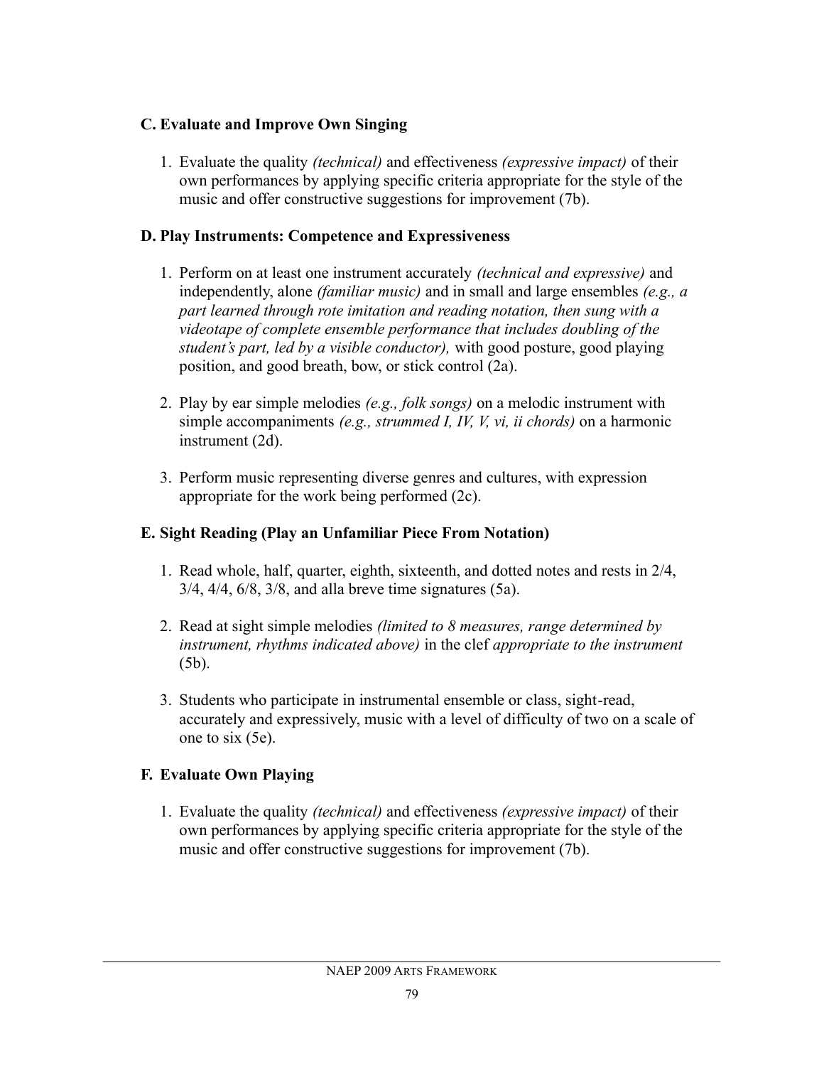### C. Evaluate and Improve Own Singing

1. Evaluate the quality *(technical)* and effectiveness *(expressive impact)* of their own performances by applying specific criteria appropriate for the style of the music and offer constructive suggestions for improvement (7b).

### D. Play Instruments: Competence and Expressiveness

1. Perform on at least one instrument accurately *(technical and expressive)* and independently, alone *(familiar music)* and in small and large ensembles *(e.g., a part learned through rote imitation and reading notation, then sung with a videotape of complete ensemble performance that includes doubling of the student's part, led by a visible conductor),* with good posture, good playing position, and good breath, bow, or stick control (2a).

2. Play by ear simple melodies *(e.g., folk songs)* on a melodic instrument with simple accompaniments *(e.g., strummed I, IV, V, vi, ii chords)* on a harmonic instrument (2d).

3. Perform music representing diverse genres and cultures, with expression appropriate for the work being performed (2c).

### E. Sight Reading (Play an Unfamiliar Piece From Notation)

1. Read whole, half, quarter, eighth, sixteenth, and dotted notes and rests in 2/4, 3/4, 4/4, 6/8, 3/8, and alla breve time signatures (5a).

2. Read at sight simple melodies *(limited to 8 measures, range determined by instrument, rhythms indicated above)* in the clef *appropriate to the instrument* (5b).

3. Students who participate in instrumental ensemble or class, sight-read, accurately and expressively, music with a level of difficulty of two on a scale of one to six (5e).

### F. Evaluate Own Playing

1. Evaluate the quality *(technical)* and effectiveness *(expressive impact)* of their own performances by applying specific criteria appropriate for the style of the music and offer constructive suggestions for improvement (7b).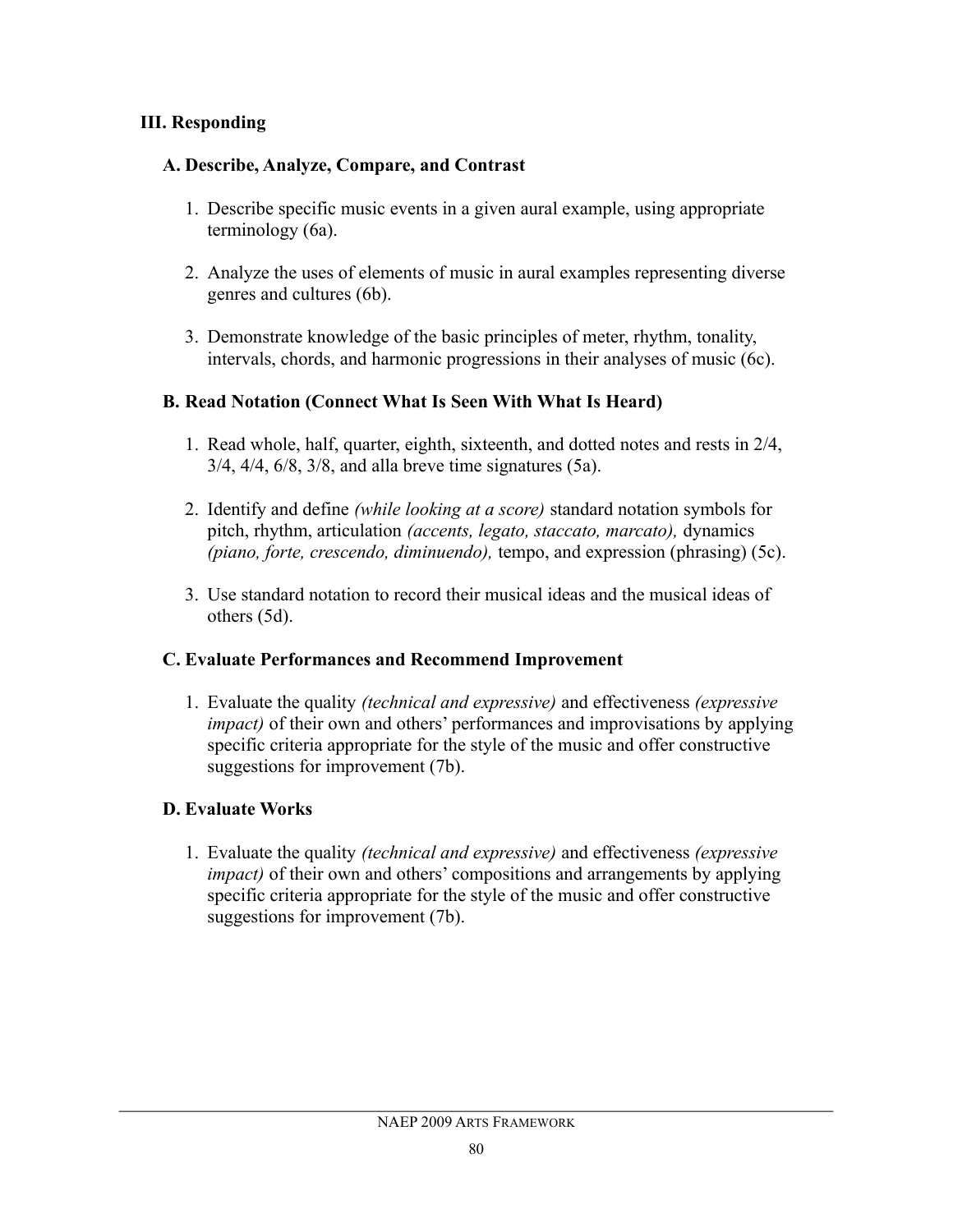### III. Responding

#### A. Describe, Analyze, Compare, and Contrast

1. Describe specific music events in a given aural example, using appropriate terminology (6a).

2. Analyze the uses of elements of music in aural examples representing diverse genres and cultures (6b).

3. Demonstrate knowledge of the basic principles of meter, rhythm, tonality, intervals, chords, and harmonic progressions in their analyses of music (6c).

#### B. Read Notation (Connect What Is Seen With What Is Heard)

1. Read whole, half, quarter, eighth, sixteenth, and dotted notes and rests in 2/4, 3/4, 4/4, 6/8, 3/8, and alla breve time signatures (5a).

2. Identify and define *(while looking at a score)* standard notation symbols for pitch, rhythm, articulation *(accents, legato, staccato, marcato),* dynamics *(piano, forte, crescendo, diminuendo),* tempo, and expression (phrasing) (5c).

3. Use standard notation to record their musical ideas and the musical ideas of others (5d).

#### C. Evaluate Performances and Recommend Improvement

1. Evaluate the quality *(technical and expressive)* and effectiveness *(expressive impact)* of their own and others' performances and improvisations by applying specific criteria appropriate for the style of the music and offer constructive suggestions for improvement (7b).

#### D. Evaluate Works

1. Evaluate the quality *(technical and expressive)* and effectiveness *(expressive impact)* of their own and others' compositions and arrangements by applying specific criteria appropriate for the style of the music and offer constructive suggestions for improvement (7b).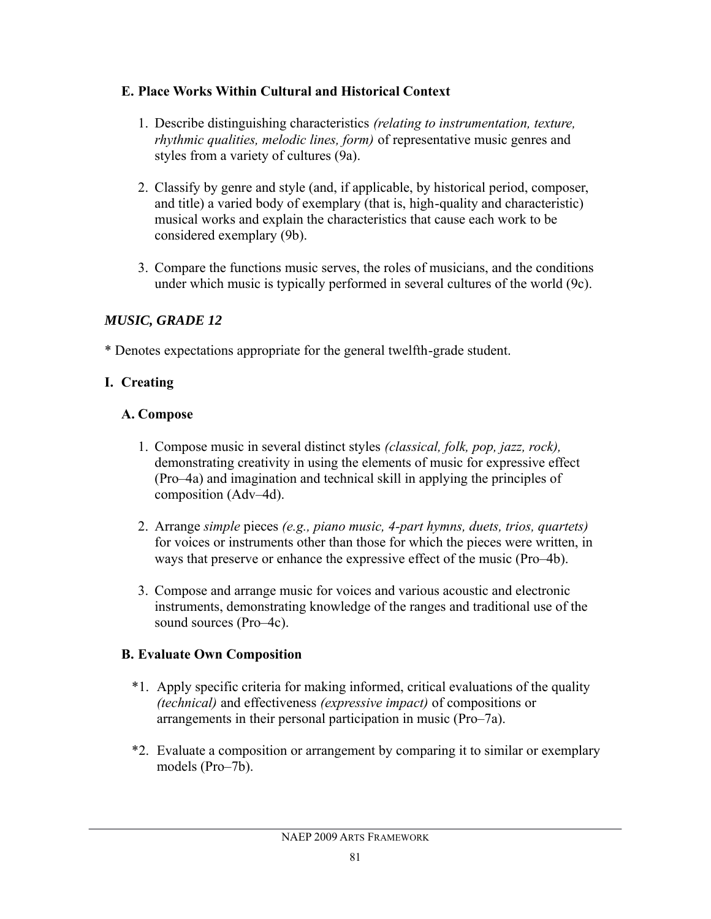### E. Place Works Within Cultural and Historical Context

1. Describe distinguishing characteristics *(relating to instrumentation, texture, rhythmic qualities, melodic lines, form)* of representative music genres and styles from a variety of cultures (9a).

2. Classify by genre and style (and, if applicable, by historical period, composer, and title) a varied body of exemplary (that is, high-quality and characteristic) musical works and explain the characteristics that cause each work to be considered exemplary (9b).

3. Compare the functions music serves, the roles of musicians, and the conditions under which music is typically performed in several cultures of the world (9c).

## *MUSIC, GRADE 12*

* Denotes expectations appropriate for the general twelfth-grade student.

### I. Creating

### A. Compose

1. Compose music in several distinct styles *(classical, folk, pop, jazz, rock),* demonstrating creativity in using the elements of music for expressive effect (Pro–4a) and imagination and technical skill in applying the principles of composition (Adv–4d).

2. Arrange *simple* pieces *(e.g., piano music, 4-part hymns, duets, trios, quartets)* for voices or instruments other than those for which the pieces were written, in ways that preserve or enhance the expressive effect of the music (Pro–4b).

3. Compose and arrange music for voices and various acoustic and electronic instruments, demonstrating knowledge of the ranges and traditional use of the sound sources (Pro–4c).

### B. Evaluate Own Composition

*1. Apply specific criteria for making informed, critical evaluations of the quality *(technical)* and effectiveness *(expressive impact)* of compositions or arrangements in their personal participation in music (Pro–7a).

*2. Evaluate a composition or arrangement by comparing it to similar or exemplary models (Pro–7b).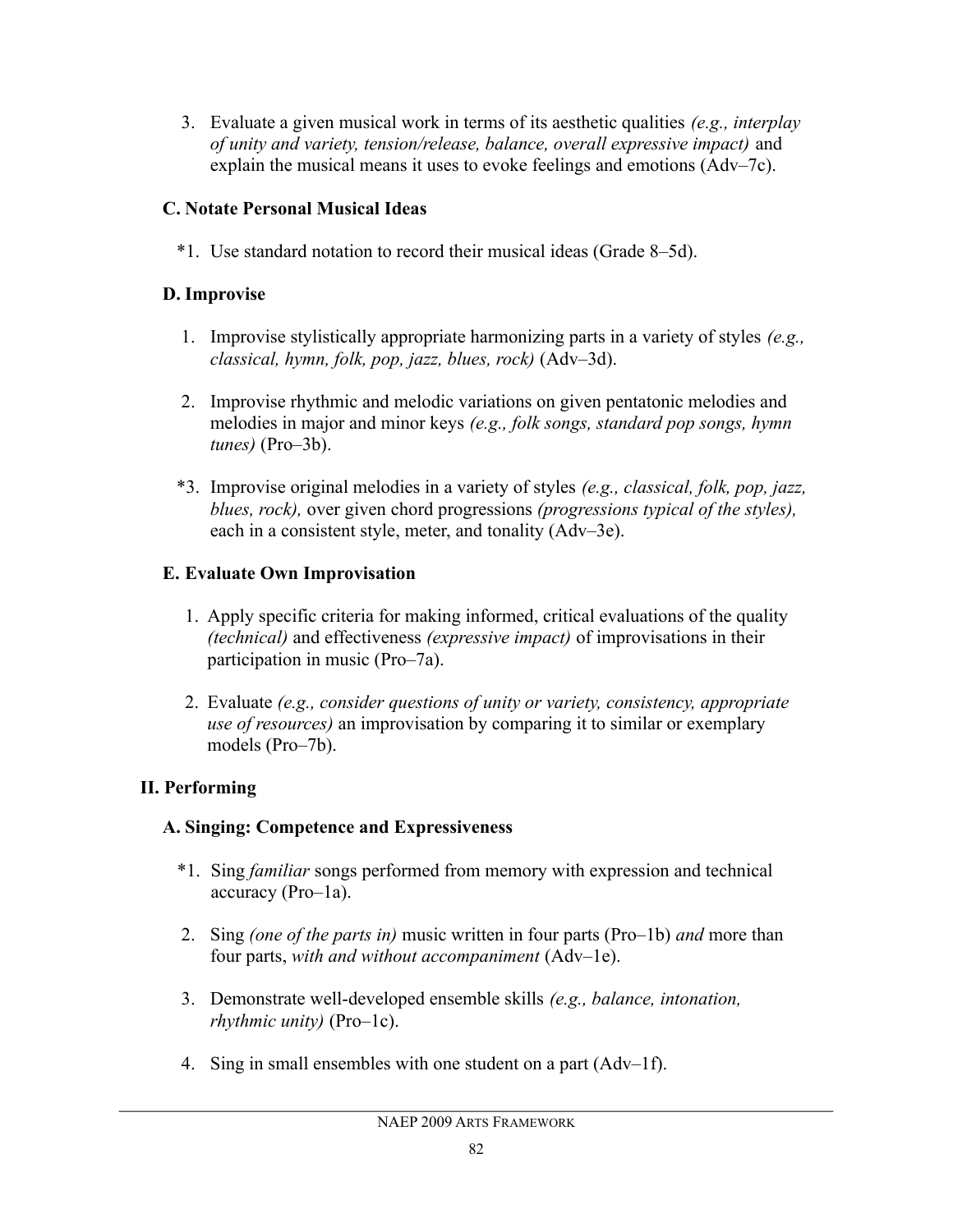3. Evaluate a given musical work in terms of its aesthetic qualities *(e.g., interplay of unity and variety, tension/release, balance, overall expressive impact)* and explain the musical means it uses to evoke feelings and emotions (Adv–7c).

### C. Notate Personal Musical Ideas

*1. Use standard notation to record their musical ideas (Grade 8–5d).

### D. Improvise

1. Improvise stylistically appropriate harmonizing parts in a variety of styles *(e.g., classical, hymn, folk, pop, jazz, blues, rock)* (Adv–3d).

2. Improvise rhythmic and melodic variations on given pentatonic melodies and melodies in major and minor keys *(e.g., folk songs, standard pop songs, hymn tunes)* (Pro–3b).

*3. Improvise original melodies in a variety of styles *(e.g., classical, folk, pop, jazz, blues, rock),* over given chord progressions *(progressions typical of the styles),* each in a consistent style, meter, and tonality (Adv–3e).

### E. Evaluate Own Improvisation

1. Apply specific criteria for making informed, critical evaluations of the quality *(technical)* and effectiveness *(expressive impact)* of improvisations in their participation in music (Pro–7a).

2. Evaluate *(e.g., consider questions of unity or variety, consistency, appropriate use of resources)* an improvisation by comparing it to similar or exemplary models (Pro–7b).

## II. Performing

### A. Singing: Competence and Expressiveness

*1. Sing *familiar* songs performed from memory with expression and technical accuracy (Pro–1a).

2. Sing *(one of the parts in)* music written in four parts (Pro–1b) *and* more than four parts, *with and without accompaniment* (Adv–1e).

3. Demonstrate well-developed ensemble skills *(e.g., balance, intonation, rhythmic unity)* (Pro–1c).

4. Sing in small ensembles with one student on a part (Adv–1f).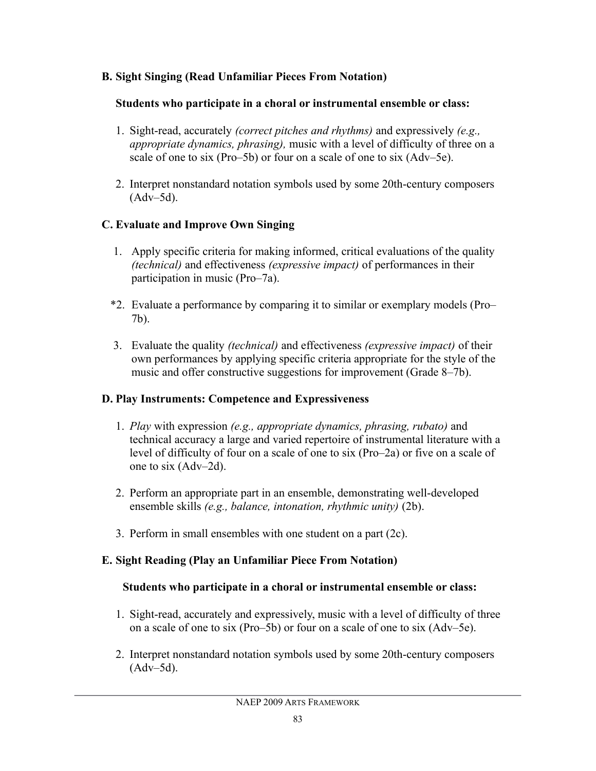### B. Sight Singing (Read Unfamiliar Pieces From Notation)

**Students who participate in a choral or instrumental ensemble or class:**

1. Sight-read, accurately *(correct pitches and rhythms)* and expressively *(e.g., appropriate dynamics, phrasing),* music with a level of difficulty of three on a scale of one to six (Pro–5b) or four on a scale of one to six (Adv–5e).
2. Interpret nonstandard notation symbols used by some 20th-century composers (Adv–5d).

### C. Evaluate and Improve Own Singing

1. Apply specific criteria for making informed, critical evaluations of the quality *(technical)* and effectiveness *(expressive impact)* of performances in their participation in music (Pro–7a).

*2. Evaluate a performance by comparing it to similar or exemplary models (Pro–7b).

3. Evaluate the quality *(technical)* and effectiveness *(expressive impact)* of their own performances by applying specific criteria appropriate for the style of the music and offer constructive suggestions for improvement (Grade 8–7b).

### D. Play Instruments: Competence and Expressiveness

1. *Play* with expression *(e.g., appropriate dynamics, phrasing, rubato)* and technical accuracy a large and varied repertoire of instrumental literature with a level of difficulty of four on a scale of one to six (Pro–2a) or five on a scale of one to six (Adv–2d).
2. Perform an appropriate part in an ensemble, demonstrating well-developed ensemble skills *(e.g., balance, intonation, rhythmic unity)* (2b).
3. Perform in small ensembles with one student on a part (2c).

### E. Sight Reading (Play an Unfamiliar Piece From Notation)

**Students who participate in a choral or instrumental ensemble or class:**

1. Sight-read, accurately and expressively, music with a level of difficulty of three on a scale of one to six (Pro–5b) or four on a scale of one to six (Adv–5e).
2. Interpret nonstandard notation symbols used by some 20th-century composers (Adv–5d).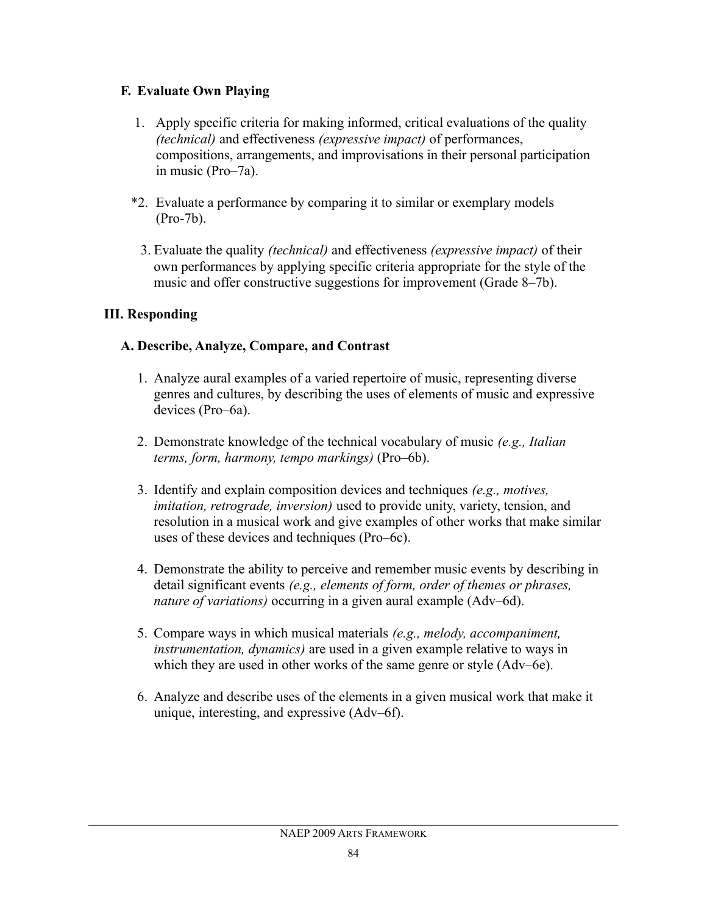### F. Evaluate Own Playing

1. Apply specific criteria for making informed, critical evaluations of the quality *(technical)* and effectiveness *(expressive impact)* of performances, compositions, arrangements, and improvisations in their personal participation in music (Pro–7a).

*2. Evaluate a performance by comparing it to similar or exemplary models (Pro-7b).

3. Evaluate the quality *(technical)* and effectiveness *(expressive impact)* of their own performances by applying specific criteria appropriate for the style of the music and offer constructive suggestions for improvement (Grade 8–7b).

## III. Responding

### A. Describe, Analyze, Compare, and Contrast

1. Analyze aural examples of a varied repertoire of music, representing diverse genres and cultures, by describing the uses of elements of music and expressive devices (Pro–6a).

2. Demonstrate knowledge of the technical vocabulary of music *(e.g., Italian terms, form, harmony, tempo markings)* (Pro–6b).

3. Identify and explain composition devices and techniques *(e.g., motives, imitation, retrograde, inversion)* used to provide unity, variety, tension, and resolution in a musical work and give examples of other works that make similar uses of these devices and techniques (Pro–6c).

4. Demonstrate the ability to perceive and remember music events by describing in detail significant events *(e.g., elements of form, order of themes or phrases, nature of variations)* occurring in a given aural example (Adv–6d).

5. Compare ways in which musical materials *(e.g., melody, accompaniment, instrumentation, dynamics)* are used in a given example relative to ways in which they are used in other works of the same genre or style (Adv–6e).

6. Analyze and describe uses of the elements in a given musical work that make it unique, interesting, and expressive (Adv–6f).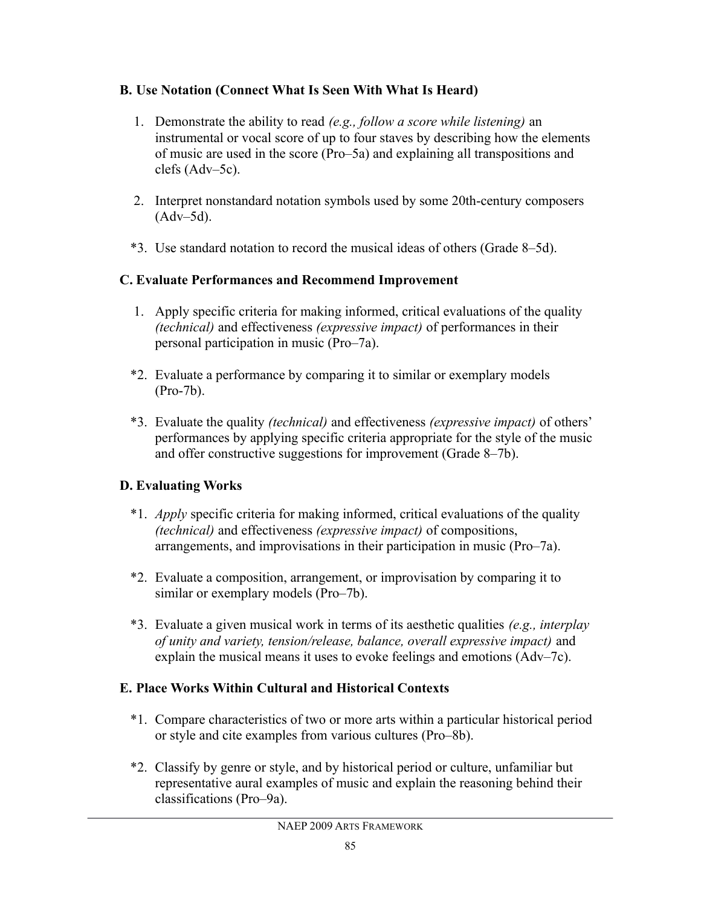**B. Use Notation (Connect What Is Seen With What Is Heard)**

1. Demonstrate the ability to read *(e.g., follow a score while listening)* an instrumental or vocal score of up to four staves by describing how the elements of music are used in the score (Pro–5a) and explaining all transpositions and clefs (Adv–5c).

2. Interpret nonstandard notation symbols used by some 20th-century composers (Adv–5d).

*3. Use standard notation to record the musical ideas of others (Grade 8–5d).

**C. Evaluate Performances and Recommend Improvement**

1. Apply specific criteria for making informed, critical evaluations of the quality *(technical)* and effectiveness *(expressive impact)* of performances in their personal participation in music (Pro–7a).

*2. Evaluate a performance by comparing it to similar or exemplary models (Pro-7b).

*3. Evaluate the quality *(technical)* and effectiveness *(expressive impact)* of others' performances by applying specific criteria appropriate for the style of the music and offer constructive suggestions for improvement (Grade 8–7b).

**D. Evaluating Works**

*1. *Apply* specific criteria for making informed, critical evaluations of the quality *(technical)* and effectiveness *(expressive impact)* of compositions, arrangements, and improvisations in their participation in music (Pro–7a).

*2. Evaluate a composition, arrangement, or improvisation by comparing it to similar or exemplary models (Pro–7b).

*3. Evaluate a given musical work in terms of its aesthetic qualities *(e.g., interplay of unity and variety, tension/release, balance, overall expressive impact)* and explain the musical means it uses to evoke feelings and emotions (Adv–7c).

**E. Place Works Within Cultural and Historical Contexts**

*1. Compare characteristics of two or more arts within a particular historical period or style and cite examples from various cultures (Pro–8b).

*2. Classify by genre or style, and by historical period or culture, unfamiliar but representative aural examples of music and explain the reasoning behind their classifications (Pro–9a).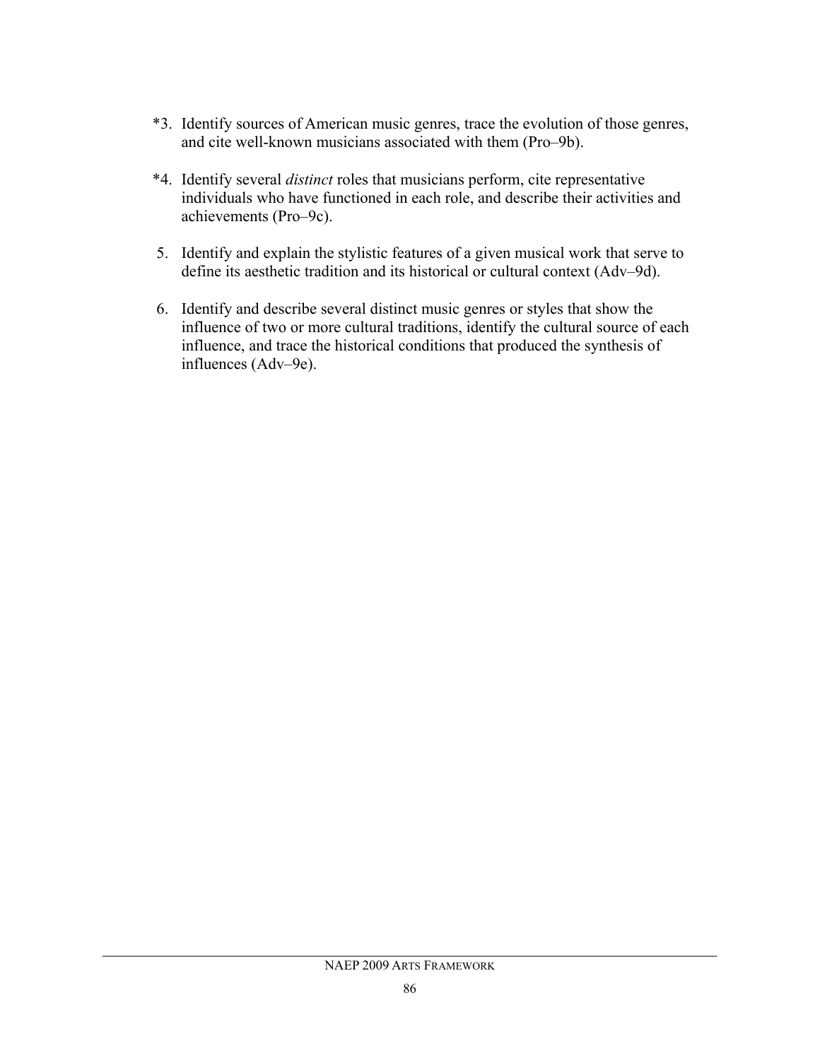*3. Identify sources of American music genres, trace the evolution of those genres, and cite well-known musicians associated with them (Pro–9b).

*4. Identify several *distinct* roles that musicians perform, cite representative individuals who have functioned in each role, and describe their activities and achievements (Pro–9c).

5. Identify and explain the stylistic features of a given musical work that serve to define its aesthetic tradition and its historical or cultural context (Adv–9d).

6. Identify and describe several distinct music genres or styles that show the influence of two or more cultural traditions, identify the cultural source of each influence, and trace the historical conditions that produced the synthesis of influences (Adv–9e).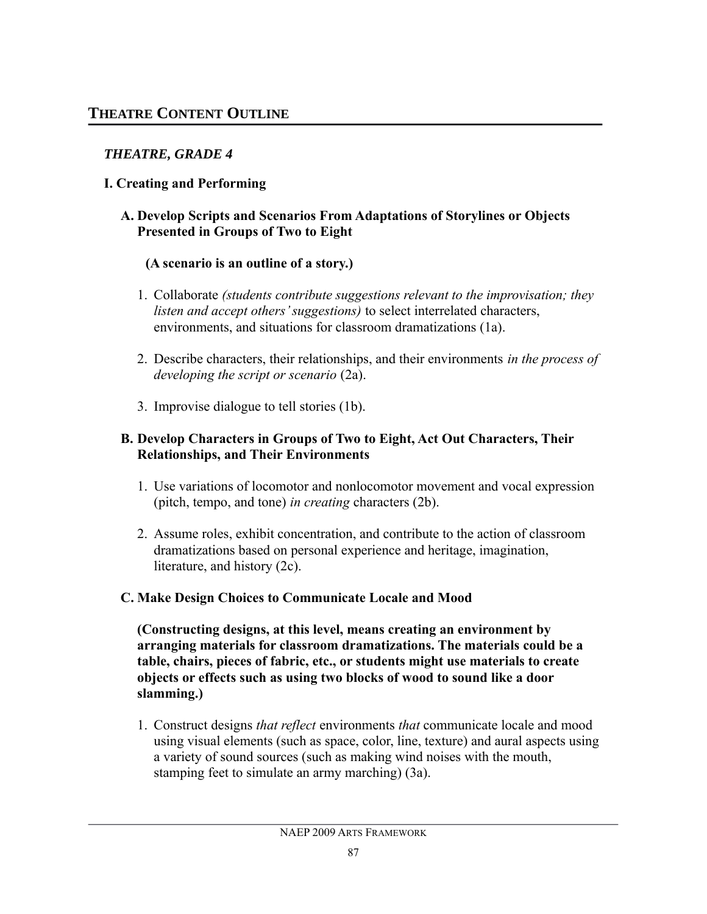## THEATRE CONTENT OUTLINE

### *THEATRE, GRADE 4*

#### I. Creating and Performing

**A. Develop Scripts and Scenarios From Adaptations of Storylines or Objects Presented in Groups of Two to Eight**

**(A scenario is an outline of a story.)**

1. Collaborate *(students contribute suggestions relevant to the improvisation; they listen and accept others' suggestions)* to select interrelated characters, environments, and situations for classroom dramatizations (1a).
2. Describe characters, their relationships, and their environments *in the process of developing the script or scenario* (2a).
3. Improvise dialogue to tell stories (1b).

**B. Develop Characters in Groups of Two to Eight, Act Out Characters, Their Relationships, and Their Environments**

1. Use variations of locomotor and nonlocomotor movement and vocal expression (pitch, tempo, and tone) *in creating* characters (2b).
2. Assume roles, exhibit concentration, and contribute to the action of classroom dramatizations based on personal experience and heritage, imagination, literature, and history (2c).

**C. Make Design Choices to Communicate Locale and Mood**

**(Constructing designs, at this level, means creating an environment by arranging materials for classroom dramatizations. The materials could be a table, chairs, pieces of fabric, etc., or students might use materials to create objects or effects such as using two blocks of wood to sound like a door slamming.)**

1. Construct designs *that reflect* environments *that* communicate locale and mood using visual elements (such as space, color, line, texture) and aural aspects using a variety of sound sources (such as making wind noises with the mouth, stamping feet to simulate an army marching) (3a).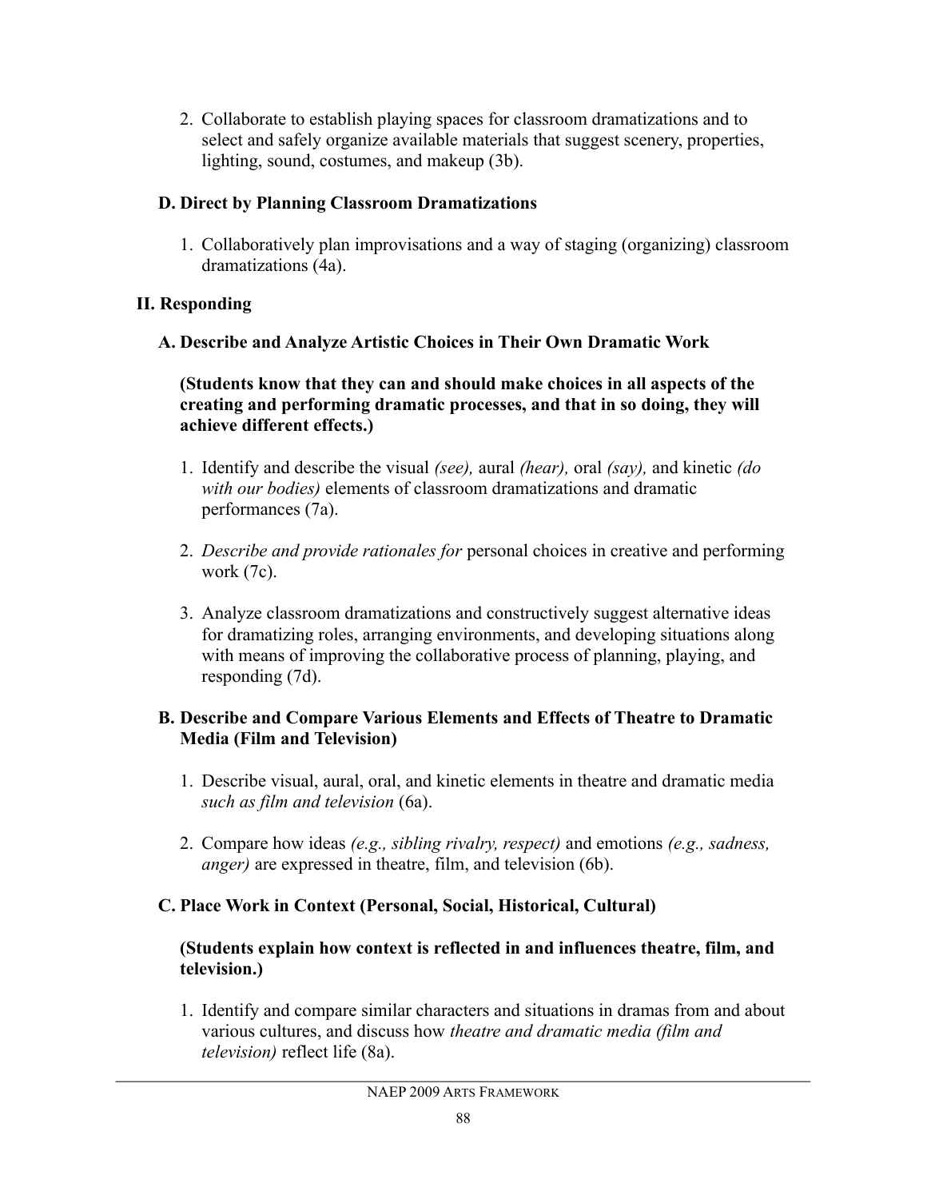2. Collaborate to establish playing spaces for classroom dramatizations and to select and safely organize available materials that suggest scenery, properties, lighting, sound, costumes, and makeup (3b).

### D. Direct by Planning Classroom Dramatizations

1. Collaboratively plan improvisations and a way of staging (organizing) classroom dramatizations (4a).

## II. Responding

### A. Describe and Analyze Artistic Choices in Their Own Dramatic Work

**(Students know that they can and should make choices in all aspects of the creating and performing dramatic processes, and that in so doing, they will achieve different effects.)**

1. Identify and describe the visual *(see),* aural *(hear),* oral *(say),* and kinetic *(do with our bodies)* elements of classroom dramatizations and dramatic performances (7a).

2. *Describe and provide rationales for* personal choices in creative and performing work (7c).

3. Analyze classroom dramatizations and constructively suggest alternative ideas for dramatizing roles, arranging environments, and developing situations along with means of improving the collaborative process of planning, playing, and responding (7d).

### B. Describe and Compare Various Elements and Effects of Theatre to Dramatic Media (Film and Television)

1. Describe visual, aural, oral, and kinetic elements in theatre and dramatic media *such as film and television* (6a).

2. Compare how ideas *(e.g., sibling rivalry, respect)* and emotions *(e.g., sadness, anger)* are expressed in theatre, film, and television (6b).

### C. Place Work in Context (Personal, Social, Historical, Cultural)

**(Students explain how context is reflected in and influences theatre, film, and television.)**

1. Identify and compare similar characters and situations in dramas from and about various cultures, and discuss how *theatre and dramatic media (film and television)* reflect life (8a).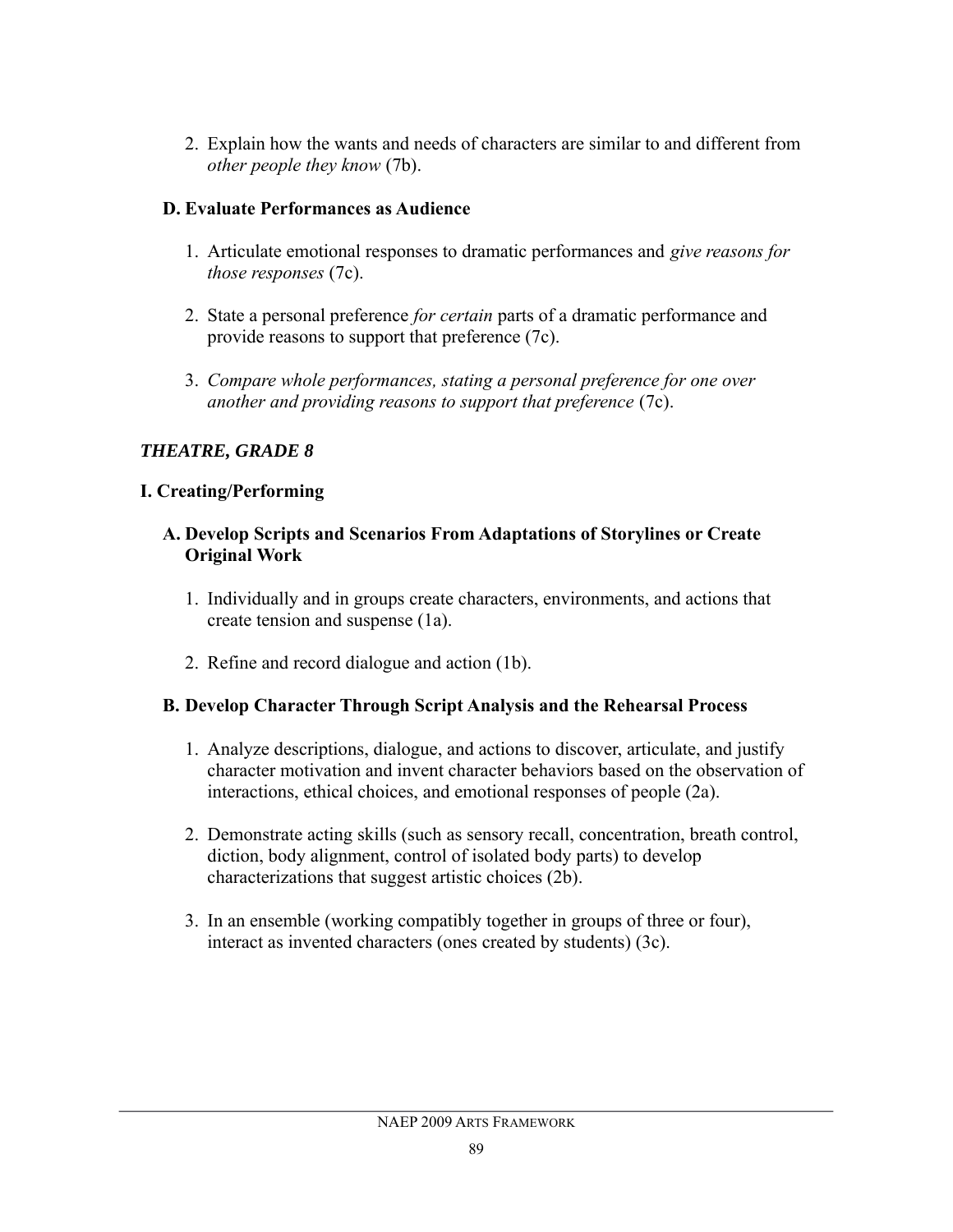2. Explain how the wants and needs of characters are similar to and different from *other people they know* (7b).

### D. Evaluate Performances as Audience

1. Articulate emotional responses to dramatic performances and *give reasons for those responses* (7c).

2. State a personal preference *for certain* parts of a dramatic performance and provide reasons to support that preference (7c).

3. *Compare whole performances, stating a personal preference for one over another and providing reasons to support that preference* (7c).

## *THEATRE, GRADE 8*

### I. Creating/Performing

#### A. Develop Scripts and Scenarios From Adaptations of Storylines or Create Original Work

1. Individually and in groups create characters, environments, and actions that create tension and suspense (1a).

2. Refine and record dialogue and action (1b).

#### B. Develop Character Through Script Analysis and the Rehearsal Process

1. Analyze descriptions, dialogue, and actions to discover, articulate, and justify character motivation and invent character behaviors based on the observation of interactions, ethical choices, and emotional responses of people (2a).

2. Demonstrate acting skills (such as sensory recall, concentration, breath control, diction, body alignment, control of isolated body parts) to develop characterizations that suggest artistic choices (2b).

3. In an ensemble (working compatibly together in groups of three or four), interact as invented characters (ones created by students) (3c).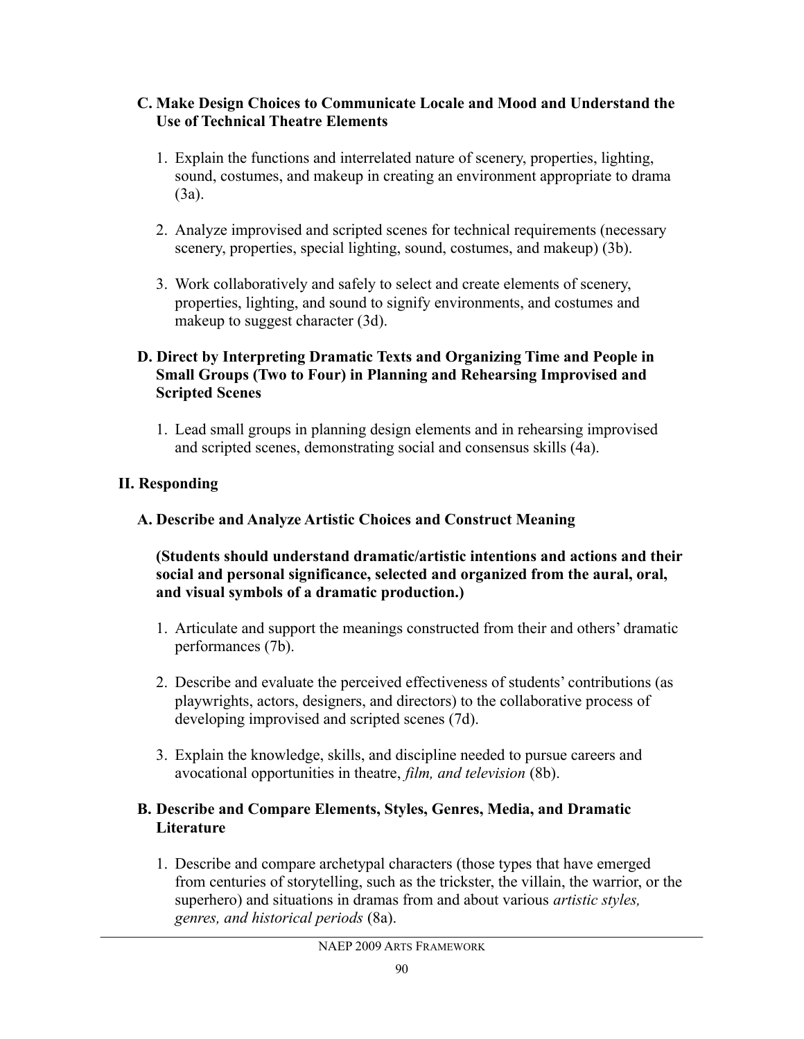### C. Make Design Choices to Communicate Locale and Mood and Understand the Use of Technical Theatre Elements

1. Explain the functions and interrelated nature of scenery, properties, lighting, sound, costumes, and makeup in creating an environment appropriate to drama (3a).

2. Analyze improvised and scripted scenes for technical requirements (necessary scenery, properties, special lighting, sound, costumes, and makeup) (3b).

3. Work collaboratively and safely to select and create elements of scenery, properties, lighting, and sound to signify environments, and costumes and makeup to suggest character (3d).

### D. Direct by Interpreting Dramatic Texts and Organizing Time and People in Small Groups (Two to Four) in Planning and Rehearsing Improvised and Scripted Scenes

1. Lead small groups in planning design elements and in rehearsing improvised and scripted scenes, demonstrating social and consensus skills (4a).

## II. Responding

### A. Describe and Analyze Artistic Choices and Construct Meaning

**(Students should understand dramatic/artistic intentions and actions and their social and personal significance, selected and organized from the aural, oral, and visual symbols of a dramatic production.)**

1. Articulate and support the meanings constructed from their and others' dramatic performances (7b).

2. Describe and evaluate the perceived effectiveness of students' contributions (as playwrights, actors, designers, and directors) to the collaborative process of developing improvised and scripted scenes (7d).

3. Explain the knowledge, skills, and discipline needed to pursue careers and avocational opportunities in theatre, *film, and television* (8b).

### B. Describe and Compare Elements, Styles, Genres, Media, and Dramatic Literature

1. Describe and compare archetypal characters (those types that have emerged from centuries of storytelling, such as the trickster, the villain, the warrior, or the superhero) and situations in dramas from and about various *artistic styles, genres, and historical periods* (8a).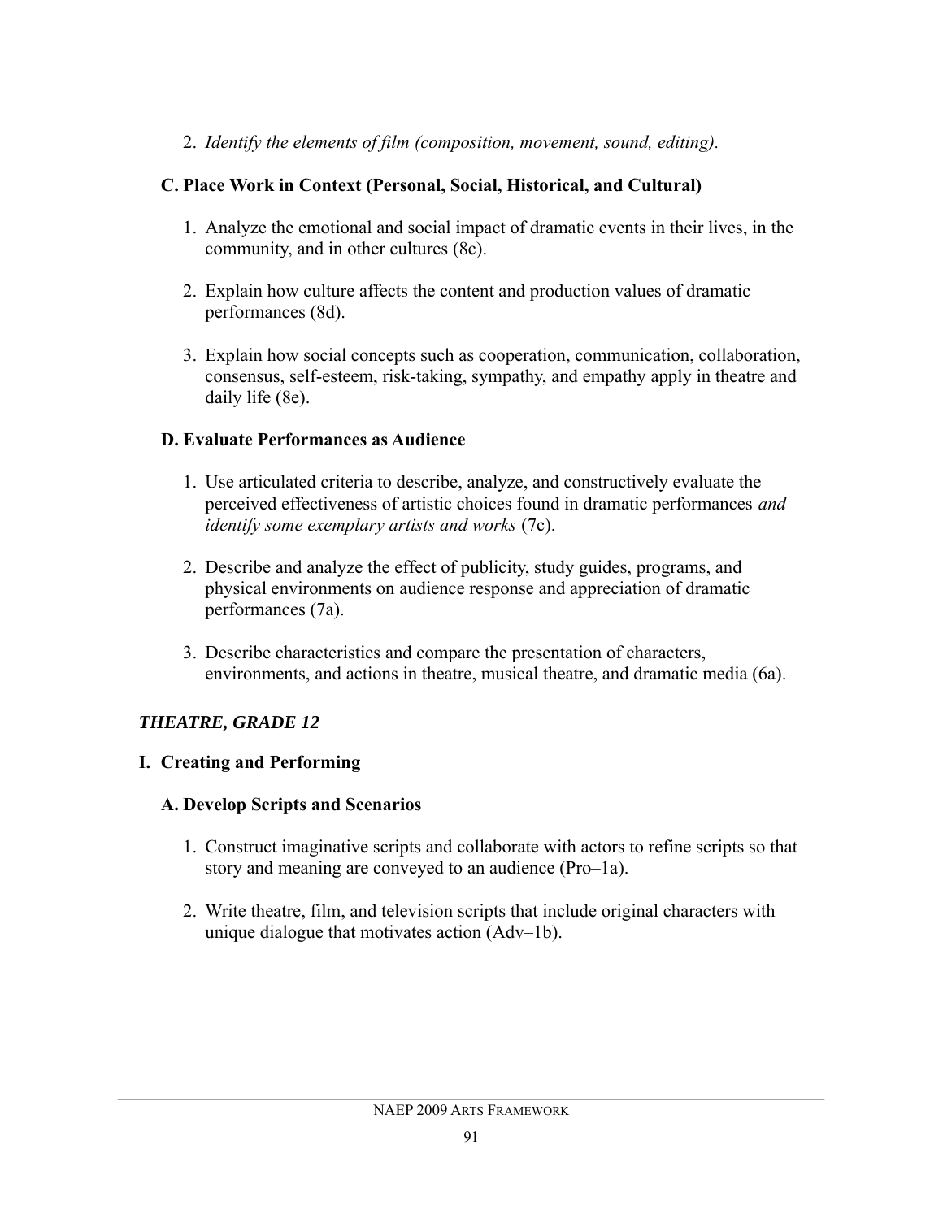2. *Identify the elements of film (composition, movement, sound, editing).*

### C. Place Work in Context (Personal, Social, Historical, and Cultural)

1. Analyze the emotional and social impact of dramatic events in their lives, in the community, and in other cultures (8c).

2. Explain how culture affects the content and production values of dramatic performances (8d).

3. Explain how social concepts such as cooperation, communication, collaboration, consensus, self-esteem, risk-taking, sympathy, and empathy apply in theatre and daily life (8e).

### D. Evaluate Performances as Audience

1. Use articulated criteria to describe, analyze, and constructively evaluate the perceived effectiveness of artistic choices found in dramatic performances *and identify some exemplary artists and works* (7c).

2. Describe and analyze the effect of publicity, study guides, programs, and physical environments on audience response and appreciation of dramatic performances (7a).

3. Describe characteristics and compare the presentation of characters, environments, and actions in theatre, musical theatre, and dramatic media (6a).

## *THEATRE, GRADE 12*

## I. Creating and Performing

### A. Develop Scripts and Scenarios

1. Construct imaginative scripts and collaborate with actors to refine scripts so that story and meaning are conveyed to an audience (Pro–1a).

2. Write theatre, film, and television scripts that include original characters with unique dialogue that motivates action (Adv–1b).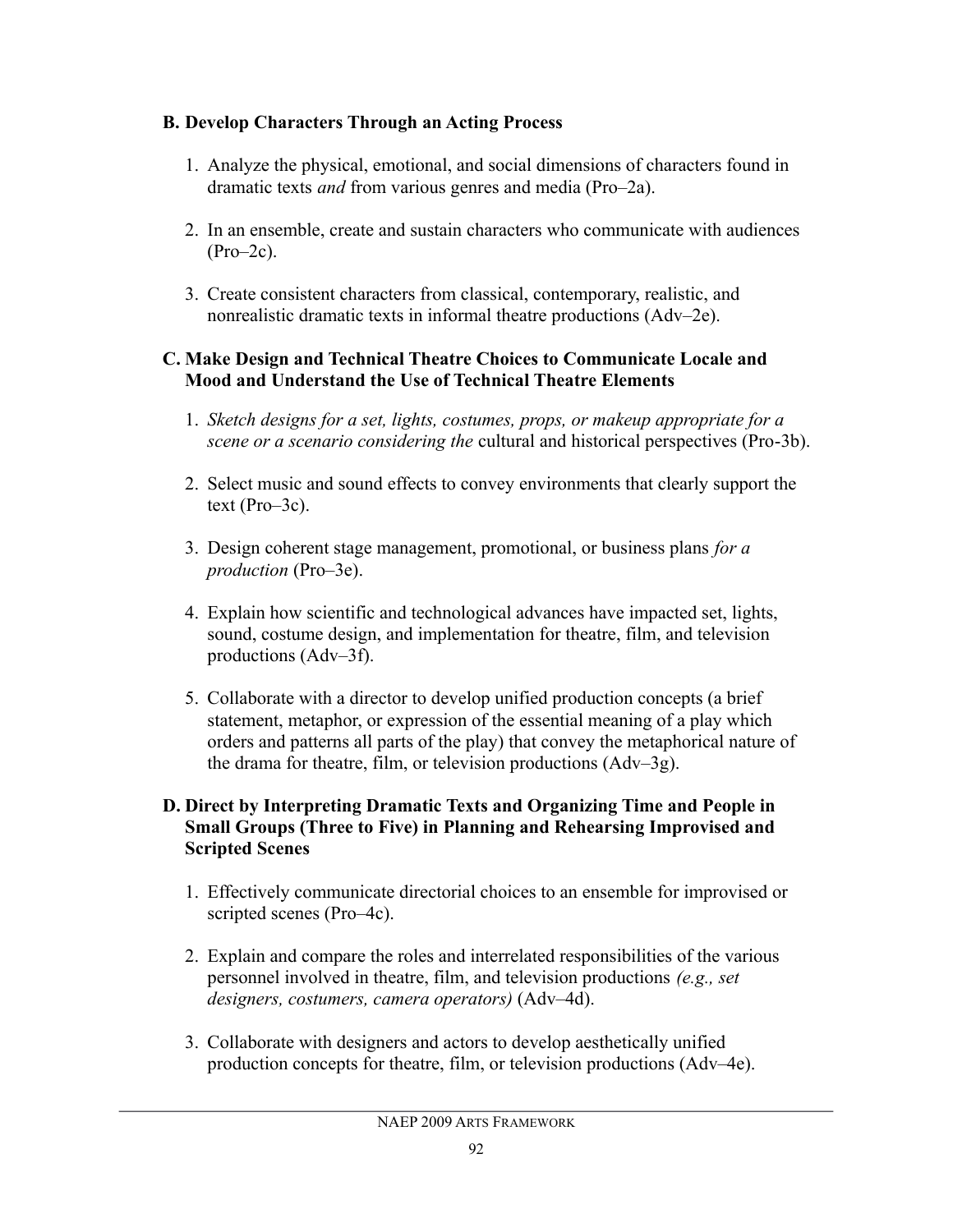**B. Develop Characters Through an Acting Process**

1. Analyze the physical, emotional, and social dimensions of characters found in dramatic texts *and* from various genres and media (Pro–2a).

2. In an ensemble, create and sustain characters who communicate with audiences (Pro–2c).

3. Create consistent characters from classical, contemporary, realistic, and nonrealistic dramatic texts in informal theatre productions (Adv–2e).

**C. Make Design and Technical Theatre Choices to Communicate Locale and Mood and Understand the Use of Technical Theatre Elements**

1. *Sketch designs for a set, lights, costumes, props, or makeup appropriate for a scene or a scenario considering the* cultural and historical perspectives (Pro-3b).

2. Select music and sound effects to convey environments that clearly support the text (Pro–3c).

3. Design coherent stage management, promotional, or business plans *for a production* (Pro–3e).

4. Explain how scientific and technological advances have impacted set, lights, sound, costume design, and implementation for theatre, film, and television productions (Adv–3f).

5. Collaborate with a director to develop unified production concepts (a brief statement, metaphor, or expression of the essential meaning of a play which orders and patterns all parts of the play) that convey the metaphorical nature of the drama for theatre, film, or television productions (Adv–3g).

**D. Direct by Interpreting Dramatic Texts and Organizing Time and People in Small Groups (Three to Five) in Planning and Rehearsing Improvised and Scripted Scenes**

1. Effectively communicate directorial choices to an ensemble for improvised or scripted scenes (Pro–4c).

2. Explain and compare the roles and interrelated responsibilities of the various personnel involved in theatre, film, and television productions *(e.g., set designers, costumers, camera operators)* (Adv–4d).

3. Collaborate with designers and actors to develop aesthetically unified production concepts for theatre, film, or television productions (Adv–4e).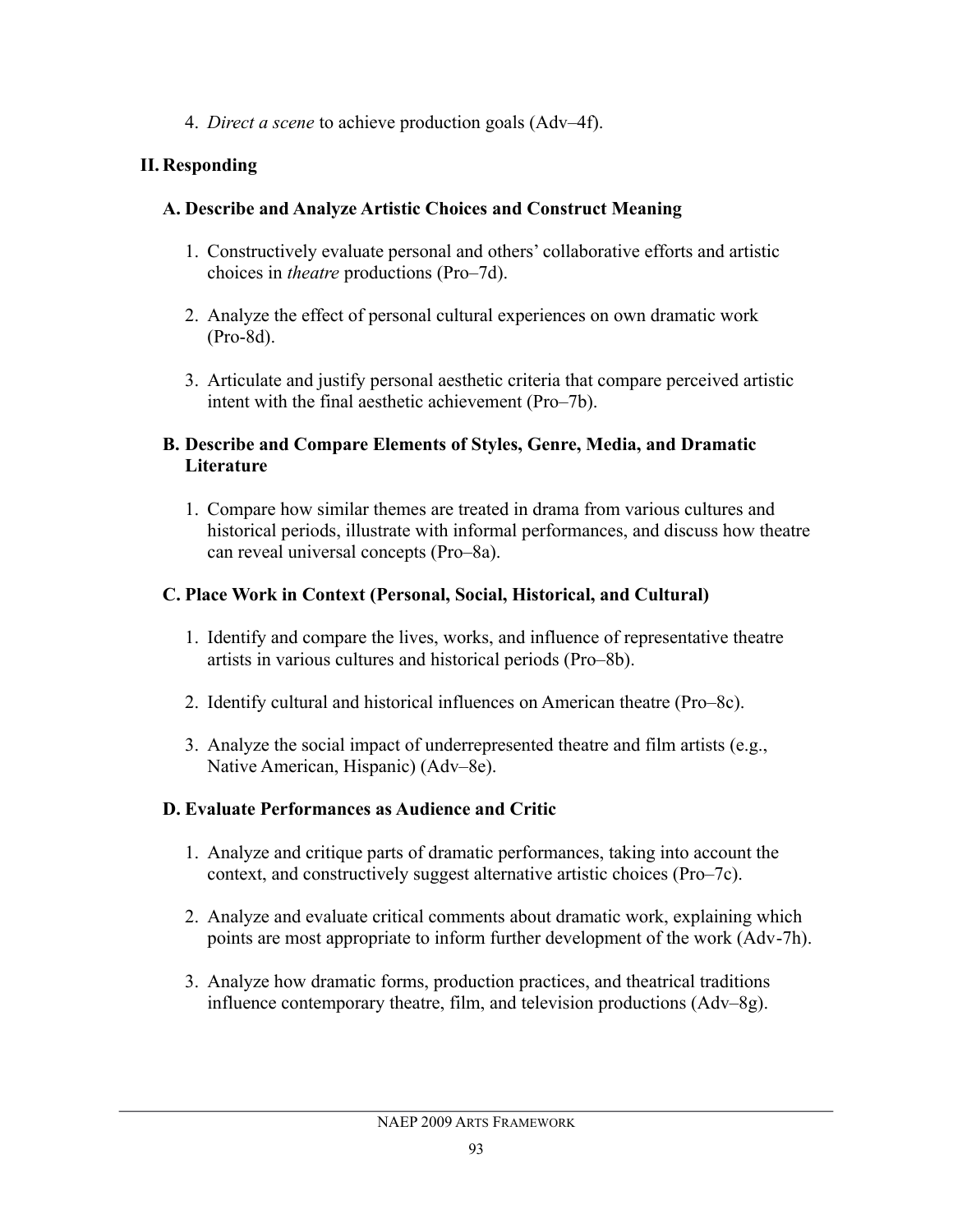4. *Direct a scene* to achieve production goals (Adv–4f).

## II. Responding

### A. Describe and Analyze Artistic Choices and Construct Meaning

1. Constructively evaluate personal and others' collaborative efforts and artistic choices in *theatre* productions (Pro–7d).

2. Analyze the effect of personal cultural experiences on own dramatic work (Pro-8d).

3. Articulate and justify personal aesthetic criteria that compare perceived artistic intent with the final aesthetic achievement (Pro–7b).

### B. Describe and Compare Elements of Styles, Genre, Media, and Dramatic Literature

1. Compare how similar themes are treated in drama from various cultures and historical periods, illustrate with informal performances, and discuss how theatre can reveal universal concepts (Pro–8a).

### C. Place Work in Context (Personal, Social, Historical, and Cultural)

1. Identify and compare the lives, works, and influence of representative theatre artists in various cultures and historical periods (Pro–8b).

2. Identify cultural and historical influences on American theatre (Pro–8c).

3. Analyze the social impact of underrepresented theatre and film artists (e.g., Native American, Hispanic) (Adv–8e).

### D. Evaluate Performances as Audience and Critic

1. Analyze and critique parts of dramatic performances, taking into account the context, and constructively suggest alternative artistic choices (Pro–7c).

2. Analyze and evaluate critical comments about dramatic work, explaining which points are most appropriate to inform further development of the work (Adv-7h).

3. Analyze how dramatic forms, production practices, and theatrical traditions influence contemporary theatre, film, and television productions (Adv–8g).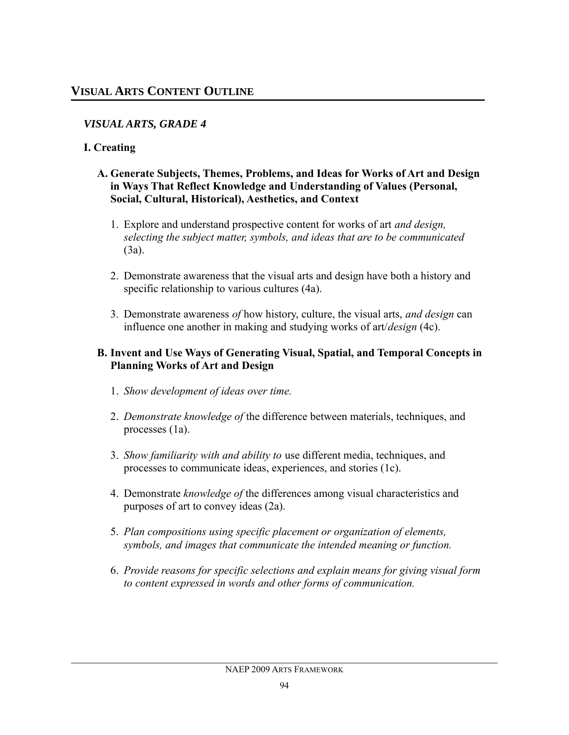## VISUAL ARTS CONTENT OUTLINE

### *VISUAL ARTS, GRADE 4*

### I. Creating

#### A. Generate Subjects, Themes, Problems, and Ideas for Works of Art and Design in Ways That Reflect Knowledge and Understanding of Values (Personal, Social, Cultural, Historical), Aesthetics, and Context

1. Explore and understand prospective content for works of art *and design, selecting the subject matter, symbols, and ideas that are to be communicated* (3a).

2. Demonstrate awareness that the visual arts and design have both a history and specific relationship to various cultures (4a).

3. Demonstrate awareness *of* how history, culture, the visual arts, *and design* can influence one another in making and studying works of art/*design* (4c).

#### B. Invent and Use Ways of Generating Visual, Spatial, and Temporal Concepts in Planning Works of Art and Design

1. *Show development of ideas over time.*

2. *Demonstrate knowledge of* the difference between materials, techniques, and processes (1a).

3. *Show familiarity with and ability to* use different media, techniques, and processes to communicate ideas, experiences, and stories (1c).

4. Demonstrate *knowledge of* the differences among visual characteristics and purposes of art to convey ideas (2a).

5. *Plan compositions using specific placement or organization of elements, symbols, and images that communicate the intended meaning or function.*

6. *Provide reasons for specific selections and explain means for giving visual form to content expressed in words and other forms of communication.*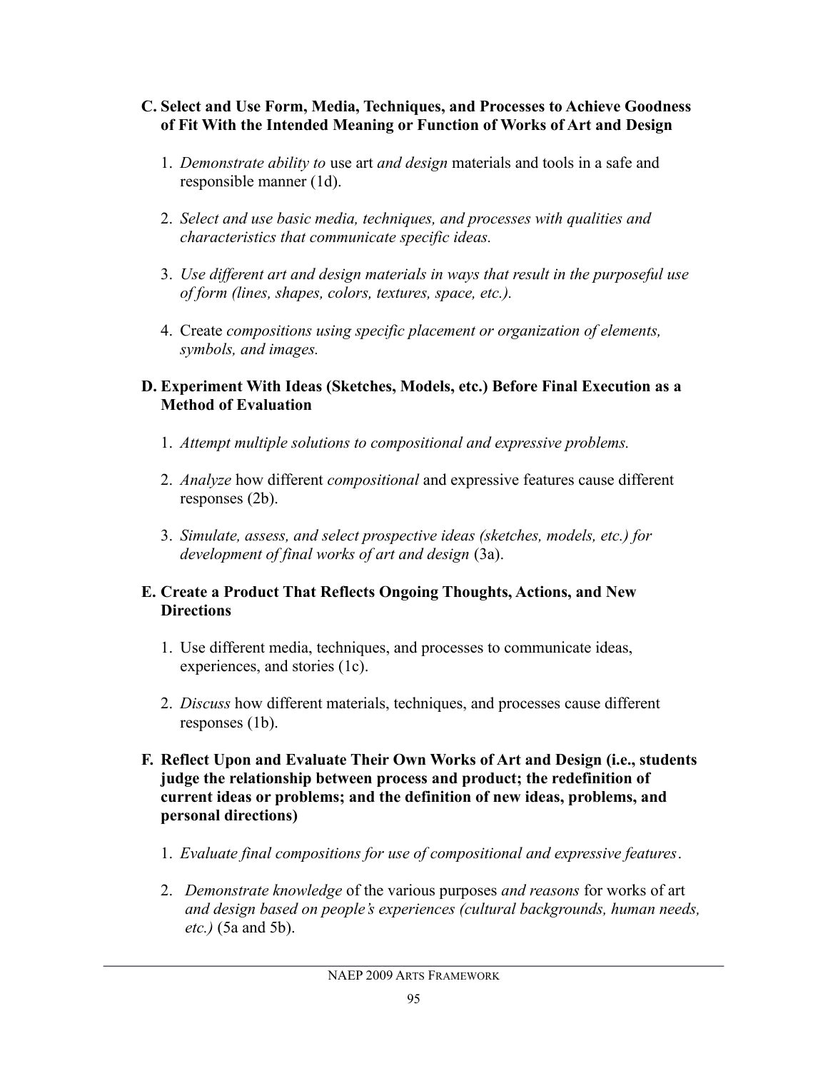**C. Select and Use Form, Media, Techniques, and Processes to Achieve Goodness of Fit With the Intended Meaning or Function of Works of Art and Design**

1. *Demonstrate ability to* use art *and design* materials and tools in a safe and responsible manner (1d).

2. *Select and use basic media, techniques, and processes with qualities and characteristics that communicate specific ideas.*

3. *Use different art and design materials in ways that result in the purposeful use of form (lines, shapes, colors, textures, space, etc.).*

4. Create *compositions using specific placement or organization of elements, symbols, and images.*

**D. Experiment With Ideas (Sketches, Models, etc.) Before Final Execution as a Method of Evaluation**

1. *Attempt multiple solutions to compositional and expressive problems.*

2. *Analyze* how different *compositional* and expressive features cause different responses (2b).

3. *Simulate, assess, and select prospective ideas (sketches, models, etc.) for development of final works of art and design* (3a).

**E. Create a Product That Reflects Ongoing Thoughts, Actions, and New Directions**

1. Use different media, techniques, and processes to communicate ideas, experiences, and stories (1c).

2. *Discuss* how different materials, techniques, and processes cause different responses (1b).

**F. Reflect Upon and Evaluate Their Own Works of Art and Design (i.e., students judge the relationship between process and product; the redefinition of current ideas or problems; and the definition of new ideas, problems, and personal directions)**

1. *Evaluate final compositions for use of compositional and expressive features*.

2. *Demonstrate knowledge* of the various purposes *and reasons* for works of art *and design based on people's experiences (cultural backgrounds, human needs, etc.)* (5a and 5b).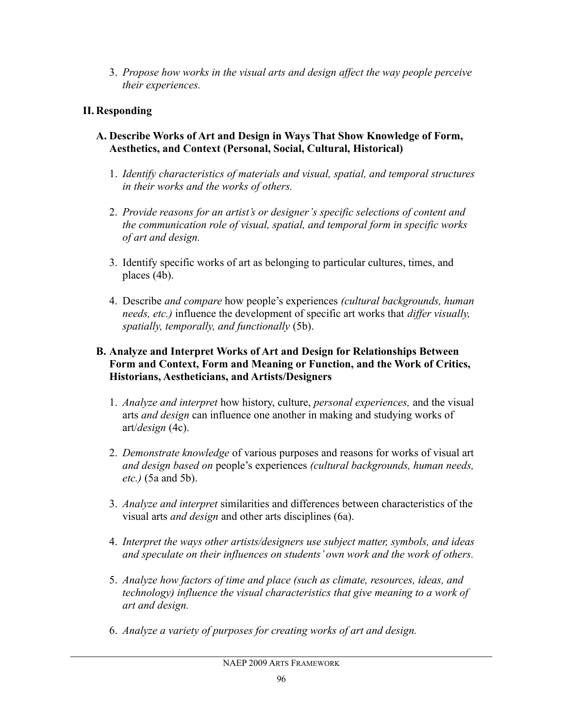3. *Propose how works in the visual arts and design affect the way people perceive their experiences.*

## II. Responding

### A. Describe Works of Art and Design in Ways That Show Knowledge of Form, Aesthetics, and Context (Personal, Social, Cultural, Historical)

1. *Identify characteristics of materials and visual, spatial, and temporal structures in their works and the works of others.*

2. *Provide reasons for an artist's or designer's specific selections of content and the communication role of visual, spatial, and temporal form in specific works of art and design.*

3. Identify specific works of art as belonging to particular cultures, times, and places (4b).

4. Describe *and compare* how people's experiences *(cultural backgrounds, human needs, etc.)* influence the development of specific art works that *differ visually, spatially, temporally, and functionally* (5b).

### B. Analyze and Interpret Works of Art and Design for Relationships Between Form and Context, Form and Meaning or Function, and the Work of Critics, Historians, Aestheticians, and Artists/Designers

1. *Analyze and interpret* how history, culture, *personal experiences,* and the visual arts *and design* can influence one another in making and studying works of art/*design* (4c).

2. *Demonstrate knowledge* of various purposes and reasons for works of visual art *and design based on* people's experiences *(cultural backgrounds, human needs, etc.)* (5a and 5b).

3. *Analyze and interpret* similarities and differences between characteristics of the visual arts *and design* and other arts disciplines (6a).

4. *Interpret the ways other artists/designers use subject matter, symbols, and ideas and speculate on their influences on students' own work and the work of others.*

5. *Analyze how factors of time and place (such as climate, resources, ideas, and technology) influence the visual characteristics that give meaning to a work of art and design.*

6. *Analyze a variety of purposes for creating works of art and design.*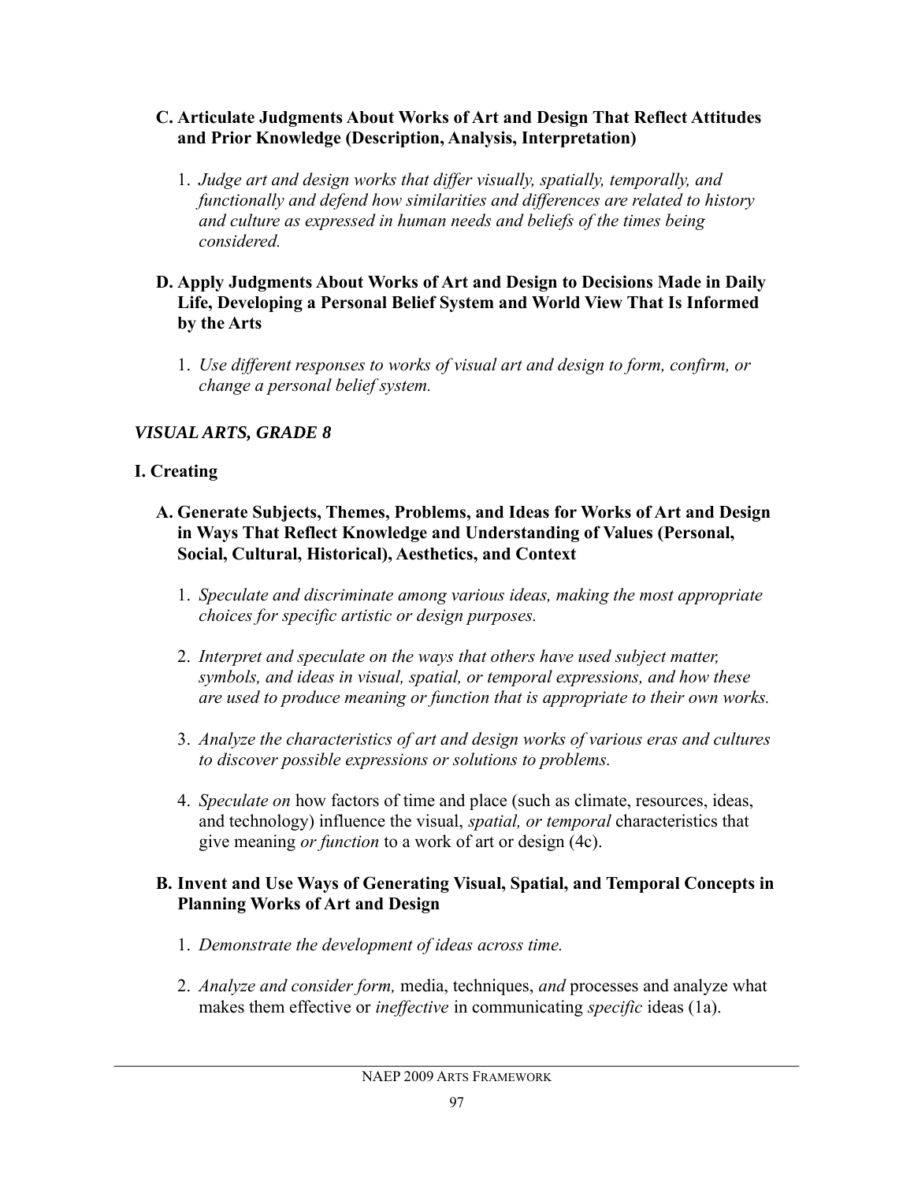**C. Articulate Judgments About Works of Art and Design That Reflect Attitudes and Prior Knowledge (Description, Analysis, Interpretation)**

1. *Judge art and design works that differ visually, spatially, temporally, and functionally and defend how similarities and differences are related to history and culture as expressed in human needs and beliefs of the times being considered.*

**D. Apply Judgments About Works of Art and Design to Decisions Made in Daily Life, Developing a Personal Belief System and World View That Is Informed by the Arts**

1. *Use different responses to works of visual art and design to form, confirm, or change a personal belief system.*

### *VISUAL ARTS, GRADE 8*

**I. Creating**

**A. Generate Subjects, Themes, Problems, and Ideas for Works of Art and Design in Ways That Reflect Knowledge and Understanding of Values (Personal, Social, Cultural, Historical), Aesthetics, and Context**

1. *Speculate and discriminate among various ideas, making the most appropriate choices for specific artistic or design purposes.*

2. *Interpret and speculate on the ways that others have used subject matter, symbols, and ideas in visual, spatial, or temporal expressions, and how these are used to produce meaning or function that is appropriate to their own works.*

3. *Analyze the characteristics of art and design works of various eras and cultures to discover possible expressions or solutions to problems.*

4. *Speculate on* how factors of time and place (such as climate, resources, ideas, and technology) influence the visual, *spatial, or temporal* characteristics that give meaning *or function* to a work of art or design (4c).

**B. Invent and Use Ways of Generating Visual, Spatial, and Temporal Concepts in Planning Works of Art and Design**

1. *Demonstrate the development of ideas across time.*

2. *Analyze and consider form,* media, techniques, *and* processes and analyze what makes them effective or *ineffective* in communicating *specific* ideas (1a).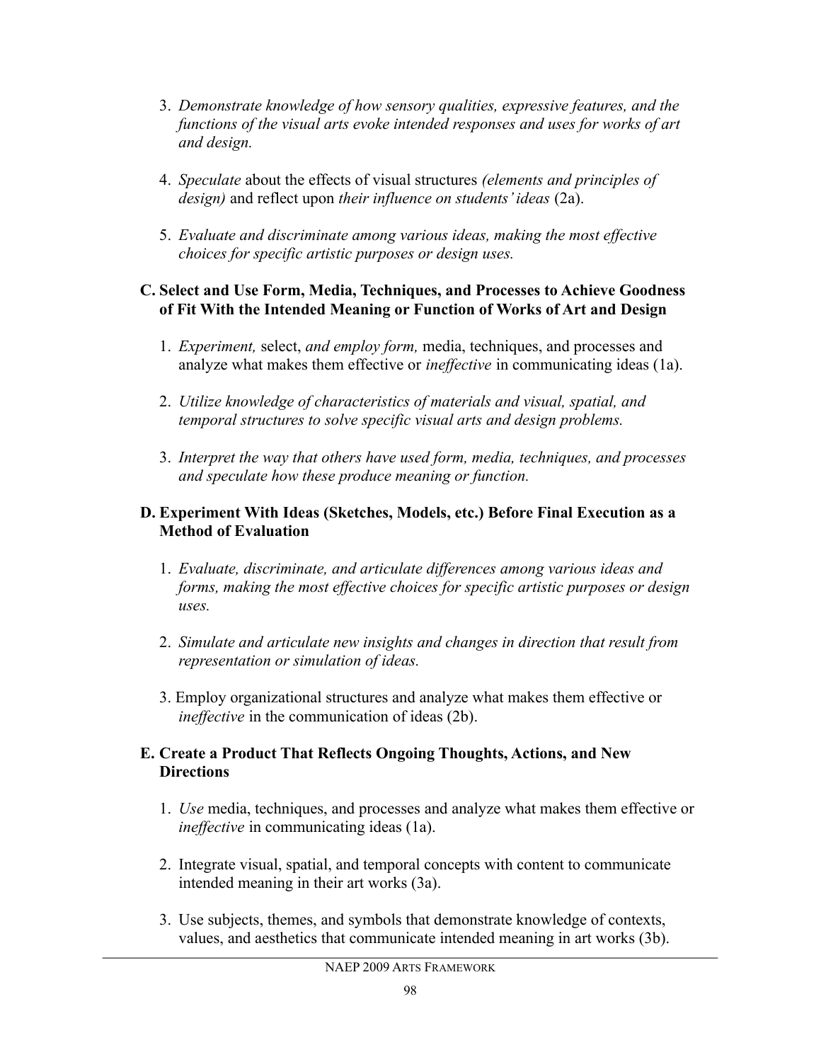3. *Demonstrate knowledge of how sensory qualities, expressive features, and the functions of the visual arts evoke intended responses and uses for works of art and design.*

4. *Speculate* about the effects of visual structures *(elements and principles of design)* and reflect upon *their influence on students' ideas* (2a).

5. *Evaluate and discriminate among various ideas, making the most effective choices for specific artistic purposes or design uses.*

**C. Select and Use Form, Media, Techniques, and Processes to Achieve Goodness of Fit With the Intended Meaning or Function of Works of Art and Design**

1. *Experiment,* select, *and employ form,* media, techniques, and processes and analyze what makes them effective or *ineffective* in communicating ideas (1a).

2. *Utilize knowledge of characteristics of materials and visual, spatial, and temporal structures to solve specific visual arts and design problems.*

3. *Interpret the way that others have used form, media, techniques, and processes and speculate how these produce meaning or function.*

**D. Experiment With Ideas (Sketches, Models, etc.) Before Final Execution as a Method of Evaluation**

1. *Evaluate, discriminate, and articulate differences among various ideas and forms, making the most effective choices for specific artistic purposes or design uses.*

2. *Simulate and articulate new insights and changes in direction that result from representation or simulation of ideas.*

3. Employ organizational structures and analyze what makes them effective or *ineffective* in the communication of ideas (2b).

**E. Create a Product That Reflects Ongoing Thoughts, Actions, and New Directions**

1. *Use* media, techniques, and processes and analyze what makes them effective or *ineffective* in communicating ideas (1a).

2. Integrate visual, spatial, and temporal concepts with content to communicate intended meaning in their art works (3a).

3. Use subjects, themes, and symbols that demonstrate knowledge of contexts, values, and aesthetics that communicate intended meaning in art works (3b).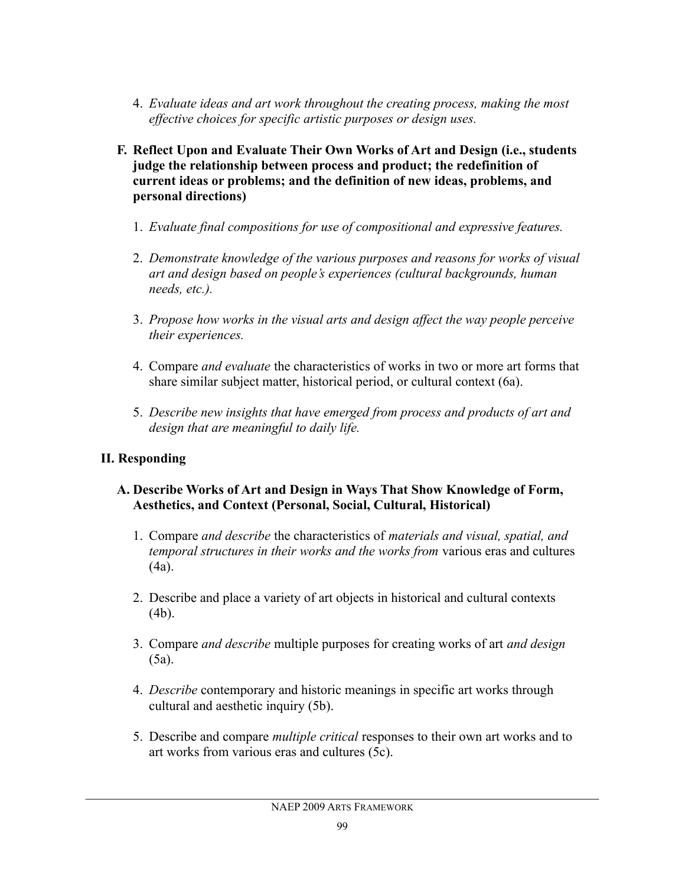4. *Evaluate ideas and art work throughout the creating process, making the most effective choices for specific artistic purposes or design uses.*

**F. Reflect Upon and Evaluate Their Own Works of Art and Design (i.e., students judge the relationship between process and product; the redefinition of current ideas or problems; and the definition of new ideas, problems, and personal directions)**

1. *Evaluate final compositions for use of compositional and expressive features.*

2. *Demonstrate knowledge of the various purposes and reasons for works of visual art and design based on people's experiences (cultural backgrounds, human needs, etc.).*

3. *Propose how works in the visual arts and design affect the way people perceive their experiences.*

4. Compare *and evaluate* the characteristics of works in two or more art forms that share similar subject matter, historical period, or cultural context (6a).

5. *Describe new insights that have emerged from process and products of art and design that are meaningful to daily life.*

## II. Responding

**A. Describe Works of Art and Design in Ways That Show Knowledge of Form, Aesthetics, and Context (Personal, Social, Cultural, Historical)**

1. Compare *and describe* the characteristics of *materials and visual, spatial, and temporal structures in their works and the works from* various eras and cultures (4a).

2. Describe and place a variety of art objects in historical and cultural contexts (4b).

3. Compare *and describe* multiple purposes for creating works of art *and design* (5a).

4. *Describe* contemporary and historic meanings in specific art works through cultural and aesthetic inquiry (5b).

5. Describe and compare *multiple critical* responses to their own art works and to art works from various eras and cultures (5c).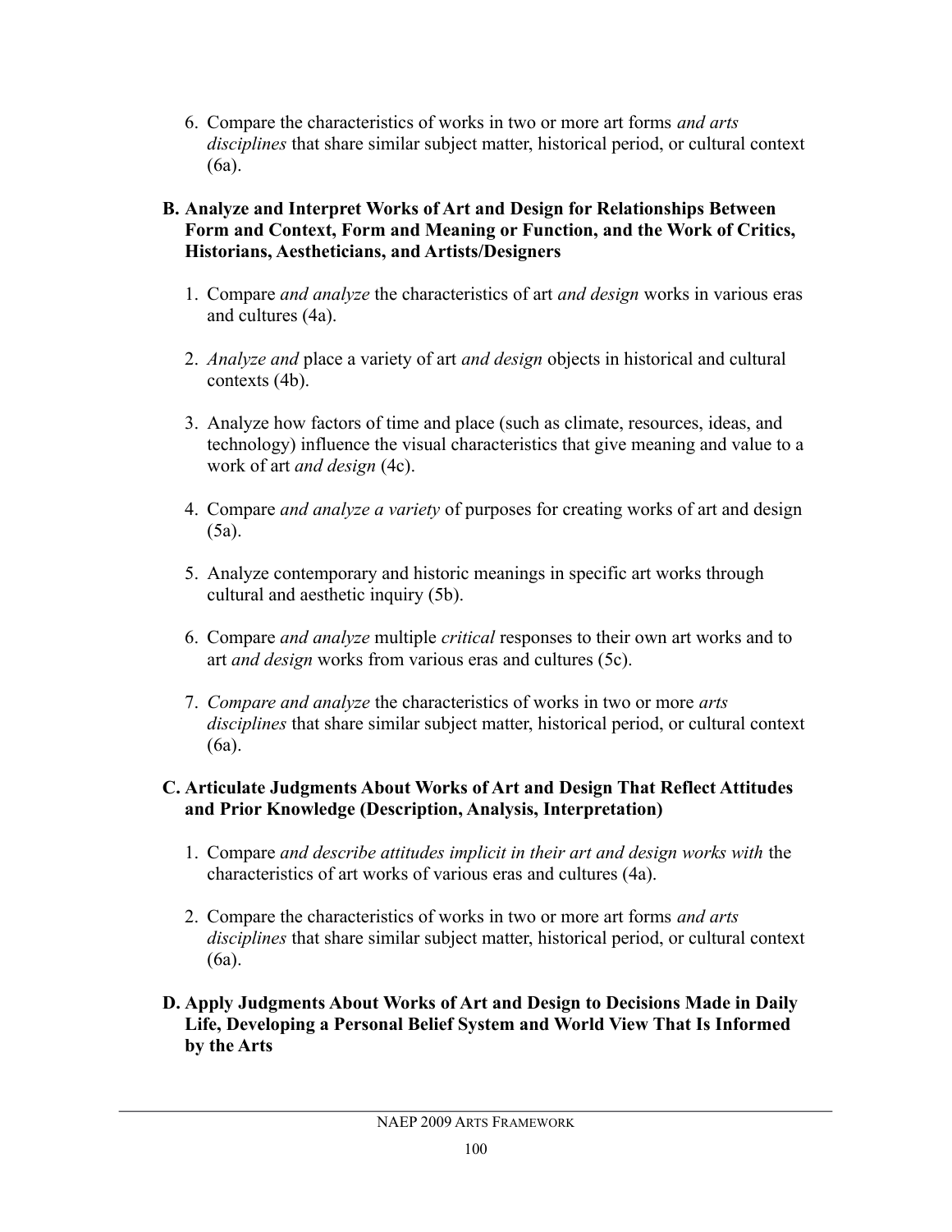6. Compare the characteristics of works in two or more art forms *and arts disciplines* that share similar subject matter, historical period, or cultural context (6a).

**B. Analyze and Interpret Works of Art and Design for Relationships Between Form and Context, Form and Meaning or Function, and the Work of Critics, Historians, Aestheticians, and Artists/Designers**

1. Compare *and analyze* the characteristics of art *and design* works in various eras and cultures (4a).

2. *Analyze and* place a variety of art *and design* objects in historical and cultural contexts (4b).

3. Analyze how factors of time and place (such as climate, resources, ideas, and technology) influence the visual characteristics that give meaning and value to a work of art *and design* (4c).

4. Compare *and analyze a variety* of purposes for creating works of art and design (5a).

5. Analyze contemporary and historic meanings in specific art works through cultural and aesthetic inquiry (5b).

6. Compare *and analyze* multiple *critical* responses to their own art works and to art *and design* works from various eras and cultures (5c).

7. *Compare and analyze* the characteristics of works in two or more *arts disciplines* that share similar subject matter, historical period, or cultural context (6a).

**C. Articulate Judgments About Works of Art and Design That Reflect Attitudes and Prior Knowledge (Description, Analysis, Interpretation)**

1. Compare *and describe attitudes implicit in their art and design works with* the characteristics of art works of various eras and cultures (4a).

2. Compare the characteristics of works in two or more art forms *and arts disciplines* that share similar subject matter, historical period, or cultural context (6a).

**D. Apply Judgments About Works of Art and Design to Decisions Made in Daily Life, Developing a Personal Belief System and World View That Is Informed by the Arts**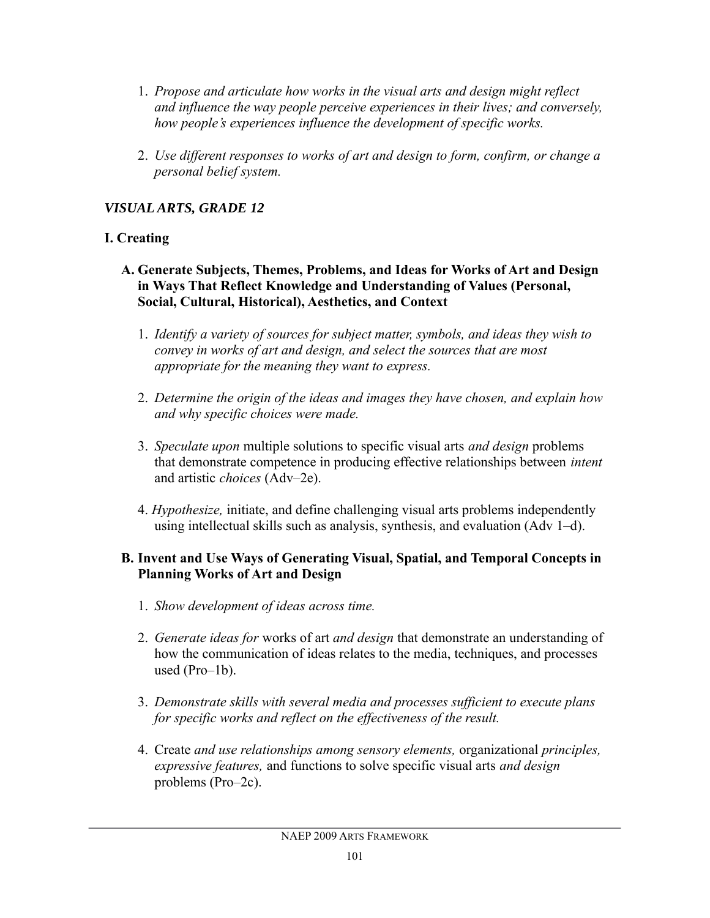1. *Propose and articulate how works in the visual arts and design might reflect and influence the way people perceive experiences in their lives; and conversely, how people's experiences influence the development of specific works.*

2. *Use different responses to works of art and design to form, confirm, or change a personal belief system.*

### *VISUAL ARTS, GRADE 12*

### I. Creating

#### A. Generate Subjects, Themes, Problems, and Ideas for Works of Art and Design in Ways That Reflect Knowledge and Understanding of Values (Personal, Social, Cultural, Historical), Aesthetics, and Context

1. *Identify a variety of sources for subject matter, symbols, and ideas they wish to convey in works of art and design, and select the sources that are most appropriate for the meaning they want to express.*

2. *Determine the origin of the ideas and images they have chosen, and explain how and why specific choices were made.*

3. *Speculate upon* multiple solutions to specific visual arts *and design* problems that demonstrate competence in producing effective relationships between *intent* and artistic *choices* (Adv–2e).

4. *Hypothesize,* initiate, and define challenging visual arts problems independently using intellectual skills such as analysis, synthesis, and evaluation (Adv 1–d).

#### B. Invent and Use Ways of Generating Visual, Spatial, and Temporal Concepts in Planning Works of Art and Design

1. *Show development of ideas across time.*

2. *Generate ideas for* works of art *and design* that demonstrate an understanding of how the communication of ideas relates to the media, techniques, and processes used (Pro–1b).

3. *Demonstrate skills with several media and processes sufficient to execute plans for specific works and reflect on the effectiveness of the result.*

4. Create *and use relationships among sensory elements,* organizational *principles, expressive features,* and functions to solve specific visual arts *and design* problems (Pro–2c).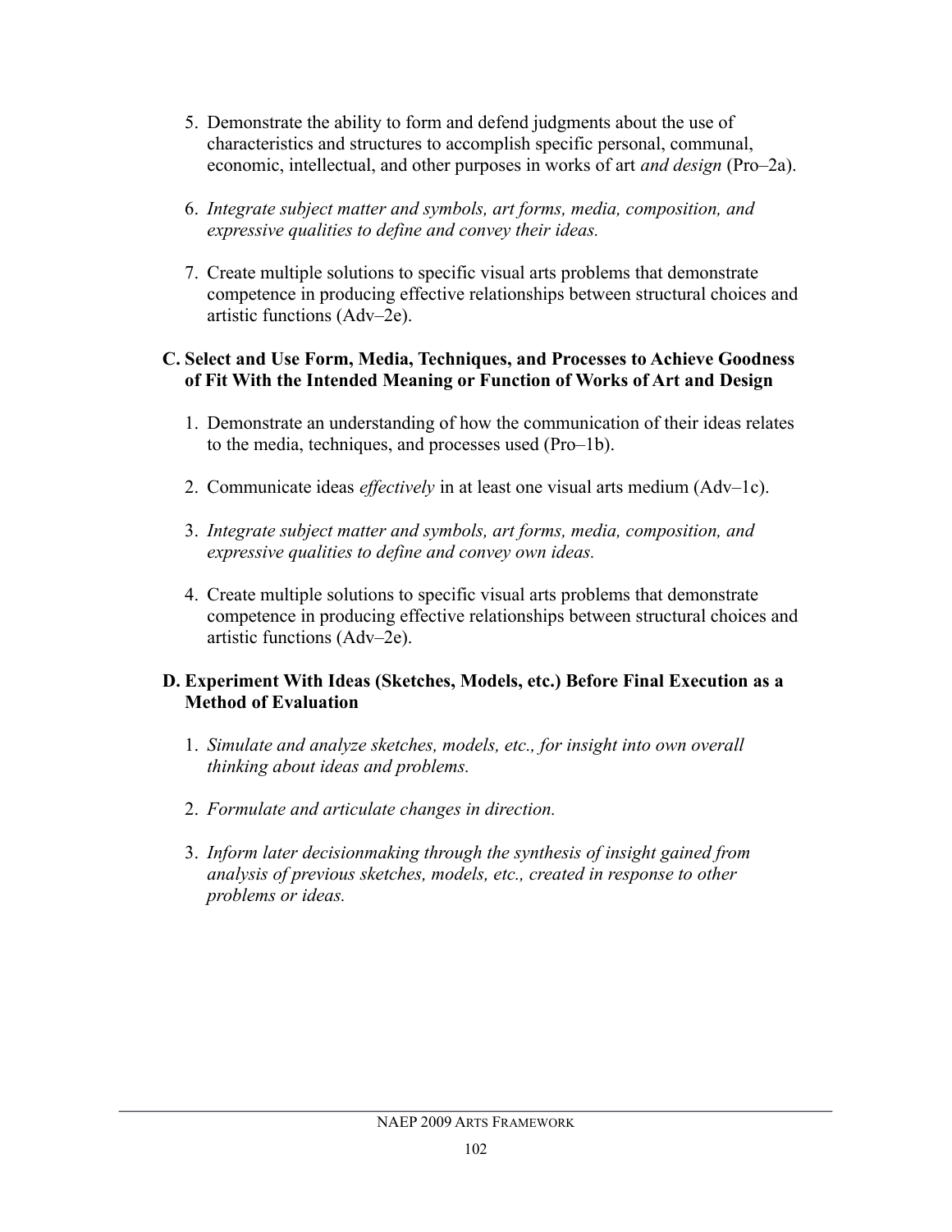5. Demonstrate the ability to form and defend judgments about the use of characteristics and structures to accomplish specific personal, communal, economic, intellectual, and other purposes in works of art *and design* (Pro–2a).

6. *Integrate subject matter and symbols, art forms, media, composition, and expressive qualities to define and convey their ideas.*

7. Create multiple solutions to specific visual arts problems that demonstrate competence in producing effective relationships between structural choices and artistic functions (Adv–2e).

**C. Select and Use Form, Media, Techniques, and Processes to Achieve Goodness of Fit With the Intended Meaning or Function of Works of Art and Design**

1. Demonstrate an understanding of how the communication of their ideas relates to the media, techniques, and processes used (Pro–1b).

2. Communicate ideas *effectively* in at least one visual arts medium (Adv–1c).

3. *Integrate subject matter and symbols, art forms, media, composition, and expressive qualities to define and convey own ideas.*

4. Create multiple solutions to specific visual arts problems that demonstrate competence in producing effective relationships between structural choices and artistic functions (Adv–2e).

**D. Experiment With Ideas (Sketches, Models, etc.) Before Final Execution as a Method of Evaluation**

1. *Simulate and analyze sketches, models, etc., for insight into own overall thinking about ideas and problems.*

2. *Formulate and articulate changes in direction.*

3. *Inform later decisionmaking through the synthesis of insight gained from analysis of previous sketches, models, etc., created in response to other problems or ideas.*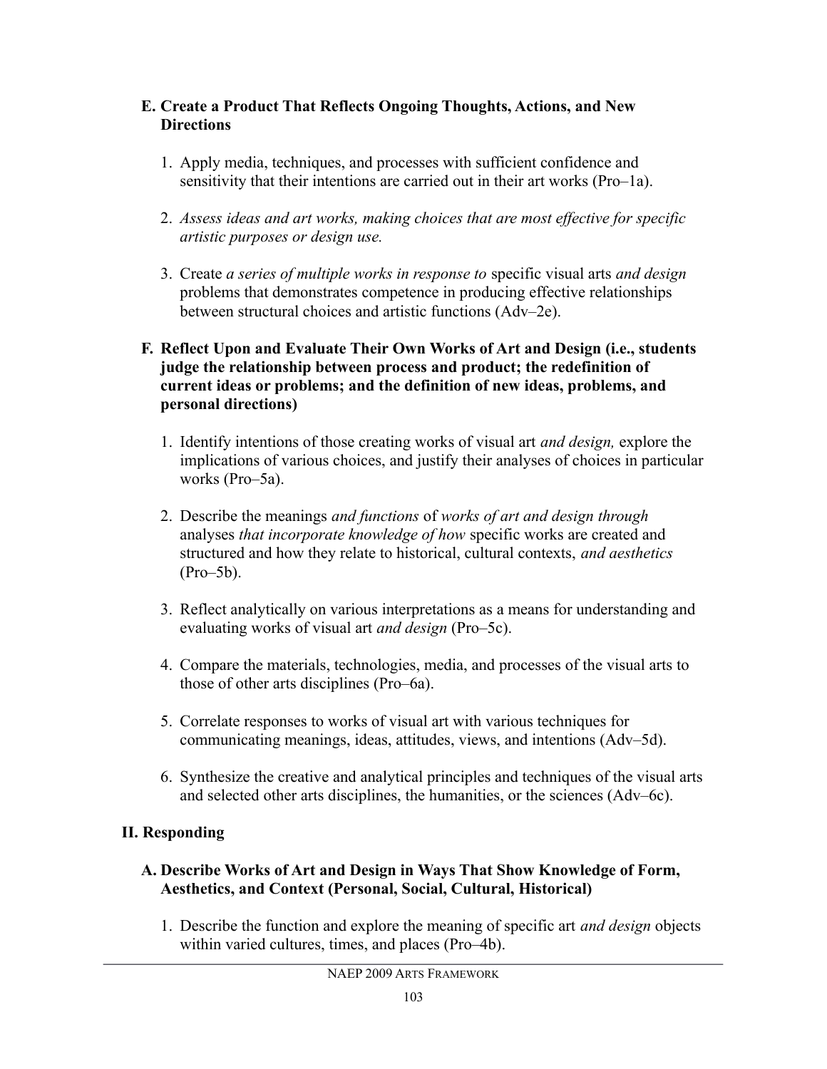**E. Create a Product That Reflects Ongoing Thoughts, Actions, and New Directions**

1. Apply media, techniques, and processes with sufficient confidence and sensitivity that their intentions are carried out in their art works (Pro–1a).

2. *Assess ideas and art works, making choices that are most effective for specific artistic purposes or design use.*

3. Create *a series of multiple works in response to* specific visual arts *and design* problems that demonstrates competence in producing effective relationships between structural choices and artistic functions (Adv–2e).

**F. Reflect Upon and Evaluate Their Own Works of Art and Design (i.e., students judge the relationship between process and product; the redefinition of current ideas or problems; and the definition of new ideas, problems, and personal directions)**

1. Identify intentions of those creating works of visual art *and design,* explore the implications of various choices, and justify their analyses of choices in particular works (Pro–5a).

2. Describe the meanings *and functions* of *works of art and design through* analyses *that incorporate knowledge of how* specific works are created and structured and how they relate to historical, cultural contexts, *and aesthetics* (Pro–5b).

3. Reflect analytically on various interpretations as a means for understanding and evaluating works of visual art *and design* (Pro–5c).

4. Compare the materials, technologies, media, and processes of the visual arts to those of other arts disciplines (Pro–6a).

5. Correlate responses to works of visual art with various techniques for communicating meanings, ideas, attitudes, views, and intentions (Adv–5d).

6. Synthesize the creative and analytical principles and techniques of the visual arts and selected other arts disciplines, the humanities, or the sciences (Adv–6c).

## II. Responding

**A. Describe Works of Art and Design in Ways That Show Knowledge of Form, Aesthetics, and Context (Personal, Social, Cultural, Historical)**

1. Describe the function and explore the meaning of specific art *and design* objects within varied cultures, times, and places (Pro–4b).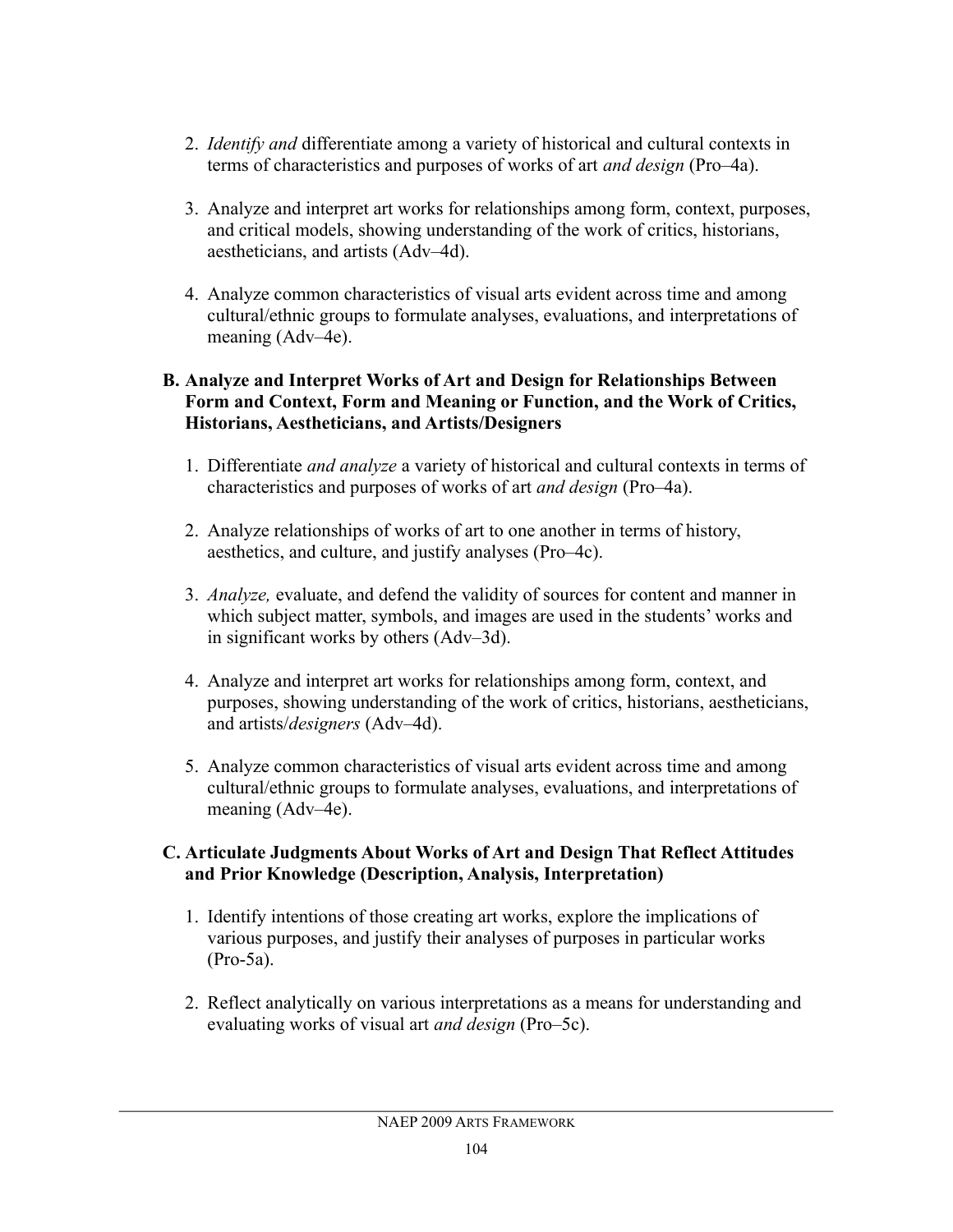2. *Identify and* differentiate among a variety of historical and cultural contexts in terms of characteristics and purposes of works of art *and design* (Pro–4a).

3. Analyze and interpret art works for relationships among form, context, purposes, and critical models, showing understanding of the work of critics, historians, aestheticians, and artists (Adv–4d).

4. Analyze common characteristics of visual arts evident across time and among cultural/ethnic groups to formulate analyses, evaluations, and interpretations of meaning (Adv–4e).

**B. Analyze and Interpret Works of Art and Design for Relationships Between Form and Context, Form and Meaning or Function, and the Work of Critics, Historians, Aestheticians, and Artists/Designers**

1. Differentiate *and analyze* a variety of historical and cultural contexts in terms of characteristics and purposes of works of art *and design* (Pro–4a).

2. Analyze relationships of works of art to one another in terms of history, aesthetics, and culture, and justify analyses (Pro–4c).

3. *Analyze,* evaluate, and defend the validity of sources for content and manner in which subject matter, symbols, and images are used in the students' works and in significant works by others (Adv–3d).

4. Analyze and interpret art works for relationships among form, context, and purposes, showing understanding of the work of critics, historians, aestheticians, and artists/*designers* (Adv–4d).

5. Analyze common characteristics of visual arts evident across time and among cultural/ethnic groups to formulate analyses, evaluations, and interpretations of meaning (Adv–4e).

**C. Articulate Judgments About Works of Art and Design That Reflect Attitudes and Prior Knowledge (Description, Analysis, Interpretation)**

1. Identify intentions of those creating art works, explore the implications of various purposes, and justify their analyses of purposes in particular works (Pro-5a).

2. Reflect analytically on various interpretations as a means for understanding and evaluating works of visual art *and design* (Pro–5c).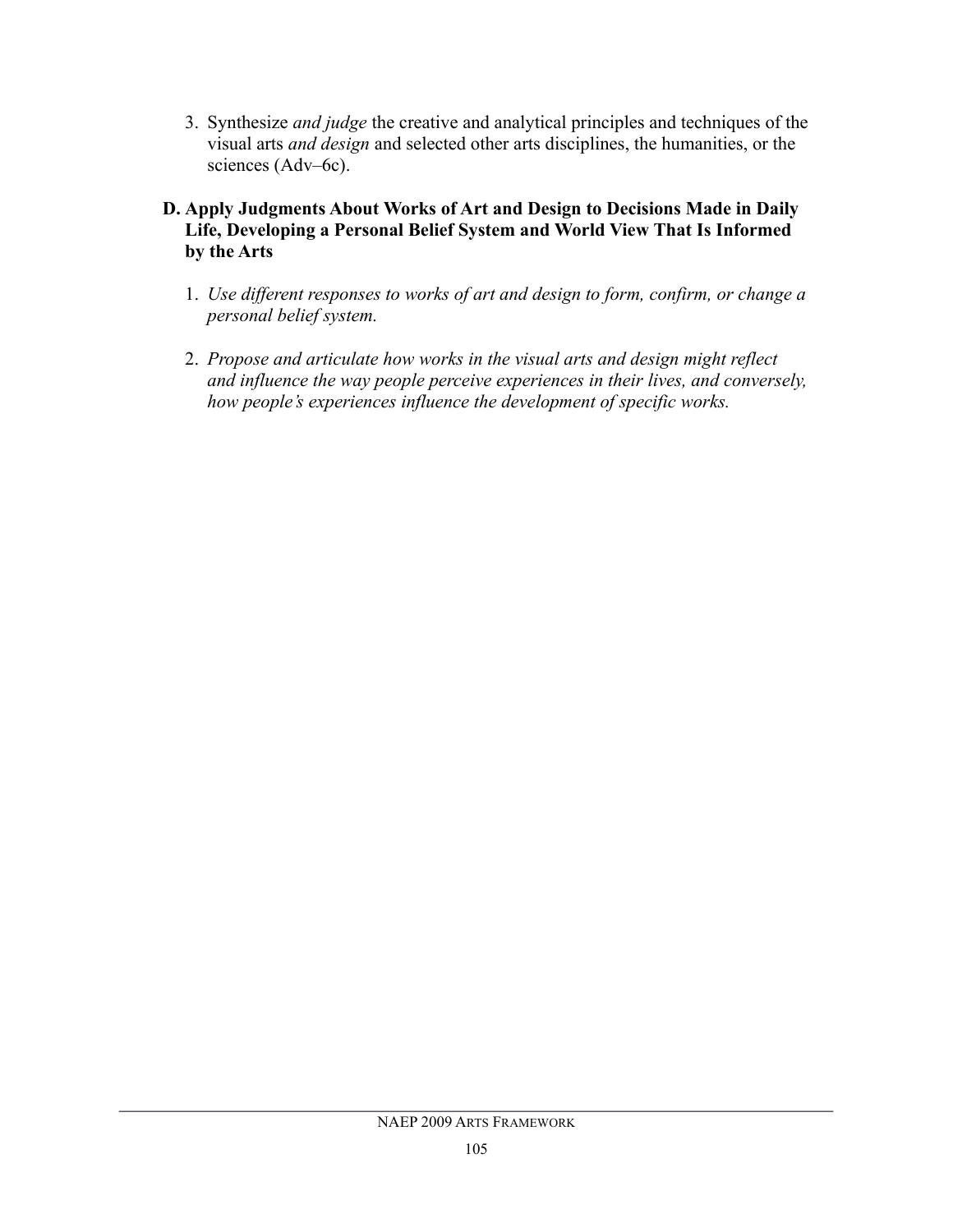3. Synthesize *and judge* the creative and analytical principles and techniques of the visual arts *and design* and selected other arts disciplines, the humanities, or the sciences (Adv–6c).

**D. Apply Judgments About Works of Art and Design to Decisions Made in Daily Life, Developing a Personal Belief System and World View That Is Informed by the Arts**

1. *Use different responses to works of art and design to form, confirm, or change a personal belief system.*

2. *Propose and articulate how works in the visual arts and design might reflect and influence the way people perceive experiences in their lives, and conversely, how people's experiences influence the development of specific works.*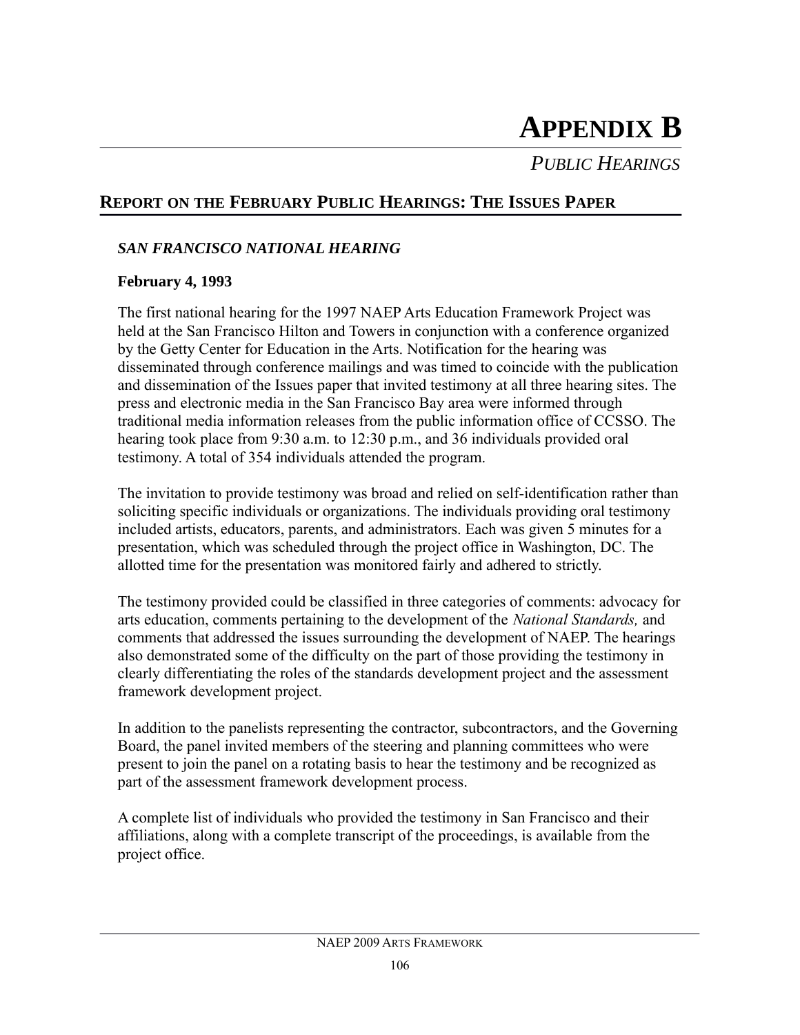# APPENDIX B

## *PUBLIC HEARINGS*

## REPORT ON THE FEBRUARY PUBLIC HEARINGS: THE ISSUES PAPER

### *SAN FRANCISCO NATIONAL HEARING*

**February 4, 1993**

The first national hearing for the 1997 NAEP Arts Education Framework Project was held at the San Francisco Hilton and Towers in conjunction with a conference organized by the Getty Center for Education in the Arts. Notification for the hearing was disseminated through conference mailings and was timed to coincide with the publication and dissemination of the Issues paper that invited testimony at all three hearing sites. The press and electronic media in the San Francisco Bay area were informed through traditional media information releases from the public information office of CCSSO. The hearing took place from 9:30 a.m. to 12:30 p.m., and 36 individuals provided oral testimony. A total of 354 individuals attended the program.

The invitation to provide testimony was broad and relied on self-identification rather than soliciting specific individuals or organizations. The individuals providing oral testimony included artists, educators, parents, and administrators. Each was given 5 minutes for a presentation, which was scheduled through the project office in Washington, DC. The allotted time for the presentation was monitored fairly and adhered to strictly.

The testimony provided could be classified in three categories of comments: advocacy for arts education, comments pertaining to the development of the *National Standards,* and comments that addressed the issues surrounding the development of NAEP. The hearings also demonstrated some of the difficulty on the part of those providing the testimony in clearly differentiating the roles of the standards development project and the assessment framework development project.

In addition to the panelists representing the contractor, subcontractors, and the Governing Board, the panel invited members of the steering and planning committees who were present to join the panel on a rotating basis to hear the testimony and be recognized as part of the assessment framework development process.

A complete list of individuals who provided the testimony in San Francisco and their affiliations, along with a complete transcript of the proceedings, is available from the project office.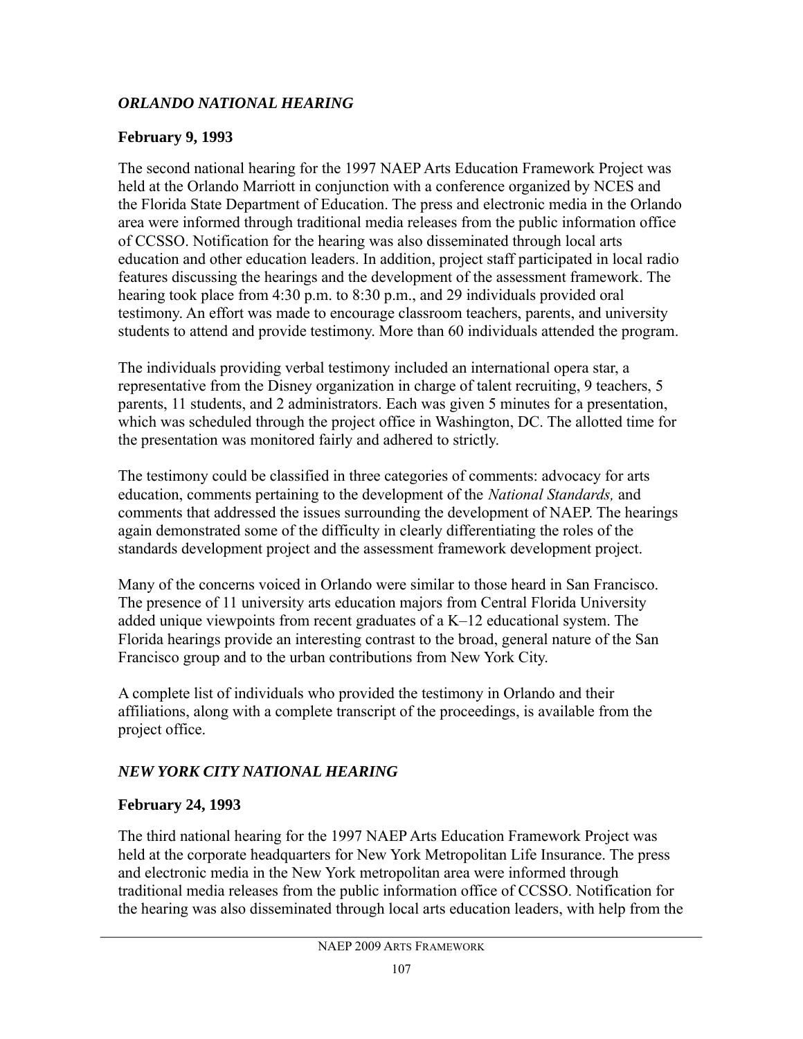### *ORLANDO NATIONAL HEARING*

**February 9, 1993**

The second national hearing for the 1997 NAEP Arts Education Framework Project was held at the Orlando Marriott in conjunction with a conference organized by NCES and the Florida State Department of Education. The press and electronic media in the Orlando area were informed through traditional media releases from the public information office of CCSSO. Notification for the hearing was also disseminated through local arts education and other education leaders. In addition, project staff participated in local radio features discussing the hearings and the development of the assessment framework. The hearing took place from 4:30 p.m. to 8:30 p.m., and 29 individuals provided oral testimony. An effort was made to encourage classroom teachers, parents, and university students to attend and provide testimony. More than 60 individuals attended the program.

The individuals providing verbal testimony included an international opera star, a representative from the Disney organization in charge of talent recruiting, 9 teachers, 5 parents, 11 students, and 2 administrators. Each was given 5 minutes for a presentation, which was scheduled through the project office in Washington, DC. The allotted time for the presentation was monitored fairly and adhered to strictly.

The testimony could be classified in three categories of comments: advocacy for arts education, comments pertaining to the development of the *National Standards,* and comments that addressed the issues surrounding the development of NAEP. The hearings again demonstrated some of the difficulty in clearly differentiating the roles of the standards development project and the assessment framework development project.

Many of the concerns voiced in Orlando were similar to those heard in San Francisco. The presence of 11 university arts education majors from Central Florida University added unique viewpoints from recent graduates of a K–12 educational system. The Florida hearings provide an interesting contrast to the broad, general nature of the San Francisco group and to the urban contributions from New York City.

A complete list of individuals who provided the testimony in Orlando and their affiliations, along with a complete transcript of the proceedings, is available from the project office.

### *NEW YORK CITY NATIONAL HEARING*

**February 24, 1993**

The third national hearing for the 1997 NAEP Arts Education Framework Project was held at the corporate headquarters for New York Metropolitan Life Insurance. The press and electronic media in the New York metropolitan area were informed through traditional media releases from the public information office of CCSSO. Notification for the hearing was also disseminated through local arts education leaders, with help from the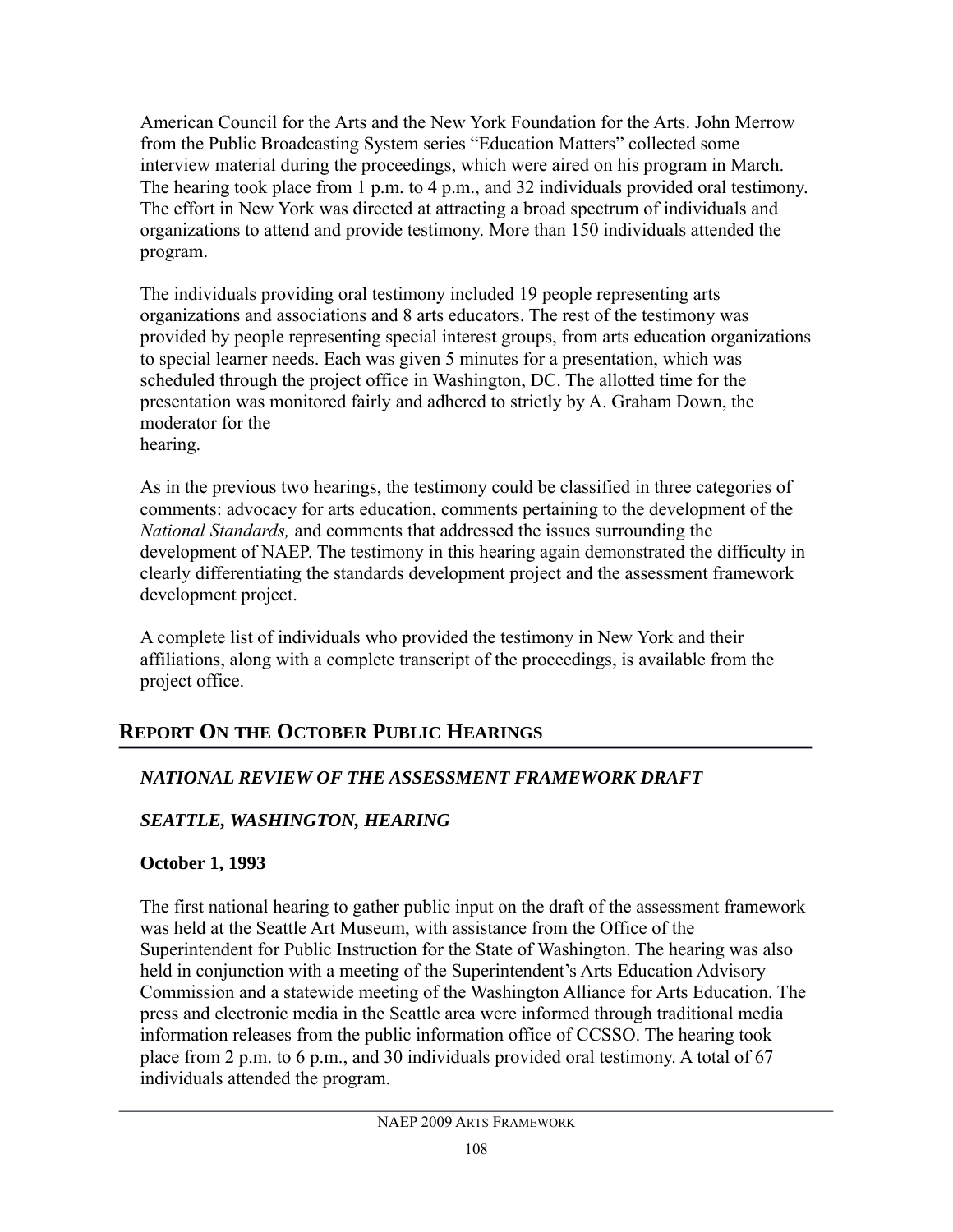American Council for the Arts and the New York Foundation for the Arts. John Merrow from the Public Broadcasting System series "Education Matters" collected some interview material during the proceedings, which were aired on his program in March. The hearing took place from 1 p.m. to 4 p.m., and 32 individuals provided oral testimony. The effort in New York was directed at attracting a broad spectrum of individuals and organizations to attend and provide testimony. More than 150 individuals attended the program.

The individuals providing oral testimony included 19 people representing arts organizations and associations and 8 arts educators. The rest of the testimony was provided by people representing special interest groups, from arts education organizations to special learner needs. Each was given 5 minutes for a presentation, which was scheduled through the project office in Washington, DC. The allotted time for the presentation was monitored fairly and adhered to strictly by A. Graham Down, the moderator for the hearing.

As in the previous two hearings, the testimony could be classified in three categories of comments: advocacy for arts education, comments pertaining to the development of the *National Standards,* and comments that addressed the issues surrounding the development of NAEP. The testimony in this hearing again demonstrated the difficulty in clearly differentiating the standards development project and the assessment framework development project.

A complete list of individuals who provided the testimony in New York and their affiliations, along with a complete transcript of the proceedings, is available from the project office.

## Report On the October Public Hearings

### *NATIONAL REVIEW OF THE ASSESSMENT FRAMEWORK DRAFT*

### *SEATTLE, WASHINGTON, HEARING*

**October 1, 1993**

The first national hearing to gather public input on the draft of the assessment framework was held at the Seattle Art Museum, with assistance from the Office of the Superintendent for Public Instruction for the State of Washington. The hearing was also held in conjunction with a meeting of the Superintendent's Arts Education Advisory Commission and a statewide meeting of the Washington Alliance for Arts Education. The press and electronic media in the Seattle area were informed through traditional media information releases from the public information office of CCSSO. The hearing took place from 2 p.m. to 6 p.m., and 30 individuals provided oral testimony. A total of 67 individuals attended the program.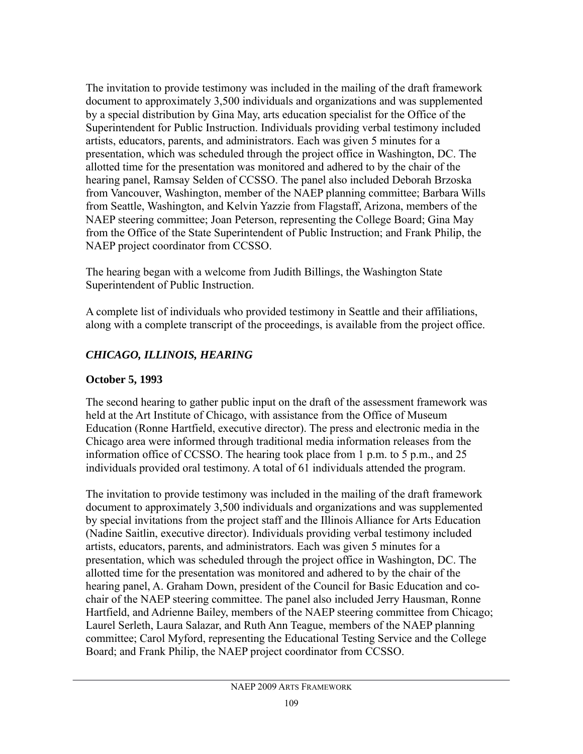The invitation to provide testimony was included in the mailing of the draft framework document to approximately 3,500 individuals and organizations and was supplemented by a special distribution by Gina May, arts education specialist for the Office of the Superintendent for Public Instruction. Individuals providing verbal testimony included artists, educators, parents, and administrators. Each was given 5 minutes for a presentation, which was scheduled through the project office in Washington, DC. The allotted time for the presentation was monitored and adhered to by the chair of the hearing panel, Ramsay Selden of CCSSO. The panel also included Deborah Brzoska from Vancouver, Washington, member of the NAEP planning committee; Barbara Wills from Seattle, Washington, and Kelvin Yazzie from Flagstaff, Arizona, members of the NAEP steering committee; Joan Peterson, representing the College Board; Gina May from the Office of the State Superintendent of Public Instruction; and Frank Philip, the NAEP project coordinator from CCSSO.

The hearing began with a welcome from Judith Billings, the Washington State Superintendent of Public Instruction.

A complete list of individuals who provided testimony in Seattle and their affiliations, along with a complete transcript of the proceedings, is available from the project office.

### *CHICAGO, ILLINOIS, HEARING*

**October 5, 1993**

The second hearing to gather public input on the draft of the assessment framework was held at the Art Institute of Chicago, with assistance from the Office of Museum Education (Ronne Hartfield, executive director). The press and electronic media in the Chicago area were informed through traditional media information releases from the information office of CCSSO. The hearing took place from 1 p.m. to 5 p.m., and 25 individuals provided oral testimony. A total of 61 individuals attended the program.

The invitation to provide testimony was included in the mailing of the draft framework document to approximately 3,500 individuals and organizations and was supplemented by special invitations from the project staff and the Illinois Alliance for Arts Education (Nadine Saitlin, executive director). Individuals providing verbal testimony included artists, educators, parents, and administrators. Each was given 5 minutes for a presentation, which was scheduled through the project office in Washington, DC. The allotted time for the presentation was monitored and adhered to by the chair of the hearing panel, A. Graham Down, president of the Council for Basic Education and co-chair of the NAEP steering committee. The panel also included Jerry Hausman, Ronne Hartfield, and Adrienne Bailey, members of the NAEP steering committee from Chicago; Laurel Serleth, Laura Salazar, and Ruth Ann Teague, members of the NAEP planning committee; Carol Myford, representing the Educational Testing Service and the College Board; and Frank Philip, the NAEP project coordinator from CCSSO.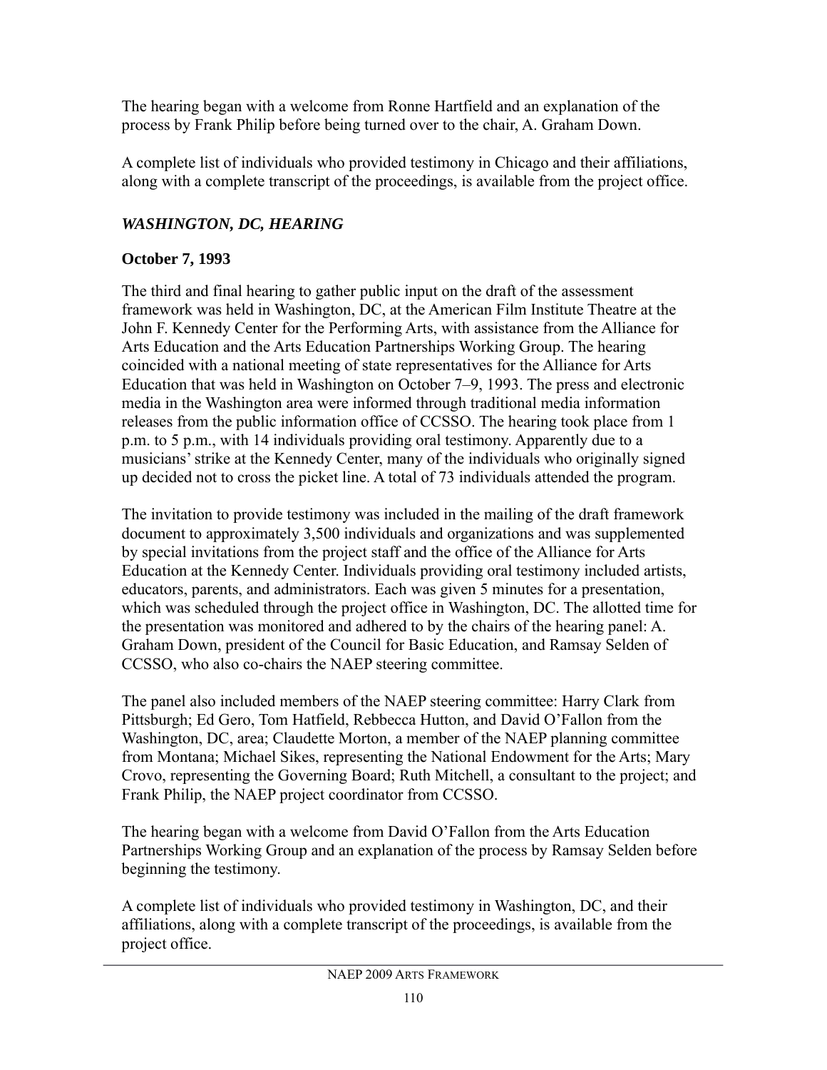The hearing began with a welcome from Ronne Hartfield and an explanation of the process by Frank Philip before being turned over to the chair, A. Graham Down.

A complete list of individuals who provided testimony in Chicago and their affiliations, along with a complete transcript of the proceedings, is available from the project office.

### *WASHINGTON, DC, HEARING*

**October 7, 1993**

The third and final hearing to gather public input on the draft of the assessment framework was held in Washington, DC, at the American Film Institute Theatre at the John F. Kennedy Center for the Performing Arts, with assistance from the Alliance for Arts Education and the Arts Education Partnerships Working Group. The hearing coincided with a national meeting of state representatives for the Alliance for Arts Education that was held in Washington on October 7–9, 1993. The press and electronic media in the Washington area were informed through traditional media information releases from the public information office of CCSSO. The hearing took place from 1 p.m. to 5 p.m., with 14 individuals providing oral testimony. Apparently due to a musicians' strike at the Kennedy Center, many of the individuals who originally signed up decided not to cross the picket line. A total of 73 individuals attended the program.

The invitation to provide testimony was included in the mailing of the draft framework document to approximately 3,500 individuals and organizations and was supplemented by special invitations from the project staff and the office of the Alliance for Arts Education at the Kennedy Center. Individuals providing oral testimony included artists, educators, parents, and administrators. Each was given 5 minutes for a presentation, which was scheduled through the project office in Washington, DC. The allotted time for the presentation was monitored and adhered to by the chairs of the hearing panel: A. Graham Down, president of the Council for Basic Education, and Ramsay Selden of CCSSO, who also co-chairs the NAEP steering committee.

The panel also included members of the NAEP steering committee: Harry Clark from Pittsburgh; Ed Gero, Tom Hatfield, Rebbecca Hutton, and David O'Fallon from the Washington, DC, area; Claudette Morton, a member of the NAEP planning committee from Montana; Michael Sikes, representing the National Endowment for the Arts; Mary Crovo, representing the Governing Board; Ruth Mitchell, a consultant to the project; and Frank Philip, the NAEP project coordinator from CCSSO.

The hearing began with a welcome from David O'Fallon from the Arts Education Partnerships Working Group and an explanation of the process by Ramsay Selden before beginning the testimony.

A complete list of individuals who provided testimony in Washington, DC, and their affiliations, along with a complete transcript of the proceedings, is available from the project office.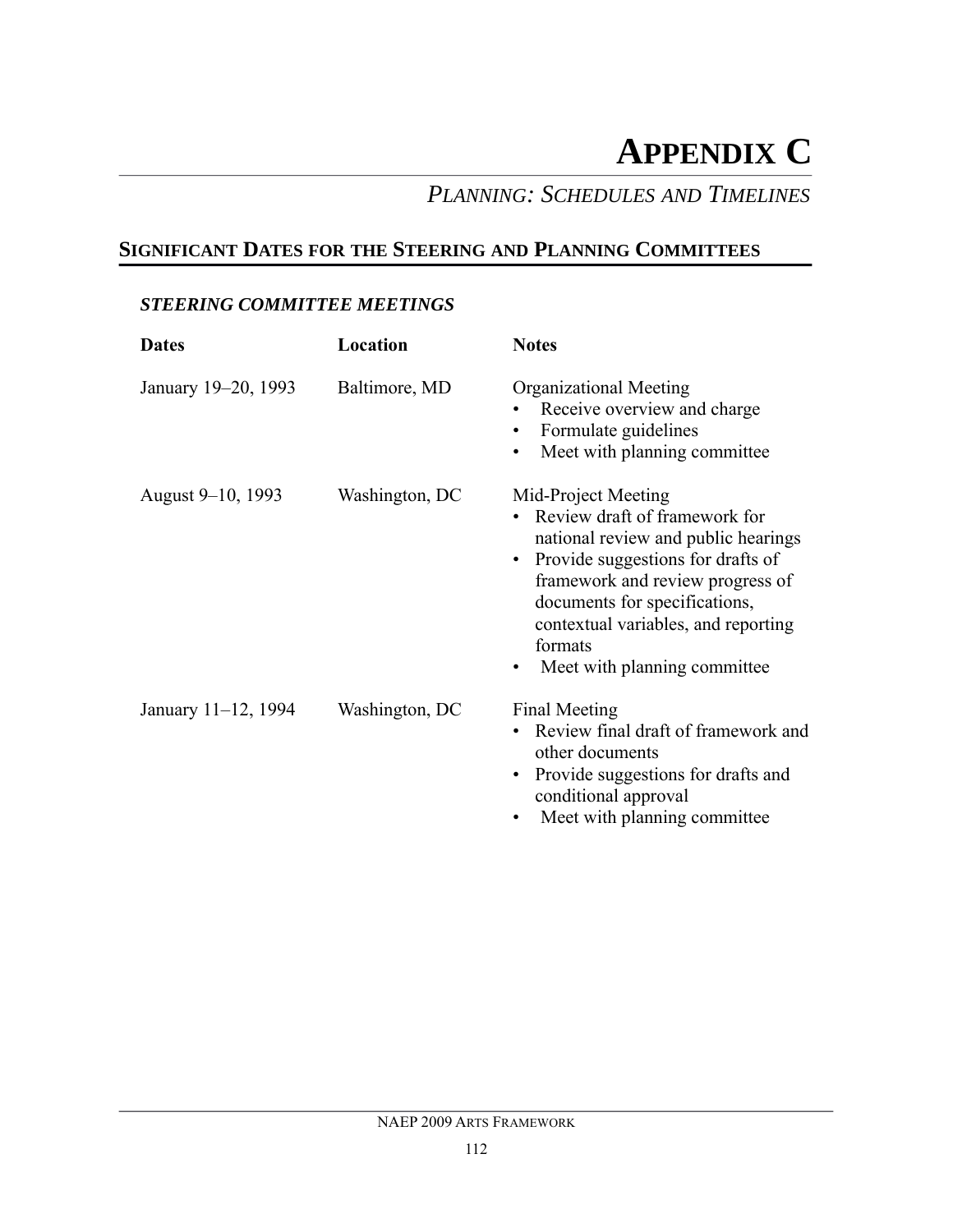# APPENDIX C

## *PLANNING: SCHEDULES AND TIMELINES*

## SIGNIFICANT DATES FOR THE STEERING AND PLANNING COMMITTEES

### *STEERING COMMITTEE MEETINGS*

| Dates | Location | Notes |
|---|---|---|
| January 19–20, 1993 | Baltimore, MD | Organizational Meeting<br>• Receive overview and charge<br>• Formulate guidelines<br>• Meet with planning committee |
| August 9–10, 1993 | Washington, DC | Mid-Project Meeting<br>• Review draft of framework for national review and public hearings<br>• Provide suggestions for drafts of framework and review progress of documents for specifications, contextual variables, and reporting formats<br>• Meet with planning committee |
| January 11–12, 1994 | Washington, DC | Final Meeting<br>• Review final draft of framework and other documents<br>• Provide suggestions for drafts and conditional approval<br>• Meet with planning committee |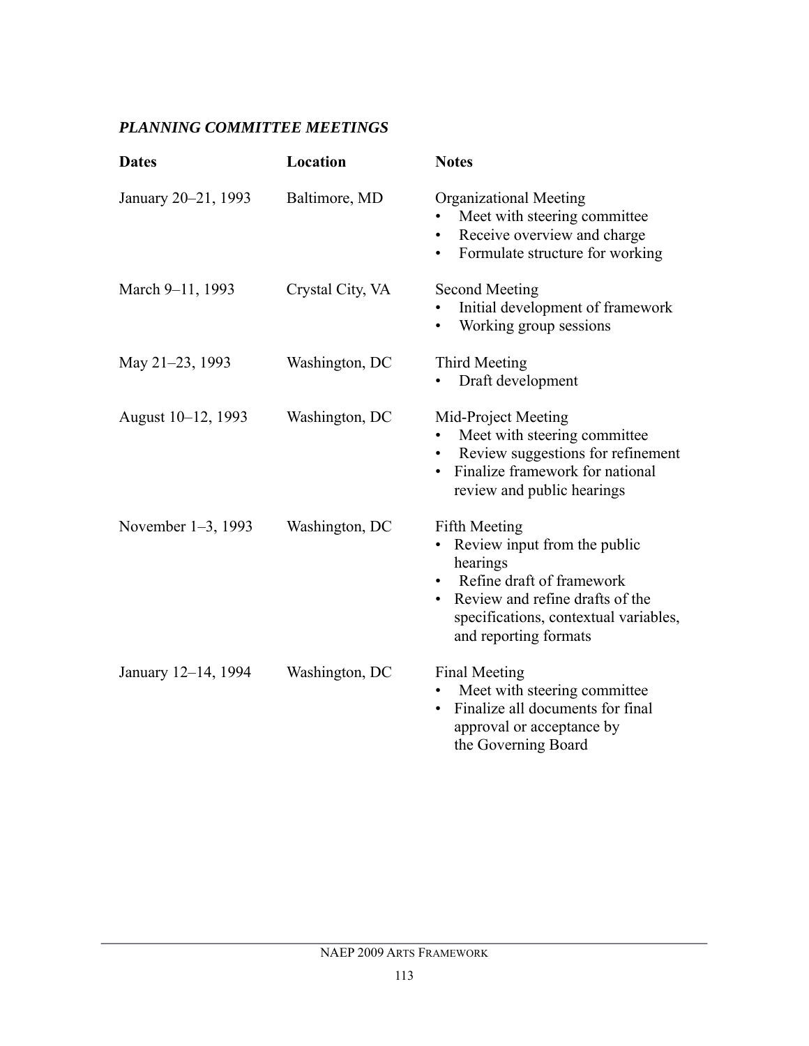***PLANNING COMMITTEE MEETINGS***

| Dates | Location | Notes |
| --- | --- | --- |
| January 20–21, 1993 | Baltimore, MD | Organizational Meeting<br>• Meet with steering committee<br>• Receive overview and charge<br>• Formulate structure for working |
| March 9–11, 1993 | Crystal City, VA | Second Meeting<br>• Initial development of framework<br>• Working group sessions |
| May 21–23, 1993 | Washington, DC | Third Meeting<br>• Draft development |
| August 10–12, 1993 | Washington, DC | Mid-Project Meeting<br>• Meet with steering committee<br>• Review suggestions for refinement<br>• Finalize framework for national review and public hearings |
| November 1–3, 1993 | Washington, DC | Fifth Meeting<br>• Review input from the public hearings<br>• Refine draft of framework<br>• Review and refine drafts of the specifications, contextual variables, and reporting formats |
| January 12–14, 1994 | Washington, DC | Final Meeting<br>• Meet with steering committee<br>• Finalize all documents for final approval or acceptance by the Governing Board |